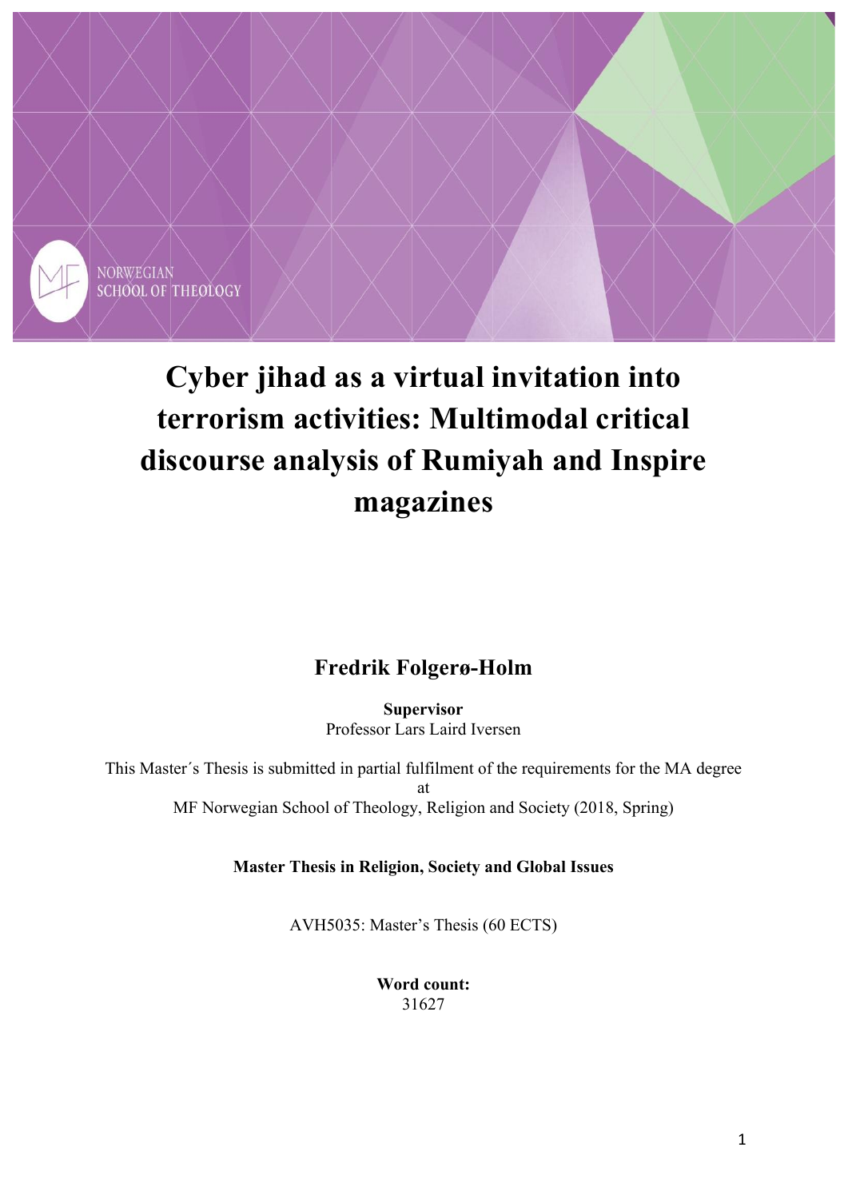NORWEGIAN SCHOOL OF THEOLOGY

# Cyber jihad as a virtual invitation into terrorism activities: Multimodal critical discourse analysis of Rumiyah and Inspire magazines

## Fredrik Folgerø-Holm

**Supervisor**
Professor Lars Laird Iversen

This Master´s Thesis is submitted in partial fulfilment of the requirements for the MA degree at
MF Norwegian School of Theology, Religion and Society (2018, Spring)

**Master Thesis in Religion, Society and Global Issues**

AVH5035: Master's Thesis (60 ECTS)

**Word count:**
31627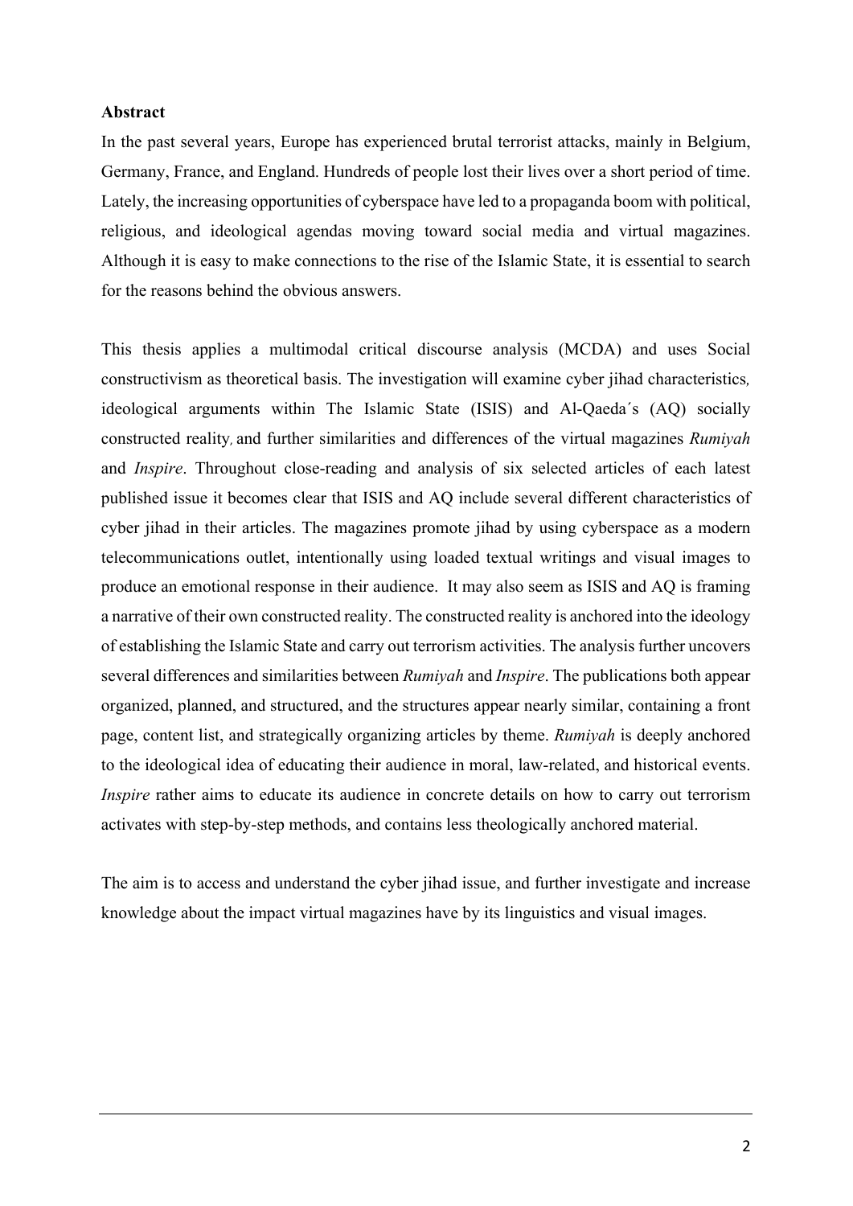**Abstract**

In the past several years, Europe has experienced brutal terrorist attacks, mainly in Belgium, Germany, France, and England. Hundreds of people lost their lives over a short period of time. Lately, the increasing opportunities of cyberspace have led to a propaganda boom with political, religious, and ideological agendas moving toward social media and virtual magazines. Although it is easy to make connections to the rise of the Islamic State, it is essential to search for the reasons behind the obvious answers.

This thesis applies a multimodal critical discourse analysis (MCDA) and uses Social constructivism as theoretical basis. The investigation will examine cyber jihad characteristics, ideological arguments within The Islamic State (ISIS) and Al-Qaeda´s (AQ) socially constructed reality, and further similarities and differences of the virtual magazines *Rumiyah* and *Inspire*. Throughout close-reading and analysis of six selected articles of each latest published issue it becomes clear that ISIS and AQ include several different characteristics of cyber jihad in their articles. The magazines promote jihad by using cyberspace as a modern telecommunications outlet, intentionally using loaded textual writings and visual images to produce an emotional response in their audience. It may also seem as ISIS and AQ is framing a narrative of their own constructed reality. The constructed reality is anchored into the ideology of establishing the Islamic State and carry out terrorism activities. The analysis further uncovers several differences and similarities between *Rumiyah* and *Inspire*. The publications both appear organized, planned, and structured, and the structures appear nearly similar, containing a front page, content list, and strategically organizing articles by theme. *Rumiyah* is deeply anchored to the ideological idea of educating their audience in moral, law-related, and historical events. *Inspire* rather aims to educate its audience in concrete details on how to carry out terrorism activates with step-by-step methods, and contains less theologically anchored material.

The aim is to access and understand the cyber jihad issue, and further investigate and increase knowledge about the impact virtual magazines have by its linguistics and visual images.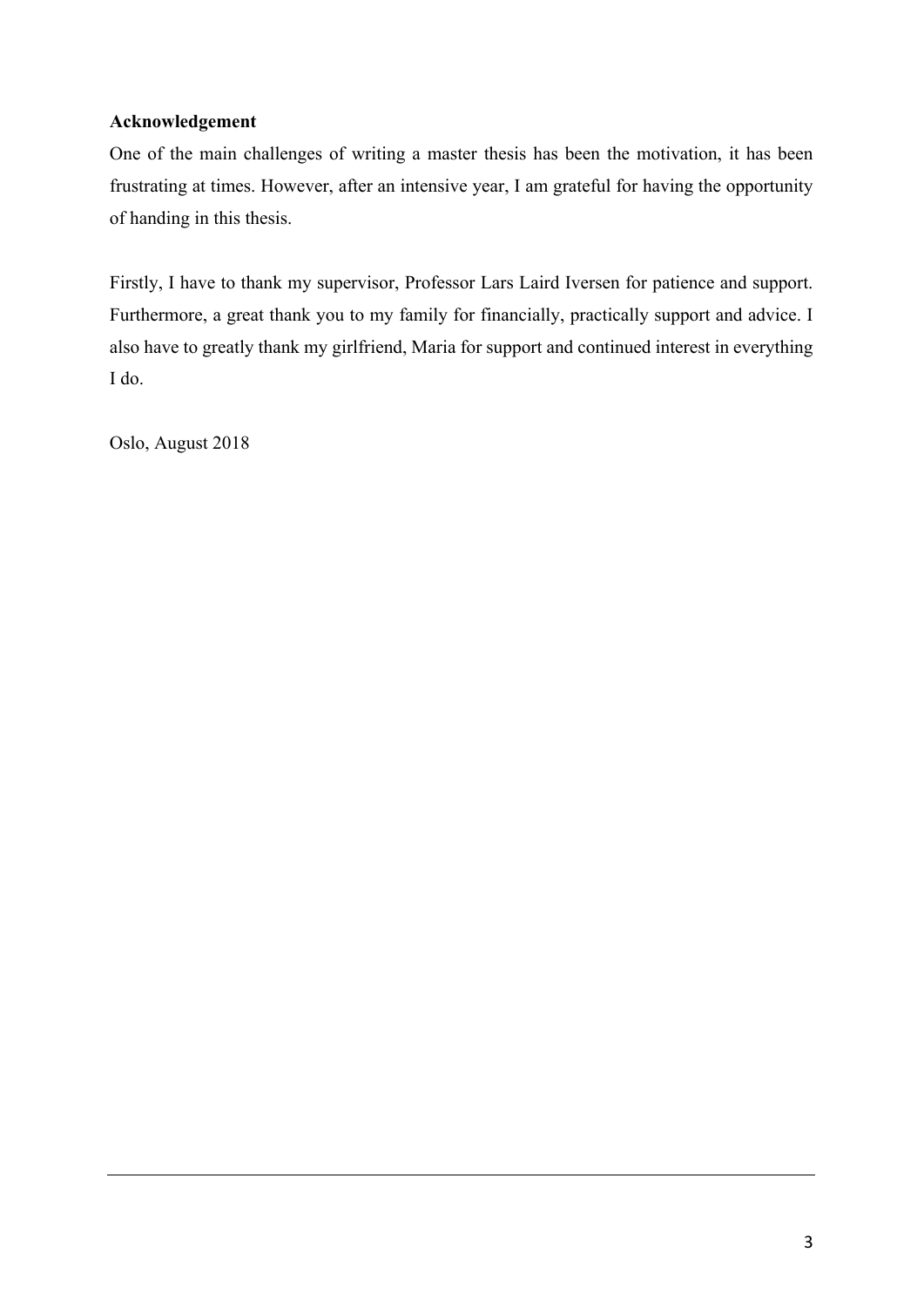**Acknowledgement**

One of the main challenges of writing a master thesis has been the motivation, it has been frustrating at times. However, after an intensive year, I am grateful for having the opportunity of handing in this thesis.

Firstly, I have to thank my supervisor, Professor Lars Laird Iversen for patience and support. Furthermore, a great thank you to my family for financially, practically support and advice. I also have to greatly thank my girlfriend, Maria for support and continued interest in everything I do.

Oslo, August 2018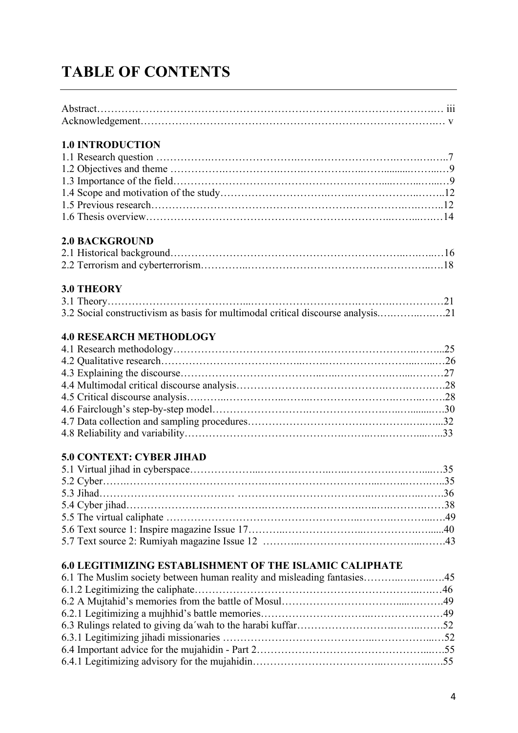# TABLE OF CONTENTS

Abstract……………………………………………………………………………………… iii
Acknowledgement…………………………………………………………………………… v

**1.0 INTRODUCTION**

1.1 Research question ……………………………………………………………………7
1.2 Objectives and theme ………………………………………………………………9
1.3 Importance of the field……………………………………………………………9
1.4 Scope and motivation of the study………………………………………………12
1.5 Previous research……………………………………………………………………12
1.6 Thesis overview……………………………………………………………………14

**2.0 BACKGROUND**

2.1 Historical background……………………………………………………………16
2.2 Terrorism and cyberterrorism……………………………………………………18

**3.0 THEORY**

3.1 Theory…………………………………………………………………………………21
3.2 Social constructivism as basis for multimodal critical discourse analysis………21

**4.0 RESEARCH METHODLOGY**

4.1 Research methodology……………………………………………………………25
4.2 Qualitative research…………………………………………………………………26
4.3 Explaining the discourse……………………………………………………………27
4.4 Multimodal critical discourse analysis……………………………………………28
4.5 Critical discourse analysis…………………………………………………………28
4.6 Fairclough's step-by-step model……………………………………………………30
4.7 Data collection and sampling procedures…………………………………………32
4.8 Reliability and variability……………………………………………………………33

**5.0 CONTEXT: CYBER JIHAD**

5.1 Virtual jihad in cyberspace…………………………………………………………35
5.2 Cyber……………………………………………………………………………………35
5.3 Jihad……………………………………………………………………………………36
5.4 Cyber jihad……………………………………………………………………………38
5.5 The virtual caliphate ………………………………………………………………49
5.6 Text source 1: Inspire magazine Issue 17…………………………………………40
5.7 Text source 2: Rumiyah magazine Issue 12 ………………………………………43

**6.0 LEGITIMIZING ESTABLISHMENT OF THE ISLAMIC CALIPHATE**

6.1 The Muslim society between human reality and misleading fantasies……………45
6.1.2 Legitimizing the caliphate…………………………………………………………46
6.2 A Mujtahid's memories from the battle of Mosul…………………………………49
6.2.1 Legitimizing a mujhhid's battle memories………………………………………49
6.3 Rulings related to giving da´wah to the harabi kuffar……………………………52
6.3.1 Legitimizing jihadi missionaries …………………………………………………52
6.4 Important advice for the mujahidin - Part 2………………………………………55
6.4.1 Legitimizing advisory for the mujahidin…………………………………………55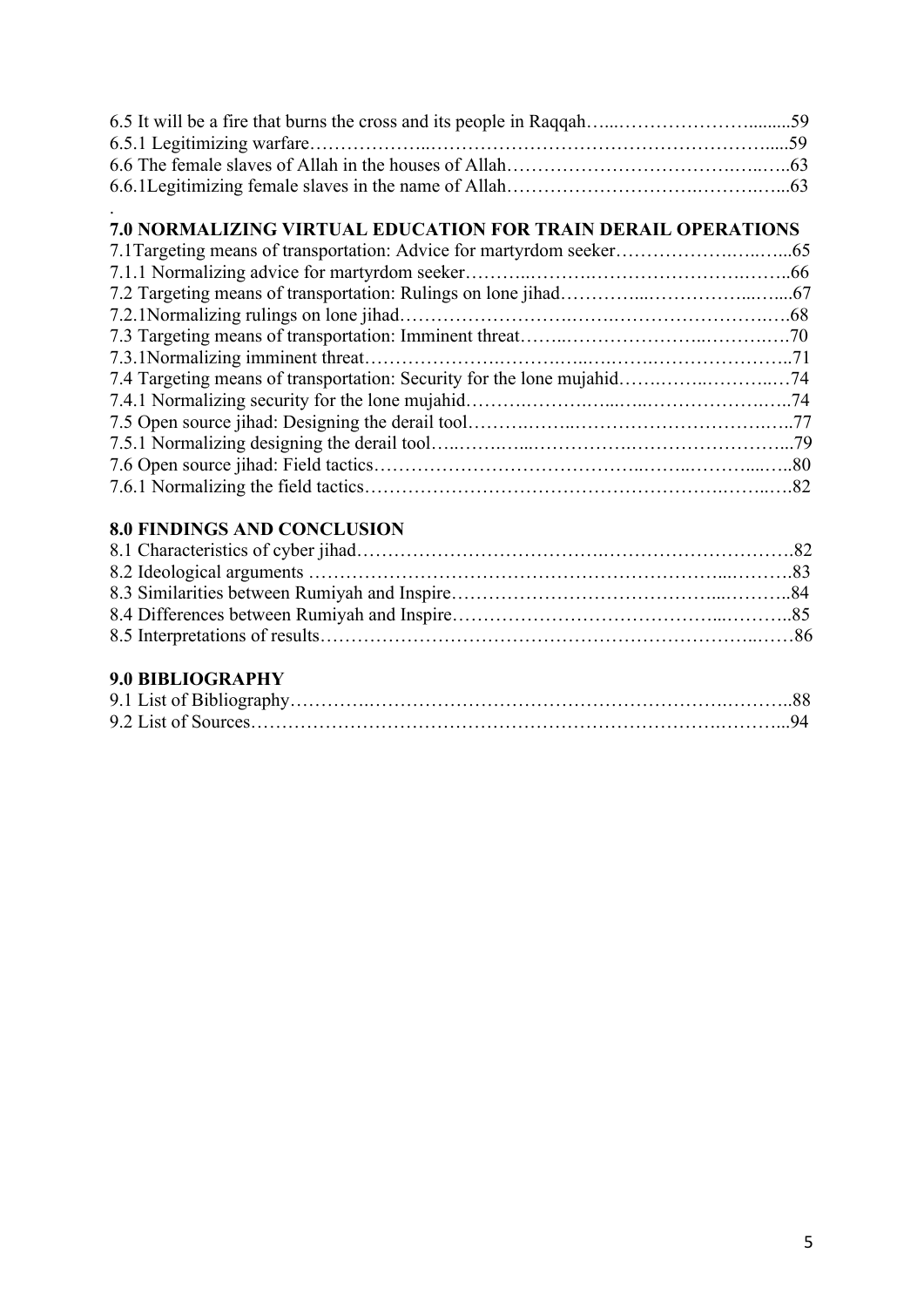6.5 It will be a fire that burns the cross and its people in Raqqah…....……………………........59
6.5.1 Legitimizing warfare………………..…………………………………………………....59
6.6 The female slaves of Allah in the houses of Allah…………………………………..….…..63
6.6.1Legitimizing female slaves in the name of Allah………………………….……….…...63

.

## 7.0 NORMALIZING VIRTUAL EDUCATION FOR TRAIN DERAIL OPERATIONS

7.1Targeting means of transportation: Advice for martyrdom seeker……………….….…...65
7.1.1 Normalizing advice for martyrdom seeker………..……….…………………….……..66
7.2 Targeting means of transportation: Rulings on lone jihad…………...…………...…....67
7.2.1Normalizing rulings on lone jihad……………………….…….……………………….68
7.3 Targeting means of transportation: Imminent threat……..…………………..……….….70
7.3.1Normalizing imminent threat……………….………..….……….…………………..71
7.4 Targeting means of transportation: Security for the lone mujahid…….……..………..…74
7.4.1 Normalizing security for the lone mujahid……….……….…...…..…………………..74
7.5 Open source jihad: Designing the derail tool……….……..…………………………..…..77
7.5.1 Normalizing designing the derail tool…..……..…...…………….……………………...79
7.6 Open source jihad: Field tactics…………………………………..……...………....…..80
7.6.1 Normalizing the field tactics……………………………………………………..……..82

## 8.0 FINDINGS AND CONCLUSION

8.1 Characteristics of cyber jihad…………………………………..………………………….82
8.2 Ideological arguments ……………………………………………………………...……….83
8.3 Similarities between Rumiyah and Inspire……………………………………...………..84
8.4 Differences between Rumiyah and Inspire……………………………………...………..85
8.5 Interpretations of results……………………………………………………………..……86

## 9.0 BIBLIOGRAPHY

9.1 List of Bibliography………….…………………………………………………….………..88
9.2 List of Sources…………………………………………………………………….………...94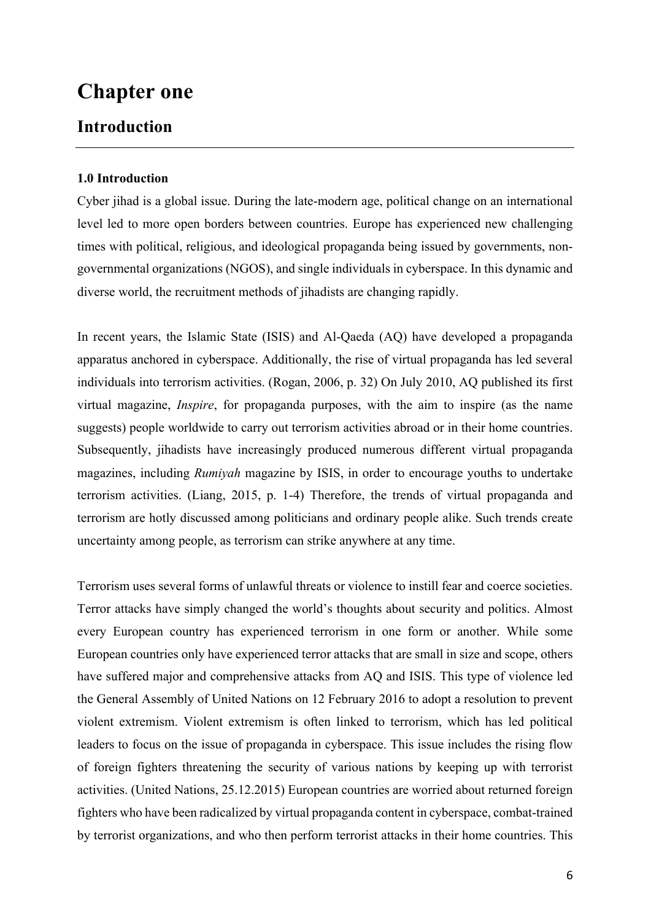# Chapter one

## Introduction

---

### 1.0 Introduction

Cyber jihad is a global issue. During the late-modern age, political change on an international level led to more open borders between countries. Europe has experienced new challenging times with political, religious, and ideological propaganda being issued by governments, non-governmental organizations (NGOS), and single individuals in cyberspace. In this dynamic and diverse world, the recruitment methods of jihadists are changing rapidly.

In recent years, the Islamic State (ISIS) and Al-Qaeda (AQ) have developed a propaganda apparatus anchored in cyberspace. Additionally, the rise of virtual propaganda has led several individuals into terrorism activities. (Rogan, 2006, p. 32) On July 2010, AQ published its first virtual magazine, *Inspire*, for propaganda purposes, with the aim to inspire (as the name suggests) people worldwide to carry out terrorism activities abroad or in their home countries. Subsequently, jihadists have increasingly produced numerous different virtual propaganda magazines, including *Rumiyah* magazine by ISIS, in order to encourage youths to undertake terrorism activities. (Liang, 2015, p. 1-4) Therefore, the trends of virtual propaganda and terrorism are hotly discussed among politicians and ordinary people alike. Such trends create uncertainty among people, as terrorism can strike anywhere at any time.

Terrorism uses several forms of unlawful threats or violence to instill fear and coerce societies. Terror attacks have simply changed the world's thoughts about security and politics. Almost every European country has experienced terrorism in one form or another. While some European countries only have experienced terror attacks that are small in size and scope, others have suffered major and comprehensive attacks from AQ and ISIS. This type of violence led the General Assembly of United Nations on 12 February 2016 to adopt a resolution to prevent violent extremism. Violent extremism is often linked to terrorism, which has led political leaders to focus on the issue of propaganda in cyberspace. This issue includes the rising flow of foreign fighters threatening the security of various nations by keeping up with terrorist activities. (United Nations, 25.12.2015) European countries are worried about returned foreign fighters who have been radicalized by virtual propaganda content in cyberspace, combat-trained by terrorist organizations, and who then perform terrorist attacks in their home countries. This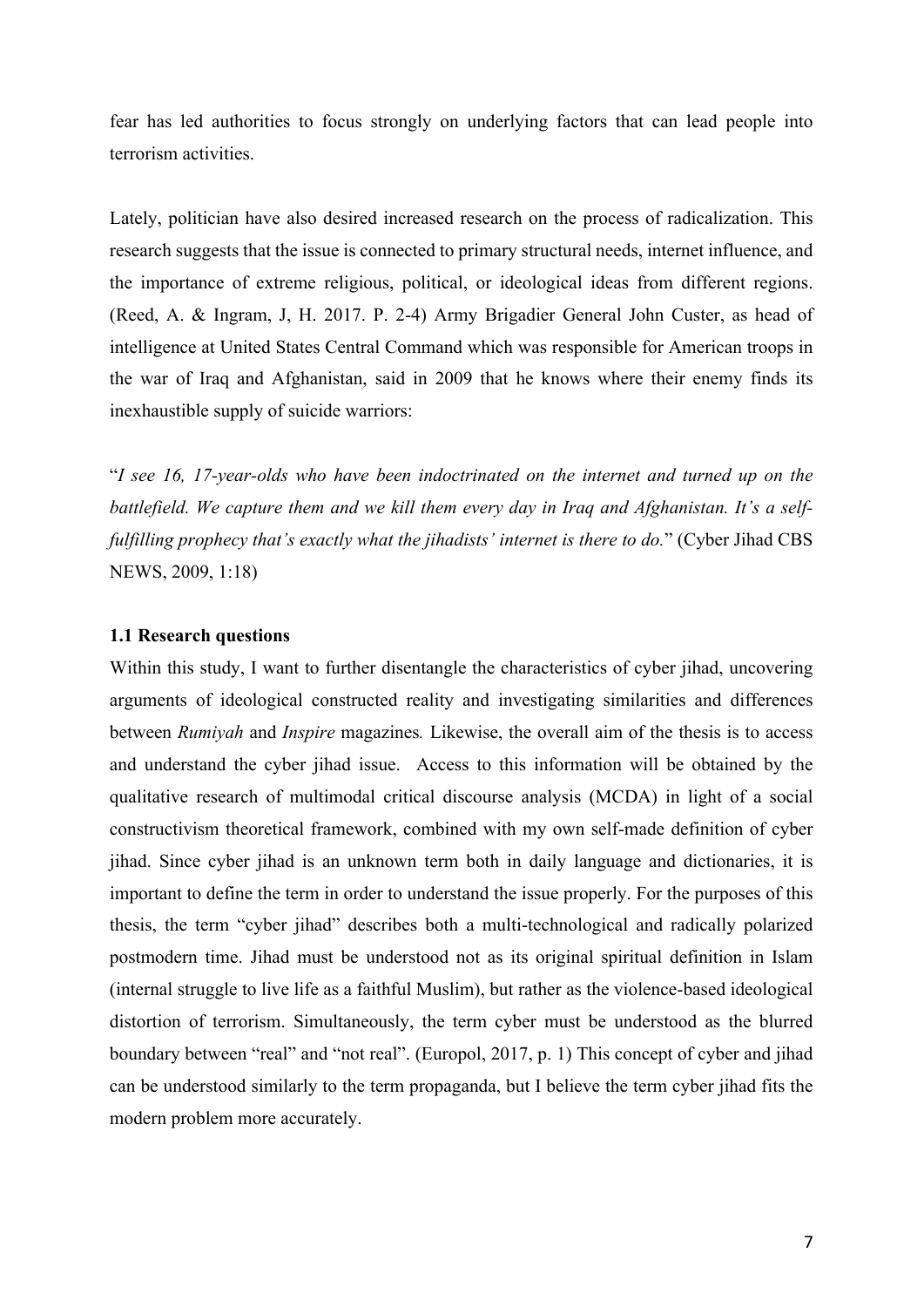fear has led authorities to focus strongly on underlying factors that can lead people into terrorism activities.

Lately, politician have also desired increased research on the process of radicalization. This research suggests that the issue is connected to primary structural needs, internet influence, and the importance of extreme religious, political, or ideological ideas from different regions. (Reed, A. & Ingram, J, H. 2017. P. 2-4) Army Brigadier General John Custer, as head of intelligence at United States Central Command which was responsible for American troops in the war of Iraq and Afghanistan, said in 2009 that he knows where their enemy finds its inexhaustible supply of suicide warriors:

"*I see 16, 17-year-olds who have been indoctrinated on the internet and turned up on the battlefield. We capture them and we kill them every day in Iraq and Afghanistan. It's a self-fulfilling prophecy that's exactly what the jihadists' internet is there to do.*" (Cyber Jihad CBS NEWS, 2009, 1:18)

### 1.1 Research questions

Within this study, I want to further disentangle the characteristics of cyber jihad, uncovering arguments of ideological constructed reality and investigating similarities and differences between *Rumiyah* and *Inspire* magazines*.* Likewise, the overall aim of the thesis is to access and understand the cyber jihad issue. Access to this information will be obtained by the qualitative research of multimodal critical discourse analysis (MCDA) in light of a social constructivism theoretical framework, combined with my own self-made definition of cyber jihad. Since cyber jihad is an unknown term both in daily language and dictionaries, it is important to define the term in order to understand the issue properly. For the purposes of this thesis, the term "cyber jihad" describes both a multi-technological and radically polarized postmodern time. Jihad must be understood not as its original spiritual definition in Islam (internal struggle to live life as a faithful Muslim), but rather as the violence-based ideological distortion of terrorism. Simultaneously, the term cyber must be understood as the blurred boundary between "real" and "not real". (Europol, 2017, p. 1) This concept of cyber and jihad can be understood similarly to the term propaganda, but I believe the term cyber jihad fits the modern problem more accurately.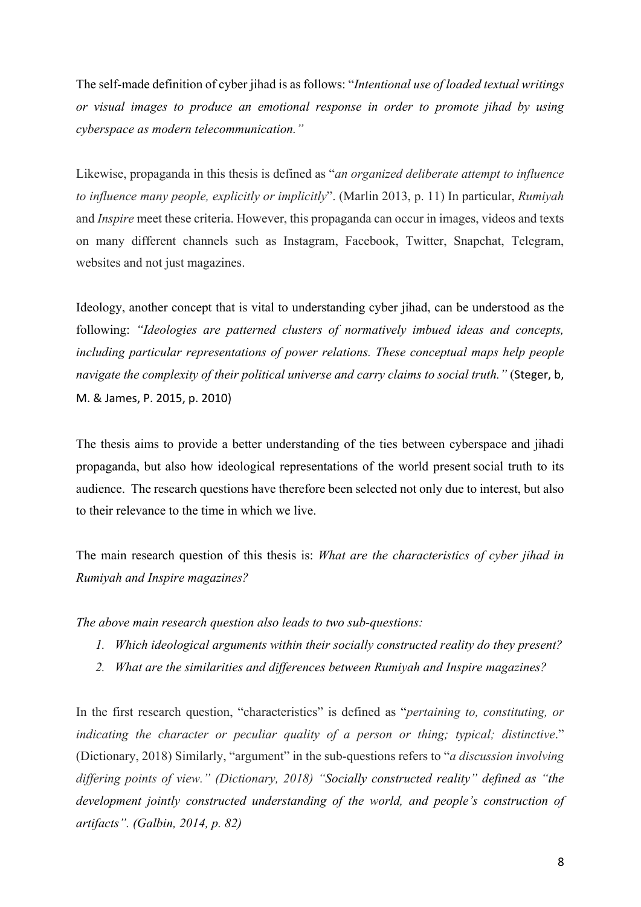The self-made definition of cyber jihad is as follows: "*Intentional use of loaded textual writings or visual images to produce an emotional response in order to promote jihad by using cyberspace as modern telecommunication.*"

Likewise, propaganda in this thesis is defined as "*an organized deliberate attempt to influence to influence many people, explicitly or implicitly*". (Marlin 2013, p. 11) In particular, *Rumiyah* and *Inspire* meet these criteria. However, this propaganda can occur in images, videos and texts on many different channels such as Instagram, Facebook, Twitter, Snapchat, Telegram, websites and not just magazines.

Ideology, another concept that is vital to understanding cyber jihad, can be understood as the following: *"Ideologies are patterned clusters of normatively imbued ideas and concepts, including particular representations of power relations. These conceptual maps help people navigate the complexity of their political universe and carry claims to social truth."* (Steger, b, M. & James, P. 2015, p. 2010)

The thesis aims to provide a better understanding of the ties between cyberspace and jihadi propaganda, but also how ideological representations of the world present social truth to its audience. The research questions have therefore been selected not only due to interest, but also to their relevance to the time in which we live.

The main research question of this thesis is: *What are the characteristics of cyber jihad in Rumiyah and Inspire magazines?*

*The above main research question also leads to two sub-questions:*

1. *Which ideological arguments within their socially constructed reality do they present?*
2. *What are the similarities and differences between Rumiyah and Inspire magazines?*

In the first research question, "characteristics" is defined as "*pertaining to, constituting, or indicating the character or peculiar quality of a person or thing; typical; distinctive*." (Dictionary, 2018) Similarly, "argument" in the sub-questions refers to "*a discussion involving differing points of view." (Dictionary, 2018) "Socially constructed reality" defined as "the development jointly constructed understanding of the world, and people's construction of artifacts". (Galbin, 2014, p. 82)*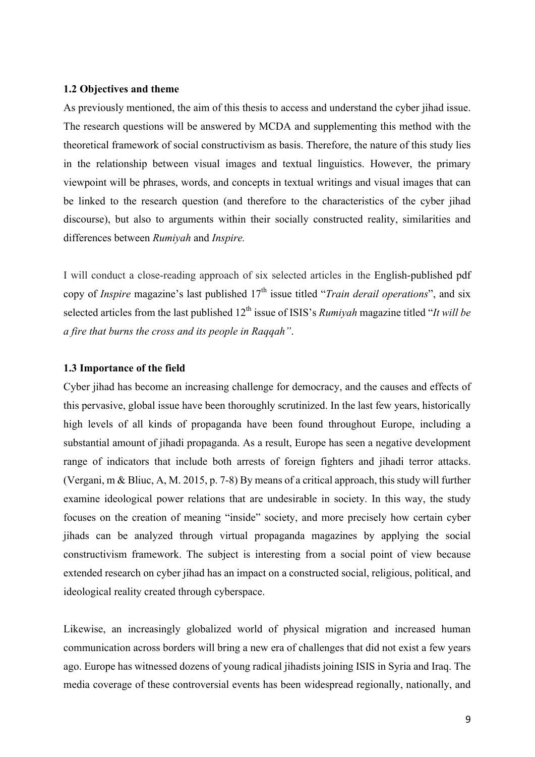**1.2 Objectives and theme**

As previously mentioned, the aim of this thesis to access and understand the cyber jihad issue. The research questions will be answered by MCDA and supplementing this method with the theoretical framework of social constructivism as basis. Therefore, the nature of this study lies in the relationship between visual images and textual linguistics. However, the primary viewpoint will be phrases, words, and concepts in textual writings and visual images that can be linked to the research question (and therefore to the characteristics of the cyber jihad discourse), but also to arguments within their socially constructed reality, similarities and differences between *Rumiyah* and *Inspire.*

I will conduct a close-reading approach of six selected articles in the English-published pdf copy of *Inspire* magazine's last published 17th issue titled "*Train derail operations*", and six selected articles from the last published 12th issue of ISIS's *Rumiyah* magazine titled "*It will be a fire that burns the cross and its people in Raqqah"*.

**1.3 Importance of the field**

Cyber jihad has become an increasing challenge for democracy, and the causes and effects of this pervasive, global issue have been thoroughly scrutinized. In the last few years, historically high levels of all kinds of propaganda have been found throughout Europe, including a substantial amount of jihadi propaganda. As a result, Europe has seen a negative development range of indicators that include both arrests of foreign fighters and jihadi terror attacks. (Vergani, m & Bliuc, A, M. 2015, p. 7-8) By means of a critical approach, this study will further examine ideological power relations that are undesirable in society. In this way, the study focuses on the creation of meaning "inside" society, and more precisely how certain cyber jihads can be analyzed through virtual propaganda magazines by applying the social constructivism framework. The subject is interesting from a social point of view because extended research on cyber jihad has an impact on a constructed social, religious, political, and ideological reality created through cyberspace.

Likewise, an increasingly globalized world of physical migration and increased human communication across borders will bring a new era of challenges that did not exist a few years ago. Europe has witnessed dozens of young radical jihadists joining ISIS in Syria and Iraq. The media coverage of these controversial events has been widespread regionally, nationally, and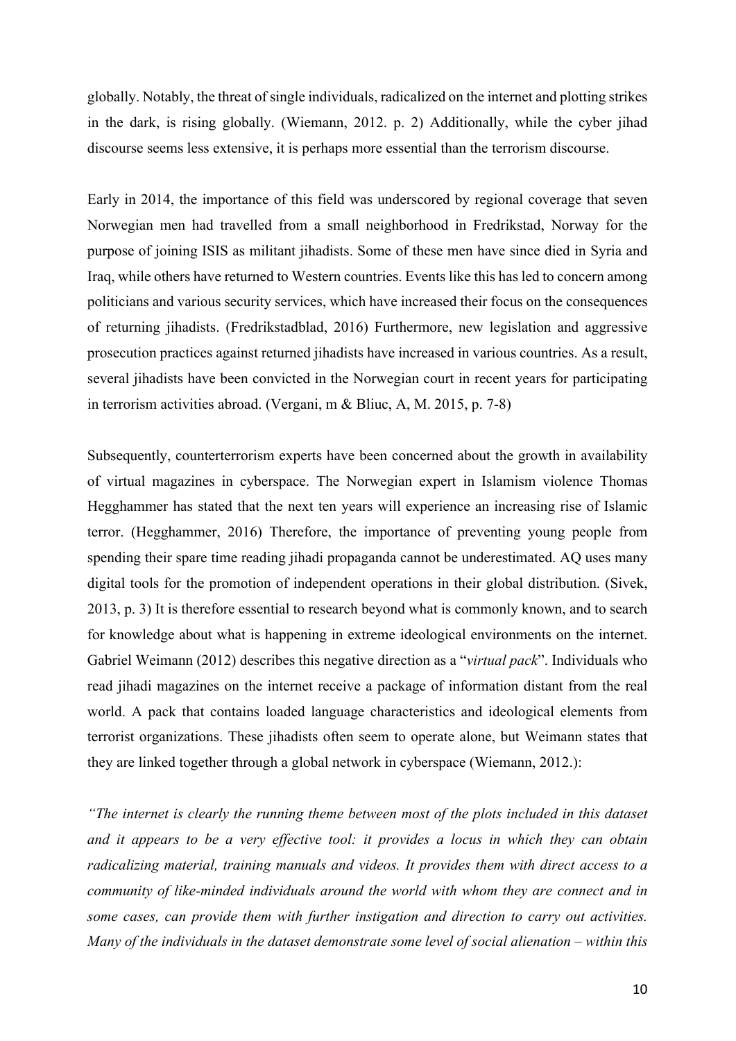globally. Notably, the threat of single individuals, radicalized on the internet and plotting strikes in the dark, is rising globally. (Wiemann, 2012. p. 2) Additionally, while the cyber jihad discourse seems less extensive, it is perhaps more essential than the terrorism discourse.

Early in 2014, the importance of this field was underscored by regional coverage that seven Norwegian men had travelled from a small neighborhood in Fredrikstad, Norway for the purpose of joining ISIS as militant jihadists. Some of these men have since died in Syria and Iraq, while others have returned to Western countries. Events like this has led to concern among politicians and various security services, which have increased their focus on the consequences of returning jihadists. (Fredrikstadblad, 2016) Furthermore, new legislation and aggressive prosecution practices against returned jihadists have increased in various countries. As a result, several jihadists have been convicted in the Norwegian court in recent years for participating in terrorism activities abroad. (Vergani, m & Bliuc, A, M. 2015, p. 7-8)

Subsequently, counterterrorism experts have been concerned about the growth in availability of virtual magazines in cyberspace. The Norwegian expert in Islamism violence Thomas Hegghammer has stated that the next ten years will experience an increasing rise of Islamic terror. (Hegghammer, 2016) Therefore, the importance of preventing young people from spending their spare time reading jihadi propaganda cannot be underestimated. AQ uses many digital tools for the promotion of independent operations in their global distribution. (Sivek, 2013, p. 3) It is therefore essential to research beyond what is commonly known, and to search for knowledge about what is happening in extreme ideological environments on the internet. Gabriel Weimann (2012) describes this negative direction as a "*virtual pack*". Individuals who read jihadi magazines on the internet receive a package of information distant from the real world. A pack that contains loaded language characteristics and ideological elements from terrorist organizations. These jihadists often seem to operate alone, but Weimann states that they are linked together through a global network in cyberspace (Wiemann, 2012.):

*"The internet is clearly the running theme between most of the plots included in this dataset and it appears to be a very effective tool: it provides a locus in which they can obtain radicalizing material, training manuals and videos. It provides them with direct access to a community of like-minded individuals around the world with whom they are connect and in some cases, can provide them with further instigation and direction to carry out activities. Many of the individuals in the dataset demonstrate some level of social alienation – within this*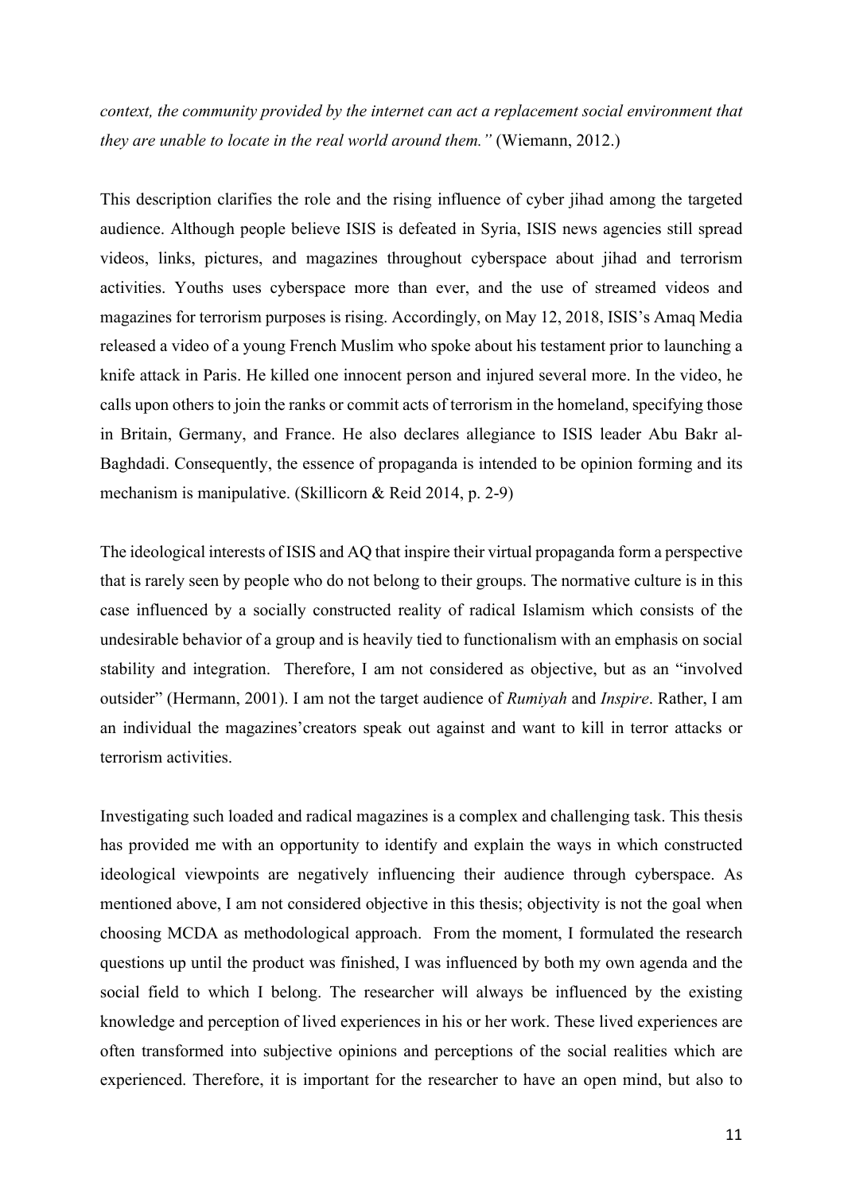*context, the community provided by the internet can act a replacement social environment that they are unable to locate in the real world around them."* (Wiemann, 2012.)

This description clarifies the role and the rising influence of cyber jihad among the targeted audience. Although people believe ISIS is defeated in Syria, ISIS news agencies still spread videos, links, pictures, and magazines throughout cyberspace about jihad and terrorism activities. Youths uses cyberspace more than ever, and the use of streamed videos and magazines for terrorism purposes is rising. Accordingly, on May 12, 2018, ISIS's Amaq Media released a video of a young French Muslim who spoke about his testament prior to launching a knife attack in Paris. He killed one innocent person and injured several more. In the video, he calls upon others to join the ranks or commit acts of terrorism in the homeland, specifying those in Britain, Germany, and France. He also declares allegiance to ISIS leader Abu Bakr al-Baghdadi. Consequently, the essence of propaganda is intended to be opinion forming and its mechanism is manipulative. (Skillicorn & Reid 2014, p. 2-9)

The ideological interests of ISIS and AQ that inspire their virtual propaganda form a perspective that is rarely seen by people who do not belong to their groups. The normative culture is in this case influenced by a socially constructed reality of radical Islamism which consists of the undesirable behavior of a group and is heavily tied to functionalism with an emphasis on social stability and integration. Therefore, I am not considered as objective, but as an "involved outsider" (Hermann, 2001). I am not the target audience of *Rumiyah* and *Inspire*. Rather, I am an individual the magazines'creators speak out against and want to kill in terror attacks or terrorism activities.

Investigating such loaded and radical magazines is a complex and challenging task. This thesis has provided me with an opportunity to identify and explain the ways in which constructed ideological viewpoints are negatively influencing their audience through cyberspace. As mentioned above, I am not considered objective in this thesis; objectivity is not the goal when choosing MCDA as methodological approach. From the moment, I formulated the research questions up until the product was finished, I was influenced by both my own agenda and the social field to which I belong. The researcher will always be influenced by the existing knowledge and perception of lived experiences in his or her work. These lived experiences are often transformed into subjective opinions and perceptions of the social realities which are experienced. Therefore, it is important for the researcher to have an open mind, but also to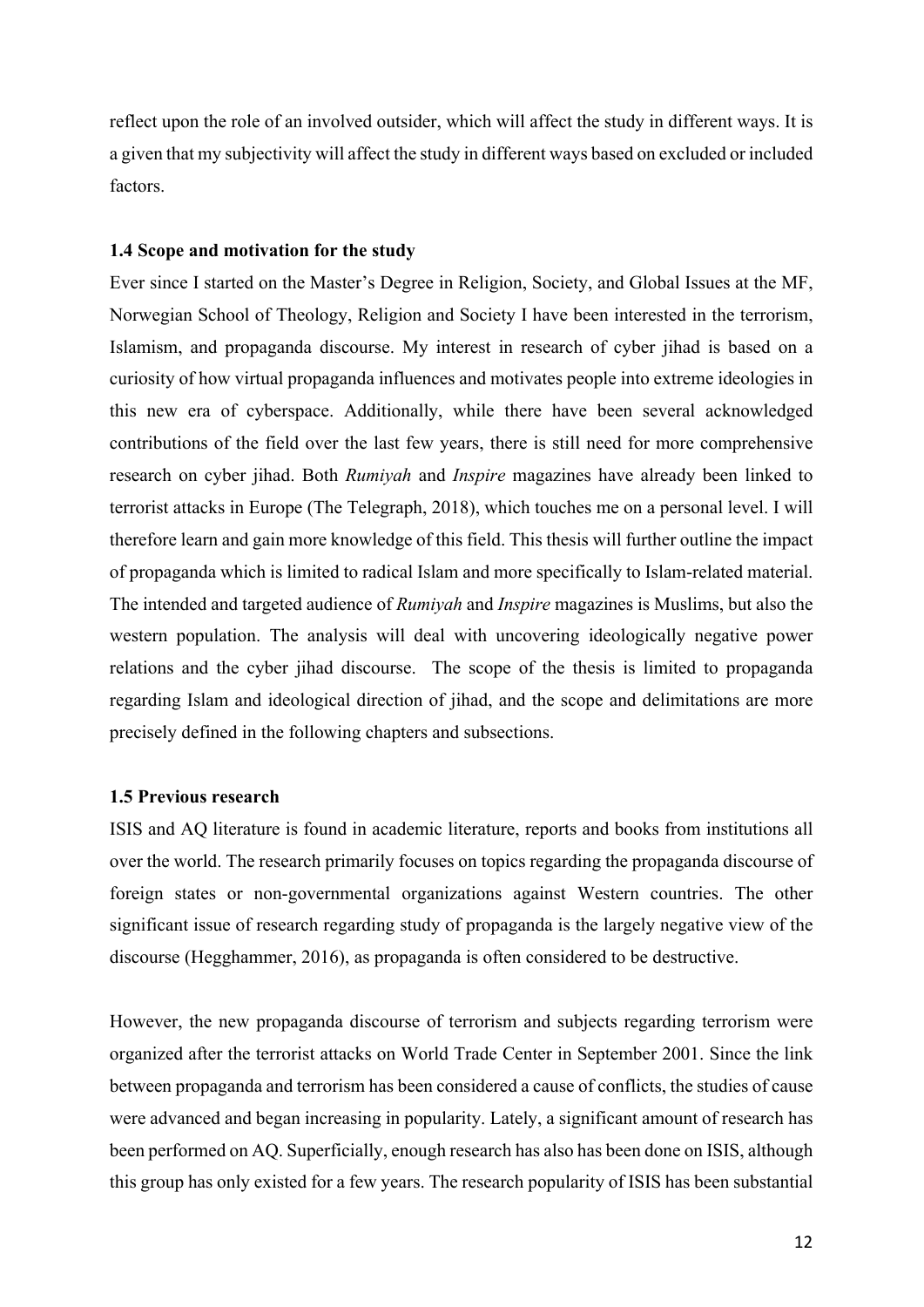reflect upon the role of an involved outsider, which will affect the study in different ways. It is a given that my subjectivity will affect the study in different ways based on excluded or included factors.

### 1.4 Scope and motivation for the study

Ever since I started on the Master's Degree in Religion, Society, and Global Issues at the MF, Norwegian School of Theology, Religion and Society I have been interested in the terrorism, Islamism, and propaganda discourse. My interest in research of cyber jihad is based on a curiosity of how virtual propaganda influences and motivates people into extreme ideologies in this new era of cyberspace. Additionally, while there have been several acknowledged contributions of the field over the last few years, there is still need for more comprehensive research on cyber jihad. Both *Rumiyah* and *Inspire* magazines have already been linked to terrorist attacks in Europe (The Telegraph, 2018), which touches me on a personal level. I will therefore learn and gain more knowledge of this field. This thesis will further outline the impact of propaganda which is limited to radical Islam and more specifically to Islam-related material. The intended and targeted audience of *Rumiyah* and *Inspire* magazines is Muslims, but also the western population. The analysis will deal with uncovering ideologically negative power relations and the cyber jihad discourse. The scope of the thesis is limited to propaganda regarding Islam and ideological direction of jihad, and the scope and delimitations are more precisely defined in the following chapters and subsections.

### 1.5 Previous research

ISIS and AQ literature is found in academic literature, reports and books from institutions all over the world. The research primarily focuses on topics regarding the propaganda discourse of foreign states or non-governmental organizations against Western countries. The other significant issue of research regarding study of propaganda is the largely negative view of the discourse (Hegghammer, 2016), as propaganda is often considered to be destructive.

However, the new propaganda discourse of terrorism and subjects regarding terrorism were organized after the terrorist attacks on World Trade Center in September 2001. Since the link between propaganda and terrorism has been considered a cause of conflicts, the studies of cause were advanced and began increasing in popularity. Lately, a significant amount of research has been performed on AQ. Superficially, enough research has also has been done on ISIS, although this group has only existed for a few years. The research popularity of ISIS has been substantial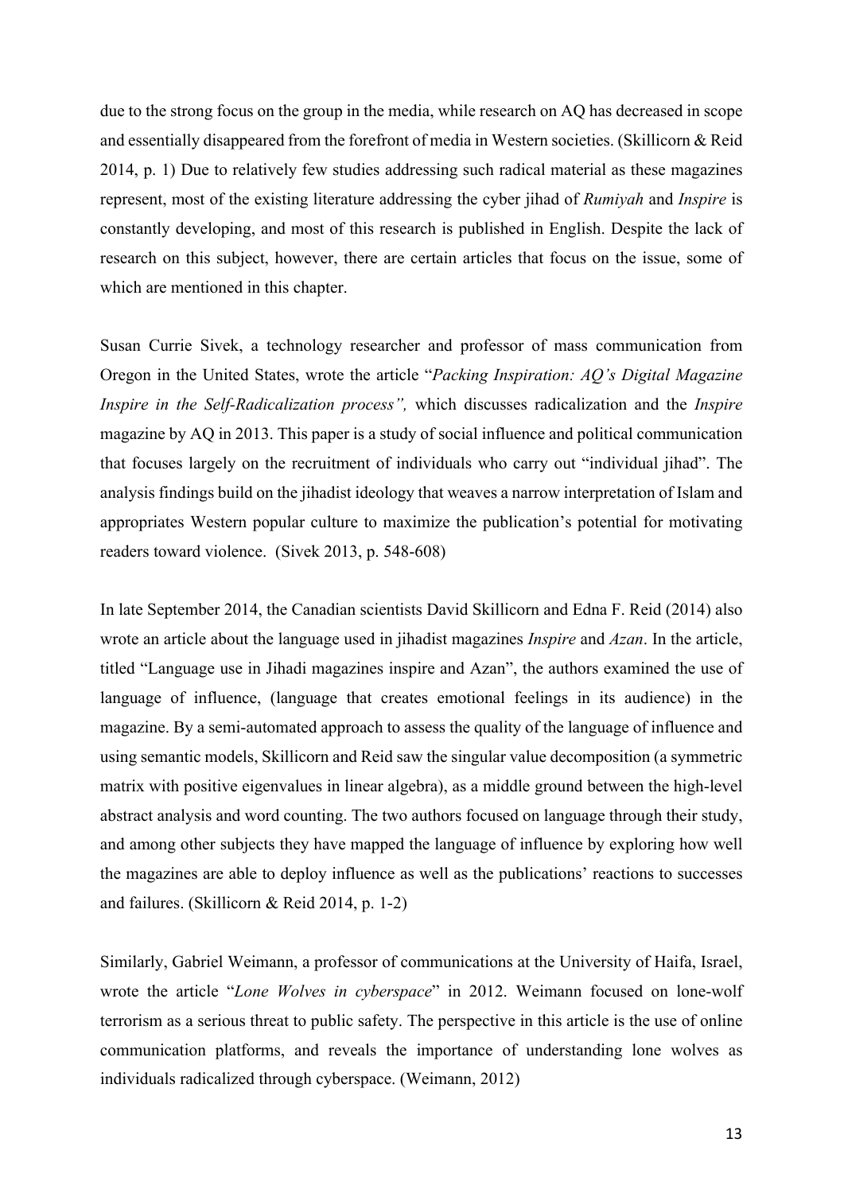due to the strong focus on the group in the media, while research on AQ has decreased in scope and essentially disappeared from the forefront of media in Western societies. (Skillicorn & Reid 2014, p. 1) Due to relatively few studies addressing such radical material as these magazines represent, most of the existing literature addressing the cyber jihad of *Rumiyah* and *Inspire* is constantly developing, and most of this research is published in English. Despite the lack of research on this subject, however, there are certain articles that focus on the issue, some of which are mentioned in this chapter.

Susan Currie Sivek, a technology researcher and professor of mass communication from Oregon in the United States, wrote the article "*Packing Inspiration: AQ's Digital Magazine Inspire in the Self-Radicalization process",* which discusses radicalization and the *Inspire* magazine by AQ in 2013. This paper is a study of social influence and political communication that focuses largely on the recruitment of individuals who carry out "individual jihad". The analysis findings build on the jihadist ideology that weaves a narrow interpretation of Islam and appropriates Western popular culture to maximize the publication's potential for motivating readers toward violence. (Sivek 2013, p. 548-608)

In late September 2014, the Canadian scientists David Skillicorn and Edna F. Reid (2014) also wrote an article about the language used in jihadist magazines *Inspire* and *Azan*. In the article, titled "Language use in Jihadi magazines inspire and Azan", the authors examined the use of language of influence, (language that creates emotional feelings in its audience) in the magazine. By a semi-automated approach to assess the quality of the language of influence and using semantic models, Skillicorn and Reid saw the singular value decomposition (a symmetric matrix with positive eigenvalues in linear algebra), as a middle ground between the high-level abstract analysis and word counting. The two authors focused on language through their study, and among other subjects they have mapped the language of influence by exploring how well the magazines are able to deploy influence as well as the publications' reactions to successes and failures. (Skillicorn & Reid 2014, p. 1-2)

Similarly, Gabriel Weimann, a professor of communications at the University of Haifa, Israel, wrote the article "*Lone Wolves in cyberspace*" in 2012. Weimann focused on lone-wolf terrorism as a serious threat to public safety. The perspective in this article is the use of online communication platforms, and reveals the importance of understanding lone wolves as individuals radicalized through cyberspace. (Weimann, 2012)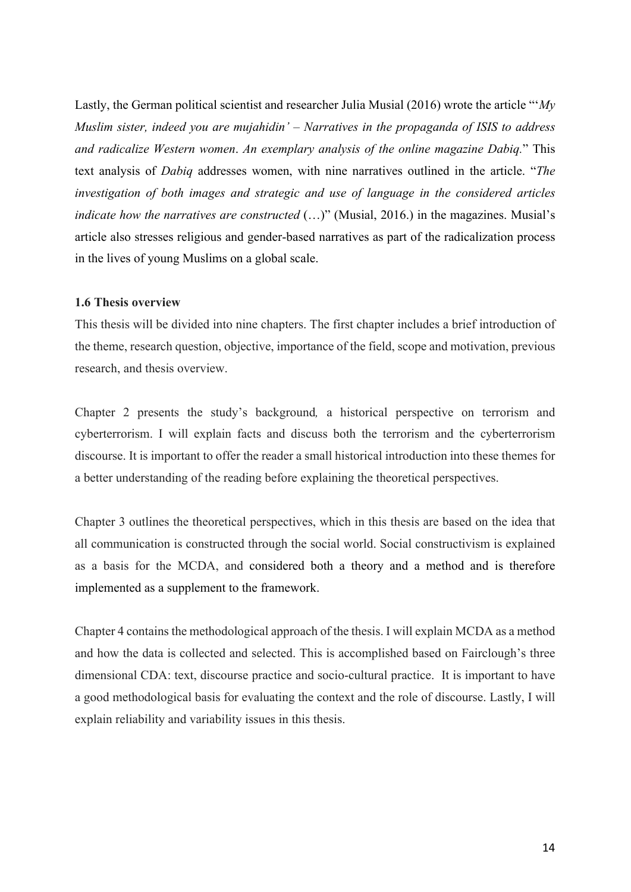Lastly, the German political scientist and researcher Julia Musial (2016) wrote the article "'*My Muslim sister, indeed you are mujahidin' – Narratives in the propaganda of ISIS to address and radicalize Western women*. *An exemplary analysis of the online magazine Dabiq.*" This text analysis of *Dabiq* addresses women, with nine narratives outlined in the article. "*The investigation of both images and strategic and use of language in the considered articles indicate how the narratives are constructed* (…)" (Musial, 2016.) in the magazines. Musial's article also stresses religious and gender-based narratives as part of the radicalization process in the lives of young Muslims on a global scale.

**1.6 Thesis overview**

This thesis will be divided into nine chapters. The first chapter includes a brief introduction of the theme, research question, objective, importance of the field, scope and motivation, previous research, and thesis overview.

Chapter 2 presents the study's background, a historical perspective on terrorism and cyberterrorism. I will explain facts and discuss both the terrorism and the cyberterrorism discourse. It is important to offer the reader a small historical introduction into these themes for a better understanding of the reading before explaining the theoretical perspectives.

Chapter 3 outlines the theoretical perspectives, which in this thesis are based on the idea that all communication is constructed through the social world. Social constructivism is explained as a basis for the MCDA, and considered both a theory and a method and is therefore implemented as a supplement to the framework.

Chapter 4 contains the methodological approach of the thesis. I will explain MCDA as a method and how the data is collected and selected. This is accomplished based on Fairclough's three dimensional CDA: text, discourse practice and socio-cultural practice. It is important to have a good methodological basis for evaluating the context and the role of discourse. Lastly, I will explain reliability and variability issues in this thesis.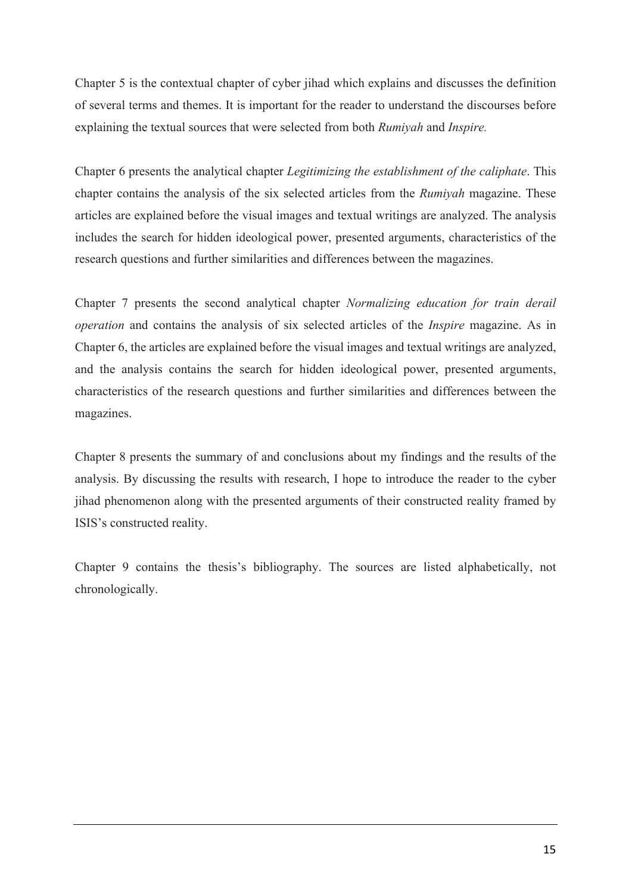Chapter 5 is the contextual chapter of cyber jihad which explains and discusses the definition of several terms and themes. It is important for the reader to understand the discourses before explaining the textual sources that were selected from both *Rumiyah* and *Inspire.*

Chapter 6 presents the analytical chapter *Legitimizing the establishment of the caliphate*. This chapter contains the analysis of the six selected articles from the *Rumiyah* magazine. These articles are explained before the visual images and textual writings are analyzed. The analysis includes the search for hidden ideological power, presented arguments, characteristics of the research questions and further similarities and differences between the magazines.

Chapter 7 presents the second analytical chapter *Normalizing education for train derail operation* and contains the analysis of six selected articles of the *Inspire* magazine. As in Chapter 6, the articles are explained before the visual images and textual writings are analyzed, and the analysis contains the search for hidden ideological power, presented arguments, characteristics of the research questions and further similarities and differences between the magazines.

Chapter 8 presents the summary of and conclusions about my findings and the results of the analysis. By discussing the results with research, I hope to introduce the reader to the cyber jihad phenomenon along with the presented arguments of their constructed reality framed by ISIS's constructed reality.

Chapter 9 contains the thesis's bibliography. The sources are listed alphabetically, not chronologically.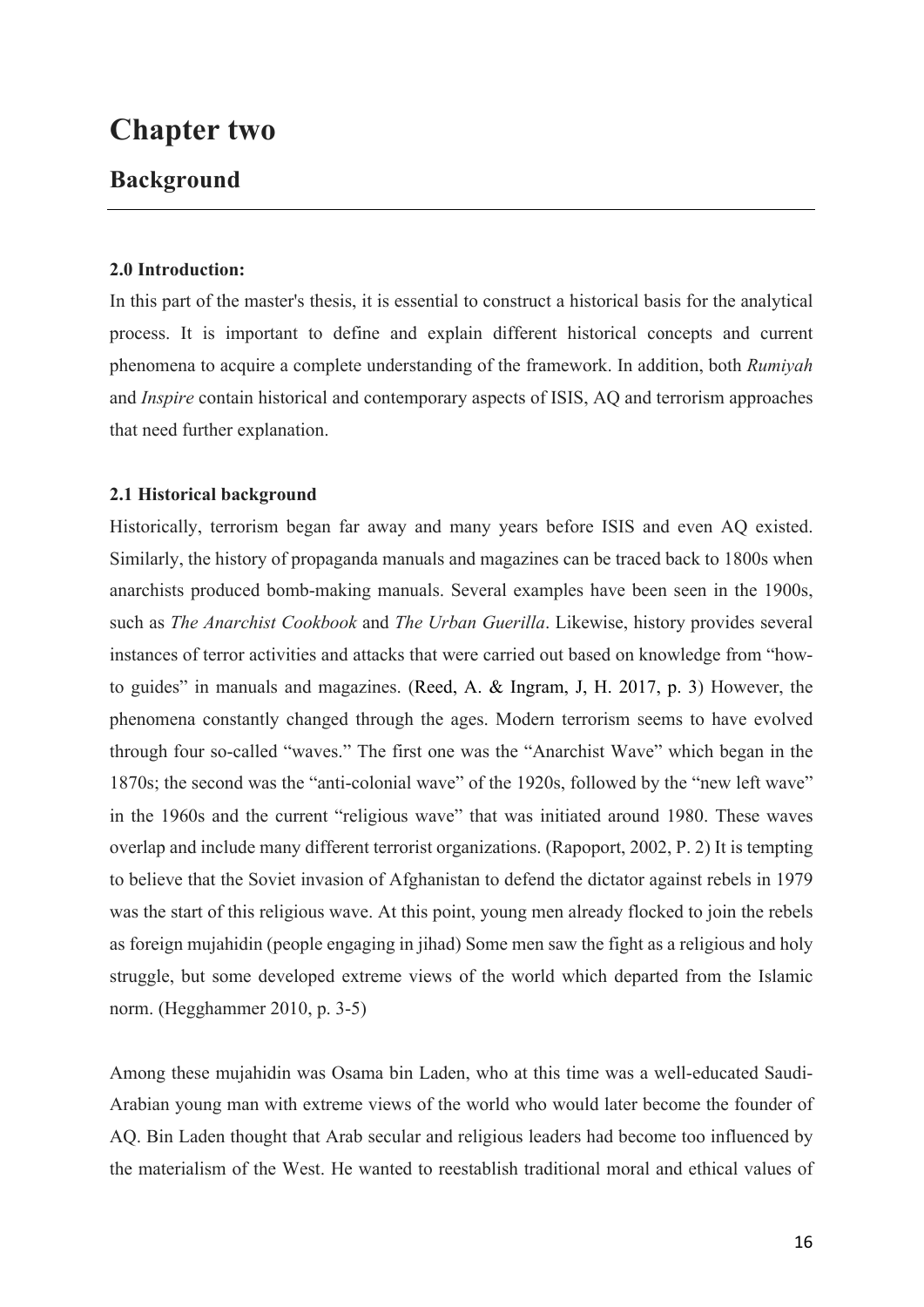# Chapter two

## Background

**2.0 Introduction:**

In this part of the master's thesis, it is essential to construct a historical basis for the analytical process. It is important to define and explain different historical concepts and current phenomena to acquire a complete understanding of the framework. In addition, both *Rumiyah* and *Inspire* contain historical and contemporary aspects of ISIS, AQ and terrorism approaches that need further explanation.

**2.1 Historical background**

Historically, terrorism began far away and many years before ISIS and even AQ existed. Similarly, the history of propaganda manuals and magazines can be traced back to 1800s when anarchists produced bomb-making manuals. Several examples have been seen in the 1900s, such as *The Anarchist Cookbook* and *The Urban Guerilla*. Likewise, history provides several instances of terror activities and attacks that were carried out based on knowledge from "how-to guides" in manuals and magazines. (Reed, A. & Ingram, J, H. 2017, p. 3) However, the phenomena constantly changed through the ages. Modern terrorism seems to have evolved through four so-called "waves." The first one was the "Anarchist Wave" which began in the 1870s; the second was the "anti-colonial wave" of the 1920s, followed by the "new left wave" in the 1960s and the current "religious wave" that was initiated around 1980. These waves overlap and include many different terrorist organizations. (Rapoport, 2002, P. 2) It is tempting to believe that the Soviet invasion of Afghanistan to defend the dictator against rebels in 1979 was the start of this religious wave. At this point, young men already flocked to join the rebels as foreign mujahidin (people engaging in jihad) Some men saw the fight as a religious and holy struggle, but some developed extreme views of the world which departed from the Islamic norm. (Hegghammer 2010, p. 3-5)

Among these mujahidin was Osama bin Laden, who at this time was a well-educated Saudi-Arabian young man with extreme views of the world who would later become the founder of AQ. Bin Laden thought that Arab secular and religious leaders had become too influenced by the materialism of the West. He wanted to reestablish traditional moral and ethical values of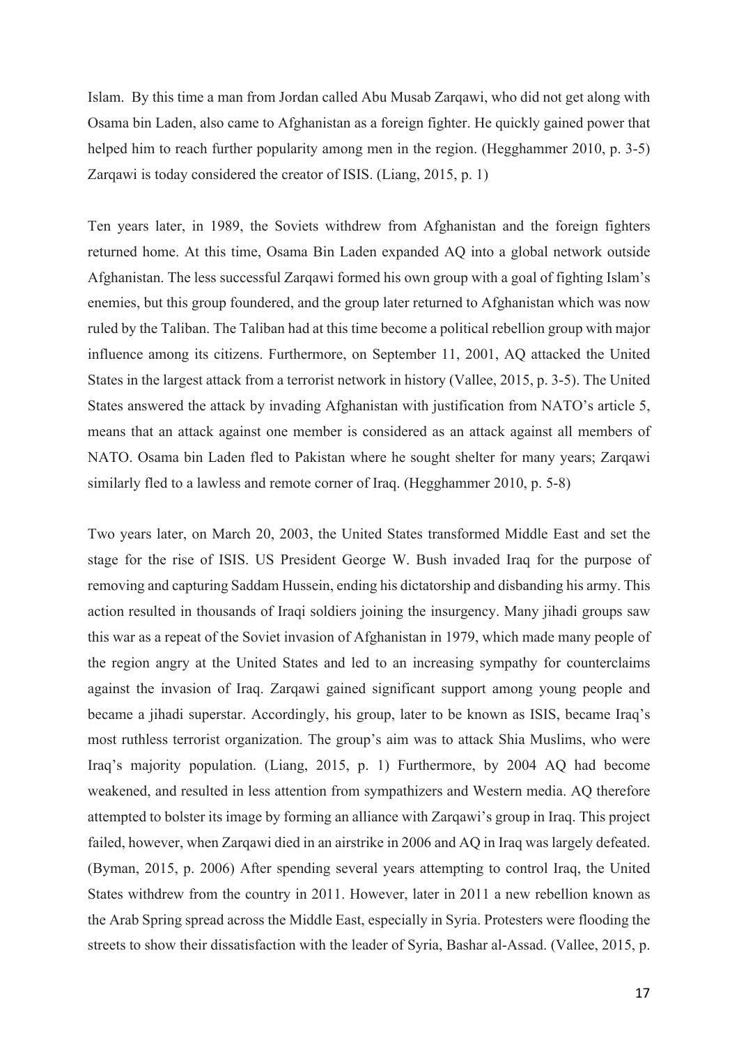Islam. By this time a man from Jordan called Abu Musab Zarqawi, who did not get along with Osama bin Laden, also came to Afghanistan as a foreign fighter. He quickly gained power that helped him to reach further popularity among men in the region. (Hegghammer 2010, p. 3-5) Zarqawi is today considered the creator of ISIS. (Liang, 2015, p. 1)

Ten years later, in 1989, the Soviets withdrew from Afghanistan and the foreign fighters returned home. At this time, Osama Bin Laden expanded AQ into a global network outside Afghanistan. The less successful Zarqawi formed his own group with a goal of fighting Islam's enemies, but this group foundered, and the group later returned to Afghanistan which was now ruled by the Taliban. The Taliban had at this time become a political rebellion group with major influence among its citizens. Furthermore, on September 11, 2001, AQ attacked the United States in the largest attack from a terrorist network in history (Vallee, 2015, p. 3-5). The United States answered the attack by invading Afghanistan with justification from NATO's article 5, means that an attack against one member is considered as an attack against all members of NATO. Osama bin Laden fled to Pakistan where he sought shelter for many years; Zarqawi similarly fled to a lawless and remote corner of Iraq. (Hegghammer 2010, p. 5-8)

Two years later, on March 20, 2003, the United States transformed Middle East and set the stage for the rise of ISIS. US President George W. Bush invaded Iraq for the purpose of removing and capturing Saddam Hussein, ending his dictatorship and disbanding his army. This action resulted in thousands of Iraqi soldiers joining the insurgency. Many jihadi groups saw this war as a repeat of the Soviet invasion of Afghanistan in 1979, which made many people of the region angry at the United States and led to an increasing sympathy for counterclaims against the invasion of Iraq. Zarqawi gained significant support among young people and became a jihadi superstar. Accordingly, his group, later to be known as ISIS, became Iraq's most ruthless terrorist organization. The group's aim was to attack Shia Muslims, who were Iraq's majority population. (Liang, 2015, p. 1) Furthermore, by 2004 AQ had become weakened, and resulted in less attention from sympathizers and Western media. AQ therefore attempted to bolster its image by forming an alliance with Zarqawi's group in Iraq. This project failed, however, when Zarqawi died in an airstrike in 2006 and AQ in Iraq was largely defeated. (Byman, 2015, p. 2006) After spending several years attempting to control Iraq, the United States withdrew from the country in 2011. However, later in 2011 a new rebellion known as the Arab Spring spread across the Middle East, especially in Syria. Protesters were flooding the streets to show their dissatisfaction with the leader of Syria, Bashar al-Assad. (Vallee, 2015, p.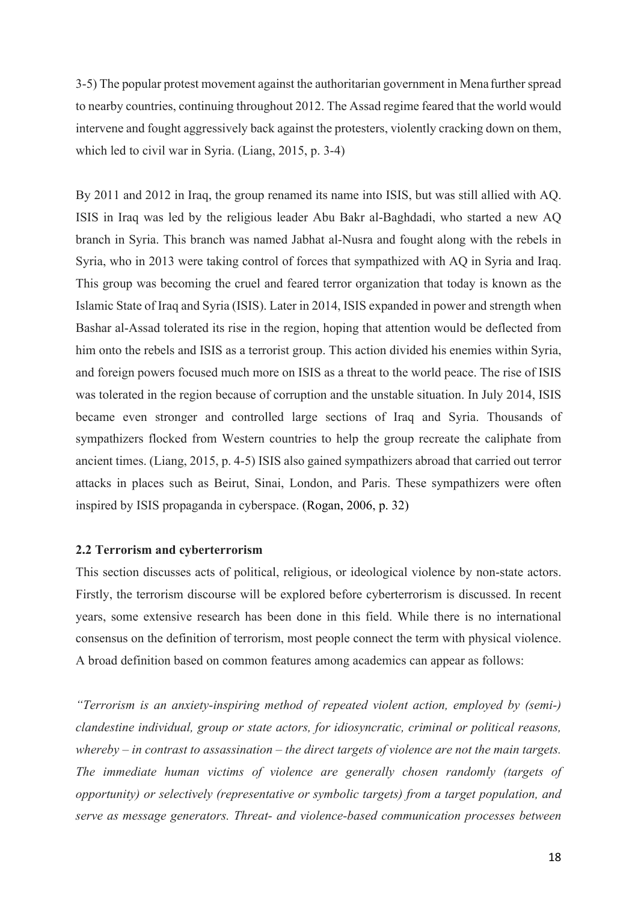3-5) The popular protest movement against the authoritarian government in Mena further spread to nearby countries, continuing throughout 2012. The Assad regime feared that the world would intervene and fought aggressively back against the protesters, violently cracking down on them, which led to civil war in Syria. (Liang, 2015, p. 3-4)

By 2011 and 2012 in Iraq, the group renamed its name into ISIS, but was still allied with AQ. ISIS in Iraq was led by the religious leader Abu Bakr al-Baghdadi, who started a new AQ branch in Syria. This branch was named Jabhat al-Nusra and fought along with the rebels in Syria, who in 2013 were taking control of forces that sympathized with AQ in Syria and Iraq. This group was becoming the cruel and feared terror organization that today is known as the Islamic State of Iraq and Syria (ISIS). Later in 2014, ISIS expanded in power and strength when Bashar al-Assad tolerated its rise in the region, hoping that attention would be deflected from him onto the rebels and ISIS as a terrorist group. This action divided his enemies within Syria, and foreign powers focused much more on ISIS as a threat to the world peace. The rise of ISIS was tolerated in the region because of corruption and the unstable situation. In July 2014, ISIS became even stronger and controlled large sections of Iraq and Syria. Thousands of sympathizers flocked from Western countries to help the group recreate the caliphate from ancient times. (Liang, 2015, p. 4-5) ISIS also gained sympathizers abroad that carried out terror attacks in places such as Beirut, Sinai, London, and Paris. These sympathizers were often inspired by ISIS propaganda in cyberspace. (Rogan, 2006, p. 32)

### 2.2 Terrorism and cyberterrorism

This section discusses acts of political, religious, or ideological violence by non-state actors. Firstly, the terrorism discourse will be explored before cyberterrorism is discussed. In recent years, some extensive research has been done in this field. While there is no international consensus on the definition of terrorism, most people connect the term with physical violence. A broad definition based on common features among academics can appear as follows:

*"Terrorism is an anxiety-inspiring method of repeated violent action, employed by (semi-) clandestine individual, group or state actors, for idiosyncratic, criminal or political reasons, whereby – in contrast to assassination – the direct targets of violence are not the main targets. The immediate human victims of violence are generally chosen randomly (targets of opportunity) or selectively (representative or symbolic targets) from a target population, and serve as message generators. Threat- and violence-based communication processes between*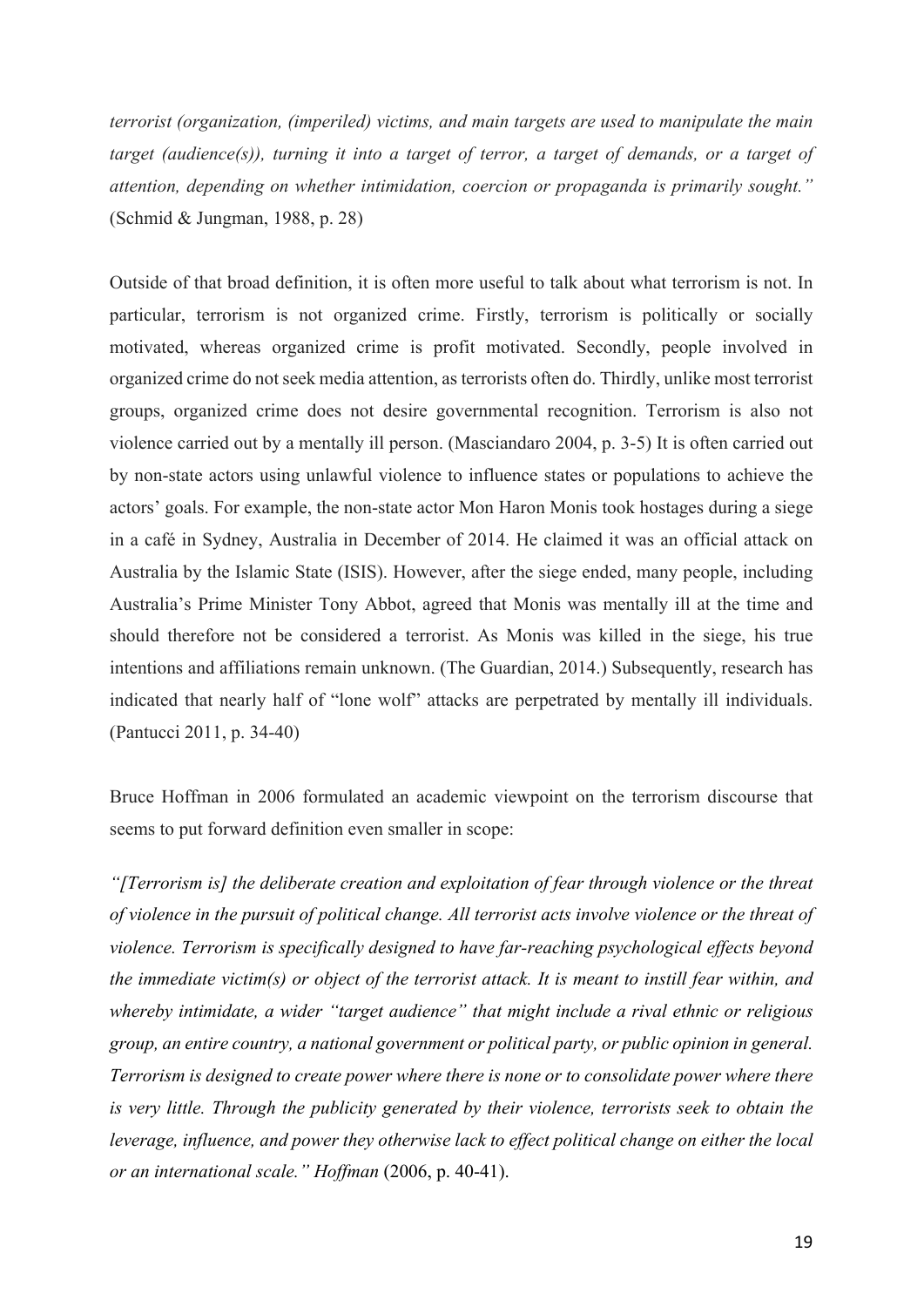*terrorist (organization, (imperiled) victims, and main targets are used to manipulate the main target (audience(s)), turning it into a target of terror, a target of demands, or a target of attention, depending on whether intimidation, coercion or propaganda is primarily sought."* (Schmid & Jungman, 1988, p. 28)

Outside of that broad definition, it is often more useful to talk about what terrorism is not. In particular, terrorism is not organized crime. Firstly, terrorism is politically or socially motivated, whereas organized crime is profit motivated. Secondly, people involved in organized crime do not seek media attention, as terrorists often do. Thirdly, unlike most terrorist groups, organized crime does not desire governmental recognition. Terrorism is also not violence carried out by a mentally ill person. (Masciandaro 2004, p. 3-5) It is often carried out by non-state actors using unlawful violence to influence states or populations to achieve the actors' goals. For example, the non-state actor Mon Haron Monis took hostages during a siege in a café in Sydney, Australia in December of 2014. He claimed it was an official attack on Australia by the Islamic State (ISIS). However, after the siege ended, many people, including Australia's Prime Minister Tony Abbot, agreed that Monis was mentally ill at the time and should therefore not be considered a terrorist. As Monis was killed in the siege, his true intentions and affiliations remain unknown. (The Guardian, 2014.) Subsequently, research has indicated that nearly half of "lone wolf" attacks are perpetrated by mentally ill individuals. (Pantucci 2011, p. 34-40)

Bruce Hoffman in 2006 formulated an academic viewpoint on the terrorism discourse that seems to put forward definition even smaller in scope:

*"[Terrorism is] the deliberate creation and exploitation of fear through violence or the threat of violence in the pursuit of political change. All terrorist acts involve violence or the threat of violence. Terrorism is specifically designed to have far-reaching psychological effects beyond the immediate victim(s) or object of the terrorist attack. It is meant to instill fear within, and whereby intimidate, a wider "target audience" that might include a rival ethnic or religious group, an entire country, a national government or political party, or public opinion in general. Terrorism is designed to create power where there is none or to consolidate power where there is very little. Through the publicity generated by their violence, terrorists seek to obtain the leverage, influence, and power they otherwise lack to effect political change on either the local or an international scale." Hoffman* (2006, p. 40-41).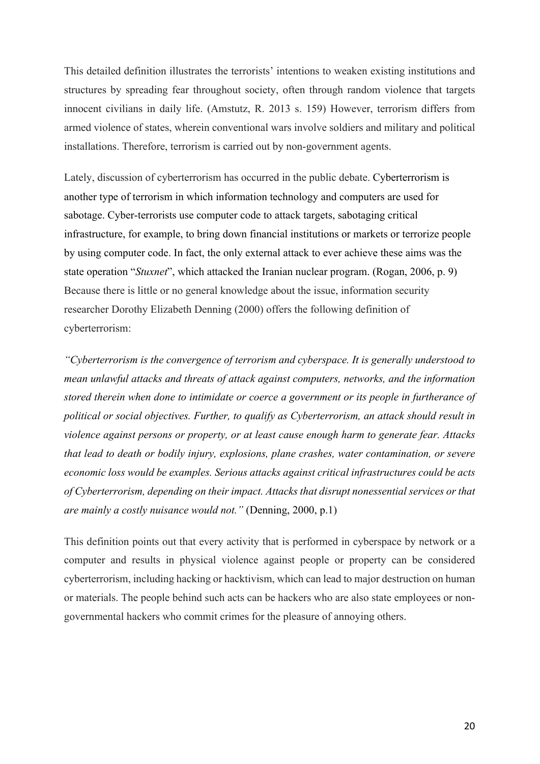This detailed definition illustrates the terrorists' intentions to weaken existing institutions and structures by spreading fear throughout society, often through random violence that targets innocent civilians in daily life. (Amstutz, R. 2013 s. 159) However, terrorism differs from armed violence of states, wherein conventional wars involve soldiers and military and political installations. Therefore, terrorism is carried out by non-government agents.

Lately, discussion of cyberterrorism has occurred in the public debate. Cyberterrorism is another type of terrorism in which information technology and computers are used for sabotage. Cyber-terrorists use computer code to attack targets, sabotaging critical infrastructure, for example, to bring down financial institutions or markets or terrorize people by using computer code. In fact, the only external attack to ever achieve these aims was the state operation "*Stuxnet*", which attacked the Iranian nuclear program. (Rogan, 2006, p. 9) Because there is little or no general knowledge about the issue, information security researcher Dorothy Elizabeth Denning (2000) offers the following definition of cyberterrorism:

*"Cyberterrorism is the convergence of terrorism and cyberspace. It is generally understood to mean unlawful attacks and threats of attack against computers, networks, and the information stored therein when done to intimidate or coerce a government or its people in furtherance of political or social objectives. Further, to qualify as Cyberterrorism, an attack should result in violence against persons or property, or at least cause enough harm to generate fear. Attacks that lead to death or bodily injury, explosions, plane crashes, water contamination, or severe economic loss would be examples. Serious attacks against critical infrastructures could be acts of Cyberterrorism, depending on their impact. Attacks that disrupt nonessential services or that are mainly a costly nuisance would not."* (Denning, 2000, p.1)

This definition points out that every activity that is performed in cyberspace by network or a computer and results in physical violence against people or property can be considered cyberterrorism, including hacking or hacktivism, which can lead to major destruction on human or materials. The people behind such acts can be hackers who are also state employees or non-governmental hackers who commit crimes for the pleasure of annoying others.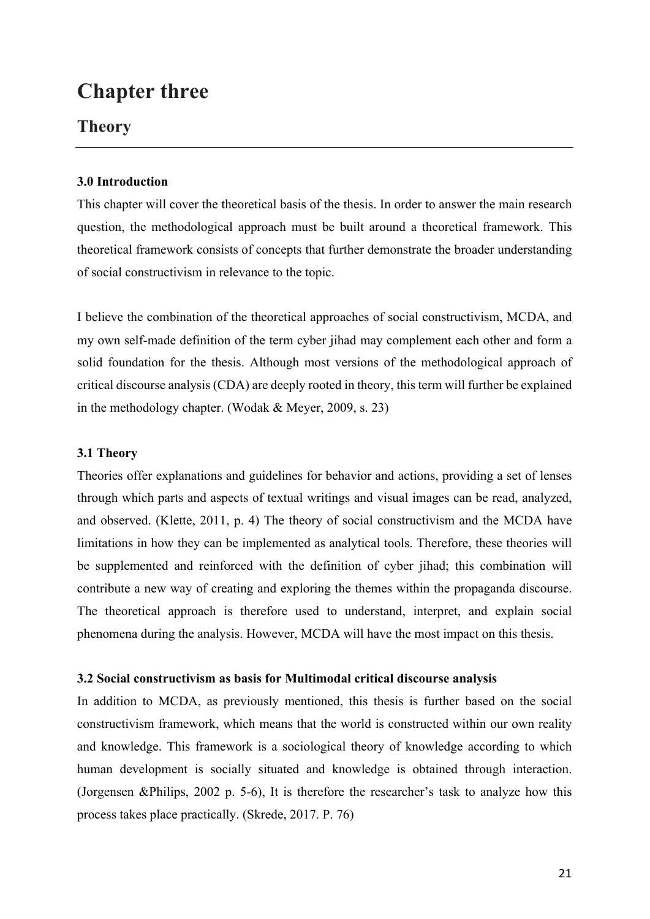# Chapter three

## Theory

---

**3.0 Introduction**

This chapter will cover the theoretical basis of the thesis. In order to answer the main research question, the methodological approach must be built around a theoretical framework. This theoretical framework consists of concepts that further demonstrate the broader understanding of social constructivism in relevance to the topic.

I believe the combination of the theoretical approaches of social constructivism, MCDA, and my own self-made definition of the term cyber jihad may complement each other and form a solid foundation for the thesis. Although most versions of the methodological approach of critical discourse analysis (CDA) are deeply rooted in theory, this term will further be explained in the methodology chapter. (Wodak & Meyer, 2009, s. 23)

**3.1 Theory**

Theories offer explanations and guidelines for behavior and actions, providing a set of lenses through which parts and aspects of textual writings and visual images can be read, analyzed, and observed. (Klette, 2011, p. 4) The theory of social constructivism and the MCDA have limitations in how they can be implemented as analytical tools. Therefore, these theories will be supplemented and reinforced with the definition of cyber jihad; this combination will contribute a new way of creating and exploring the themes within the propaganda discourse. The theoretical approach is therefore used to understand, interpret, and explain social phenomena during the analysis. However, MCDA will have the most impact on this thesis.

**3.2 Social constructivism as basis for Multimodal critical discourse analysis**

In addition to MCDA, as previously mentioned, this thesis is further based on the social constructivism framework, which means that the world is constructed within our own reality and knowledge. This framework is a sociological theory of knowledge according to which human development is socially situated and knowledge is obtained through interaction. (Jorgensen &Philips, 2002 p. 5-6), It is therefore the researcher's task to analyze how this process takes place practically. (Skrede, 2017. P. 76)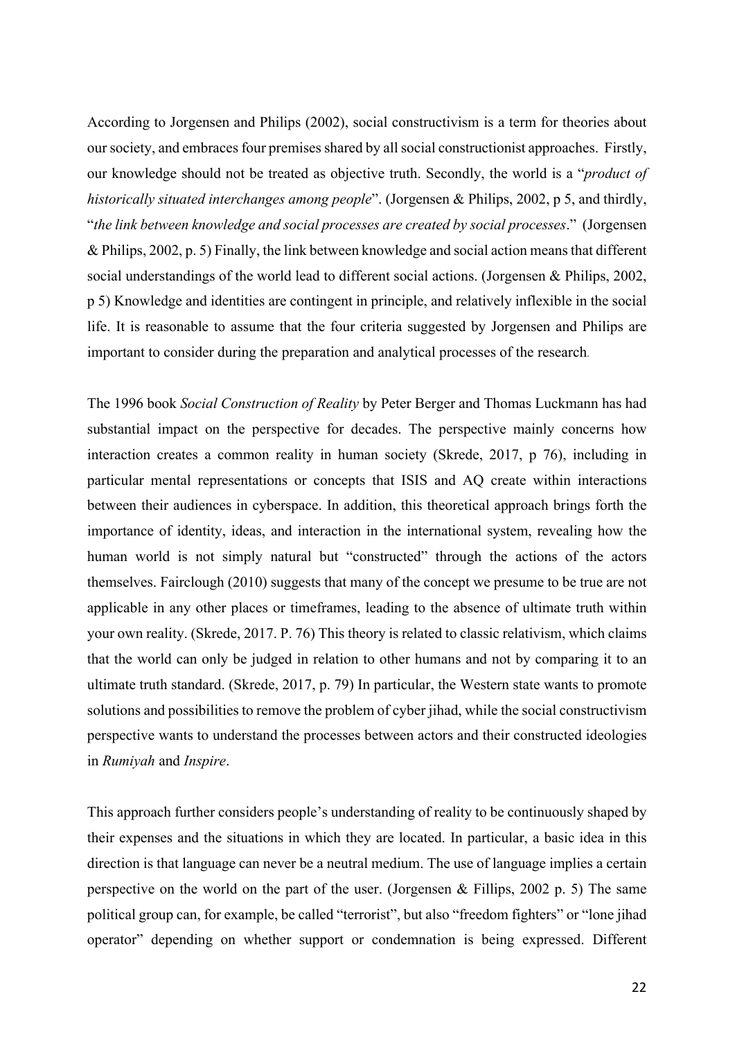According to Jorgensen and Philips (2002), social constructivism is a term for theories about our society, and embraces four premises shared by all social constructionist approaches. Firstly, our knowledge should not be treated as objective truth. Secondly, the world is a "*product of historically situated interchanges among people*". (Jorgensen & Philips, 2002, p 5, and thirdly, "*the link between knowledge and social processes are created by social processes*." (Jorgensen & Philips, 2002, p. 5) Finally, the link between knowledge and social action means that different social understandings of the world lead to different social actions. (Jorgensen & Philips, 2002, p 5) Knowledge and identities are contingent in principle, and relatively inflexible in the social life. It is reasonable to assume that the four criteria suggested by Jorgensen and Philips are important to consider during the preparation and analytical processes of the research.

The 1996 book *Social Construction of Reality* by Peter Berger and Thomas Luckmann has had substantial impact on the perspective for decades. The perspective mainly concerns how interaction creates a common reality in human society (Skrede, 2017, p 76), including in particular mental representations or concepts that ISIS and AQ create within interactions between their audiences in cyberspace. In addition, this theoretical approach brings forth the importance of identity, ideas, and interaction in the international system, revealing how the human world is not simply natural but "constructed" through the actions of the actors themselves. Fairclough (2010) suggests that many of the concept we presume to be true are not applicable in any other places or timeframes, leading to the absence of ultimate truth within your own reality. (Skrede, 2017. P. 76) This theory is related to classic relativism, which claims that the world can only be judged in relation to other humans and not by comparing it to an ultimate truth standard. (Skrede, 2017, p. 79) In particular, the Western state wants to promote solutions and possibilities to remove the problem of cyber jihad, while the social constructivism perspective wants to understand the processes between actors and their constructed ideologies in *Rumiyah* and *Inspire*.

This approach further considers people's understanding of reality to be continuously shaped by their expenses and the situations in which they are located. In particular, a basic idea in this direction is that language can never be a neutral medium. The use of language implies a certain perspective on the world on the part of the user. (Jorgensen & Fillips, 2002 p. 5) The same political group can, for example, be called "terrorist", but also "freedom fighters" or "lone jihad operator" depending on whether support or condemnation is being expressed. Different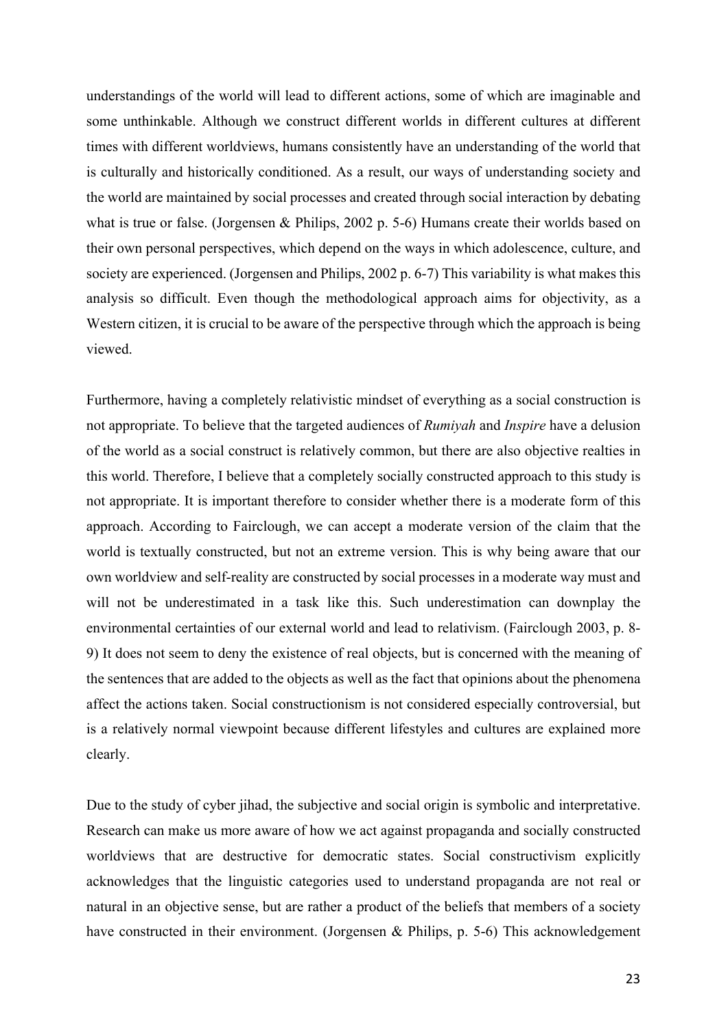understandings of the world will lead to different actions, some of which are imaginable and some unthinkable. Although we construct different worlds in different cultures at different times with different worldviews, humans consistently have an understanding of the world that is culturally and historically conditioned. As a result, our ways of understanding society and the world are maintained by social processes and created through social interaction by debating what is true or false. (Jorgensen & Philips, 2002 p. 5-6) Humans create their worlds based on their own personal perspectives, which depend on the ways in which adolescence, culture, and society are experienced. (Jorgensen and Philips, 2002 p. 6-7) This variability is what makes this analysis so difficult. Even though the methodological approach aims for objectivity, as a Western citizen, it is crucial to be aware of the perspective through which the approach is being viewed.

Furthermore, having a completely relativistic mindset of everything as a social construction is not appropriate. To believe that the targeted audiences of *Rumiyah* and *Inspire* have a delusion of the world as a social construct is relatively common, but there are also objective realties in this world. Therefore, I believe that a completely socially constructed approach to this study is not appropriate. It is important therefore to consider whether there is a moderate form of this approach. According to Fairclough, we can accept a moderate version of the claim that the world is textually constructed, but not an extreme version. This is why being aware that our own worldview and self-reality are constructed by social processes in a moderate way must and will not be underestimated in a task like this. Such underestimation can downplay the environmental certainties of our external world and lead to relativism. (Fairclough 2003, p. 8-9) It does not seem to deny the existence of real objects, but is concerned with the meaning of the sentences that are added to the objects as well as the fact that opinions about the phenomena affect the actions taken. Social constructionism is not considered especially controversial, but is a relatively normal viewpoint because different lifestyles and cultures are explained more clearly.

Due to the study of cyber jihad, the subjective and social origin is symbolic and interpretative. Research can make us more aware of how we act against propaganda and socially constructed worldviews that are destructive for democratic states. Social constructivism explicitly acknowledges that the linguistic categories used to understand propaganda are not real or natural in an objective sense, but are rather a product of the beliefs that members of a society have constructed in their environment. (Jorgensen & Philips, p. 5-6) This acknowledgement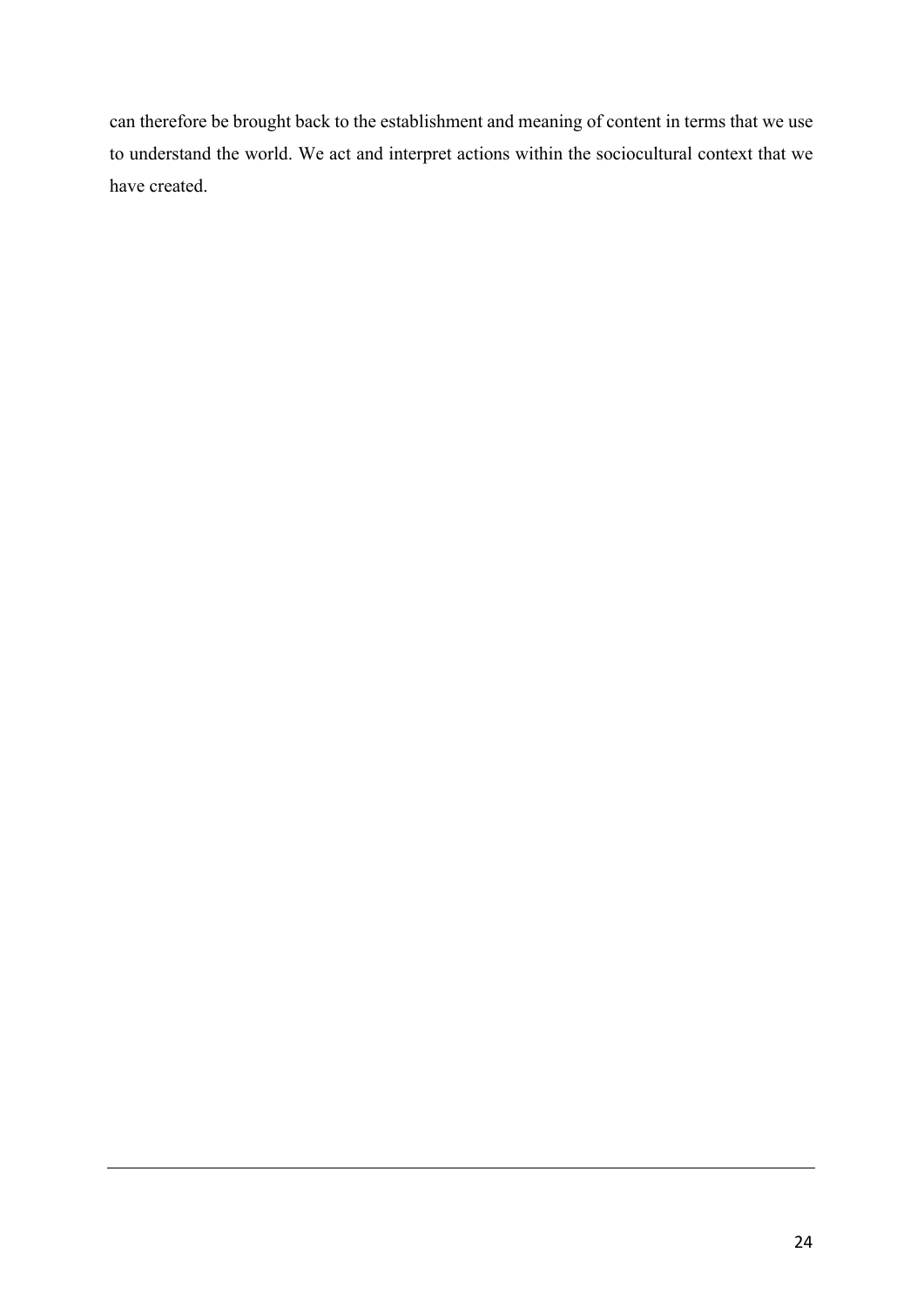can therefore be brought back to the establishment and meaning of content in terms that we use to understand the world. We act and interpret actions within the sociocultural context that we have created.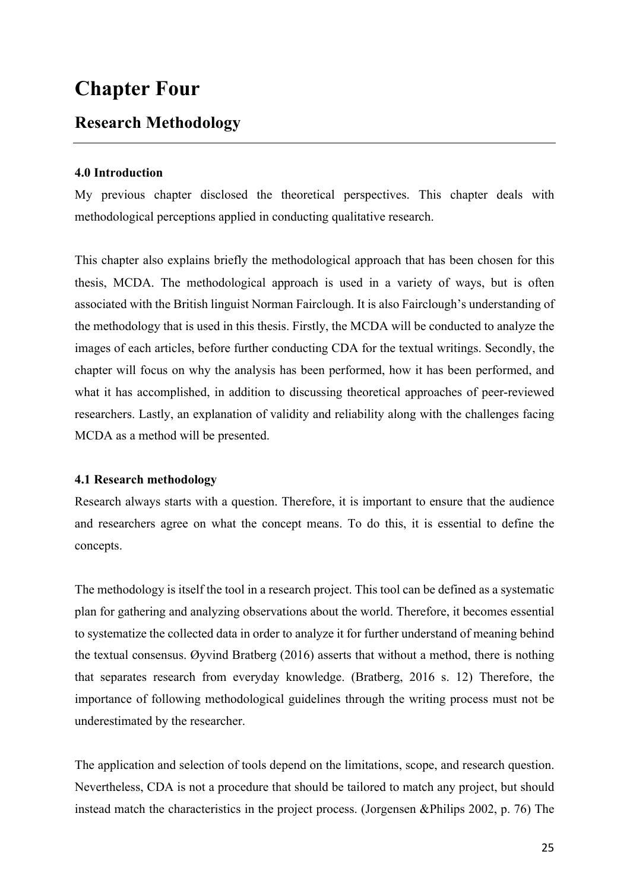# Chapter Four

## Research Methodology

---

### 4.0 Introduction

My previous chapter disclosed the theoretical perspectives. This chapter deals with methodological perceptions applied in conducting qualitative research.

This chapter also explains briefly the methodological approach that has been chosen for this thesis, MCDA. The methodological approach is used in a variety of ways, but is often associated with the British linguist Norman Fairclough. It is also Fairclough's understanding of the methodology that is used in this thesis. Firstly, the MCDA will be conducted to analyze the images of each articles, before further conducting CDA for the textual writings. Secondly, the chapter will focus on why the analysis has been performed, how it has been performed, and what it has accomplished, in addition to discussing theoretical approaches of peer-reviewed researchers. Lastly, an explanation of validity and reliability along with the challenges facing MCDA as a method will be presented.

### 4.1 Research methodology

Research always starts with a question. Therefore, it is important to ensure that the audience and researchers agree on what the concept means. To do this, it is essential to define the concepts.

The methodology is itself the tool in a research project. This tool can be defined as a systematic plan for gathering and analyzing observations about the world. Therefore, it becomes essential to systematize the collected data in order to analyze it for further understand of meaning behind the textual consensus. Øyvind Bratberg (2016) asserts that without a method, there is nothing that separates research from everyday knowledge. (Bratberg, 2016 s. 12) Therefore, the importance of following methodological guidelines through the writing process must not be underestimated by the researcher.

The application and selection of tools depend on the limitations, scope, and research question. Nevertheless, CDA is not a procedure that should be tailored to match any project, but should instead match the characteristics in the project process. (Jorgensen &Philips 2002, p. 76) The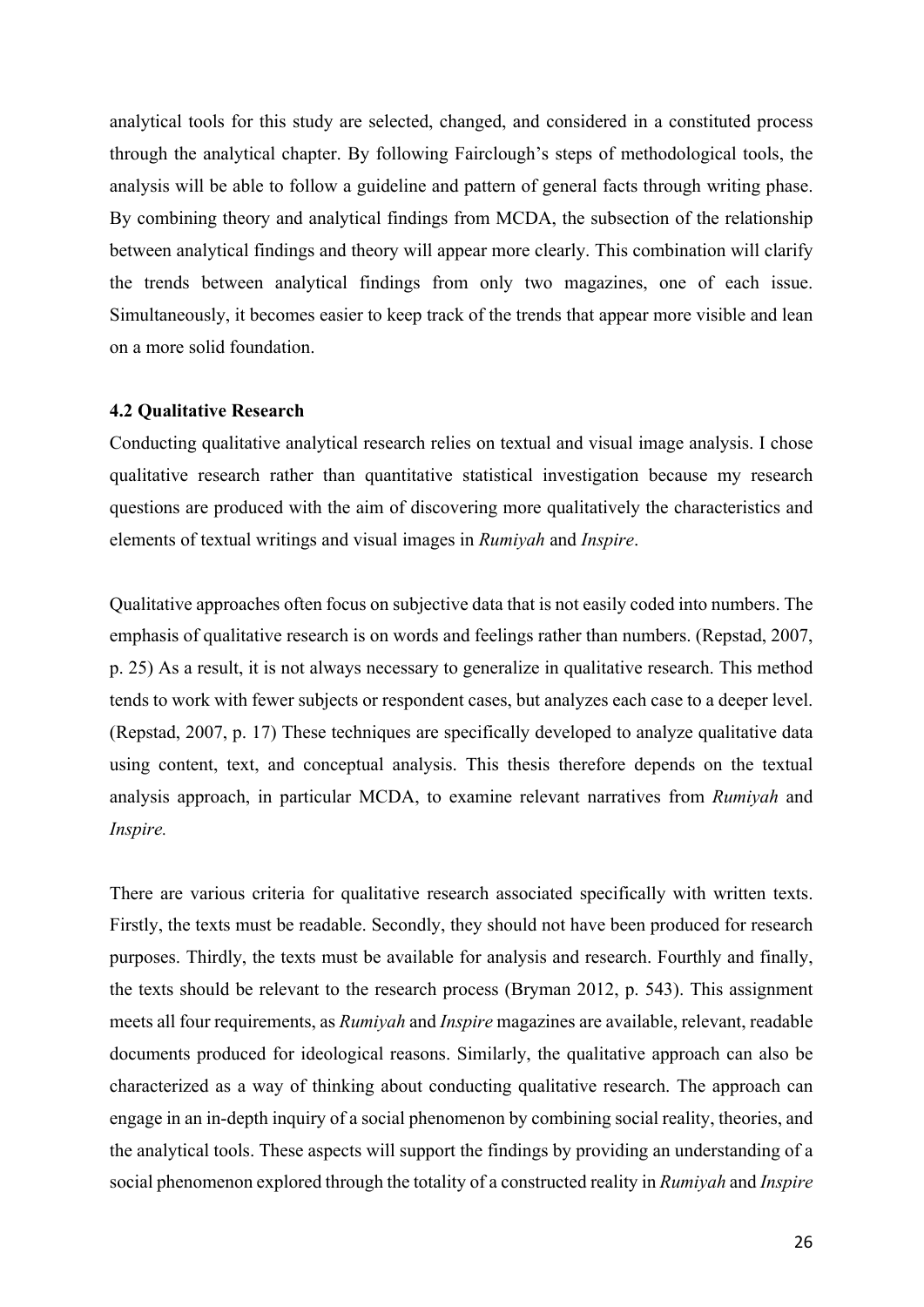analytical tools for this study are selected, changed, and considered in a constituted process through the analytical chapter. By following Fairclough's steps of methodological tools, the analysis will be able to follow a guideline and pattern of general facts through writing phase. By combining theory and analytical findings from MCDA, the subsection of the relationship between analytical findings and theory will appear more clearly. This combination will clarify the trends between analytical findings from only two magazines, one of each issue. Simultaneously, it becomes easier to keep track of the trends that appear more visible and lean on a more solid foundation.

### 4.2 Qualitative Research

Conducting qualitative analytical research relies on textual and visual image analysis. I chose qualitative research rather than quantitative statistical investigation because my research questions are produced with the aim of discovering more qualitatively the characteristics and elements of textual writings and visual images in *Rumiyah* and *Inspire*.

Qualitative approaches often focus on subjective data that is not easily coded into numbers. The emphasis of qualitative research is on words and feelings rather than numbers. (Repstad, 2007, p. 25) As a result, it is not always necessary to generalize in qualitative research. This method tends to work with fewer subjects or respondent cases, but analyzes each case to a deeper level. (Repstad, 2007, p. 17) These techniques are specifically developed to analyze qualitative data using content, text, and conceptual analysis. This thesis therefore depends on the textual analysis approach, in particular MCDA, to examine relevant narratives from *Rumiyah* and *Inspire.*

There are various criteria for qualitative research associated specifically with written texts. Firstly, the texts must be readable. Secondly, they should not have been produced for research purposes. Thirdly, the texts must be available for analysis and research. Fourthly and finally, the texts should be relevant to the research process (Bryman 2012, p. 543). This assignment meets all four requirements, as *Rumiyah* and *Inspire* magazines are available, relevant, readable documents produced for ideological reasons. Similarly, the qualitative approach can also be characterized as a way of thinking about conducting qualitative research. The approach can engage in an in-depth inquiry of a social phenomenon by combining social reality, theories, and the analytical tools. These aspects will support the findings by providing an understanding of a social phenomenon explored through the totality of a constructed reality in *Rumiyah* and *Inspire*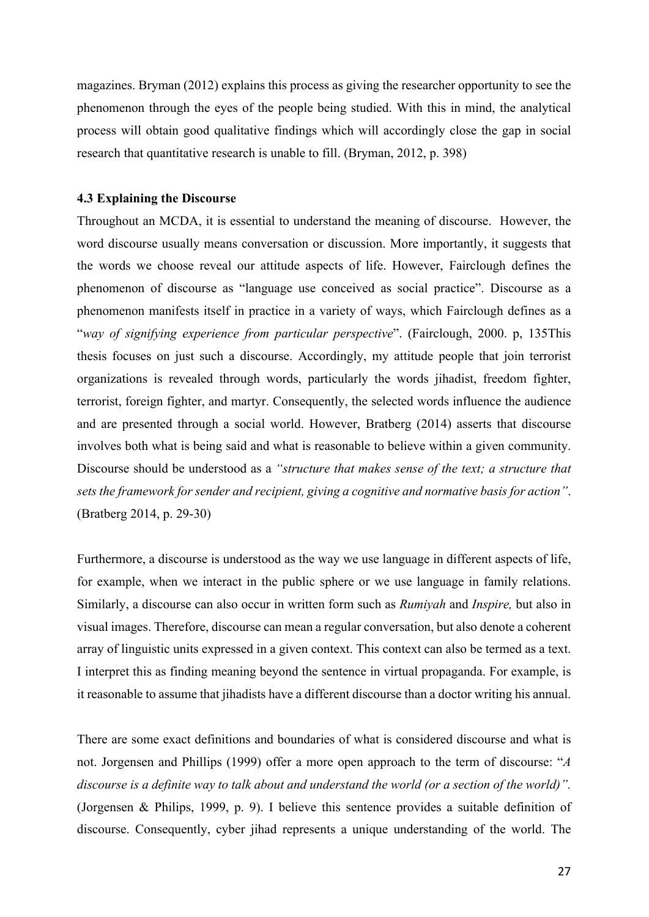magazines. Bryman (2012) explains this process as giving the researcher opportunity to see the phenomenon through the eyes of the people being studied. With this in mind, the analytical process will obtain good qualitative findings which will accordingly close the gap in social research that quantitative research is unable to fill. (Bryman, 2012, p. 398)

### 4.3 Explaining the Discourse

Throughout an MCDA, it is essential to understand the meaning of discourse. However, the word discourse usually means conversation or discussion. More importantly, it suggests that the words we choose reveal our attitude aspects of life. However, Fairclough defines the phenomenon of discourse as "language use conceived as social practice". Discourse as a phenomenon manifests itself in practice in a variety of ways, which Fairclough defines as a "*way of signifying experience from particular perspective*". (Fairclough, 2000. p, 135This thesis focuses on just such a discourse. Accordingly, my attitude people that join terrorist organizations is revealed through words, particularly the words jihadist, freedom fighter, terrorist, foreign fighter, and martyr. Consequently, the selected words influence the audience and are presented through a social world. However, Bratberg (2014) asserts that discourse involves both what is being said and what is reasonable to believe within a given community. Discourse should be understood as a *"structure that makes sense of the text; a structure that sets the framework for sender and recipient, giving a cognitive and normative basis for action"*. (Bratberg 2014, p. 29-30)

Furthermore, a discourse is understood as the way we use language in different aspects of life, for example, when we interact in the public sphere or we use language in family relations. Similarly, a discourse can also occur in written form such as *Rumiyah* and *Inspire,* but also in visual images. Therefore, discourse can mean a regular conversation, but also denote a coherent array of linguistic units expressed in a given context. This context can also be termed as a text. I interpret this as finding meaning beyond the sentence in virtual propaganda. For example, is it reasonable to assume that jihadists have a different discourse than a doctor writing his annual.

There are some exact definitions and boundaries of what is considered discourse and what is not. Jorgensen and Phillips (1999) offer a more open approach to the term of discourse: "*A discourse is a definite way to talk about and understand the world (or a section of the world)".* (Jorgensen & Philips, 1999, p. 9). I believe this sentence provides a suitable definition of discourse. Consequently, cyber jihad represents a unique understanding of the world. The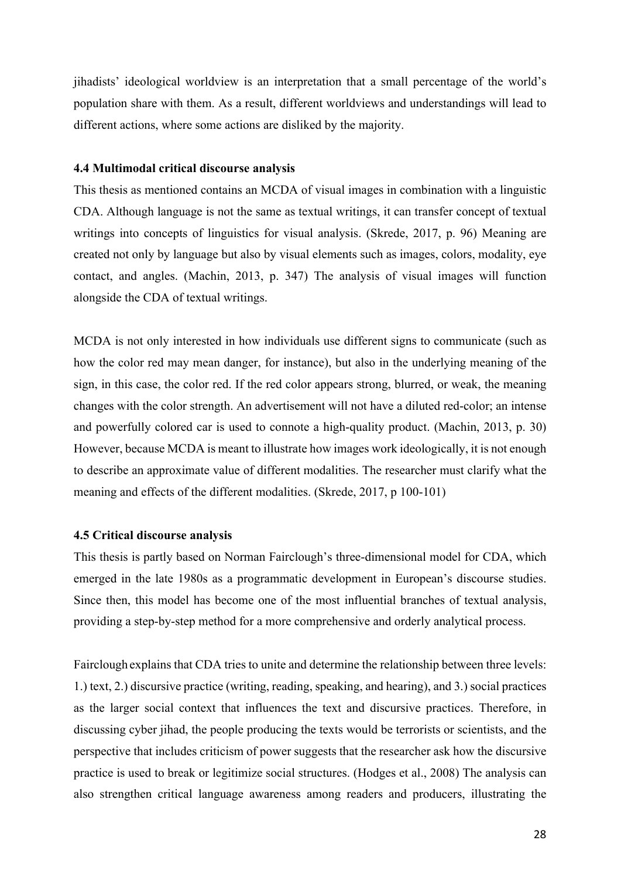jihadists' ideological worldview is an interpretation that a small percentage of the world's population share with them. As a result, different worldviews and understandings will lead to different actions, where some actions are disliked by the majority.

### 4.4 Multimodal critical discourse analysis

This thesis as mentioned contains an MCDA of visual images in combination with a linguistic CDA. Although language is not the same as textual writings, it can transfer concept of textual writings into concepts of linguistics for visual analysis. (Skrede, 2017, p. 96) Meaning are created not only by language but also by visual elements such as images, colors, modality, eye contact, and angles. (Machin, 2013, p. 347) The analysis of visual images will function alongside the CDA of textual writings.

MCDA is not only interested in how individuals use different signs to communicate (such as how the color red may mean danger, for instance), but also in the underlying meaning of the sign, in this case, the color red. If the red color appears strong, blurred, or weak, the meaning changes with the color strength. An advertisement will not have a diluted red-color; an intense and powerfully colored car is used to connote a high-quality product. (Machin, 2013, p. 30) However, because MCDA is meant to illustrate how images work ideologically, it is not enough to describe an approximate value of different modalities. The researcher must clarify what the meaning and effects of the different modalities. (Skrede, 2017, p 100-101)

### 4.5 Critical discourse analysis

This thesis is partly based on Norman Fairclough's three-dimensional model for CDA, which emerged in the late 1980s as a programmatic development in European's discourse studies. Since then, this model has become one of the most influential branches of textual analysis, providing a step-by-step method for a more comprehensive and orderly analytical process.

Fairclough explains that CDA tries to unite and determine the relationship between three levels: 1.) text, 2.) discursive practice (writing, reading, speaking, and hearing), and 3.) social practices as the larger social context that influences the text and discursive practices. Therefore, in discussing cyber jihad, the people producing the texts would be terrorists or scientists, and the perspective that includes criticism of power suggests that the researcher ask how the discursive practice is used to break or legitimize social structures. (Hodges et al., 2008) The analysis can also strengthen critical language awareness among readers and producers, illustrating the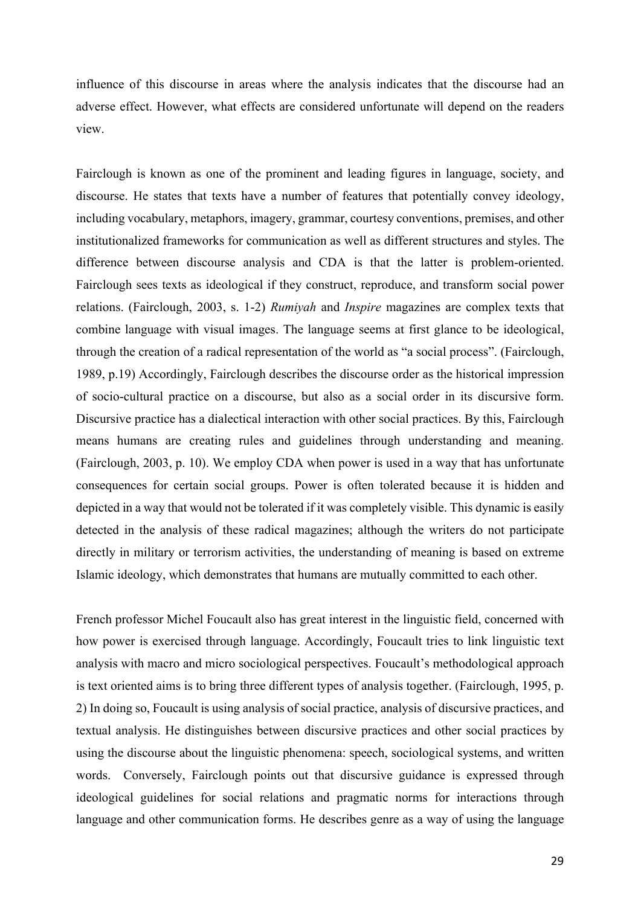influence of this discourse in areas where the analysis indicates that the discourse had an adverse effect. However, what effects are considered unfortunate will depend on the readers view.

Fairclough is known as one of the prominent and leading figures in language, society, and discourse. He states that texts have a number of features that potentially convey ideology, including vocabulary, metaphors, imagery, grammar, courtesy conventions, premises, and other institutionalized frameworks for communication as well as different structures and styles. The difference between discourse analysis and CDA is that the latter is problem-oriented. Fairclough sees texts as ideological if they construct, reproduce, and transform social power relations. (Fairclough, 2003, s. 1-2) *Rumiyah* and *Inspire* magazines are complex texts that combine language with visual images. The language seems at first glance to be ideological, through the creation of a radical representation of the world as "a social process". (Fairclough, 1989, p.19) Accordingly, Fairclough describes the discourse order as the historical impression of socio-cultural practice on a discourse, but also as a social order in its discursive form. Discursive practice has a dialectical interaction with other social practices. By this, Fairclough means humans are creating rules and guidelines through understanding and meaning. (Fairclough, 2003, p. 10). We employ CDA when power is used in a way that has unfortunate consequences for certain social groups. Power is often tolerated because it is hidden and depicted in a way that would not be tolerated if it was completely visible. This dynamic is easily detected in the analysis of these radical magazines; although the writers do not participate directly in military or terrorism activities, the understanding of meaning is based on extreme Islamic ideology, which demonstrates that humans are mutually committed to each other.

French professor Michel Foucault also has great interest in the linguistic field, concerned with how power is exercised through language. Accordingly, Foucault tries to link linguistic text analysis with macro and micro sociological perspectives. Foucault's methodological approach is text oriented aims is to bring three different types of analysis together. (Fairclough, 1995, p. 2) In doing so, Foucault is using analysis of social practice, analysis of discursive practices, and textual analysis. He distinguishes between discursive practices and other social practices by using the discourse about the linguistic phenomena: speech, sociological systems, and written words. Conversely, Fairclough points out that discursive guidance is expressed through ideological guidelines for social relations and pragmatic norms for interactions through language and other communication forms. He describes genre as a way of using the language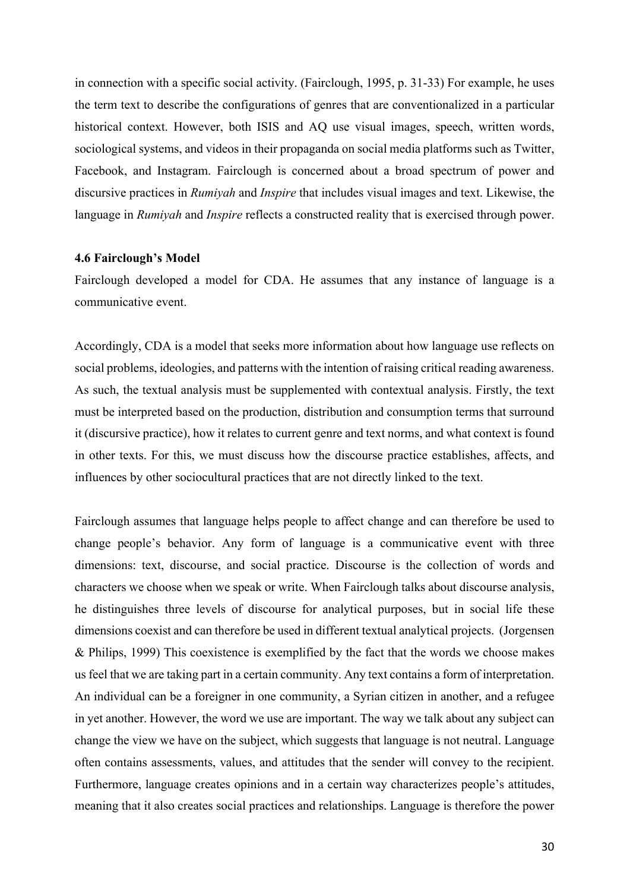in connection with a specific social activity. (Fairclough, 1995, p. 31-33) For example, he uses the term text to describe the configurations of genres that are conventionalized in a particular historical context. However, both ISIS and AQ use visual images, speech, written words, sociological systems, and videos in their propaganda on social media platforms such as Twitter, Facebook, and Instagram. Fairclough is concerned about a broad spectrum of power and discursive practices in *Rumiyah* and *Inspire* that includes visual images and text. Likewise, the language in *Rumiyah* and *Inspire* reflects a constructed reality that is exercised through power.

### 4.6 Fairclough's Model

Fairclough developed a model for CDA. He assumes that any instance of language is a communicative event.

Accordingly, CDA is a model that seeks more information about how language use reflects on social problems, ideologies, and patterns with the intention of raising critical reading awareness. As such, the textual analysis must be supplemented with contextual analysis. Firstly, the text must be interpreted based on the production, distribution and consumption terms that surround it (discursive practice), how it relates to current genre and text norms, and what context is found in other texts. For this, we must discuss how the discourse practice establishes, affects, and influences by other sociocultural practices that are not directly linked to the text.

Fairclough assumes that language helps people to affect change and can therefore be used to change people's behavior. Any form of language is a communicative event with three dimensions: text, discourse, and social practice. Discourse is the collection of words and characters we choose when we speak or write. When Fairclough talks about discourse analysis, he distinguishes three levels of discourse for analytical purposes, but in social life these dimensions coexist and can therefore be used in different textual analytical projects. (Jorgensen & Philips, 1999) This coexistence is exemplified by the fact that the words we choose makes us feel that we are taking part in a certain community. Any text contains a form of interpretation. An individual can be a foreigner in one community, a Syrian citizen in another, and a refugee in yet another. However, the word we use are important. The way we talk about any subject can change the view we have on the subject, which suggests that language is not neutral. Language often contains assessments, values, and attitudes that the sender will convey to the recipient. Furthermore, language creates opinions and in a certain way characterizes people's attitudes, meaning that it also creates social practices and relationships. Language is therefore the power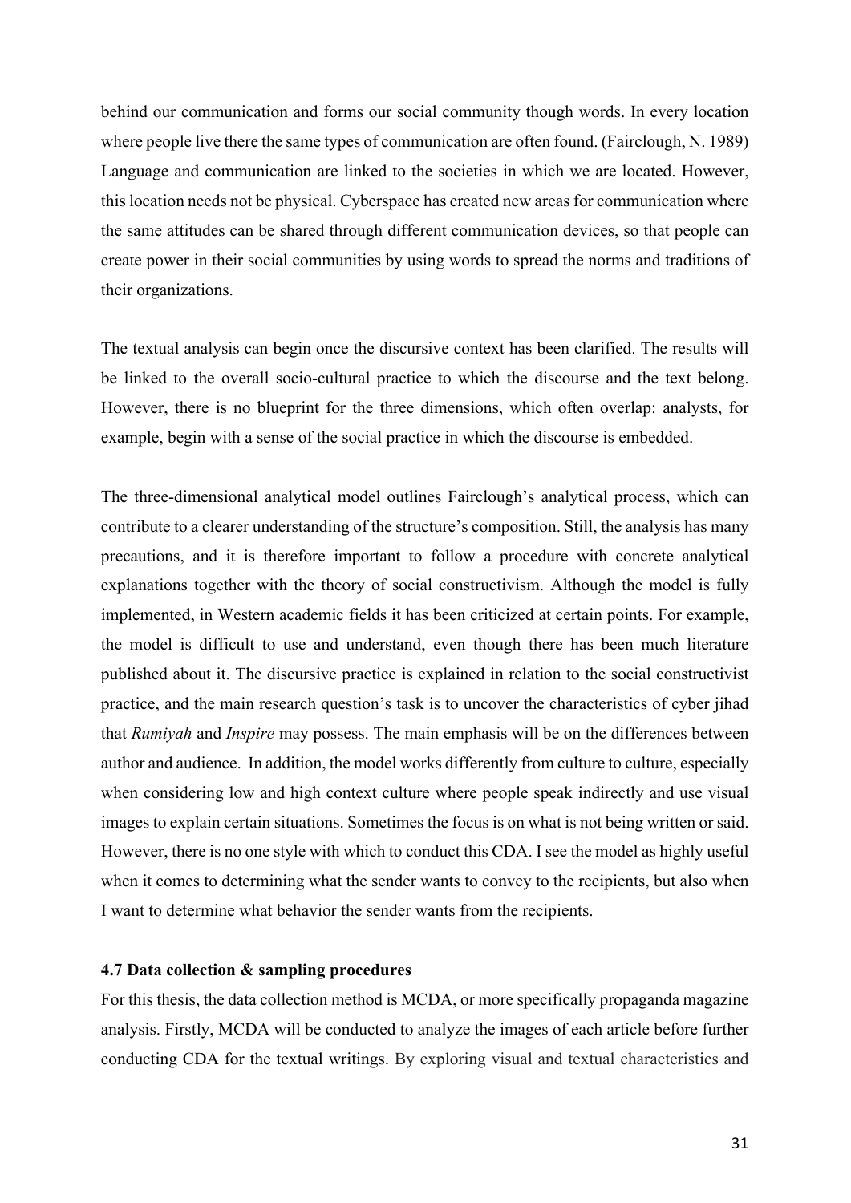behind our communication and forms our social community though words. In every location where people live there the same types of communication are often found. (Fairclough, N. 1989) Language and communication are linked to the societies in which we are located. However, this location needs not be physical. Cyberspace has created new areas for communication where the same attitudes can be shared through different communication devices, so that people can create power in their social communities by using words to spread the norms and traditions of their organizations.

The textual analysis can begin once the discursive context has been clarified. The results will be linked to the overall socio-cultural practice to which the discourse and the text belong. However, there is no blueprint for the three dimensions, which often overlap: analysts, for example, begin with a sense of the social practice in which the discourse is embedded.

The three-dimensional analytical model outlines Fairclough's analytical process, which can contribute to a clearer understanding of the structure's composition. Still, the analysis has many precautions, and it is therefore important to follow a procedure with concrete analytical explanations together with the theory of social constructivism. Although the model is fully implemented, in Western academic fields it has been criticized at certain points. For example, the model is difficult to use and understand, even though there has been much literature published about it. The discursive practice is explained in relation to the social constructivist practice, and the main research question's task is to uncover the characteristics of cyber jihad that *Rumiyah* and *Inspire* may possess. The main emphasis will be on the differences between author and audience. In addition, the model works differently from culture to culture, especially when considering low and high context culture where people speak indirectly and use visual images to explain certain situations. Sometimes the focus is on what is not being written or said. However, there is no one style with which to conduct this CDA. I see the model as highly useful when it comes to determining what the sender wants to convey to the recipients, but also when I want to determine what behavior the sender wants from the recipients.

### 4.7 Data collection & sampling procedures

For this thesis, the data collection method is MCDA, or more specifically propaganda magazine analysis. Firstly, MCDA will be conducted to analyze the images of each article before further conducting CDA for the textual writings. By exploring visual and textual characteristics and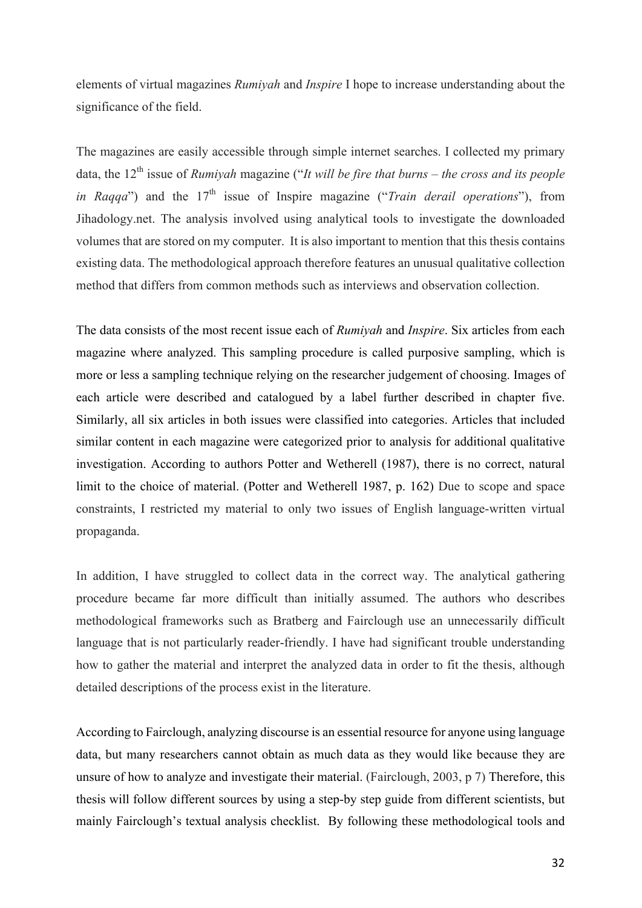elements of virtual magazines *Rumiyah* and *Inspire* I hope to increase understanding about the significance of the field.

The magazines are easily accessible through simple internet searches. I collected my primary data, the 12th issue of *Rumiyah* magazine ("*It will be fire that burns – the cross and its people in Raqqa*") and the 17th issue of Inspire magazine ("*Train derail operations*"), from Jihadology.net. The analysis involved using analytical tools to investigate the downloaded volumes that are stored on my computer. It is also important to mention that this thesis contains existing data. The methodological approach therefore features an unusual qualitative collection method that differs from common methods such as interviews and observation collection.

The data consists of the most recent issue each of *Rumiyah* and *Inspire*. Six articles from each magazine where analyzed. This sampling procedure is called purposive sampling, which is more or less a sampling technique relying on the researcher judgement of choosing. Images of each article were described and catalogued by a label further described in chapter five. Similarly, all six articles in both issues were classified into categories. Articles that included similar content in each magazine were categorized prior to analysis for additional qualitative investigation. According to authors Potter and Wetherell (1987), there is no correct, natural limit to the choice of material. (Potter and Wetherell 1987, p. 162) Due to scope and space constraints, I restricted my material to only two issues of English language-written virtual propaganda.

In addition, I have struggled to collect data in the correct way. The analytical gathering procedure became far more difficult than initially assumed. The authors who describes methodological frameworks such as Bratberg and Fairclough use an unnecessarily difficult language that is not particularly reader-friendly. I have had significant trouble understanding how to gather the material and interpret the analyzed data in order to fit the thesis, although detailed descriptions of the process exist in the literature.

According to Fairclough, analyzing discourse is an essential resource for anyone using language data, but many researchers cannot obtain as much data as they would like because they are unsure of how to analyze and investigate their material. (Fairclough, 2003, p 7) Therefore, this thesis will follow different sources by using a step-by step guide from different scientists, but mainly Fairclough's textual analysis checklist. By following these methodological tools and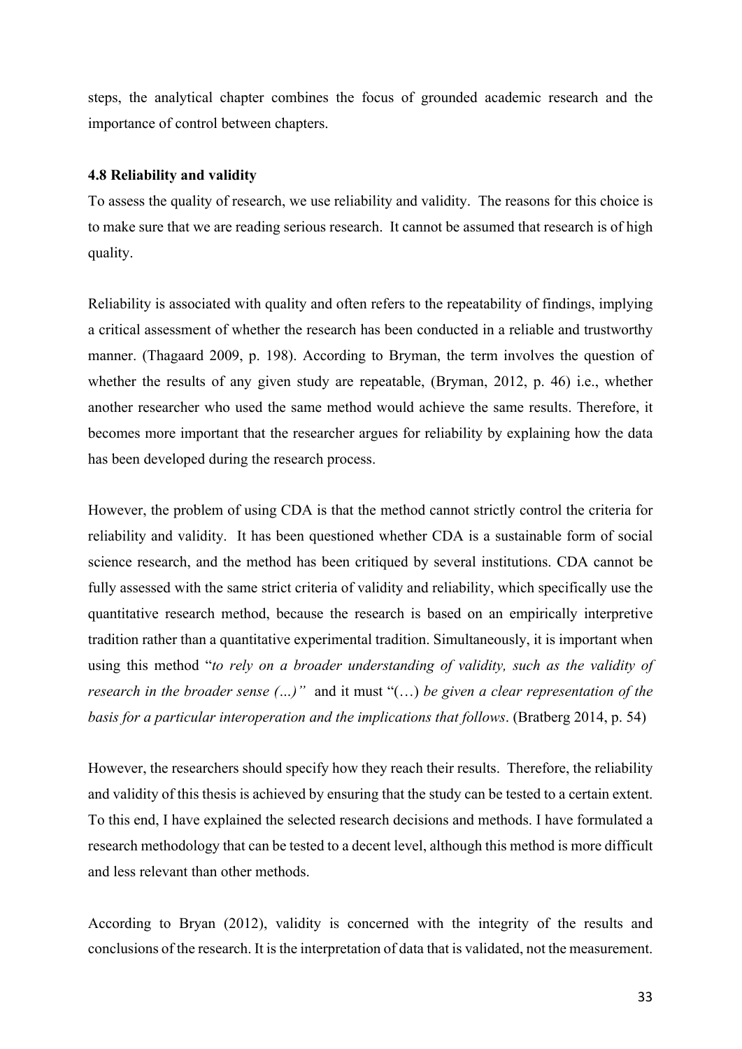steps, the analytical chapter combines the focus of grounded academic research and the importance of control between chapters.

### 4.8 Reliability and validity

To assess the quality of research, we use reliability and validity. The reasons for this choice is to make sure that we are reading serious research. It cannot be assumed that research is of high quality.

Reliability is associated with quality and often refers to the repeatability of findings, implying a critical assessment of whether the research has been conducted in a reliable and trustworthy manner. (Thagaard 2009, p. 198). According to Bryman, the term involves the question of whether the results of any given study are repeatable, (Bryman, 2012, p. 46) i.e., whether another researcher who used the same method would achieve the same results. Therefore, it becomes more important that the researcher argues for reliability by explaining how the data has been developed during the research process.

However, the problem of using CDA is that the method cannot strictly control the criteria for reliability and validity. It has been questioned whether CDA is a sustainable form of social science research, and the method has been critiqued by several institutions. CDA cannot be fully assessed with the same strict criteria of validity and reliability, which specifically use the quantitative research method, because the research is based on an empirically interpretive tradition rather than a quantitative experimental tradition. Simultaneously, it is important when using this method "*to rely on a broader understanding of validity, such as the validity of research in the broader sense (...)"* and it must "(…) *be given a clear representation of the basis for a particular interoperation and the implications that follows*. (Bratberg 2014, p. 54)

However, the researchers should specify how they reach their results. Therefore, the reliability and validity of this thesis is achieved by ensuring that the study can be tested to a certain extent. To this end, I have explained the selected research decisions and methods. I have formulated a research methodology that can be tested to a decent level, although this method is more difficult and less relevant than other methods.

According to Bryan (2012), validity is concerned with the integrity of the results and conclusions of the research. It is the interpretation of data that is validated, not the measurement.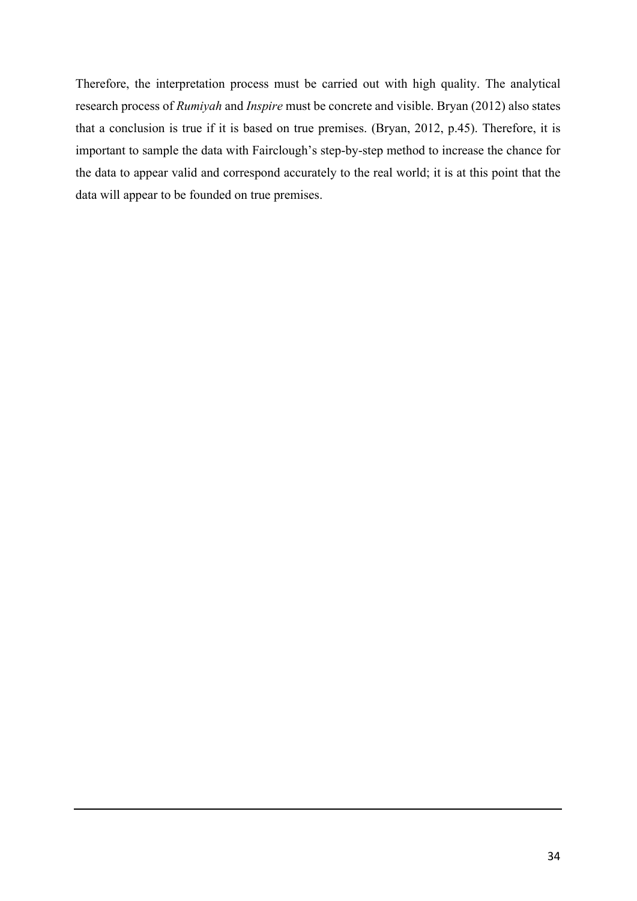Therefore, the interpretation process must be carried out with high quality. The analytical research process of *Rumiyah* and *Inspire* must be concrete and visible. Bryan (2012) also states that a conclusion is true if it is based on true premises. (Bryan, 2012, p.45). Therefore, it is important to sample the data with Fairclough's step-by-step method to increase the chance for the data to appear valid and correspond accurately to the real world; it is at this point that the data will appear to be founded on true premises.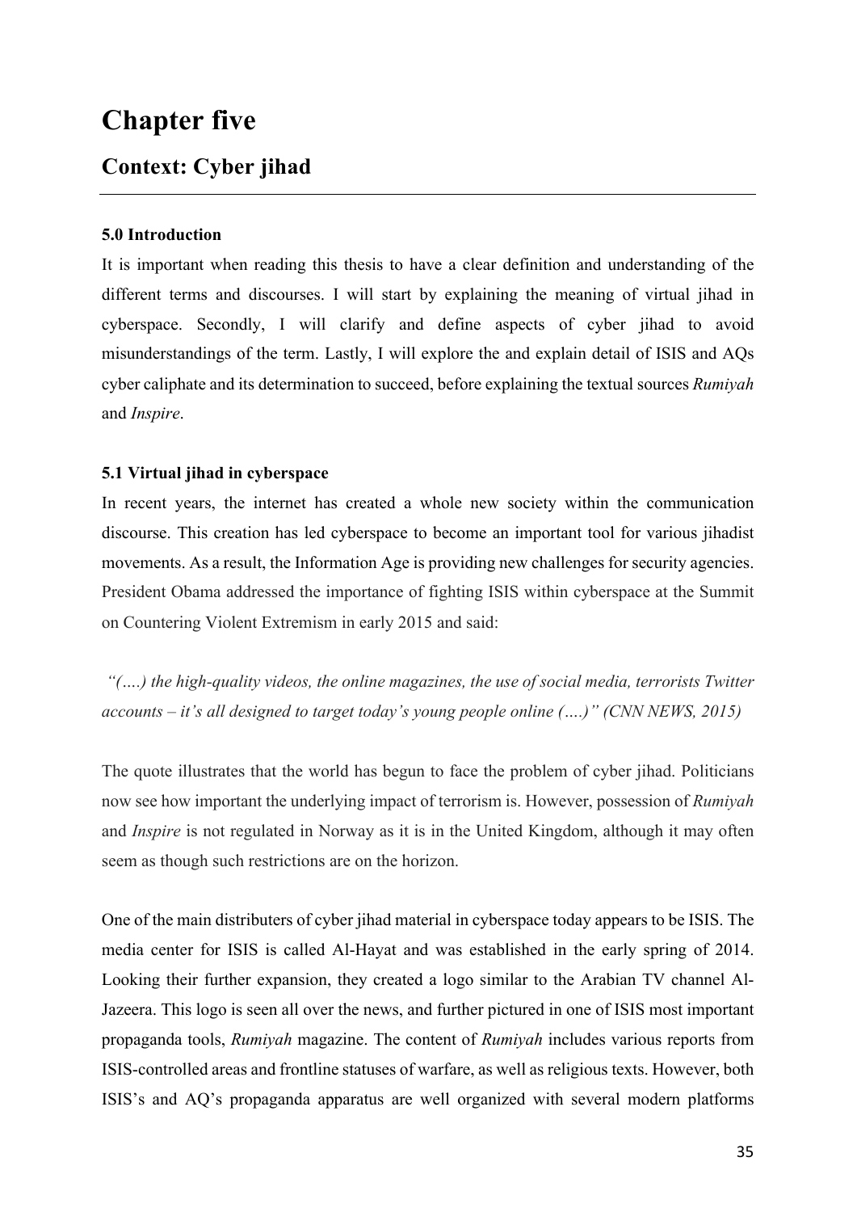# Chapter five

## Context: Cyber jihad

---

**5.0 Introduction**

It is important when reading this thesis to have a clear definition and understanding of the different terms and discourses. I will start by explaining the meaning of virtual jihad in cyberspace. Secondly, I will clarify and define aspects of cyber jihad to avoid misunderstandings of the term. Lastly, I will explore the and explain detail of ISIS and AQs cyber caliphate and its determination to succeed, before explaining the textual sources *Rumiyah* and *Inspire*.

**5.1 Virtual jihad in cyberspace**

In recent years, the internet has created a whole new society within the communication discourse. This creation has led cyberspace to become an important tool for various jihadist movements. As a result, the Information Age is providing new challenges for security agencies. President Obama addressed the importance of fighting ISIS within cyberspace at the Summit on Countering Violent Extremism in early 2015 and said:

*"(….) the high-quality videos, the online magazines, the use of social media, terrorists Twitter accounts – it's all designed to target today's young people online (….)" (CNN NEWS, 2015)*

The quote illustrates that the world has begun to face the problem of cyber jihad. Politicians now see how important the underlying impact of terrorism is. However, possession of *Rumiyah* and *Inspire* is not regulated in Norway as it is in the United Kingdom, although it may often seem as though such restrictions are on the horizon.

One of the main distributers of cyber jihad material in cyberspace today appears to be ISIS. The media center for ISIS is called Al-Hayat and was established in the early spring of 2014. Looking their further expansion, they created a logo similar to the Arabian TV channel Al-Jazeera. This logo is seen all over the news, and further pictured in one of ISIS most important propaganda tools, *Rumiyah* magazine. The content of *Rumiyah* includes various reports from ISIS-controlled areas and frontline statuses of warfare, as well as religious texts. However, both ISIS's and AQ's propaganda apparatus are well organized with several modern platforms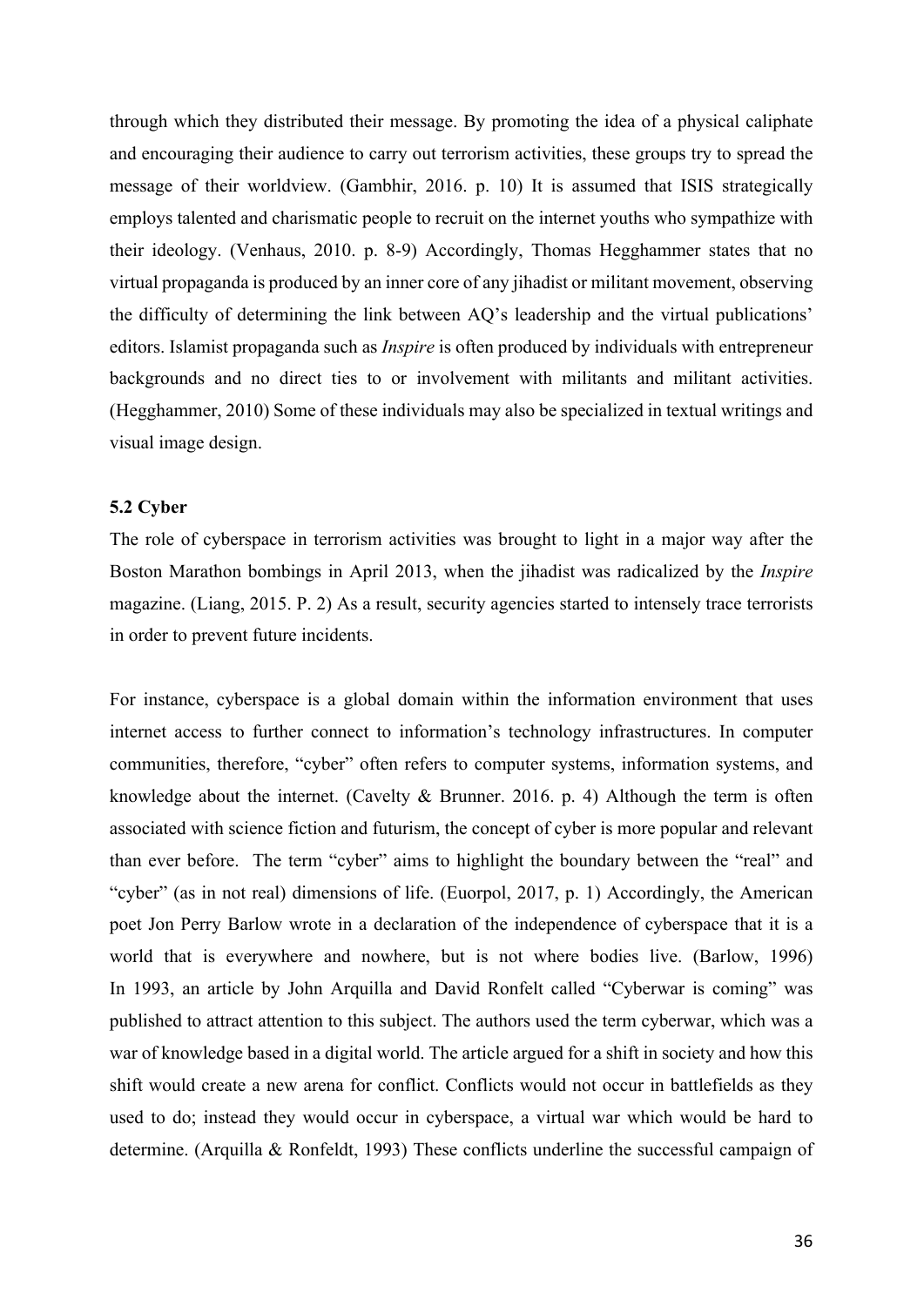through which they distributed their message. By promoting the idea of a physical caliphate and encouraging their audience to carry out terrorism activities, these groups try to spread the message of their worldview. (Gambhir, 2016. p. 10) It is assumed that ISIS strategically employs talented and charismatic people to recruit on the internet youths who sympathize with their ideology. (Venhaus, 2010. p. 8-9) Accordingly, Thomas Hegghammer states that no virtual propaganda is produced by an inner core of any jihadist or militant movement, observing the difficulty of determining the link between AQ's leadership and the virtual publications' editors. Islamist propaganda such as *Inspire* is often produced by individuals with entrepreneur backgrounds and no direct ties to or involvement with militants and militant activities. (Hegghammer, 2010) Some of these individuals may also be specialized in textual writings and visual image design.

### 5.2 Cyber

The role of cyberspace in terrorism activities was brought to light in a major way after the Boston Marathon bombings in April 2013, when the jihadist was radicalized by the *Inspire* magazine. (Liang, 2015. P. 2) As a result, security agencies started to intensely trace terrorists in order to prevent future incidents.

For instance, cyberspace is a global domain within the information environment that uses internet access to further connect to information's technology infrastructures. In computer communities, therefore, "cyber" often refers to computer systems, information systems, and knowledge about the internet. (Cavelty & Brunner. 2016. p. 4) Although the term is often associated with science fiction and futurism, the concept of cyber is more popular and relevant than ever before. The term "cyber" aims to highlight the boundary between the "real" and "cyber" (as in not real) dimensions of life. (Euorpol, 2017, p. 1) Accordingly, the American poet Jon Perry Barlow wrote in a declaration of the independence of cyberspace that it is a world that is everywhere and nowhere, but is not where bodies live. (Barlow, 1996) In 1993, an article by John Arquilla and David Ronfelt called "Cyberwar is coming" was published to attract attention to this subject. The authors used the term cyberwar, which was a war of knowledge based in a digital world. The article argued for a shift in society and how this shift would create a new arena for conflict. Conflicts would not occur in battlefields as they used to do; instead they would occur in cyberspace, a virtual war which would be hard to determine. (Arquilla & Ronfeldt, 1993) These conflicts underline the successful campaign of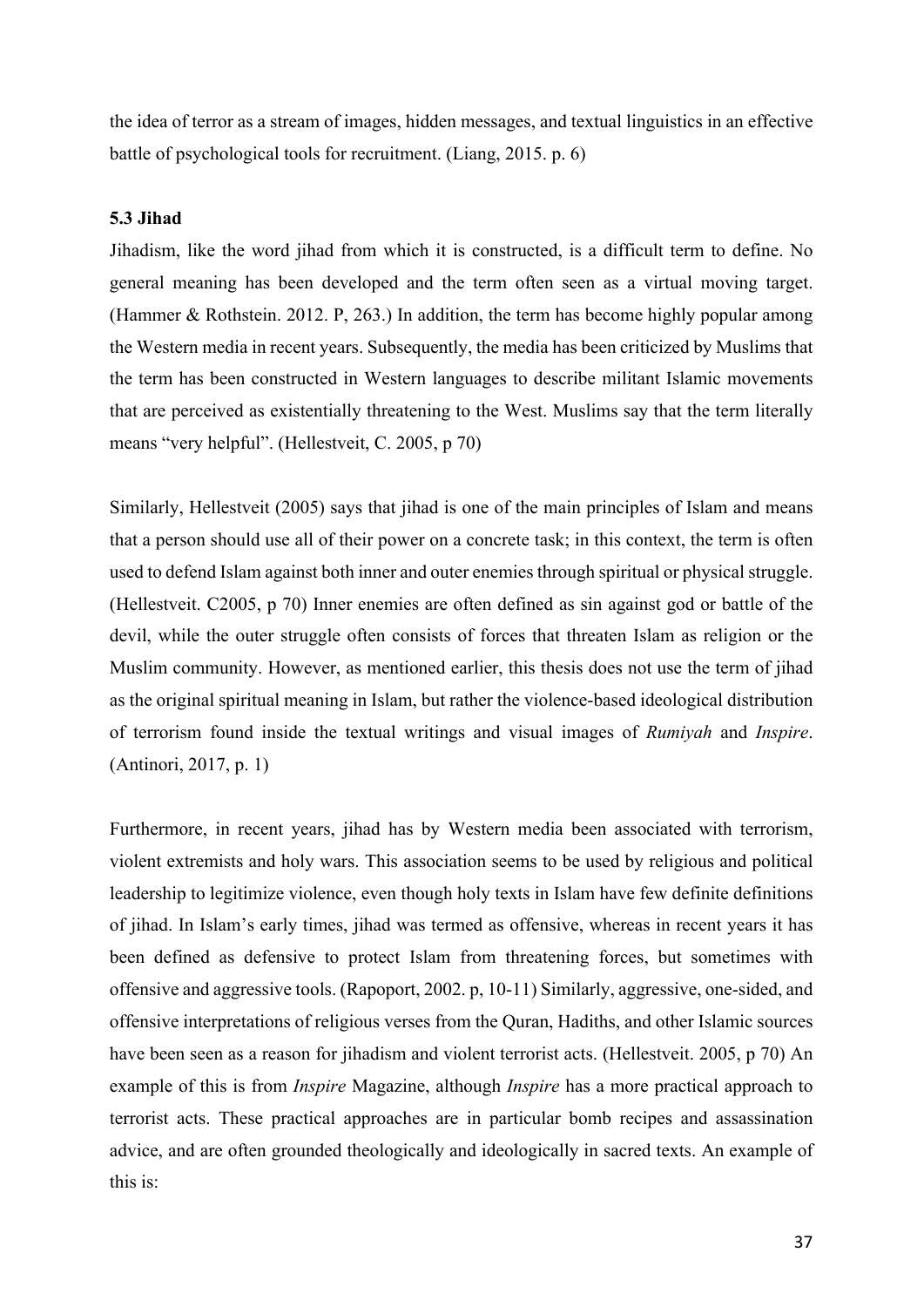the idea of terror as a stream of images, hidden messages, and textual linguistics in an effective battle of psychological tools for recruitment. (Liang, 2015. p. 6)

### 5.3 Jihad

Jihadism, like the word jihad from which it is constructed, is a difficult term to define. No general meaning has been developed and the term often seen as a virtual moving target. (Hammer & Rothstein. 2012. P, 263.) In addition, the term has become highly popular among the Western media in recent years. Subsequently, the media has been criticized by Muslims that the term has been constructed in Western languages to describe militant Islamic movements that are perceived as existentially threatening to the West. Muslims say that the term literally means "very helpful". (Hellestveit, C. 2005, p 70)

Similarly, Hellestveit (2005) says that jihad is one of the main principles of Islam and means that a person should use all of their power on a concrete task; in this context, the term is often used to defend Islam against both inner and outer enemies through spiritual or physical struggle. (Hellestveit. C2005, p 70) Inner enemies are often defined as sin against god or battle of the devil, while the outer struggle often consists of forces that threaten Islam as religion or the Muslim community. However, as mentioned earlier, this thesis does not use the term of jihad as the original spiritual meaning in Islam, but rather the violence-based ideological distribution of terrorism found inside the textual writings and visual images of *Rumiyah* and *Inspire*. (Antinori, 2017, p. 1)

Furthermore, in recent years, jihad has by Western media been associated with terrorism, violent extremists and holy wars. This association seems to be used by religious and political leadership to legitimize violence, even though holy texts in Islam have few definite definitions of jihad. In Islam's early times, jihad was termed as offensive, whereas in recent years it has been defined as defensive to protect Islam from threatening forces, but sometimes with offensive and aggressive tools. (Rapoport, 2002. p, 10-11) Similarly, aggressive, one-sided, and offensive interpretations of religious verses from the Quran, Hadiths, and other Islamic sources have been seen as a reason for jihadism and violent terrorist acts. (Hellestveit. 2005, p 70) An example of this is from *Inspire* Magazine, although *Inspire* has a more practical approach to terrorist acts. These practical approaches are in particular bomb recipes and assassination advice, and are often grounded theologically and ideologically in sacred texts. An example of this is: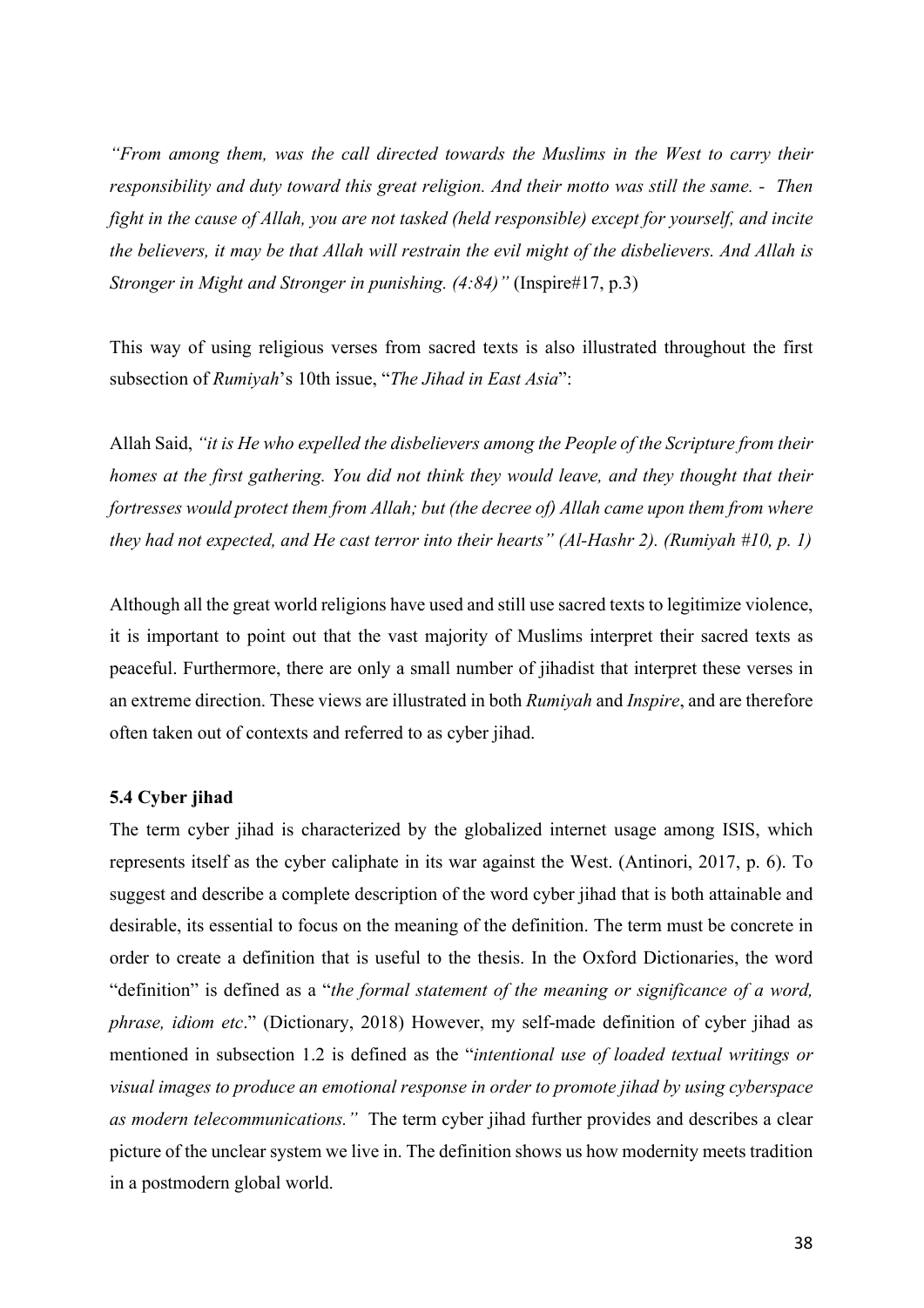*"From among them, was the call directed towards the Muslims in the West to carry their responsibility and duty toward this great religion. And their motto was still the same. - Then fight in the cause of Allah, you are not tasked (held responsible) except for yourself, and incite the believers, it may be that Allah will restrain the evil might of the disbelievers. And Allah is Stronger in Might and Stronger in punishing. (4:84)"* (Inspire#17, p.3)

This way of using religious verses from sacred texts is also illustrated throughout the first subsection of *Rumiyah*'s 10th issue, "*The Jihad in East Asia*":

Allah Said, *"it is He who expelled the disbelievers among the People of the Scripture from their homes at the first gathering. You did not think they would leave, and they thought that their fortresses would protect them from Allah; but (the decree of) Allah came upon them from where they had not expected, and He cast terror into their hearts" (Al-Hashr 2). (Rumiyah #10, p. 1)*

Although all the great world religions have used and still use sacred texts to legitimize violence, it is important to point out that the vast majority of Muslims interpret their sacred texts as peaceful. Furthermore, there are only a small number of jihadist that interpret these verses in an extreme direction. These views are illustrated in both *Rumiyah* and *Inspire*, and are therefore often taken out of contexts and referred to as cyber jihad.

### 5.4 Cyber jihad

The term cyber jihad is characterized by the globalized internet usage among ISIS, which represents itself as the cyber caliphate in its war against the West. (Antinori, 2017, p. 6). To suggest and describe a complete description of the word cyber jihad that is both attainable and desirable, its essential to focus on the meaning of the definition. The term must be concrete in order to create a definition that is useful to the thesis. In the Oxford Dictionaries, the word "definition" is defined as a "*the formal statement of the meaning or significance of a word, phrase, idiom etc*." (Dictionary, 2018) However, my self-made definition of cyber jihad as mentioned in subsection 1.2 is defined as the "*intentional use of loaded textual writings or visual images to produce an emotional response in order to promote jihad by using cyberspace as modern telecommunications."* The term cyber jihad further provides and describes a clear picture of the unclear system we live in. The definition shows us how modernity meets tradition in a postmodern global world.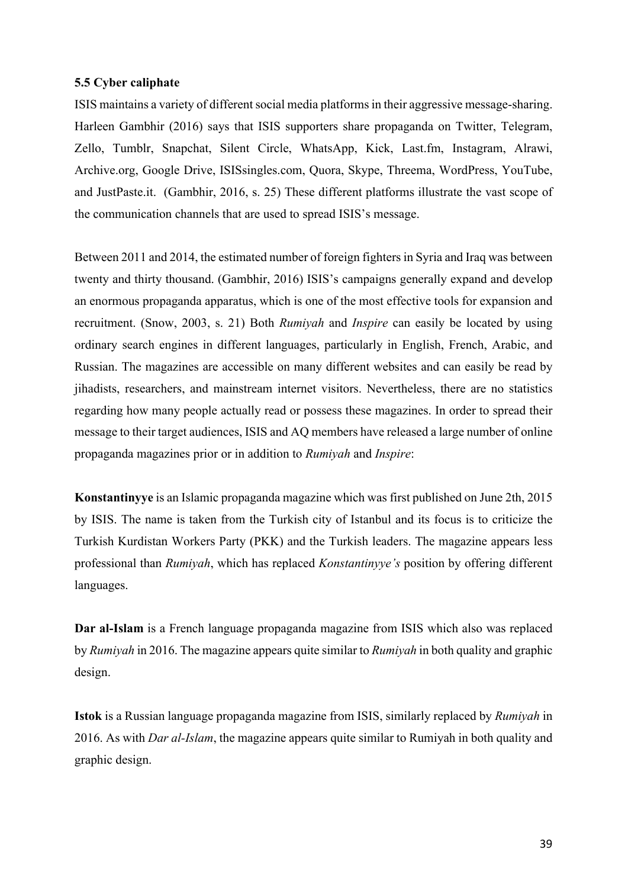### 5.5 Cyber caliphate

ISIS maintains a variety of different social media platforms in their aggressive message-sharing. Harleen Gambhir (2016) says that ISIS supporters share propaganda on Twitter, Telegram, Zello, Tumblr, Snapchat, Silent Circle, WhatsApp, Kick, Last.fm, Instagram, Alrawi, Archive.org, Google Drive, ISISsingles.com, Quora, Skype, Threema, WordPress, YouTube, and JustPaste.it. (Gambhir, 2016, s. 25) These different platforms illustrate the vast scope of the communication channels that are used to spread ISIS's message.

Between 2011 and 2014, the estimated number of foreign fighters in Syria and Iraq was between twenty and thirty thousand. (Gambhir, 2016) ISIS's campaigns generally expand and develop an enormous propaganda apparatus, which is one of the most effective tools for expansion and recruitment. (Snow, 2003, s. 21) Both *Rumiyah* and *Inspire* can easily be located by using ordinary search engines in different languages, particularly in English, French, Arabic, and Russian. The magazines are accessible on many different websites and can easily be read by jihadists, researchers, and mainstream internet visitors. Nevertheless, there are no statistics regarding how many people actually read or possess these magazines. In order to spread their message to their target audiences, ISIS and AQ members have released a large number of online propaganda magazines prior or in addition to *Rumiyah* and *Inspire*:

**Konstantinyye** is an Islamic propaganda magazine which was first published on June 2th, 2015 by ISIS. The name is taken from the Turkish city of Istanbul and its focus is to criticize the Turkish Kurdistan Workers Party (PKK) and the Turkish leaders. The magazine appears less professional than *Rumiyah*, which has replaced *Konstantinyye's* position by offering different languages.

**Dar al-Islam** is a French language propaganda magazine from ISIS which also was replaced by *Rumiyah* in 2016. The magazine appears quite similar to *Rumiyah* in both quality and graphic design.

**Istok** is a Russian language propaganda magazine from ISIS, similarly replaced by *Rumiyah* in 2016. As with *Dar al-Islam*, the magazine appears quite similar to Rumiyah in both quality and graphic design.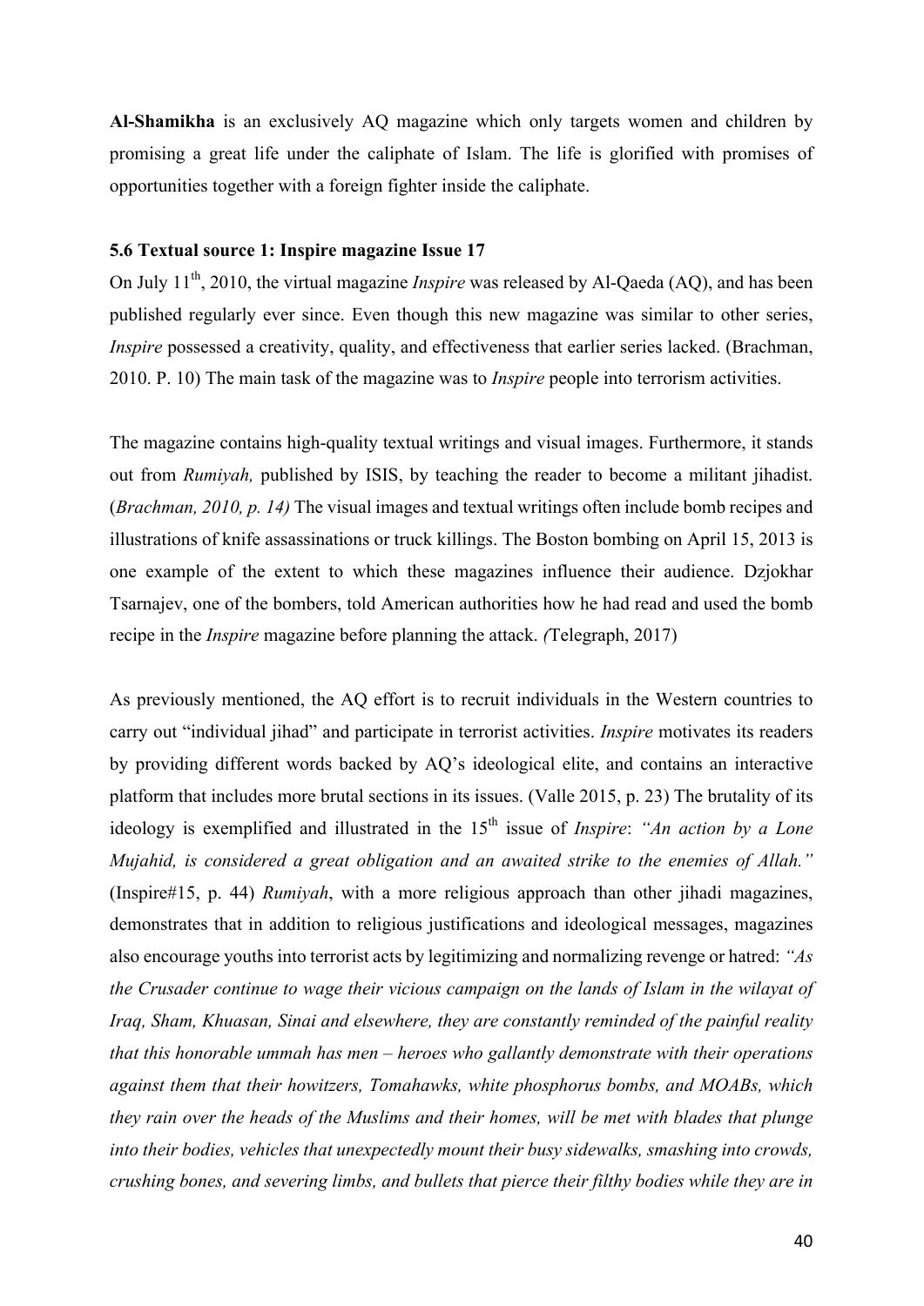**Al-Shamikha** is an exclusively AQ magazine which only targets women and children by promising a great life under the caliphate of Islam. The life is glorified with promises of opportunities together with a foreign fighter inside the caliphate.

### 5.6 Textual source 1: Inspire magazine Issue 17

On July 11th, 2010, the virtual magazine *Inspire* was released by Al-Qaeda (AQ), and has been published regularly ever since. Even though this new magazine was similar to other series, *Inspire* possessed a creativity, quality, and effectiveness that earlier series lacked. (Brachman, 2010. P. 10) The main task of the magazine was to *Inspire* people into terrorism activities.

The magazine contains high-quality textual writings and visual images. Furthermore, it stands out from *Rumiyah,* published by ISIS, by teaching the reader to become a militant jihadist. (*Brachman, 2010, p. 14)* The visual images and textual writings often include bomb recipes and illustrations of knife assassinations or truck killings. The Boston bombing on April 15, 2013 is one example of the extent to which these magazines influence their audience. Dzjokhar Tsarnajev, one of the bombers, told American authorities how he had read and used the bomb recipe in the *Inspire* magazine before planning the attack. *(*Telegraph, 2017)

As previously mentioned, the AQ effort is to recruit individuals in the Western countries to carry out "individual jihad" and participate in terrorist activities. *Inspire* motivates its readers by providing different words backed by AQ's ideological elite, and contains an interactive platform that includes more brutal sections in its issues. (Valle 2015, p. 23) The brutality of its ideology is exemplified and illustrated in the 15th issue of *Inspire*: *"An action by a Lone Mujahid, is considered a great obligation and an awaited strike to the enemies of Allah."* (Inspire#15, p. 44) *Rumiyah*, with a more religious approach than other jihadi magazines, demonstrates that in addition to religious justifications and ideological messages, magazines also encourage youths into terrorist acts by legitimizing and normalizing revenge or hatred: *"As the Crusader continue to wage their vicious campaign on the lands of Islam in the wilayat of Iraq, Sham, Khuasan, Sinai and elsewhere, they are constantly reminded of the painful reality that this honorable ummah has men – heroes who gallantly demonstrate with their operations against them that their howitzers, Tomahawks, white phosphorus bombs, and MOABs, which they rain over the heads of the Muslims and their homes, will be met with blades that plunge into their bodies, vehicles that unexpectedly mount their busy sidewalks, smashing into crowds, crushing bones, and severing limbs, and bullets that pierce their filthy bodies while they are in*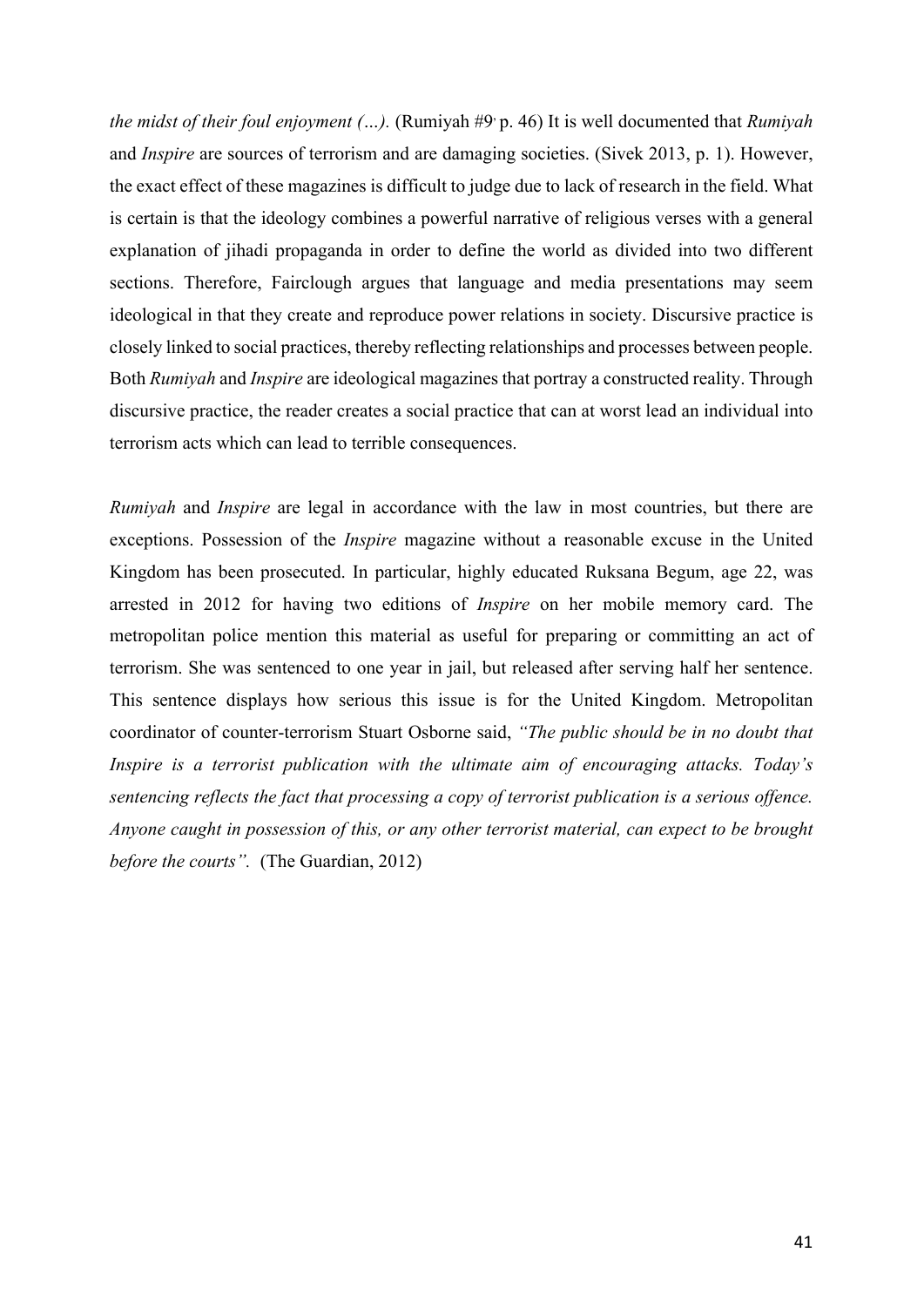*the midst of their foul enjoyment (…).* (Rumiyah #9, p. 46) It is well documented that *Rumiyah* and *Inspire* are sources of terrorism and are damaging societies. (Sivek 2013, p. 1). However, the exact effect of these magazines is difficult to judge due to lack of research in the field. What is certain is that the ideology combines a powerful narrative of religious verses with a general explanation of jihadi propaganda in order to define the world as divided into two different sections. Therefore, Fairclough argues that language and media presentations may seem ideological in that they create and reproduce power relations in society. Discursive practice is closely linked to social practices, thereby reflecting relationships and processes between people. Both *Rumiyah* and *Inspire* are ideological magazines that portray a constructed reality. Through discursive practice, the reader creates a social practice that can at worst lead an individual into terrorism acts which can lead to terrible consequences.

*Rumiyah* and *Inspire* are legal in accordance with the law in most countries, but there are exceptions. Possession of the *Inspire* magazine without a reasonable excuse in the United Kingdom has been prosecuted. In particular, highly educated Ruksana Begum, age 22, was arrested in 2012 for having two editions of *Inspire* on her mobile memory card. The metropolitan police mention this material as useful for preparing or committing an act of terrorism. She was sentenced to one year in jail, but released after serving half her sentence. This sentence displays how serious this issue is for the United Kingdom. Metropolitan coordinator of counter-terrorism Stuart Osborne said, *"The public should be in no doubt that Inspire is a terrorist publication with the ultimate aim of encouraging attacks. Today's sentencing reflects the fact that processing a copy of terrorist publication is a serious offence. Anyone caught in possession of this, or any other terrorist material, can expect to be brought before the courts".* (The Guardian, 2012)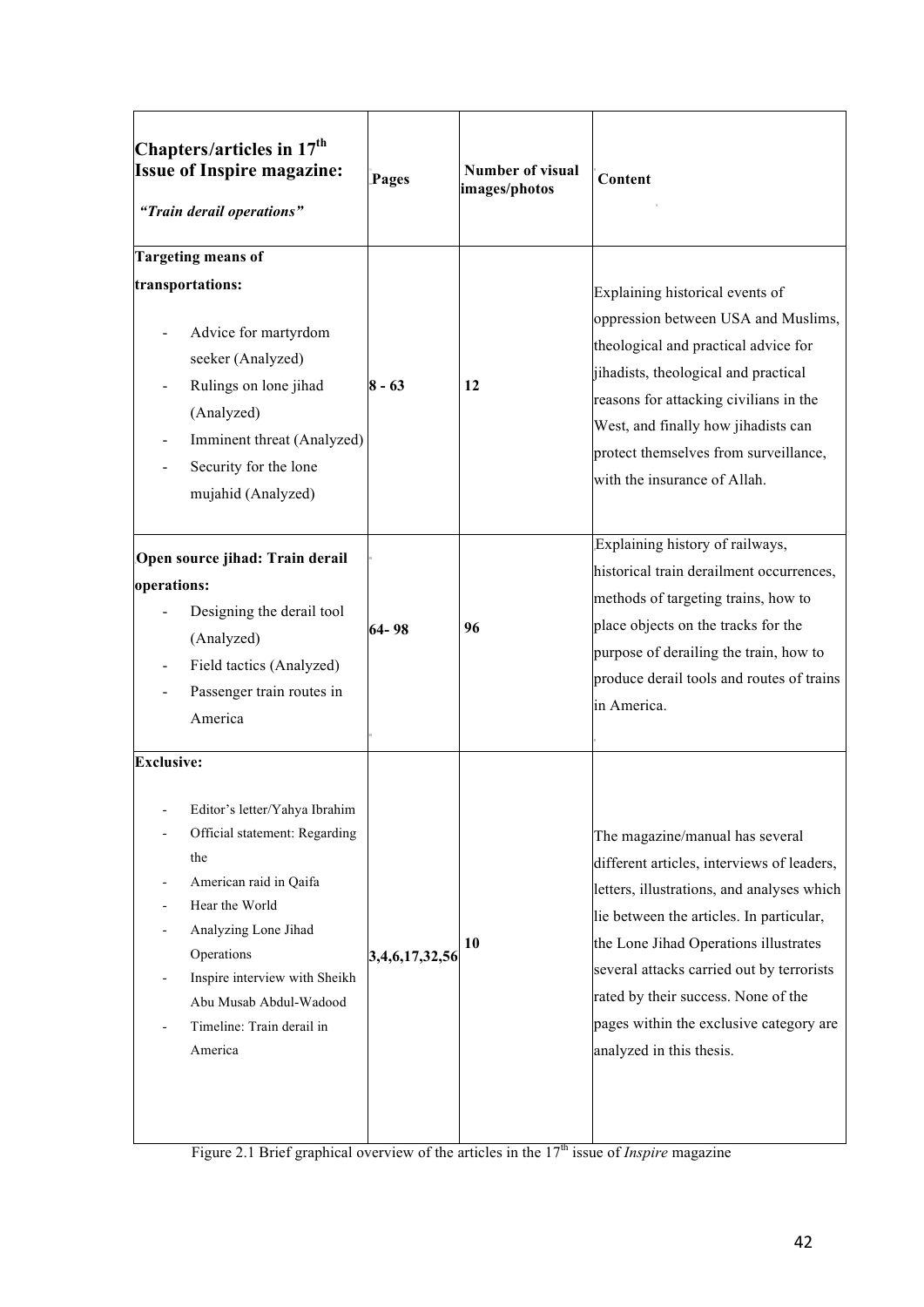| **Chapters/articles in 17th Issue of Inspire magazine:** ***"Train derail operations"*** | **Pages** | **Number of visual images/photos** | **Content** |
|---|---|---|---|
| **Targeting means of transportations:**<br>- Advice for martyrdom seeker (Analyzed)<br>- Rulings on lone jihad (Analyzed)<br>- Imminent threat (Analyzed)<br>- Security for the lone mujahid (Analyzed) | **8 - 63** | **12** | Explaining historical events of oppression between USA and Muslims, theological and practical advice for jihadists, theological and practical reasons for attacking civilians in the West, and finally how jihadists can protect themselves from surveillance, with the insurance of Allah. |
| **Open source jihad: Train derail operations:**<br>- Designing the derail tool (Analyzed)<br>- Field tactics (Analyzed)<br>- Passenger train routes in America | **64- 98** | **96** | Explaining history of railways, historical train derailment occurrences, methods of targeting trains, how to place objects on the tracks for the purpose of derailing the train, how to produce derail tools and routes of trains in America. |
| **Exclusive:**<br>- Editor's letter/Yahya Ibrahim<br>- Official statement: Regarding the American raid in Qaifa<br>- Hear the World<br>- Analyzing Lone Jihad Operations<br>- Inspire interview with Sheikh Abu Musab Abdul-Wadood<br>- Timeline: Train derail in America | **3,4,6,17,32,56** | **10** | The magazine/manual has several different articles, interviews of leaders, letters, illustrations, and analyses which lie between the articles. In particular, the Lone Jihad Operations illustrates several attacks carried out by terrorists rated by their success. None of the pages within the exclusive category are analyzed in this thesis. |

Figure 2.1 Brief graphical overview of the articles in the 17th issue of *Inspire* magazine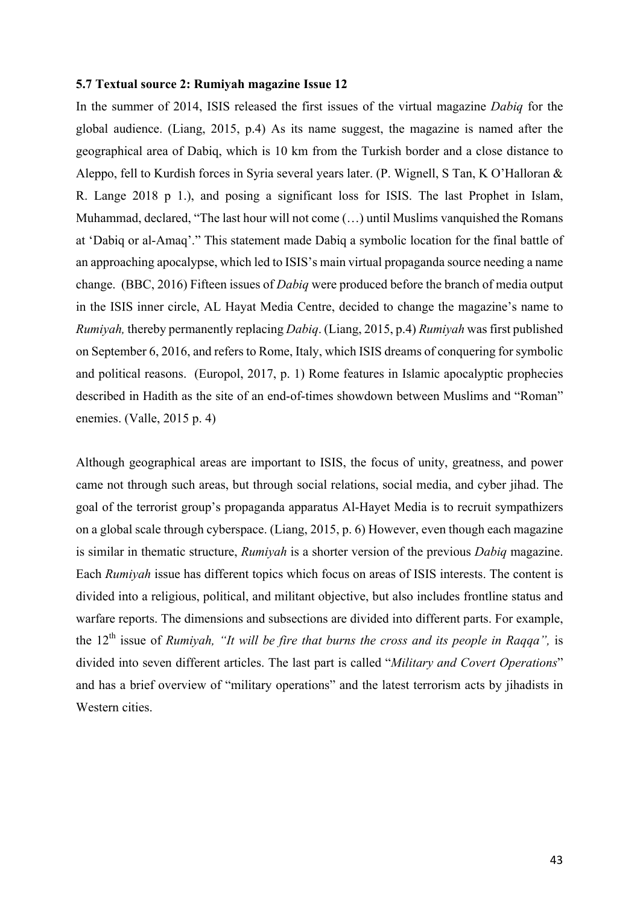### 5.7 Textual source 2: Rumiyah magazine Issue 12

In the summer of 2014, ISIS released the first issues of the virtual magazine *Dabiq* for the global audience. (Liang, 2015, p.4) As its name suggest, the magazine is named after the geographical area of Dabiq, which is 10 km from the Turkish border and a close distance to Aleppo, fell to Kurdish forces in Syria several years later. (P. Wignell, S Tan, K O'Halloran & R. Lange 2018 p 1.), and posing a significant loss for ISIS. The last Prophet in Islam, Muhammad, declared, "The last hour will not come (…) until Muslims vanquished the Romans at 'Dabiq or al-Amaq'." This statement made Dabiq a symbolic location for the final battle of an approaching apocalypse, which led to ISIS's main virtual propaganda source needing a name change. (BBC, 2016) Fifteen issues of *Dabiq* were produced before the branch of media output in the ISIS inner circle, AL Hayat Media Centre, decided to change the magazine's name to *Rumiyah,* thereby permanently replacing *Dabiq*. (Liang, 2015, p.4) *Rumiyah* was first published on September 6, 2016, and refers to Rome, Italy, which ISIS dreams of conquering for symbolic and political reasons. (Europol, 2017, p. 1) Rome features in Islamic apocalyptic prophecies described in Hadith as the site of an end-of-times showdown between Muslims and "Roman" enemies. (Valle, 2015 p. 4)

Although geographical areas are important to ISIS, the focus of unity, greatness, and power came not through such areas, but through social relations, social media, and cyber jihad. The goal of the terrorist group's propaganda apparatus Al-Hayet Media is to recruit sympathizers on a global scale through cyberspace. (Liang, 2015, p. 6) However, even though each magazine is similar in thematic structure, *Rumiyah* is a shorter version of the previous *Dabiq* magazine. Each *Rumiyah* issue has different topics which focus on areas of ISIS interests. The content is divided into a religious, political, and militant objective, but also includes frontline status and warfare reports. The dimensions and subsections are divided into different parts. For example, the 12th issue of *Rumiyah, "It will be fire that burns the cross and its people in Raqqa",* is divided into seven different articles. The last part is called "*Military and Covert Operations*" and has a brief overview of "military operations" and the latest terrorism acts by jihadists in Western cities.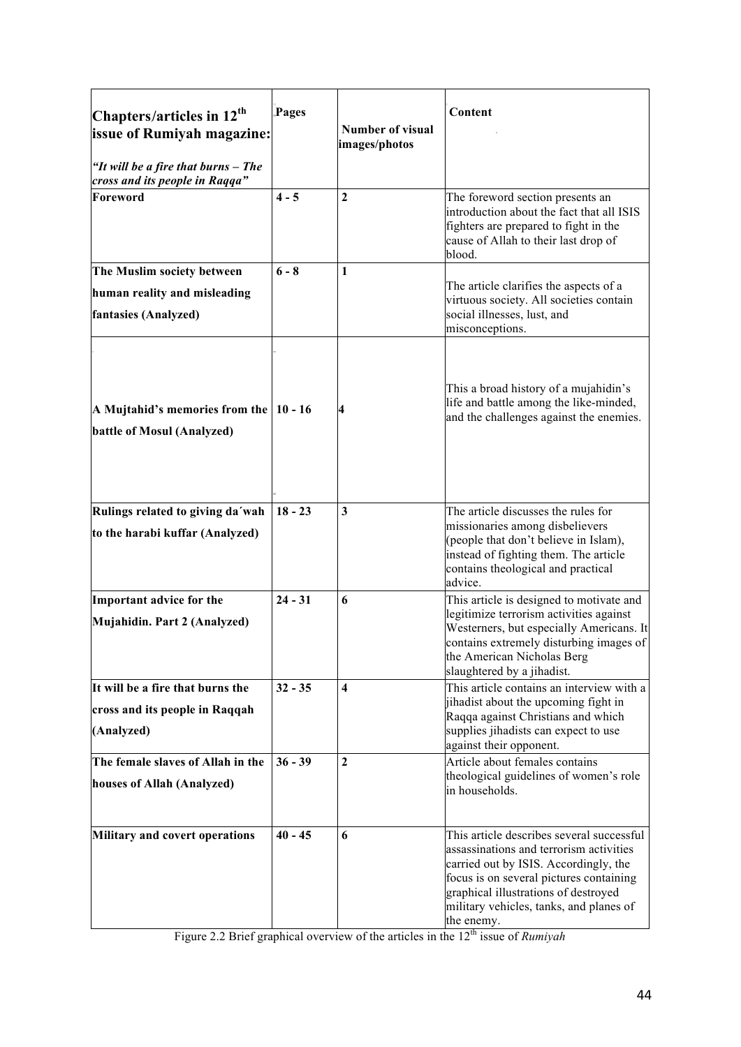| **Chapters/articles in 12th issue of Rumiyah magazine:** *"It will be a fire that burns – The cross and its people in Raqqa"* | **Pages** | **Number of visual images/photos** | **Content** |
|---|---|---|---|
| **Foreword** | **4 - 5** | **2** | The foreword section presents an introduction about the fact that all ISIS fighters are prepared to fight in the cause of Allah to their last drop of blood. |
| **The Muslim society between human reality and misleading fantasies (Analyzed)** | **6 - 8** | **1** | The article clarifies the aspects of a virtuous society. All societies contain social illnesses, lust, and misconceptions. |
| **A Mujtahid's memories from the battle of Mosul (Analyzed)** | **10 - 16** | **4** | This a broad history of a mujahidin's life and battle among the like-minded, and the challenges against the enemies. |
| **Rulings related to giving da´wah to the harabi kuffar (Analyzed)** | **18 - 23** | **3** | The article discusses the rules for missionaries among disbelievers (people that don't believe in Islam), instead of fighting them. The article contains theological and practical advice. |
| **Important advice for the Mujahidin. Part 2 (Analyzed)** | **24 - 31** | **6** | This article is designed to motivate and legitimize terrorism activities against Westerners, but especially Americans. It contains extremely disturbing images of the American Nicholas Berg slaughtered by a jihadist. |
| **It will be a fire that burns the cross and its people in Raqqah (Analyzed)** | **32 - 35** | **4** | This article contains an interview with a jihadist about the upcoming fight in Raqqa against Christians and which supplies jihadists can expect to use against their opponent. |
| **The female slaves of Allah in the houses of Allah (Analyzed)** | **36 - 39** | **2** | Article about females contains theological guidelines of women's role in households. |
| **Military and covert operations** | **40 - 45** | **6** | This article describes several successful assassinations and terrorism activities carried out by ISIS. Accordingly, the focus is on several pictures containing graphical illustrations of destroyed military vehicles, tanks, and planes of the enemy. |

Figure 2.2 Brief graphical overview of the articles in the 12th issue of *Rumiyah*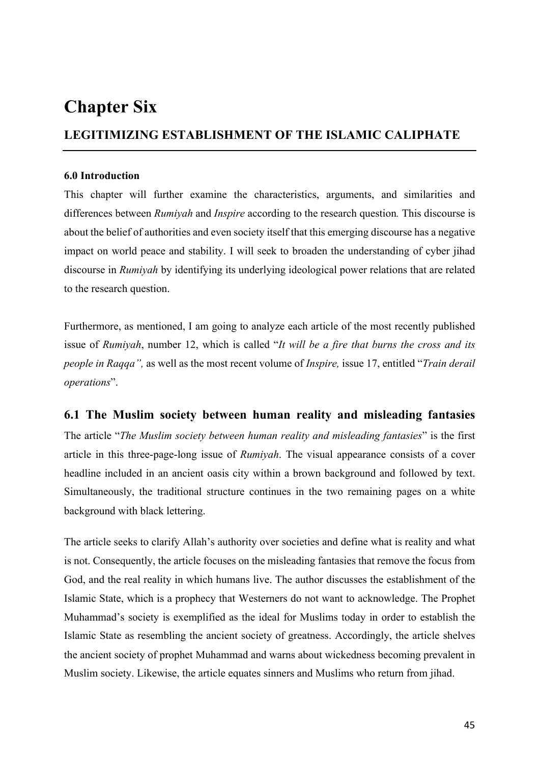# Chapter Six

## LEGITIMIZING ESTABLISHMENT OF THE ISLAMIC CALIPHATE

#### 6.0 Introduction

This chapter will further examine the characteristics, arguments, and similarities and differences between *Rumiyah* and *Inspire* according to the research question*.* This discourse is about the belief of authorities and even society itself that this emerging discourse has a negative impact on world peace and stability. I will seek to broaden the understanding of cyber jihad discourse in *Rumiyah* by identifying its underlying ideological power relations that are related to the research question.

Furthermore, as mentioned, I am going to analyze each article of the most recently published issue of *Rumiyah*, number 12, which is called "*It will be a fire that burns the cross and its people in Raqqa",* as well as the most recent volume of *Inspire,* issue 17, entitled "*Train derail operations*".

### 6.1 The Muslim society between human reality and misleading fantasies

The article "*The Muslim society between human reality and misleading fantasies*" is the first article in this three-page-long issue of *Rumiyah*. The visual appearance consists of a cover headline included in an ancient oasis city within a brown background and followed by text. Simultaneously, the traditional structure continues in the two remaining pages on a white background with black lettering.

The article seeks to clarify Allah's authority over societies and define what is reality and what is not. Consequently, the article focuses on the misleading fantasies that remove the focus from God, and the real reality in which humans live. The author discusses the establishment of the Islamic State, which is a prophecy that Westerners do not want to acknowledge. The Prophet Muhammad's society is exemplified as the ideal for Muslims today in order to establish the Islamic State as resembling the ancient society of greatness. Accordingly, the article shelves the ancient society of prophet Muhammad and warns about wickedness becoming prevalent in Muslim society. Likewise, the article equates sinners and Muslims who return from jihad.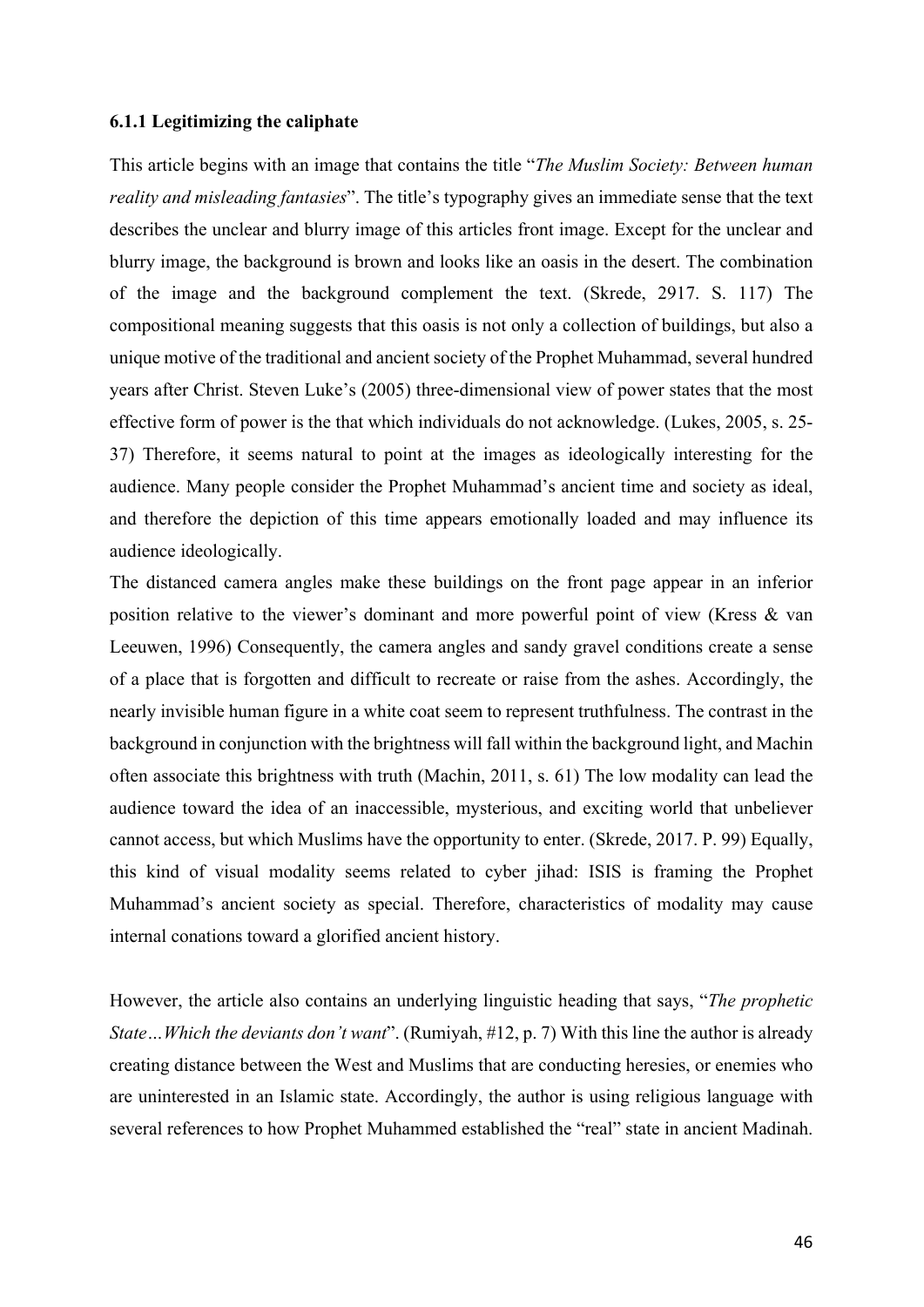### 6.1.1 Legitimizing the caliphate

This article begins with an image that contains the title "*The Muslim Society: Between human reality and misleading fantasies*". The title's typography gives an immediate sense that the text describes the unclear and blurry image of this articles front image. Except for the unclear and blurry image, the background is brown and looks like an oasis in the desert. The combination of the image and the background complement the text. (Skrede, 2917. S. 117) The compositional meaning suggests that this oasis is not only a collection of buildings, but also a unique motive of the traditional and ancient society of the Prophet Muhammad, several hundred years after Christ. Steven Luke's (2005) three-dimensional view of power states that the most effective form of power is the that which individuals do not acknowledge. (Lukes, 2005, s. 25-37) Therefore, it seems natural to point at the images as ideologically interesting for the audience. Many people consider the Prophet Muhammad's ancient time and society as ideal, and therefore the depiction of this time appears emotionally loaded and may influence its audience ideologically.

The distanced camera angles make these buildings on the front page appear in an inferior position relative to the viewer's dominant and more powerful point of view (Kress & van Leeuwen, 1996) Consequently, the camera angles and sandy gravel conditions create a sense of a place that is forgotten and difficult to recreate or raise from the ashes. Accordingly, the nearly invisible human figure in a white coat seem to represent truthfulness. The contrast in the background in conjunction with the brightness will fall within the background light, and Machin often associate this brightness with truth (Machin, 2011, s. 61) The low modality can lead the audience toward the idea of an inaccessible, mysterious, and exciting world that unbeliever cannot access, but which Muslims have the opportunity to enter. (Skrede, 2017. P. 99) Equally, this kind of visual modality seems related to cyber jihad: ISIS is framing the Prophet Muhammad's ancient society as special. Therefore, characteristics of modality may cause internal conations toward a glorified ancient history.

However, the article also contains an underlying linguistic heading that says, "*The prophetic State…Which the deviants don't want*". (Rumiyah, #12, p. 7) With this line the author is already creating distance between the West and Muslims that are conducting heresies, or enemies who are uninterested in an Islamic state. Accordingly, the author is using religious language with several references to how Prophet Muhammed established the "real" state in ancient Madinah.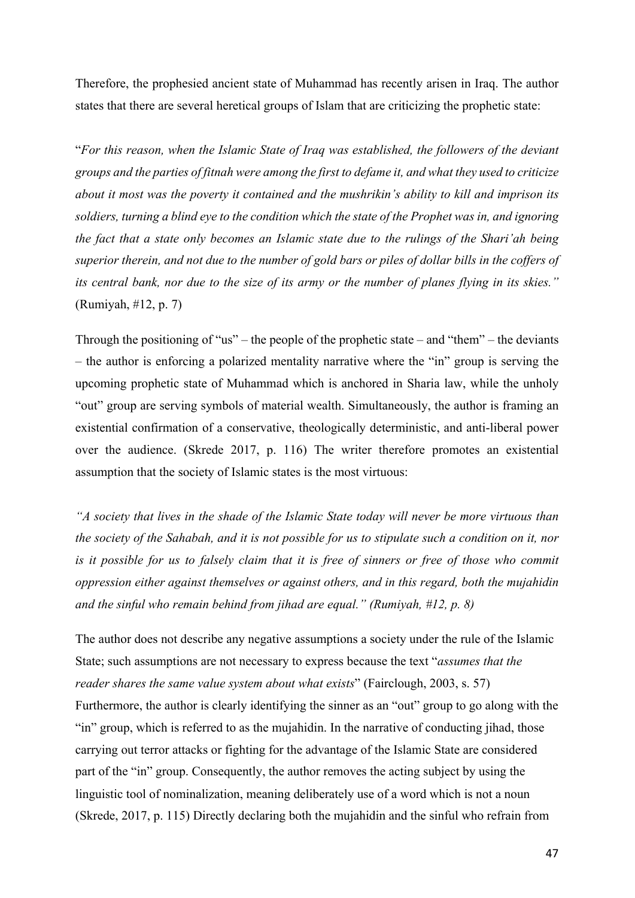Therefore, the prophesied ancient state of Muhammad has recently arisen in Iraq. The author states that there are several heretical groups of Islam that are criticizing the prophetic state:

"*For this reason, when the Islamic State of Iraq was established, the followers of the deviant groups and the parties of fitnah were among the first to defame it, and what they used to criticize about it most was the poverty it contained and the mushrikin's ability to kill and imprison its soldiers, turning a blind eye to the condition which the state of the Prophet was in, and ignoring the fact that a state only becomes an Islamic state due to the rulings of the Shari'ah being superior therein, and not due to the number of gold bars or piles of dollar bills in the coffers of its central bank, nor due to the size of its army or the number of planes flying in its skies."* (Rumiyah, #12, p. 7)

Through the positioning of "us" – the people of the prophetic state – and "them" – the deviants – the author is enforcing a polarized mentality narrative where the "in" group is serving the upcoming prophetic state of Muhammad which is anchored in Sharia law, while the unholy "out" group are serving symbols of material wealth. Simultaneously, the author is framing an existential confirmation of a conservative, theologically deterministic, and anti-liberal power over the audience. (Skrede 2017, p. 116) The writer therefore promotes an existential assumption that the society of Islamic states is the most virtuous:

*"A society that lives in the shade of the Islamic State today will never be more virtuous than the society of the Sahabah, and it is not possible for us to stipulate such a condition on it, nor is it possible for us to falsely claim that it is free of sinners or free of those who commit oppression either against themselves or against others, and in this regard, both the mujahidin and the sinful who remain behind from jihad are equal." (Rumiyah, #12, p. 8)*

The author does not describe any negative assumptions a society under the rule of the Islamic State; such assumptions are not necessary to express because the text "*assumes that the reader shares the same value system about what exists*" (Fairclough, 2003, s. 57) Furthermore, the author is clearly identifying the sinner as an "out" group to go along with the "in" group, which is referred to as the mujahidin. In the narrative of conducting jihad, those carrying out terror attacks or fighting for the advantage of the Islamic State are considered part of the "in" group. Consequently, the author removes the acting subject by using the linguistic tool of nominalization, meaning deliberately use of a word which is not a noun (Skrede, 2017, p. 115) Directly declaring both the mujahidin and the sinful who refrain from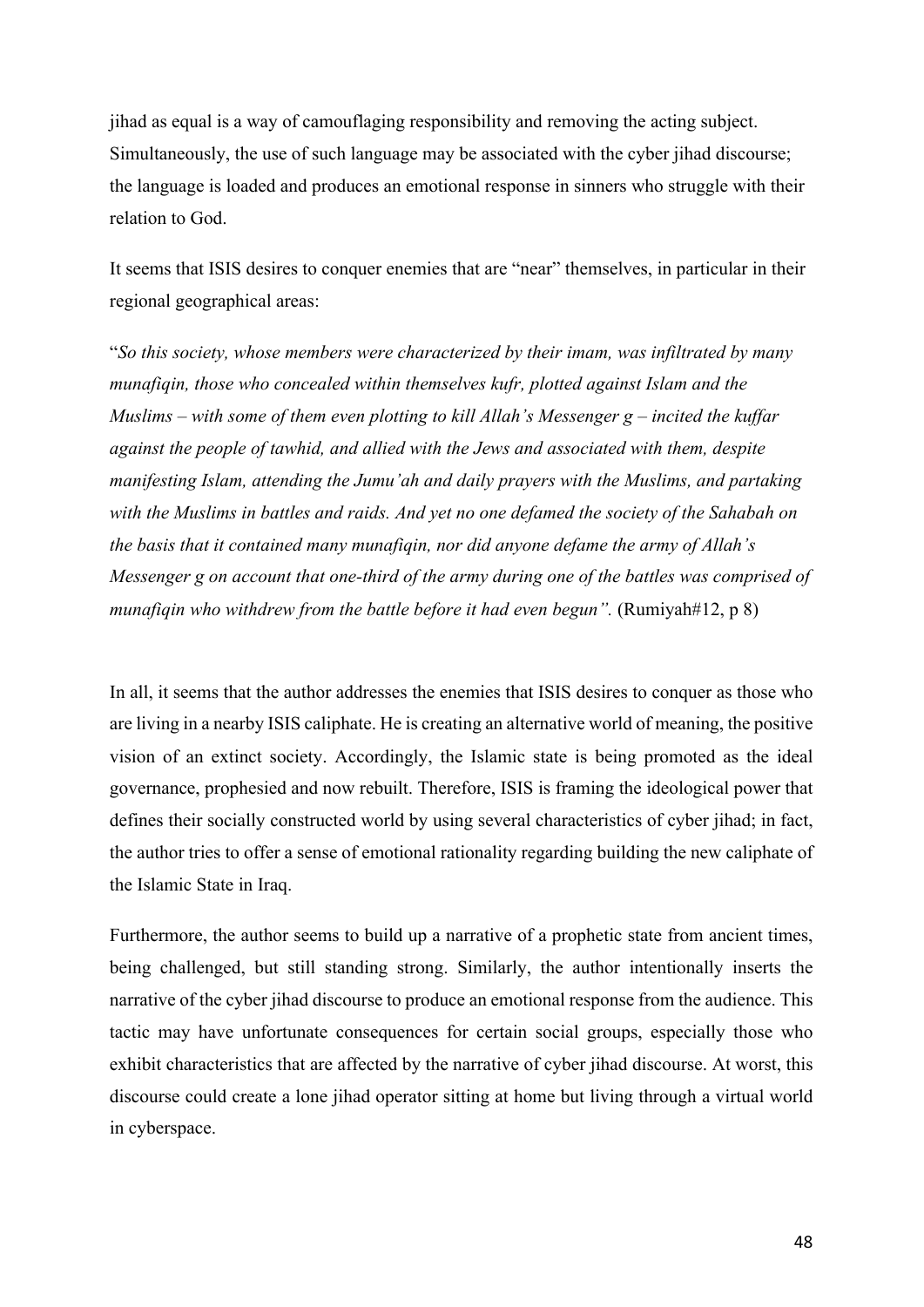jihad as equal is a way of camouflaging responsibility and removing the acting subject. Simultaneously, the use of such language may be associated with the cyber jihad discourse; the language is loaded and produces an emotional response in sinners who struggle with their relation to God.

It seems that ISIS desires to conquer enemies that are "near" themselves, in particular in their regional geographical areas:

"*So this society, whose members were characterized by their imam, was infiltrated by many munafiqin, those who concealed within themselves kufr, plotted against Islam and the Muslims – with some of them even plotting to kill Allah's Messenger g – incited the kuffar against the people of tawhid, and allied with the Jews and associated with them, despite manifesting Islam, attending the Jumu'ah and daily prayers with the Muslims, and partaking with the Muslims in battles and raids. And yet no one defamed the society of the Sahabah on the basis that it contained many munafiqin, nor did anyone defame the army of Allah's Messenger g on account that one-third of the army during one of the battles was comprised of munafiqin who withdrew from the battle before it had even begun".* (Rumiyah#12, p 8)

In all, it seems that the author addresses the enemies that ISIS desires to conquer as those who are living in a nearby ISIS caliphate. He is creating an alternative world of meaning, the positive vision of an extinct society. Accordingly, the Islamic state is being promoted as the ideal governance, prophesied and now rebuilt. Therefore, ISIS is framing the ideological power that defines their socially constructed world by using several characteristics of cyber jihad; in fact, the author tries to offer a sense of emotional rationality regarding building the new caliphate of the Islamic State in Iraq.

Furthermore, the author seems to build up a narrative of a prophetic state from ancient times, being challenged, but still standing strong. Similarly, the author intentionally inserts the narrative of the cyber jihad discourse to produce an emotional response from the audience. This tactic may have unfortunate consequences for certain social groups, especially those who exhibit characteristics that are affected by the narrative of cyber jihad discourse. At worst, this discourse could create a lone jihad operator sitting at home but living through a virtual world in cyberspace.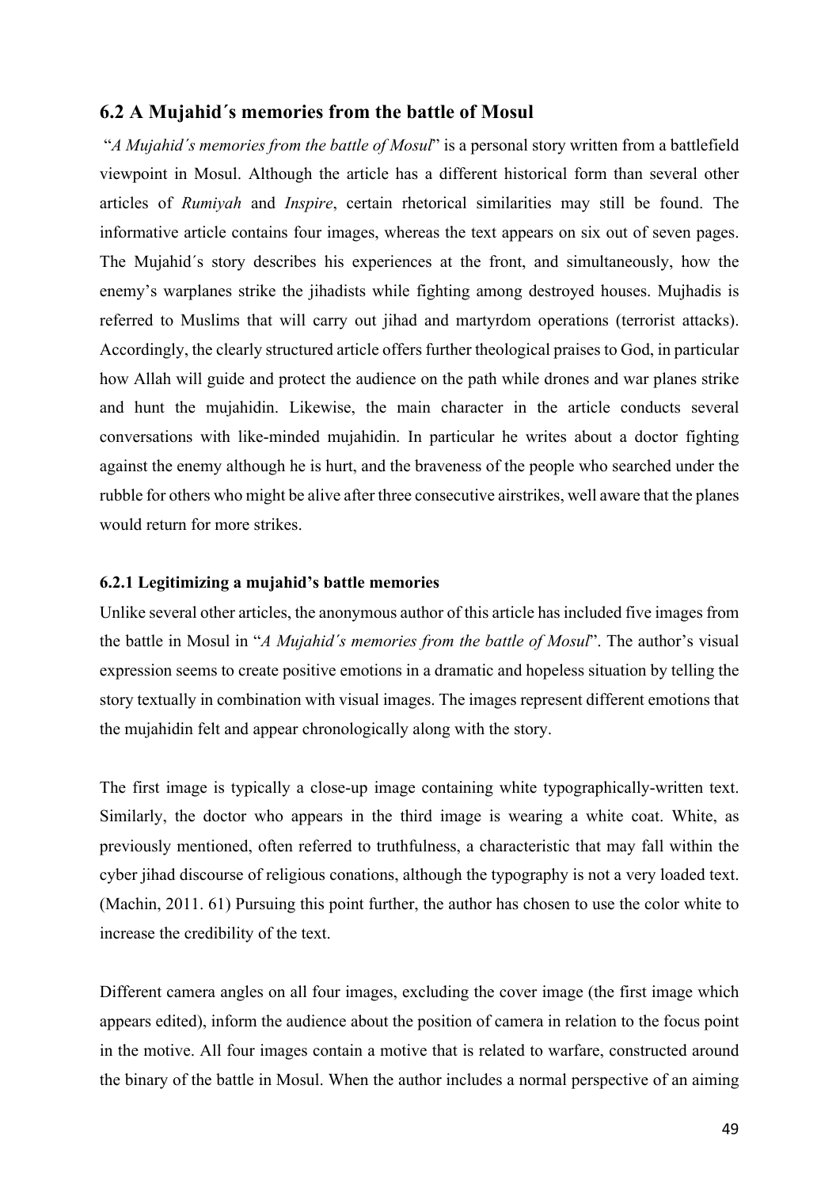## 6.2 A Mujahid´s memories from the battle of Mosul

"*A Mujahid´s memories from the battle of Mosul*" is a personal story written from a battlefield viewpoint in Mosul. Although the article has a different historical form than several other articles of *Rumiyah* and *Inspire*, certain rhetorical similarities may still be found. The informative article contains four images, whereas the text appears on six out of seven pages. The Mujahid´s story describes his experiences at the front, and simultaneously, how the enemy's warplanes strike the jihadists while fighting among destroyed houses. Mujhadis is referred to Muslims that will carry out jihad and martyrdom operations (terrorist attacks). Accordingly, the clearly structured article offers further theological praises to God, in particular how Allah will guide and protect the audience on the path while drones and war planes strike and hunt the mujahidin. Likewise, the main character in the article conducts several conversations with like-minded mujahidin. In particular he writes about a doctor fighting against the enemy although he is hurt, and the braveness of the people who searched under the rubble for others who might be alive after three consecutive airstrikes, well aware that the planes would return for more strikes.

### 6.2.1 Legitimizing a mujahid's battle memories

Unlike several other articles, the anonymous author of this article has included five images from the battle in Mosul in "*A Mujahid´s memories from the battle of Mosul*". The author's visual expression seems to create positive emotions in a dramatic and hopeless situation by telling the story textually in combination with visual images. The images represent different emotions that the mujahidin felt and appear chronologically along with the story.

The first image is typically a close-up image containing white typographically-written text. Similarly, the doctor who appears in the third image is wearing a white coat. White, as previously mentioned, often referred to truthfulness, a characteristic that may fall within the cyber jihad discourse of religious conations, although the typography is not a very loaded text. (Machin, 2011. 61) Pursuing this point further, the author has chosen to use the color white to increase the credibility of the text.

Different camera angles on all four images, excluding the cover image (the first image which appears edited), inform the audience about the position of camera in relation to the focus point in the motive. All four images contain a motive that is related to warfare, constructed around the binary of the battle in Mosul. When the author includes a normal perspective of an aiming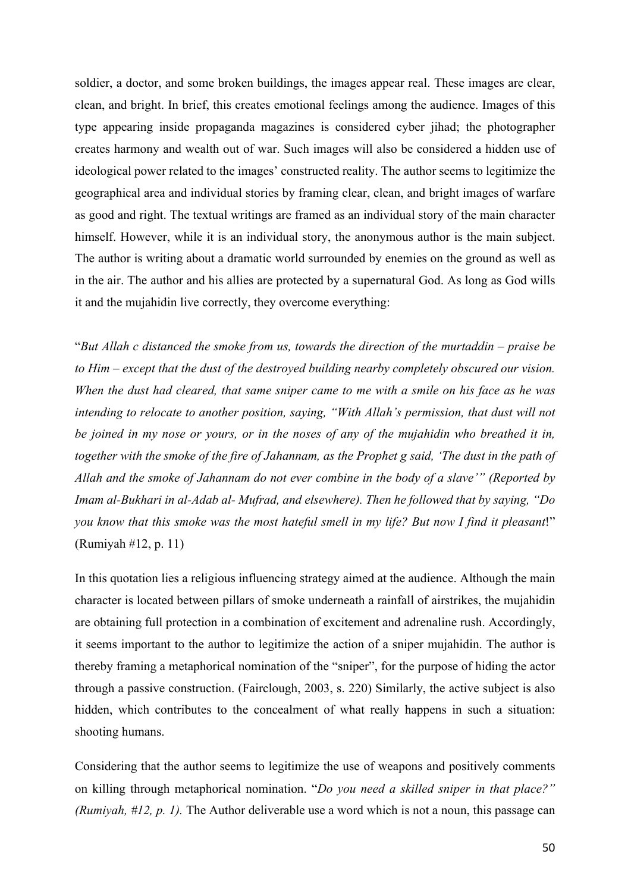soldier, a doctor, and some broken buildings, the images appear real. These images are clear, clean, and bright. In brief, this creates emotional feelings among the audience. Images of this type appearing inside propaganda magazines is considered cyber jihad; the photographer creates harmony and wealth out of war. Such images will also be considered a hidden use of ideological power related to the images' constructed reality. The author seems to legitimize the geographical area and individual stories by framing clear, clean, and bright images of warfare as good and right. The textual writings are framed as an individual story of the main character himself. However, while it is an individual story, the anonymous author is the main subject. The author is writing about a dramatic world surrounded by enemies on the ground as well as in the air. The author and his allies are protected by a supernatural God. As long as God wills it and the mujahidin live correctly, they overcome everything:

"*But Allah c distanced the smoke from us, towards the direction of the murtaddin – praise be to Him – except that the dust of the destroyed building nearby completely obscured our vision. When the dust had cleared, that same sniper came to me with a smile on his face as he was intending to relocate to another position, saying, "With Allah's permission, that dust will not be joined in my nose or yours, or in the noses of any of the mujahidin who breathed it in, together with the smoke of the fire of Jahannam, as the Prophet g said, 'The dust in the path of Allah and the smoke of Jahannam do not ever combine in the body of a slave'" (Reported by Imam al-Bukhari in al-Adab al- Mufrad, and elsewhere). Then he followed that by saying, "Do you know that this smoke was the most hateful smell in my life? But now I find it pleasant*!" (Rumiyah #12, p. 11)

In this quotation lies a religious influencing strategy aimed at the audience. Although the main character is located between pillars of smoke underneath a rainfall of airstrikes, the mujahidin are obtaining full protection in a combination of excitement and adrenaline rush. Accordingly, it seems important to the author to legitimize the action of a sniper mujahidin. The author is thereby framing a metaphorical nomination of the "sniper", for the purpose of hiding the actor through a passive construction. (Fairclough, 2003, s. 220) Similarly, the active subject is also hidden, which contributes to the concealment of what really happens in such a situation: shooting humans.

Considering that the author seems to legitimize the use of weapons and positively comments on killing through metaphorical nomination. "*Do you need a skilled sniper in that place?" (Rumiyah, #12, p. 1).* The Author deliverable use a word which is not a noun, this passage can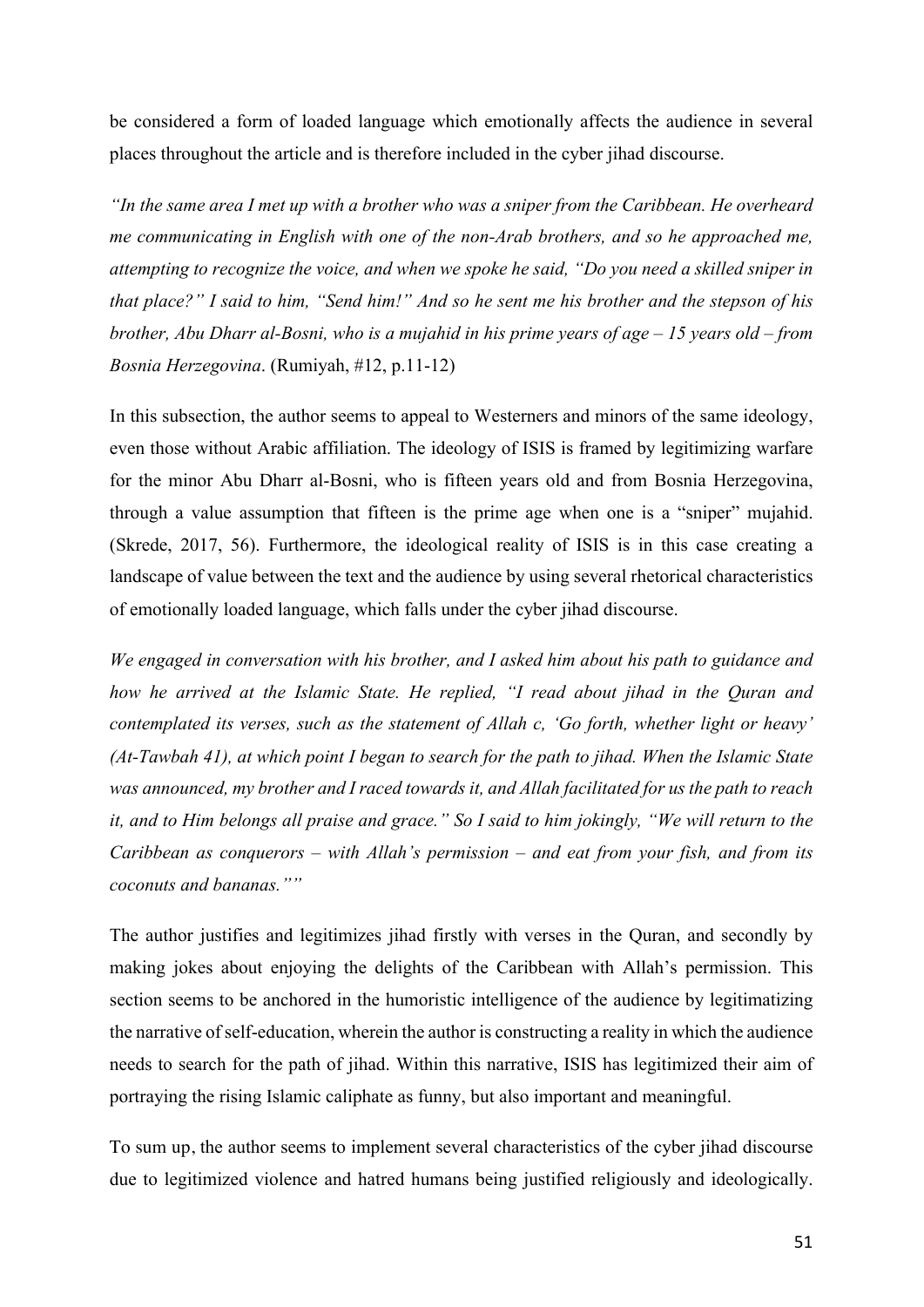be considered a form of loaded language which emotionally affects the audience in several places throughout the article and is therefore included in the cyber jihad discourse.

*"In the same area I met up with a brother who was a sniper from the Caribbean. He overheard me communicating in English with one of the non-Arab brothers, and so he approached me, attempting to recognize the voice, and when we spoke he said, "Do you need a skilled sniper in that place?" I said to him, "Send him!" And so he sent me his brother and the stepson of his brother, Abu Dharr al-Bosni, who is a mujahid in his prime years of age – 15 years old – from Bosnia Herzegovina*. (Rumiyah, #12, p.11-12)

In this subsection, the author seems to appeal to Westerners and minors of the same ideology, even those without Arabic affiliation. The ideology of ISIS is framed by legitimizing warfare for the minor Abu Dharr al-Bosni, who is fifteen years old and from Bosnia Herzegovina, through a value assumption that fifteen is the prime age when one is a "sniper" mujahid. (Skrede, 2017, 56). Furthermore, the ideological reality of ISIS is in this case creating a landscape of value between the text and the audience by using several rhetorical characteristics of emotionally loaded language, which falls under the cyber jihad discourse.

*We engaged in conversation with his brother, and I asked him about his path to guidance and how he arrived at the Islamic State. He replied, "I read about jihad in the Quran and contemplated its verses, such as the statement of Allah c, 'Go forth, whether light or heavy' (At-Tawbah 41), at which point I began to search for the path to jihad. When the Islamic State was announced, my brother and I raced towards it, and Allah facilitated for us the path to reach it, and to Him belongs all praise and grace." So I said to him jokingly, "We will return to the Caribbean as conquerors – with Allah's permission – and eat from your fish, and from its coconuts and bananas.""*

The author justifies and legitimizes jihad firstly with verses in the Quran, and secondly by making jokes about enjoying the delights of the Caribbean with Allah's permission. This section seems to be anchored in the humoristic intelligence of the audience by legitimatizing the narrative of self-education, wherein the author is constructing a reality in which the audience needs to search for the path of jihad. Within this narrative, ISIS has legitimized their aim of portraying the rising Islamic caliphate as funny, but also important and meaningful.

To sum up, the author seems to implement several characteristics of the cyber jihad discourse due to legitimized violence and hatred humans being justified religiously and ideologically.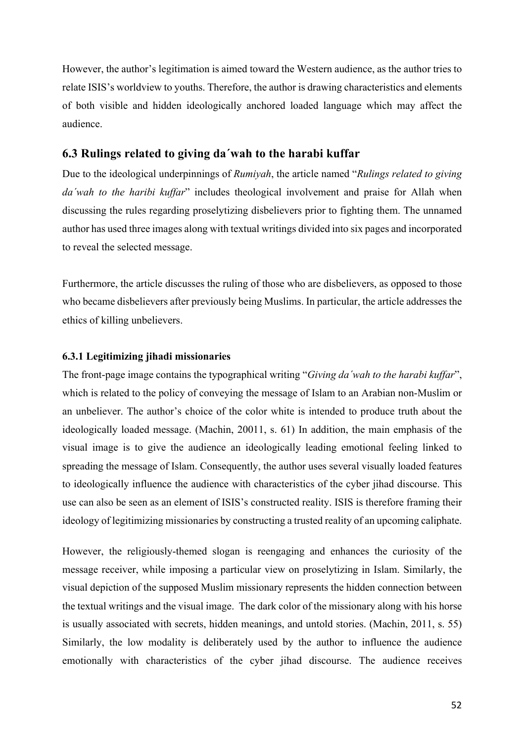However, the author's legitimation is aimed toward the Western audience, as the author tries to relate ISIS's worldview to youths. Therefore, the author is drawing characteristics and elements of both visible and hidden ideologically anchored loaded language which may affect the audience.

## 6.3 Rulings related to giving da´wah to the harabi kuffar

Due to the ideological underpinnings of *Rumiyah*, the article named "*Rulings related to giving da´wah to the haribi kuffar*" includes theological involvement and praise for Allah when discussing the rules regarding proselytizing disbelievers prior to fighting them. The unnamed author has used three images along with textual writings divided into six pages and incorporated to reveal the selected message.

Furthermore, the article discusses the ruling of those who are disbelievers, as opposed to those who became disbelievers after previously being Muslims. In particular, the article addresses the ethics of killing unbelievers.

### 6.3.1 Legitimizing jihadi missionaries

The front-page image contains the typographical writing "*Giving da´wah to the harabi kuffar*", which is related to the policy of conveying the message of Islam to an Arabian non-Muslim or an unbeliever. The author's choice of the color white is intended to produce truth about the ideologically loaded message. (Machin, 20011, s. 61) In addition, the main emphasis of the visual image is to give the audience an ideologically leading emotional feeling linked to spreading the message of Islam. Consequently, the author uses several visually loaded features to ideologically influence the audience with characteristics of the cyber jihad discourse. This use can also be seen as an element of ISIS's constructed reality. ISIS is therefore framing their ideology of legitimizing missionaries by constructing a trusted reality of an upcoming caliphate.

However, the religiously-themed slogan is reengaging and enhances the curiosity of the message receiver, while imposing a particular view on proselytizing in Islam. Similarly, the visual depiction of the supposed Muslim missionary represents the hidden connection between the textual writings and the visual image. The dark color of the missionary along with his horse is usually associated with secrets, hidden meanings, and untold stories. (Machin, 2011, s. 55) Similarly, the low modality is deliberately used by the author to influence the audience emotionally with characteristics of the cyber jihad discourse. The audience receives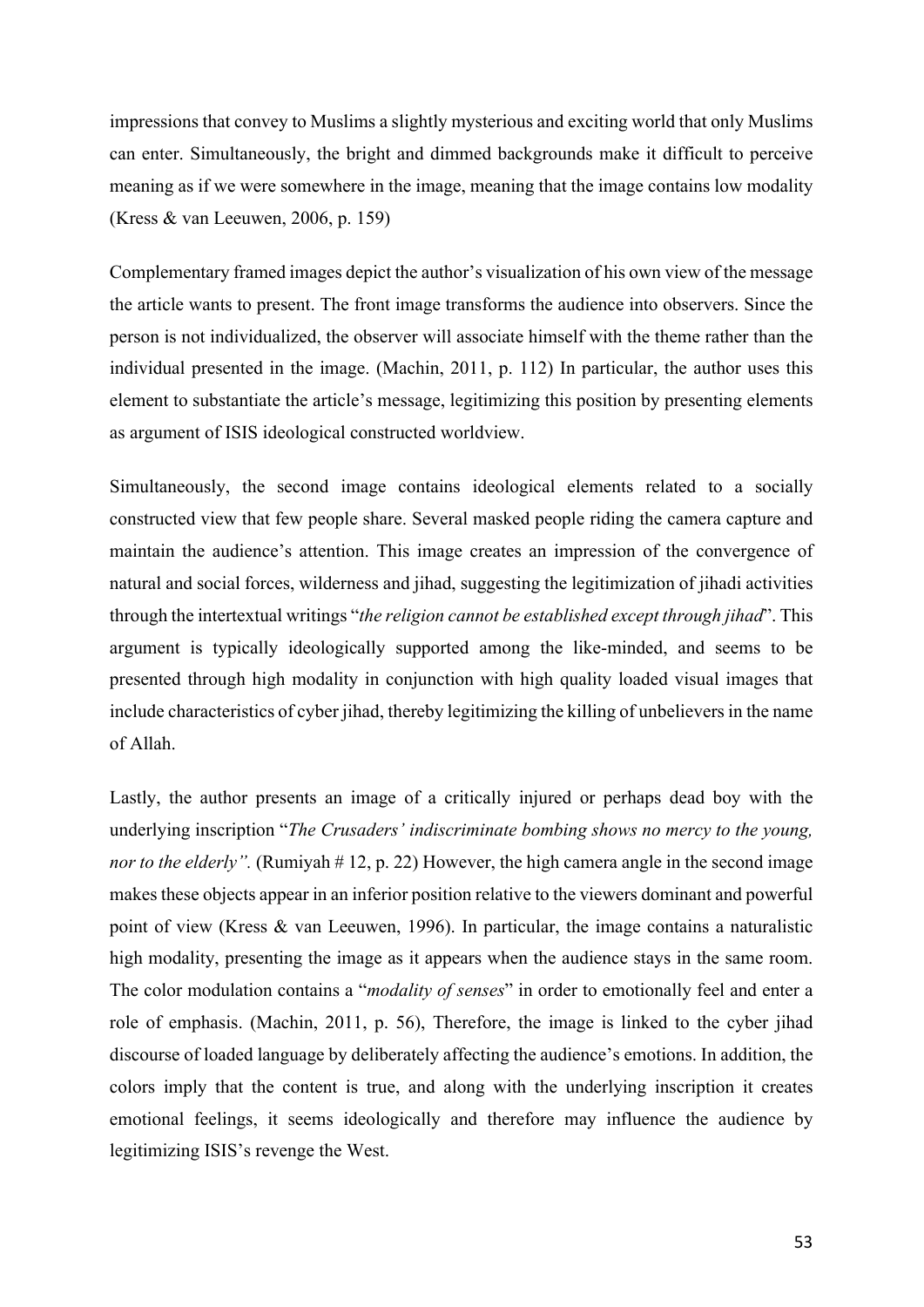impressions that convey to Muslims a slightly mysterious and exciting world that only Muslims can enter. Simultaneously, the bright and dimmed backgrounds make it difficult to perceive meaning as if we were somewhere in the image, meaning that the image contains low modality (Kress & van Leeuwen, 2006, p. 159)

Complementary framed images depict the author's visualization of his own view of the message the article wants to present. The front image transforms the audience into observers. Since the person is not individualized, the observer will associate himself with the theme rather than the individual presented in the image. (Machin, 2011, p. 112) In particular, the author uses this element to substantiate the article's message, legitimizing this position by presenting elements as argument of ISIS ideological constructed worldview.

Simultaneously, the second image contains ideological elements related to a socially constructed view that few people share. Several masked people riding the camera capture and maintain the audience's attention. This image creates an impression of the convergence of natural and social forces, wilderness and jihad, suggesting the legitimization of jihadi activities through the intertextual writings "*the religion cannot be established except through jihad*". This argument is typically ideologically supported among the like-minded, and seems to be presented through high modality in conjunction with high quality loaded visual images that include characteristics of cyber jihad, thereby legitimizing the killing of unbelievers in the name of Allah.

Lastly, the author presents an image of a critically injured or perhaps dead boy with the underlying inscription "*The Crusaders' indiscriminate bombing shows no mercy to the young, nor to the elderly".* (Rumiyah # 12, p. 22) However, the high camera angle in the second image makes these objects appear in an inferior position relative to the viewers dominant and powerful point of view (Kress & van Leeuwen, 1996). In particular, the image contains a naturalistic high modality, presenting the image as it appears when the audience stays in the same room. The color modulation contains a "*modality of senses*" in order to emotionally feel and enter a role of emphasis. (Machin, 2011, p. 56), Therefore, the image is linked to the cyber jihad discourse of loaded language by deliberately affecting the audience's emotions. In addition, the colors imply that the content is true, and along with the underlying inscription it creates emotional feelings, it seems ideologically and therefore may influence the audience by legitimizing ISIS's revenge the West.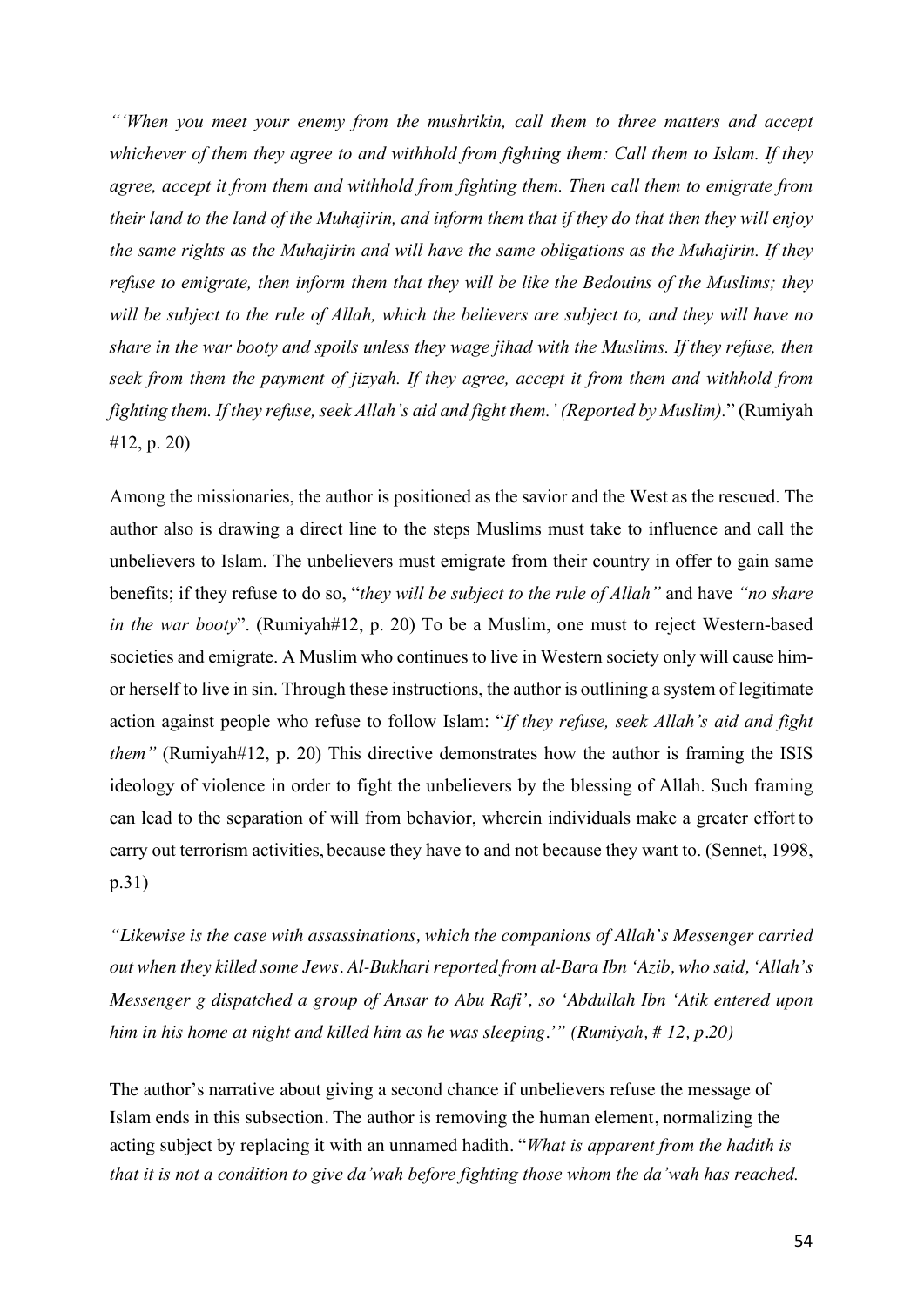*"'When you meet your enemy from the mushrikin, call them to three matters and accept whichever of them they agree to and withhold from fighting them: Call them to Islam. If they agree, accept it from them and withhold from fighting them. Then call them to emigrate from their land to the land of the Muhajirin, and inform them that if they do that then they will enjoy the same rights as the Muhajirin and will have the same obligations as the Muhajirin. If they refuse to emigrate, then inform them that they will be like the Bedouins of the Muslims; they will be subject to the rule of Allah, which the believers are subject to, and they will have no share in the war booty and spoils unless they wage jihad with the Muslims. If they refuse, then seek from them the payment of jizyah. If they agree, accept it from them and withhold from fighting them. If they refuse, seek Allah's aid and fight them.' (Reported by Muslim).*" (Rumiyah #12, p. 20)

Among the missionaries, the author is positioned as the savior and the West as the rescued. The author also is drawing a direct line to the steps Muslims must take to influence and call the unbelievers to Islam. The unbelievers must emigrate from their country in offer to gain same benefits; if they refuse to do so, "*they will be subject to the rule of Allah"* and have *"no share in the war booty*". (Rumiyah#12, p. 20) To be a Muslim, one must to reject Western-based societies and emigrate. A Muslim who continues to live in Western society only will cause him- or herself to live in sin. Through these instructions, the author is outlining a system of legitimate action against people who refuse to follow Islam: "*If they refuse, seek Allah's aid and fight them"* (Rumiyah#12, p. 20) This directive demonstrates how the author is framing the ISIS ideology of violence in order to fight the unbelievers by the blessing of Allah. Such framing can lead to the separation of will from behavior, wherein individuals make a greater effort to carry out terrorism activities, because they have to and not because they want to. (Sennet, 1998, p.31)

*"Likewise is the case with assassinations, which the companions of Allah's Messenger carried out when they killed some Jews. Al-Bukhari reported from al-Bara Ibn 'Azib, who said, 'Allah's Messenger g dispatched a group of Ansar to Abu Rafi', so 'Abdullah Ibn 'Atik entered upon him in his home at night and killed him as he was sleeping.'" (Rumiyah, # 12, p.20)*

The author's narrative about giving a second chance if unbelievers refuse the message of Islam ends in this subsection. The author is removing the human element, normalizing the acting subject by replacing it with an unnamed hadith. "*What is apparent from the hadith is that it is not a condition to give da'wah before fighting those whom the da'wah has reached.*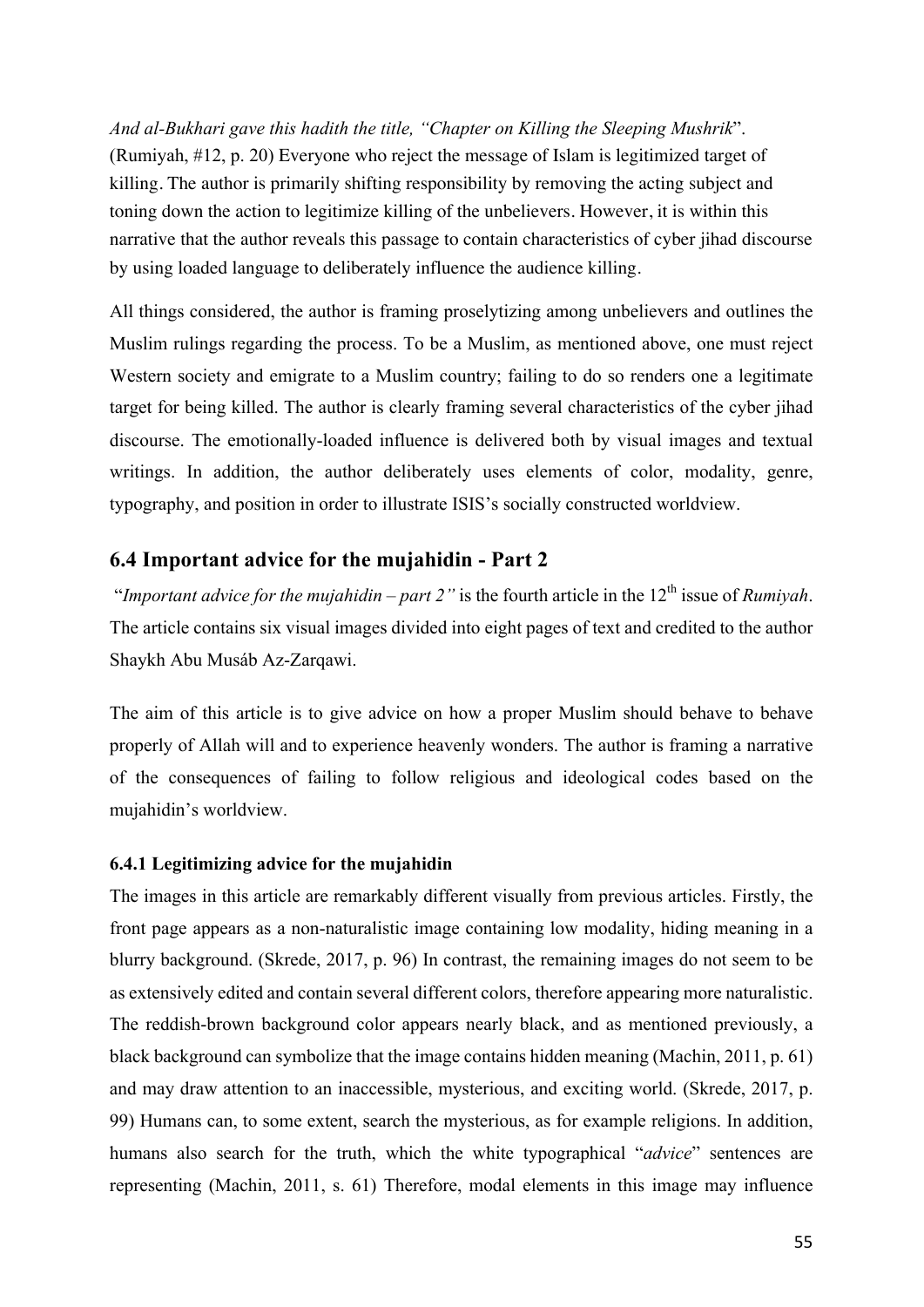*And al-Bukhari gave this hadith the title, "Chapter on Killing the Sleeping Mushrik*". (Rumiyah, #12, p. 20) Everyone who reject the message of Islam is legitimized target of killing. The author is primarily shifting responsibility by removing the acting subject and toning down the action to legitimize killing of the unbelievers. However, it is within this narrative that the author reveals this passage to contain characteristics of cyber jihad discourse by using loaded language to deliberately influence the audience killing.

All things considered, the author is framing proselytizing among unbelievers and outlines the Muslim rulings regarding the process. To be a Muslim, as mentioned above, one must reject Western society and emigrate to a Muslim country; failing to do so renders one a legitimate target for being killed. The author is clearly framing several characteristics of the cyber jihad discourse. The emotionally-loaded influence is delivered both by visual images and textual writings. In addition, the author deliberately uses elements of color, modality, genre, typography, and position in order to illustrate ISIS's socially constructed worldview.

## 6.4 Important advice for the mujahidin - Part 2

"*Important advice for the mujahidin – part 2"* is the fourth article in the 12th issue of *Rumiyah*. The article contains six visual images divided into eight pages of text and credited to the author Shaykh Abu Musáb Az-Zarqawi.

The aim of this article is to give advice on how a proper Muslim should behave to behave properly of Allah will and to experience heavenly wonders. The author is framing a narrative of the consequences of failing to follow religious and ideological codes based on the mujahidin's worldview.

### 6.4.1 Legitimizing advice for the mujahidin

The images in this article are remarkably different visually from previous articles. Firstly, the front page appears as a non-naturalistic image containing low modality, hiding meaning in a blurry background. (Skrede, 2017, p. 96) In contrast, the remaining images do not seem to be as extensively edited and contain several different colors, therefore appearing more naturalistic. The reddish-brown background color appears nearly black, and as mentioned previously, a black background can symbolize that the image contains hidden meaning (Machin, 2011, p. 61) and may draw attention to an inaccessible, mysterious, and exciting world. (Skrede, 2017, p. 99) Humans can, to some extent, search the mysterious, as for example religions. In addition, humans also search for the truth, which the white typographical "*advice*" sentences are representing (Machin, 2011, s. 61) Therefore, modal elements in this image may influence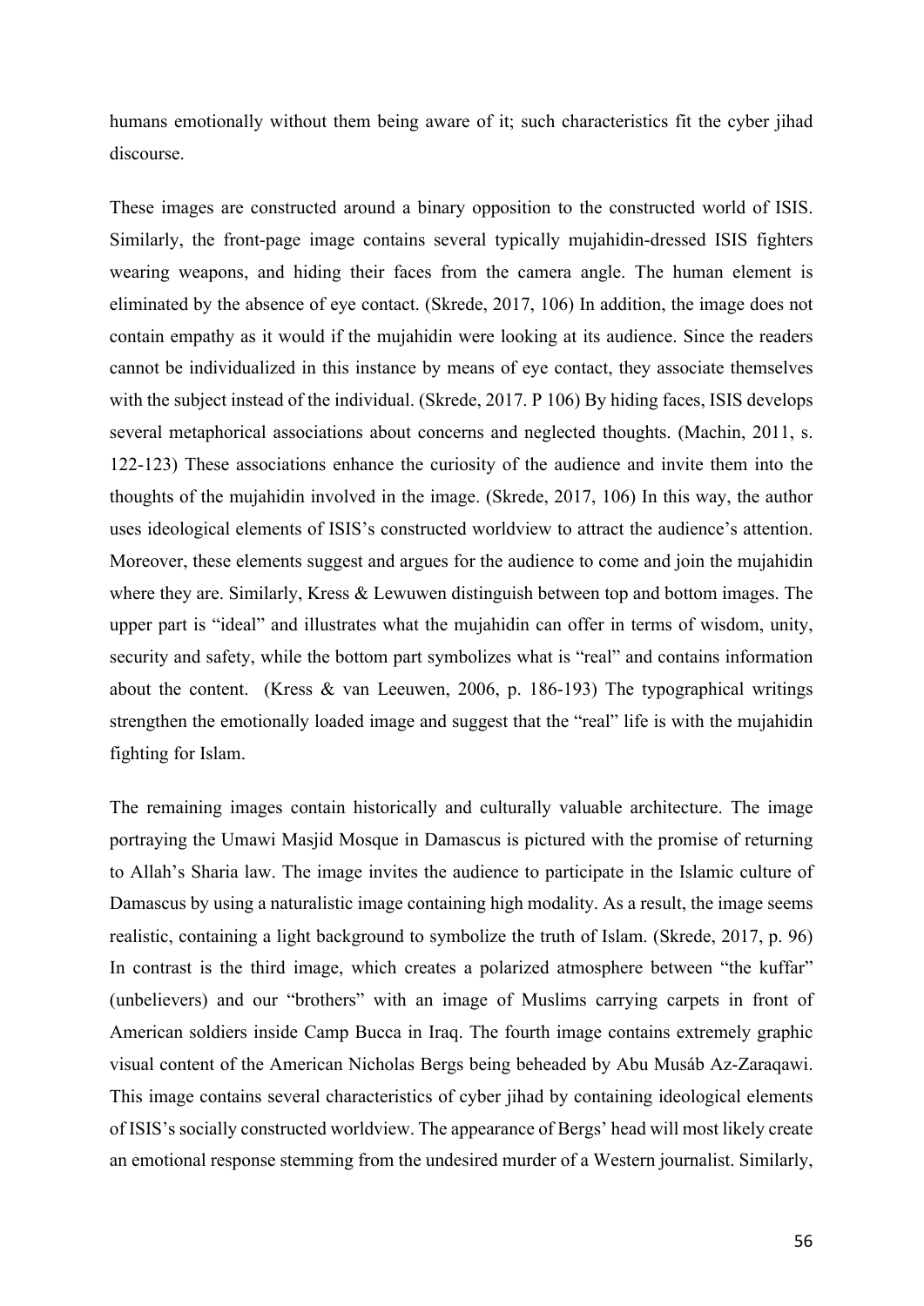humans emotionally without them being aware of it; such characteristics fit the cyber jihad discourse.

These images are constructed around a binary opposition to the constructed world of ISIS. Similarly, the front-page image contains several typically mujahidin-dressed ISIS fighters wearing weapons, and hiding their faces from the camera angle. The human element is eliminated by the absence of eye contact. (Skrede, 2017, 106) In addition, the image does not contain empathy as it would if the mujahidin were looking at its audience. Since the readers cannot be individualized in this instance by means of eye contact, they associate themselves with the subject instead of the individual. (Skrede, 2017. P 106) By hiding faces, ISIS develops several metaphorical associations about concerns and neglected thoughts. (Machin, 2011, s. 122-123) These associations enhance the curiosity of the audience and invite them into the thoughts of the mujahidin involved in the image. (Skrede, 2017, 106) In this way, the author uses ideological elements of ISIS's constructed worldview to attract the audience's attention. Moreover, these elements suggest and argues for the audience to come and join the mujahidin where they are. Similarly, Kress & Lewuwen distinguish between top and bottom images. The upper part is "ideal" and illustrates what the mujahidin can offer in terms of wisdom, unity, security and safety, while the bottom part symbolizes what is "real" and contains information about the content. (Kress & van Leeuwen, 2006, p. 186-193) The typographical writings strengthen the emotionally loaded image and suggest that the "real" life is with the mujahidin fighting for Islam.

The remaining images contain historically and culturally valuable architecture. The image portraying the Umawi Masjid Mosque in Damascus is pictured with the promise of returning to Allah's Sharia law. The image invites the audience to participate in the Islamic culture of Damascus by using a naturalistic image containing high modality. As a result, the image seems realistic, containing a light background to symbolize the truth of Islam. (Skrede, 2017, p. 96) In contrast is the third image, which creates a polarized atmosphere between "the kuffar" (unbelievers) and our "brothers" with an image of Muslims carrying carpets in front of American soldiers inside Camp Bucca in Iraq. The fourth image contains extremely graphic visual content of the American Nicholas Bergs being beheaded by Abu Musáb Az-Zaraqawi. This image contains several characteristics of cyber jihad by containing ideological elements of ISIS's socially constructed worldview. The appearance of Bergs' head will most likely create an emotional response stemming from the undesired murder of a Western journalist. Similarly,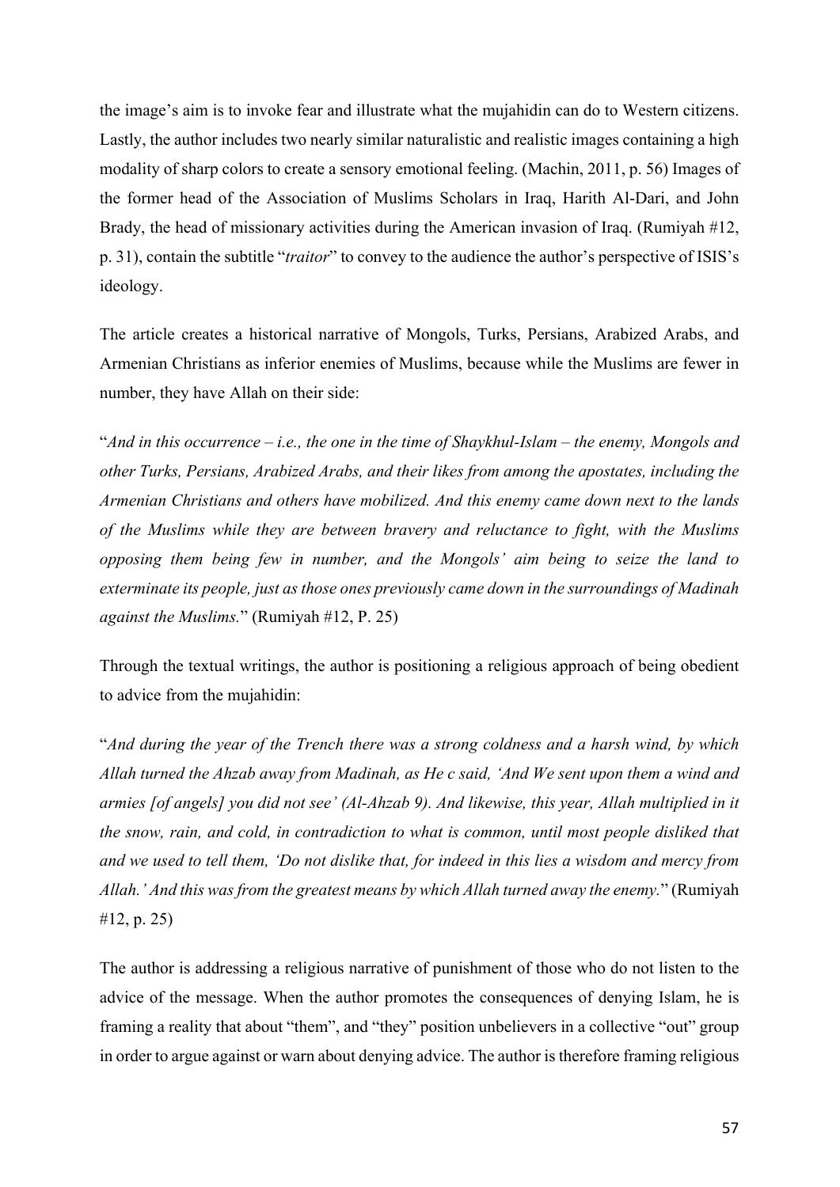the image's aim is to invoke fear and illustrate what the mujahidin can do to Western citizens. Lastly, the author includes two nearly similar naturalistic and realistic images containing a high modality of sharp colors to create a sensory emotional feeling. (Machin, 2011, p. 56) Images of the former head of the Association of Muslims Scholars in Iraq, Harith Al-Dari, and John Brady, the head of missionary activities during the American invasion of Iraq. (Rumiyah #12, p. 31), contain the subtitle "*traitor*" to convey to the audience the author's perspective of ISIS's ideology.

The article creates a historical narrative of Mongols, Turks, Persians, Arabized Arabs, and Armenian Christians as inferior enemies of Muslims, because while the Muslims are fewer in number, they have Allah on their side:

"*And in this occurrence – i.e., the one in the time of Shaykhul-Islam – the enemy, Mongols and other Turks, Persians, Arabized Arabs, and their likes from among the apostates, including the Armenian Christians and others have mobilized. And this enemy came down next to the lands of the Muslims while they are between bravery and reluctance to fight, with the Muslims opposing them being few in number, and the Mongols' aim being to seize the land to exterminate its people, just as those ones previously came down in the surroundings of Madinah against the Muslims.*" (Rumiyah #12, P. 25)

Through the textual writings, the author is positioning a religious approach of being obedient to advice from the mujahidin:

"*And during the year of the Trench there was a strong coldness and a harsh wind, by which Allah turned the Ahzab away from Madinah, as He c said, 'And We sent upon them a wind and armies [of angels] you did not see' (Al-Ahzab 9). And likewise, this year, Allah multiplied in it the snow, rain, and cold, in contradiction to what is common, until most people disliked that and we used to tell them, 'Do not dislike that, for indeed in this lies a wisdom and mercy from Allah.' And this was from the greatest means by which Allah turned away the enemy.*" (Rumiyah #12, p. 25)

The author is addressing a religious narrative of punishment of those who do not listen to the advice of the message. When the author promotes the consequences of denying Islam, he is framing a reality that about "them", and "they" position unbelievers in a collective "out" group in order to argue against or warn about denying advice. The author is therefore framing religious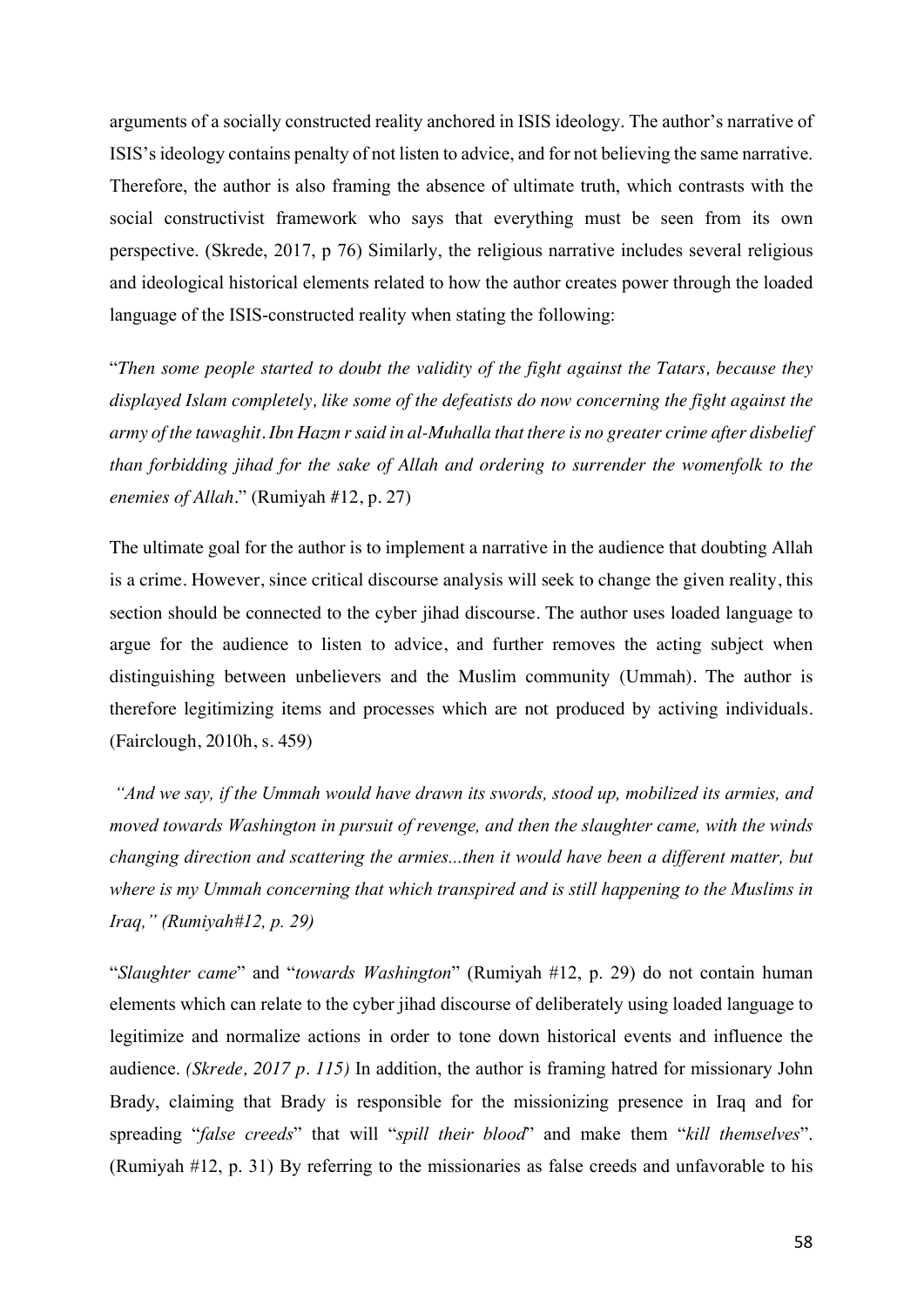arguments of a socially constructed reality anchored in ISIS ideology. The author's narrative of ISIS's ideology contains penalty of not listen to advice, and for not believing the same narrative. Therefore, the author is also framing the absence of ultimate truth, which contrasts with the social constructivist framework who says that everything must be seen from its own perspective. (Skrede, 2017, p 76) Similarly, the religious narrative includes several religious and ideological historical elements related to how the author creates power through the loaded language of the ISIS-constructed reality when stating the following:

"*Then some people started to doubt the validity of the fight against the Tatars, because they displayed Islam completely, like some of the defeatists do now concerning the fight against the army of the tawaghit. Ibn Hazm r said in al-Muhalla that there is no greater crime after disbelief than forbidding jihad for the sake of Allah and ordering to surrender the womenfolk to the enemies of Allah*." (Rumiyah #12, p. 27)

The ultimate goal for the author is to implement a narrative in the audience that doubting Allah is a crime. However, since critical discourse analysis will seek to change the given reality, this section should be connected to the cyber jihad discourse. The author uses loaded language to argue for the audience to listen to advice, and further removes the acting subject when distinguishing between unbelievers and the Muslim community (Ummah). The author is therefore legitimizing items and processes which are not produced by activing individuals. (Fairclough, 2010h, s. 459)

*"And we say, if the Ummah would have drawn its swords, stood up, mobilized its armies, and moved towards Washington in pursuit of revenge, and then the slaughter came, with the winds changing direction and scattering the armies...then it would have been a different matter, but where is my Ummah concerning that which transpired and is still happening to the Muslims in Iraq," (Rumiyah#12, p. 29)*

"*Slaughter came*" and "*towards Washington*" (Rumiyah #12, p. 29) do not contain human elements which can relate to the cyber jihad discourse of deliberately using loaded language to legitimize and normalize actions in order to tone down historical events and influence the audience. *(Skrede, 2017 p. 115)* In addition, the author is framing hatred for missionary John Brady, claiming that Brady is responsible for the missionizing presence in Iraq and for spreading "*false creeds*" that will "*spill their blood*" and make them "*kill themselves*". (Rumiyah #12, p. 31) By referring to the missionaries as false creeds and unfavorable to his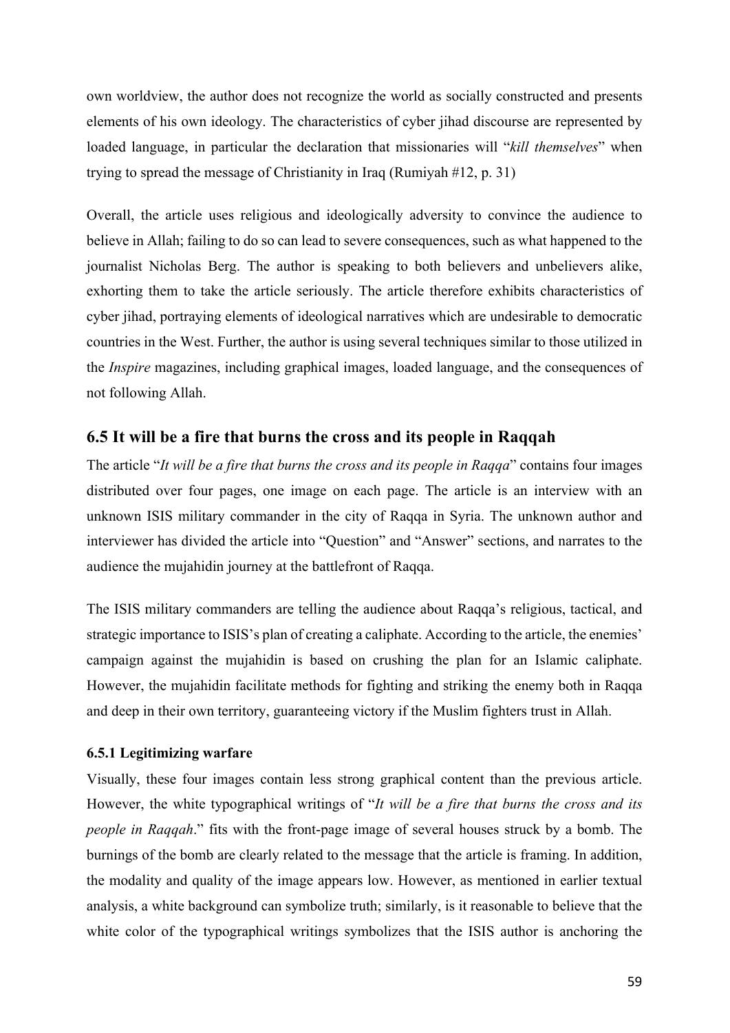own worldview, the author does not recognize the world as socially constructed and presents elements of his own ideology. The characteristics of cyber jihad discourse are represented by loaded language, in particular the declaration that missionaries will "*kill themselves*" when trying to spread the message of Christianity in Iraq (Rumiyah #12, p. 31)

Overall, the article uses religious and ideologically adversity to convince the audience to believe in Allah; failing to do so can lead to severe consequences, such as what happened to the journalist Nicholas Berg. The author is speaking to both believers and unbelievers alike, exhorting them to take the article seriously. The article therefore exhibits characteristics of cyber jihad, portraying elements of ideological narratives which are undesirable to democratic countries in the West. Further, the author is using several techniques similar to those utilized in the *Inspire* magazines, including graphical images, loaded language, and the consequences of not following Allah.

## 6.5 It will be a fire that burns the cross and its people in Raqqah

The article "*It will be a fire that burns the cross and its people in Raqqa*" contains four images distributed over four pages, one image on each page. The article is an interview with an unknown ISIS military commander in the city of Raqqa in Syria. The unknown author and interviewer has divided the article into "Question" and "Answer" sections, and narrates to the audience the mujahidin journey at the battlefront of Raqqa.

The ISIS military commanders are telling the audience about Raqqa's religious, tactical, and strategic importance to ISIS's plan of creating a caliphate. According to the article, the enemies' campaign against the mujahidin is based on crushing the plan for an Islamic caliphate. However, the mujahidin facilitate methods for fighting and striking the enemy both in Raqqa and deep in their own territory, guaranteeing victory if the Muslim fighters trust in Allah.

### 6.5.1 Legitimizing warfare

Visually, these four images contain less strong graphical content than the previous article. However, the white typographical writings of "*It will be a fire that burns the cross and its people in Raqqah*." fits with the front-page image of several houses struck by a bomb. The burnings of the bomb are clearly related to the message that the article is framing. In addition, the modality and quality of the image appears low. However, as mentioned in earlier textual analysis, a white background can symbolize truth; similarly, is it reasonable to believe that the white color of the typographical writings symbolizes that the ISIS author is anchoring the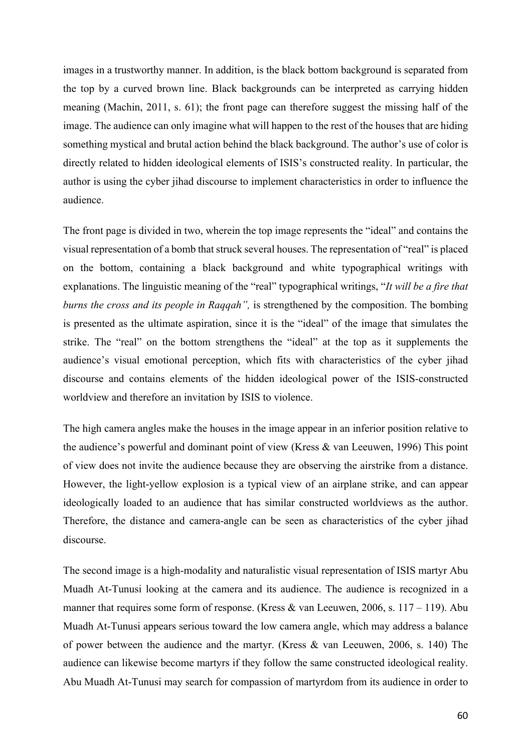images in a trustworthy manner. In addition, is the black bottom background is separated from the top by a curved brown line. Black backgrounds can be interpreted as carrying hidden meaning (Machin, 2011, s. 61); the front page can therefore suggest the missing half of the image. The audience can only imagine what will happen to the rest of the houses that are hiding something mystical and brutal action behind the black background. The author's use of color is directly related to hidden ideological elements of ISIS's constructed reality. In particular, the author is using the cyber jihad discourse to implement characteristics in order to influence the audience.

The front page is divided in two, wherein the top image represents the "ideal" and contains the visual representation of a bomb that struck several houses. The representation of "real" is placed on the bottom, containing a black background and white typographical writings with explanations. The linguistic meaning of the "real" typographical writings, "*It will be a fire that burns the cross and its people in Raqqah",* is strengthened by the composition. The bombing is presented as the ultimate aspiration, since it is the "ideal" of the image that simulates the strike. The "real" on the bottom strengthens the "ideal" at the top as it supplements the audience's visual emotional perception, which fits with characteristics of the cyber jihad discourse and contains elements of the hidden ideological power of the ISIS-constructed worldview and therefore an invitation by ISIS to violence.

The high camera angles make the houses in the image appear in an inferior position relative to the audience's powerful and dominant point of view (Kress & van Leeuwen, 1996) This point of view does not invite the audience because they are observing the airstrike from a distance. However, the light-yellow explosion is a typical view of an airplane strike, and can appear ideologically loaded to an audience that has similar constructed worldviews as the author. Therefore, the distance and camera-angle can be seen as characteristics of the cyber jihad discourse.

The second image is a high-modality and naturalistic visual representation of ISIS martyr Abu Muadh At-Tunusi looking at the camera and its audience. The audience is recognized in a manner that requires some form of response. (Kress & van Leeuwen, 2006, s. 117 – 119). Abu Muadh At-Tunusi appears serious toward the low camera angle, which may address a balance of power between the audience and the martyr. (Kress & van Leeuwen, 2006, s. 140) The audience can likewise become martyrs if they follow the same constructed ideological reality. Abu Muadh At-Tunusi may search for compassion of martyrdom from its audience in order to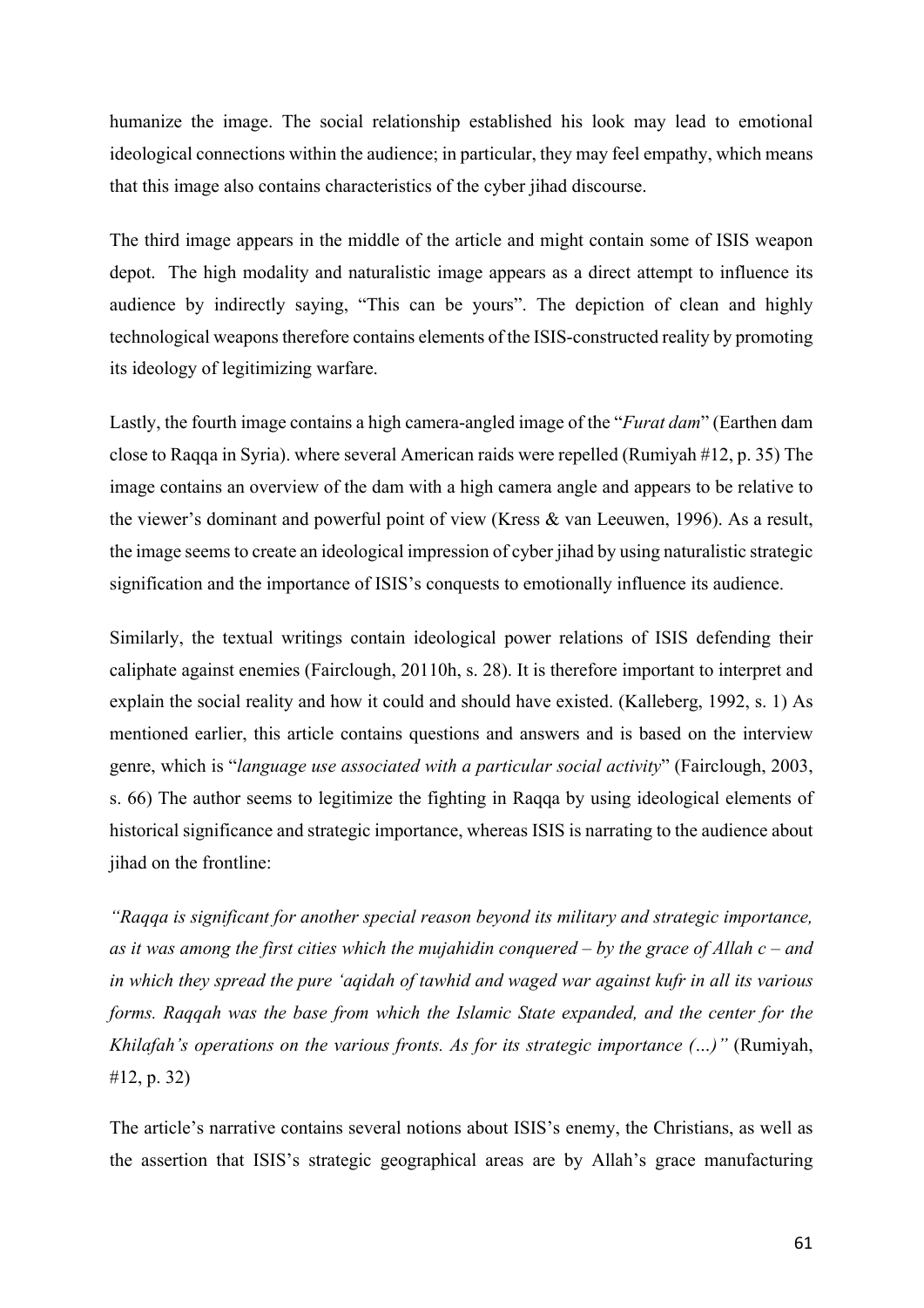humanize the image. The social relationship established his look may lead to emotional ideological connections within the audience; in particular, they may feel empathy, which means that this image also contains characteristics of the cyber jihad discourse.

The third image appears in the middle of the article and might contain some of ISIS weapon depot. The high modality and naturalistic image appears as a direct attempt to influence its audience by indirectly saying, "This can be yours". The depiction of clean and highly technological weapons therefore contains elements of the ISIS-constructed reality by promoting its ideology of legitimizing warfare.

Lastly, the fourth image contains a high camera-angled image of the "*Furat dam*" (Earthen dam close to Raqqa in Syria). where several American raids were repelled (Rumiyah #12, p. 35) The image contains an overview of the dam with a high camera angle and appears to be relative to the viewer's dominant and powerful point of view (Kress & van Leeuwen, 1996). As a result, the image seems to create an ideological impression of cyber jihad by using naturalistic strategic signification and the importance of ISIS's conquests to emotionally influence its audience.

Similarly, the textual writings contain ideological power relations of ISIS defending their caliphate against enemies (Fairclough, 20110h, s. 28). It is therefore important to interpret and explain the social reality and how it could and should have existed. (Kalleberg, 1992, s. 1) As mentioned earlier, this article contains questions and answers and is based on the interview genre, which is "*language use associated with a particular social activity*" (Fairclough, 2003, s. 66) The author seems to legitimize the fighting in Raqqa by using ideological elements of historical significance and strategic importance, whereas ISIS is narrating to the audience about jihad on the frontline:

*"Raqqa is significant for another special reason beyond its military and strategic importance, as it was among the first cities which the mujahidin conquered – by the grace of Allah c – and in which they spread the pure 'aqidah of tawhid and waged war against kufr in all its various forms. Raqqah was the base from which the Islamic State expanded, and the center for the Khilafah's operations on the various fronts. As for its strategic importance (…)"* (Rumiyah, #12, p. 32)

The article's narrative contains several notions about ISIS's enemy, the Christians, as well as the assertion that ISIS's strategic geographical areas are by Allah's grace manufacturing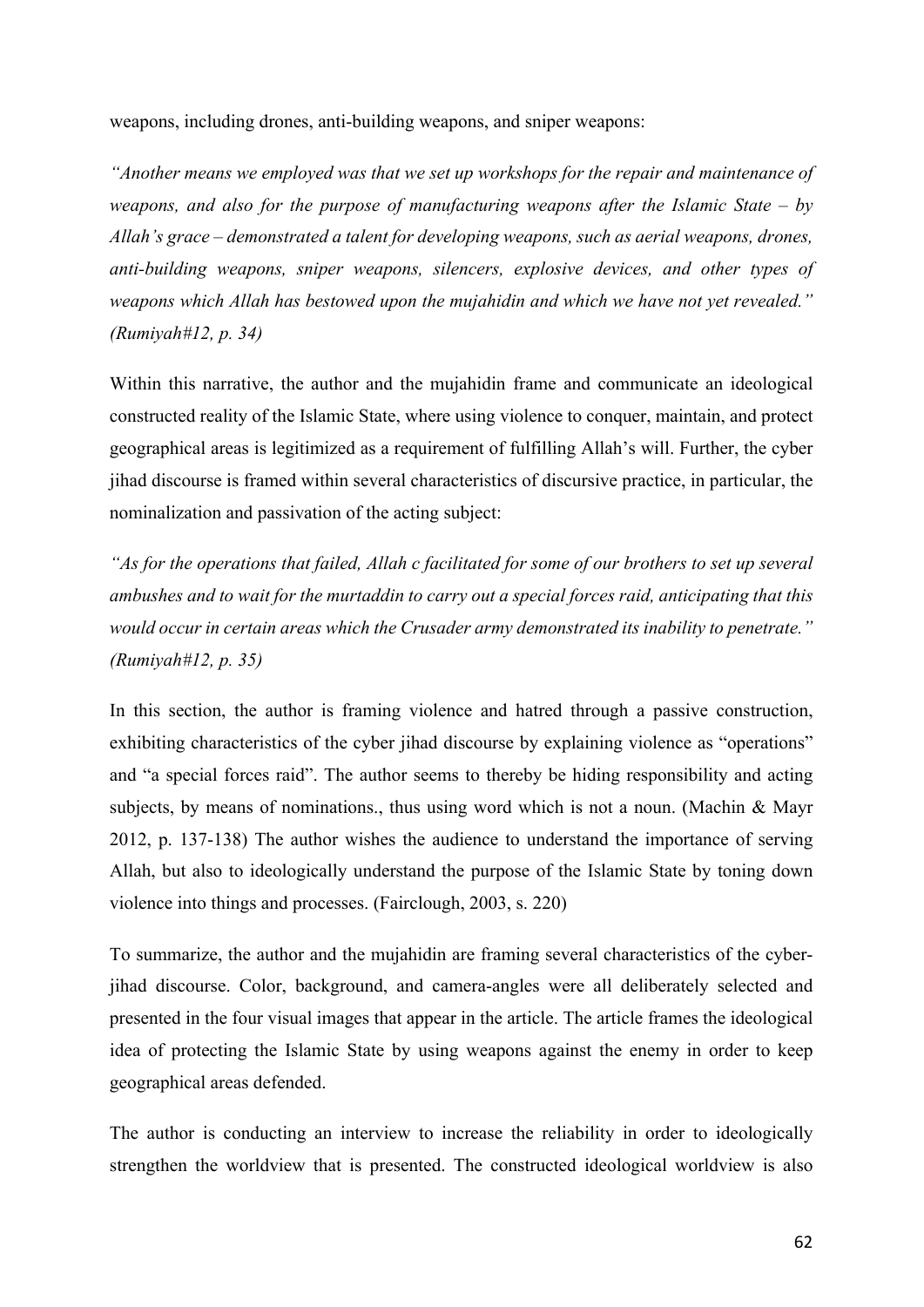weapons, including drones, anti-building weapons, and sniper weapons:

*"Another means we employed was that we set up workshops for the repair and maintenance of weapons, and also for the purpose of manufacturing weapons after the Islamic State – by Allah's grace – demonstrated a talent for developing weapons, such as aerial weapons, drones, anti-building weapons, sniper weapons, silencers, explosive devices, and other types of weapons which Allah has bestowed upon the mujahidin and which we have not yet revealed." (Rumiyah#12, p. 34)*

Within this narrative, the author and the mujahidin frame and communicate an ideological constructed reality of the Islamic State, where using violence to conquer, maintain, and protect geographical areas is legitimized as a requirement of fulfilling Allah's will. Further, the cyber jihad discourse is framed within several characteristics of discursive practice, in particular, the nominalization and passivation of the acting subject:

*"As for the operations that failed, Allah c facilitated for some of our brothers to set up several ambushes and to wait for the murtaddin to carry out a special forces raid, anticipating that this would occur in certain areas which the Crusader army demonstrated its inability to penetrate." (Rumiyah#12, p. 35)*

In this section, the author is framing violence and hatred through a passive construction, exhibiting characteristics of the cyber jihad discourse by explaining violence as "operations" and "a special forces raid". The author seems to thereby be hiding responsibility and acting subjects, by means of nominations., thus using word which is not a noun. (Machin & Mayr 2012, p. 137-138) The author wishes the audience to understand the importance of serving Allah, but also to ideologically understand the purpose of the Islamic State by toning down violence into things and processes. (Fairclough, 2003, s. 220)

To summarize, the author and the mujahidin are framing several characteristics of the cyber-jihad discourse. Color, background, and camera-angles were all deliberately selected and presented in the four visual images that appear in the article. The article frames the ideological idea of protecting the Islamic State by using weapons against the enemy in order to keep geographical areas defended.

The author is conducting an interview to increase the reliability in order to ideologically strengthen the worldview that is presented. The constructed ideological worldview is also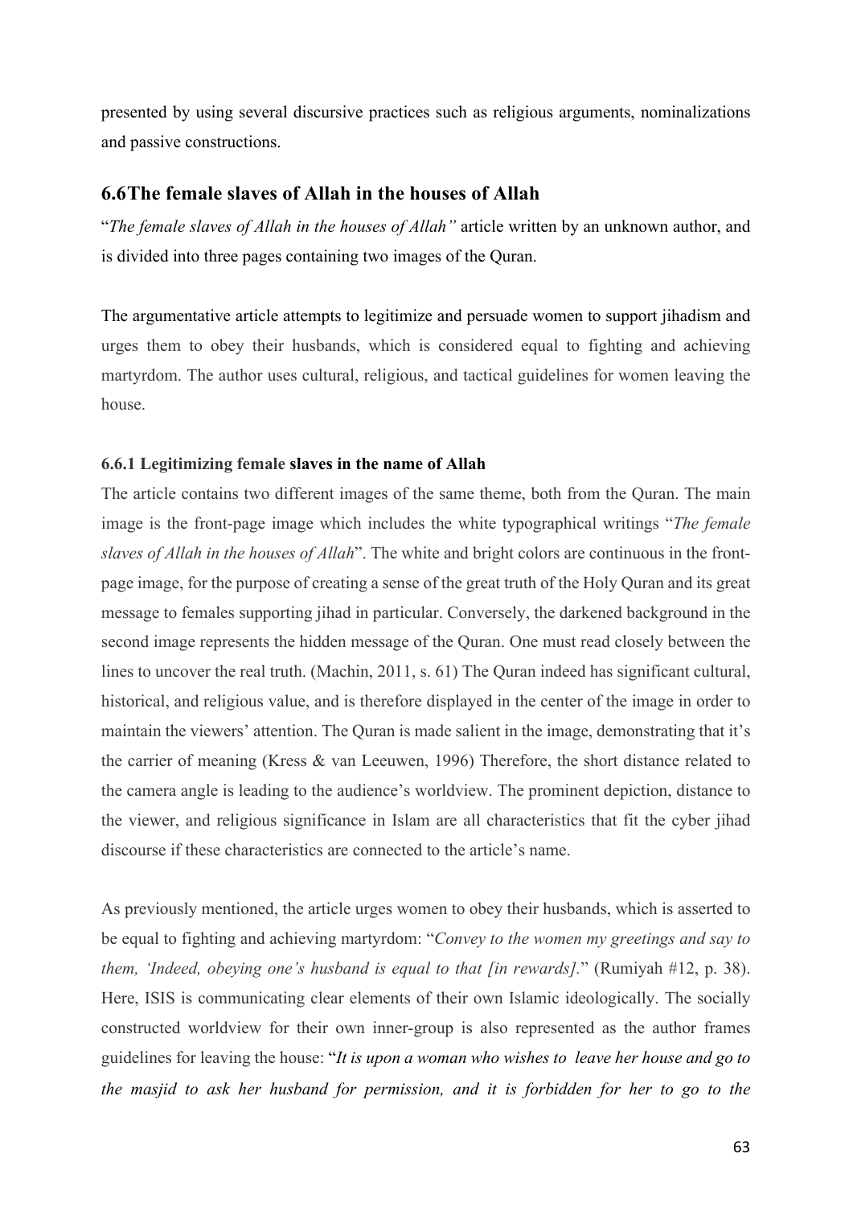presented by using several discursive practices such as religious arguments, nominalizations and passive constructions.

## 6.6The female slaves of Allah in the houses of Allah

"*The female slaves of Allah in the houses of Allah"* article written by an unknown author, and is divided into three pages containing two images of the Quran.

The argumentative article attempts to legitimize and persuade women to support jihadism and urges them to obey their husbands, which is considered equal to fighting and achieving martyrdom. The author uses cultural, religious, and tactical guidelines for women leaving the house.

### 6.6.1 Legitimizing female slaves in the name of Allah

The article contains two different images of the same theme, both from the Quran. The main image is the front-page image which includes the white typographical writings "*The female slaves of Allah in the houses of Allah*". The white and bright colors are continuous in the front-page image, for the purpose of creating a sense of the great truth of the Holy Quran and its great message to females supporting jihad in particular. Conversely, the darkened background in the second image represents the hidden message of the Quran. One must read closely between the lines to uncover the real truth. (Machin, 2011, s. 61) The Quran indeed has significant cultural, historical, and religious value, and is therefore displayed in the center of the image in order to maintain the viewers' attention. The Quran is made salient in the image, demonstrating that it's the carrier of meaning (Kress & van Leeuwen, 1996) Therefore, the short distance related to the camera angle is leading to the audience's worldview. The prominent depiction, distance to the viewer, and religious significance in Islam are all characteristics that fit the cyber jihad discourse if these characteristics are connected to the article's name.

As previously mentioned, the article urges women to obey their husbands, which is asserted to be equal to fighting and achieving martyrdom: "*Convey to the women my greetings and say to them, 'Indeed, obeying one's husband is equal to that [in rewards].*" (Rumiyah #12, p. 38). Here, ISIS is communicating clear elements of their own Islamic ideologically. The socially constructed worldview for their own inner-group is also represented as the author frames guidelines for leaving the house: "*It is upon a woman who wishes to leave her house and go to the masjid to ask her husband for permission, and it is forbidden for her to go to the*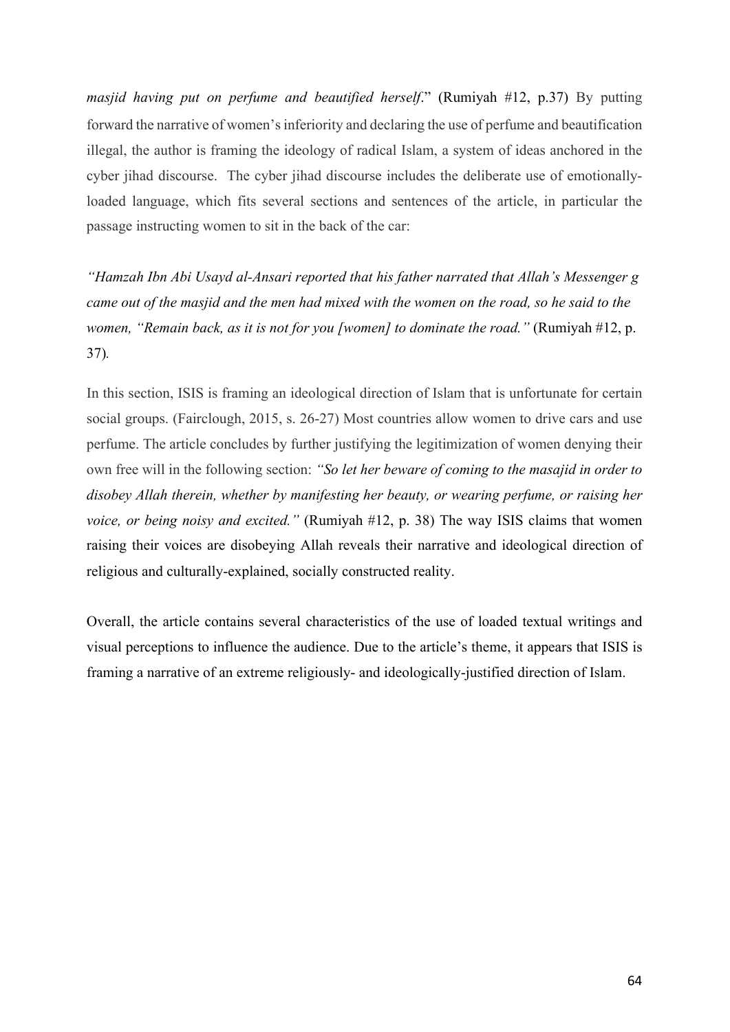*masjid having put on perfume and beautified herself*." (Rumiyah #12, p.37) By putting forward the narrative of women's inferiority and declaring the use of perfume and beautification illegal, the author is framing the ideology of radical Islam, a system of ideas anchored in the cyber jihad discourse. The cyber jihad discourse includes the deliberate use of emotionally-loaded language, which fits several sections and sentences of the article, in particular the passage instructing women to sit in the back of the car:

*"Hamzah Ibn Abi Usayd al-Ansari reported that his father narrated that Allah's Messenger g came out of the masjid and the men had mixed with the women on the road, so he said to the women, "Remain back, as it is not for you [women] to dominate the road."* (Rumiyah #12, p. 37).

In this section, ISIS is framing an ideological direction of Islam that is unfortunate for certain social groups. (Fairclough, 2015, s. 26-27) Most countries allow women to drive cars and use perfume. The article concludes by further justifying the legitimization of women denying their own free will in the following section: *"So let her beware of coming to the masajid in order to disobey Allah therein, whether by manifesting her beauty, or wearing perfume, or raising her voice, or being noisy and excited."* (Rumiyah #12, p. 38) The way ISIS claims that women raising their voices are disobeying Allah reveals their narrative and ideological direction of religious and culturally-explained, socially constructed reality.

Overall, the article contains several characteristics of the use of loaded textual writings and visual perceptions to influence the audience. Due to the article's theme, it appears that ISIS is framing a narrative of an extreme religiously- and ideologically-justified direction of Islam.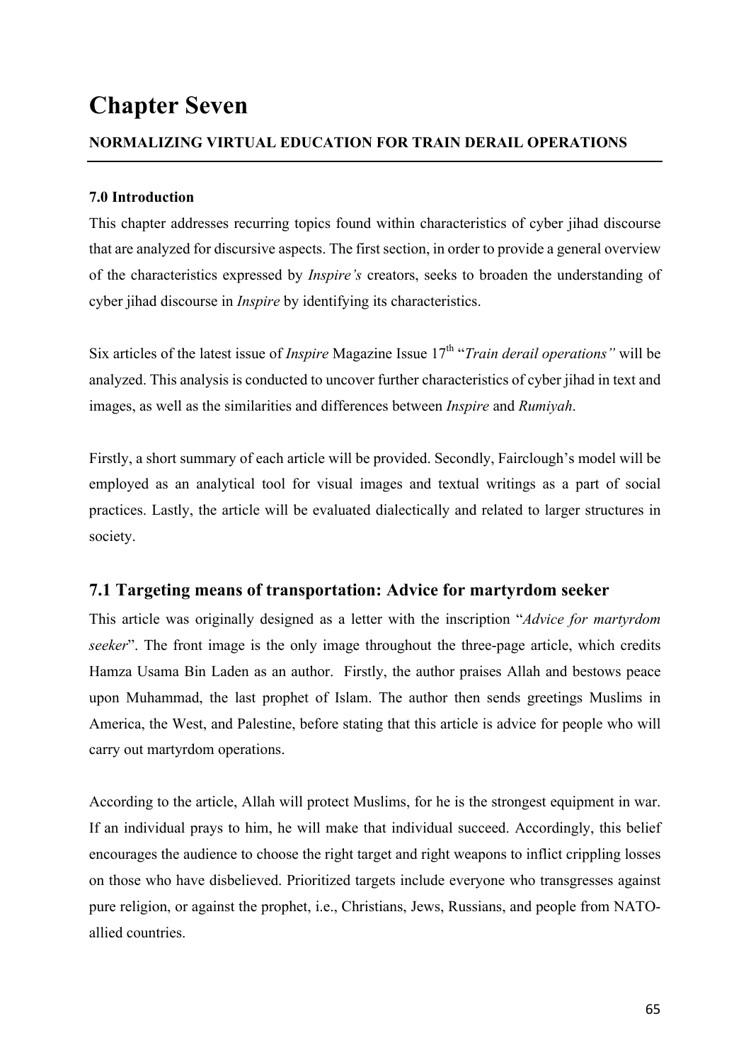# Chapter Seven

**NORMALIZING VIRTUAL EDUCATION FOR TRAIN DERAIL OPERATIONS**

### 7.0 Introduction

This chapter addresses recurring topics found within characteristics of cyber jihad discourse that are analyzed for discursive aspects. The first section, in order to provide a general overview of the characteristics expressed by *Inspire's* creators, seeks to broaden the understanding of cyber jihad discourse in *Inspire* by identifying its characteristics.

Six articles of the latest issue of *Inspire* Magazine Issue 17th "*Train derail operations"* will be analyzed. This analysis is conducted to uncover further characteristics of cyber jihad in text and images, as well as the similarities and differences between *Inspire* and *Rumiyah*.

Firstly, a short summary of each article will be provided. Secondly, Fairclough's model will be employed as an analytical tool for visual images and textual writings as a part of social practices. Lastly, the article will be evaluated dialectically and related to larger structures in society.

## 7.1 Targeting means of transportation: Advice for martyrdom seeker

This article was originally designed as a letter with the inscription "*Advice for martyrdom seeker*". The front image is the only image throughout the three-page article, which credits Hamza Usama Bin Laden as an author. Firstly, the author praises Allah and bestows peace upon Muhammad, the last prophet of Islam. The author then sends greetings Muslims in America, the West, and Palestine, before stating that this article is advice for people who will carry out martyrdom operations.

According to the article, Allah will protect Muslims, for he is the strongest equipment in war. If an individual prays to him, he will make that individual succeed. Accordingly, this belief encourages the audience to choose the right target and right weapons to inflict crippling losses on those who have disbelieved. Prioritized targets include everyone who transgresses against pure religion, or against the prophet, i.e., Christians, Jews, Russians, and people from NATO-allied countries.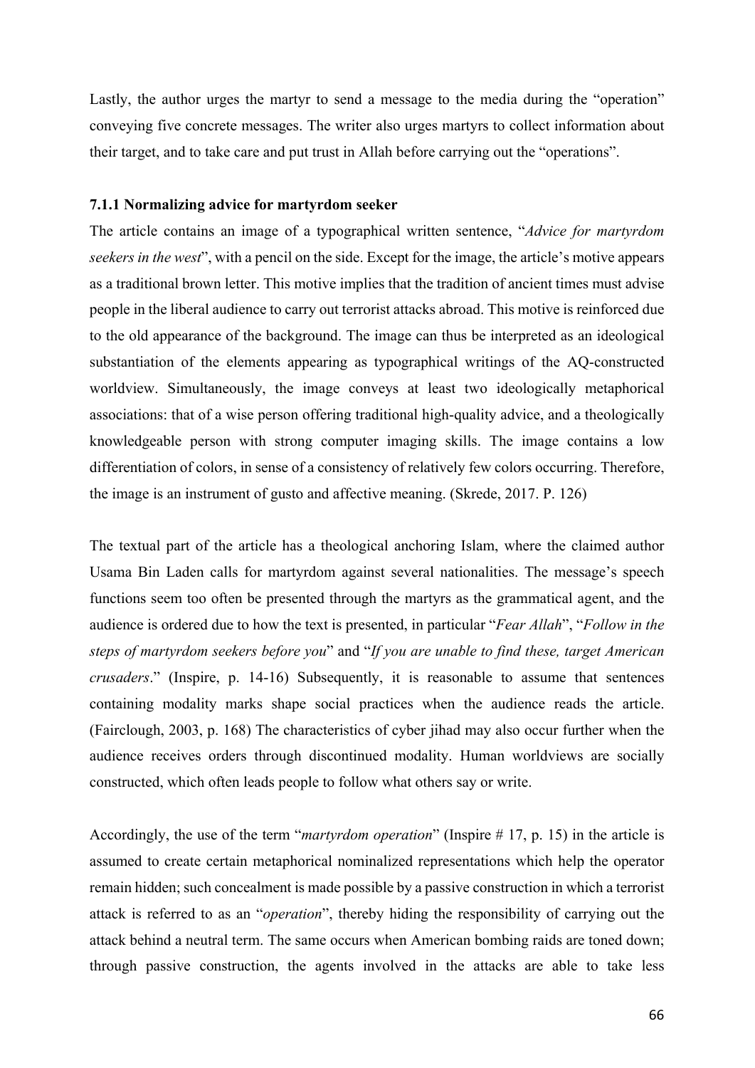Lastly, the author urges the martyr to send a message to the media during the "operation" conveying five concrete messages. The writer also urges martyrs to collect information about their target, and to take care and put trust in Allah before carrying out the "operations".

#### 7.1.1 Normalizing advice for martyrdom seeker

The article contains an image of a typographical written sentence, "*Advice for martyrdom seekers in the west*", with a pencil on the side. Except for the image, the article's motive appears as a traditional brown letter. This motive implies that the tradition of ancient times must advise people in the liberal audience to carry out terrorist attacks abroad. This motive is reinforced due to the old appearance of the background. The image can thus be interpreted as an ideological substantiation of the elements appearing as typographical writings of the AQ-constructed worldview. Simultaneously, the image conveys at least two ideologically metaphorical associations: that of a wise person offering traditional high-quality advice, and a theologically knowledgeable person with strong computer imaging skills. The image contains a low differentiation of colors, in sense of a consistency of relatively few colors occurring. Therefore, the image is an instrument of gusto and affective meaning. (Skrede, 2017. P. 126)

The textual part of the article has a theological anchoring Islam, where the claimed author Usama Bin Laden calls for martyrdom against several nationalities. The message's speech functions seem too often be presented through the martyrs as the grammatical agent, and the audience is ordered due to how the text is presented, in particular "*Fear Allah*", "*Follow in the steps of martyrdom seekers before you*" and "*If you are unable to find these, target American crusaders*." (Inspire, p. 14-16) Subsequently, it is reasonable to assume that sentences containing modality marks shape social practices when the audience reads the article. (Fairclough, 2003, p. 168) The characteristics of cyber jihad may also occur further when the audience receives orders through discontinued modality. Human worldviews are socially constructed, which often leads people to follow what others say or write.

Accordingly, the use of the term "*martyrdom operation*" (Inspire # 17, p. 15) in the article is assumed to create certain metaphorical nominalized representations which help the operator remain hidden; such concealment is made possible by a passive construction in which a terrorist attack is referred to as an "*operation*", thereby hiding the responsibility of carrying out the attack behind a neutral term. The same occurs when American bombing raids are toned down; through passive construction, the agents involved in the attacks are able to take less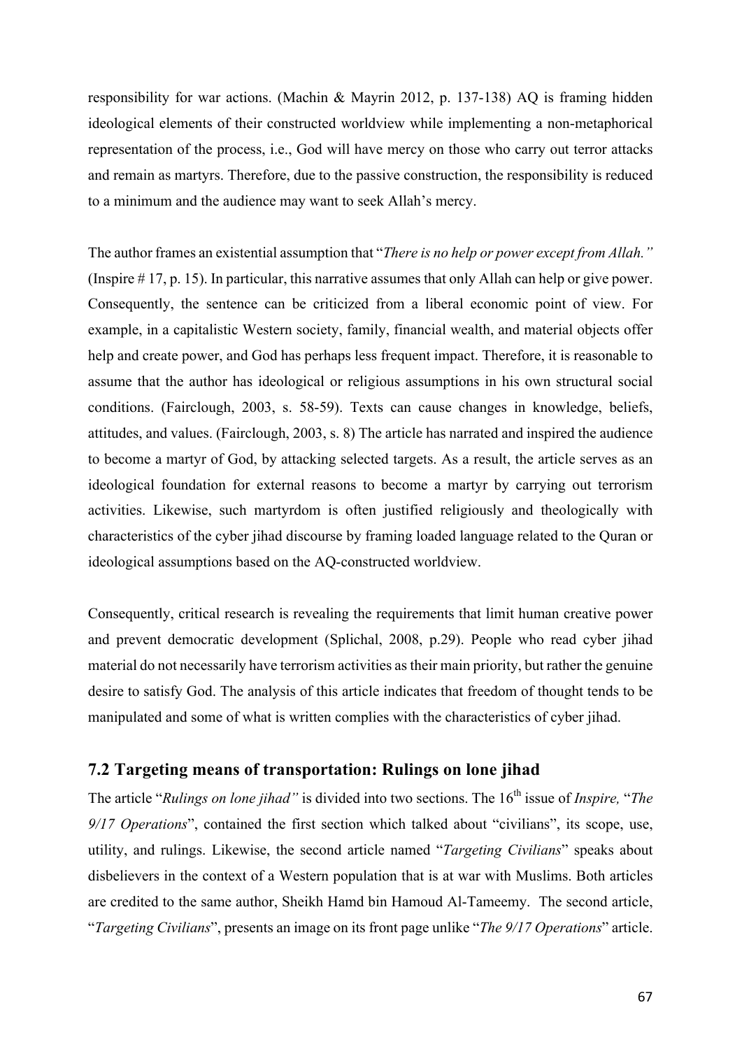responsibility for war actions. (Machin & Mayrin 2012, p. 137-138) AQ is framing hidden ideological elements of their constructed worldview while implementing a non-metaphorical representation of the process, i.e., God will have mercy on those who carry out terror attacks and remain as martyrs. Therefore, due to the passive construction, the responsibility is reduced to a minimum and the audience may want to seek Allah's mercy.

The author frames an existential assumption that "*There is no help or power except from Allah.*" (Inspire # 17, p. 15). In particular, this narrative assumes that only Allah can help or give power. Consequently, the sentence can be criticized from a liberal economic point of view. For example, in a capitalistic Western society, family, financial wealth, and material objects offer help and create power, and God has perhaps less frequent impact. Therefore, it is reasonable to assume that the author has ideological or religious assumptions in his own structural social conditions. (Fairclough, 2003, s. 58-59). Texts can cause changes in knowledge, beliefs, attitudes, and values. (Fairclough, 2003, s. 8) The article has narrated and inspired the audience to become a martyr of God, by attacking selected targets. As a result, the article serves as an ideological foundation for external reasons to become a martyr by carrying out terrorism activities. Likewise, such martyrdom is often justified religiously and theologically with characteristics of the cyber jihad discourse by framing loaded language related to the Quran or ideological assumptions based on the AQ-constructed worldview.

Consequently, critical research is revealing the requirements that limit human creative power and prevent democratic development (Splichal, 2008, p.29). People who read cyber jihad material do not necessarily have terrorism activities as their main priority, but rather the genuine desire to satisfy God. The analysis of this article indicates that freedom of thought tends to be manipulated and some of what is written complies with the characteristics of cyber jihad.

## 7.2 Targeting means of transportation: Rulings on lone jihad

The article "*Rulings on lone jihad"* is divided into two sections. The 16th issue of *Inspire,* "*The 9/17 Operations*", contained the first section which talked about "civilians", its scope, use, utility, and rulings. Likewise, the second article named "*Targeting Civilians*" speaks about disbelievers in the context of a Western population that is at war with Muslims. Both articles are credited to the same author, Sheikh Hamd bin Hamoud Al-Tameemy. The second article, "*Targeting Civilians*", presents an image on its front page unlike "*The 9/17 Operations*" article.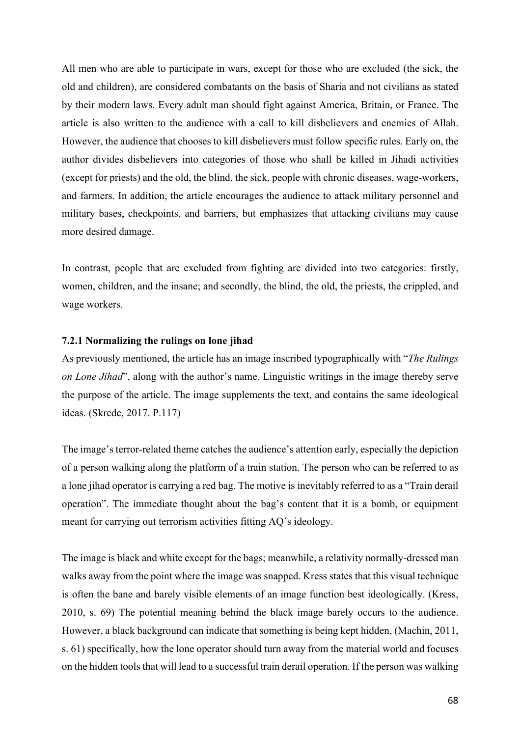All men who are able to participate in wars, except for those who are excluded (the sick, the old and children), are considered combatants on the basis of Sharia and not civilians as stated by their modern laws. Every adult man should fight against America, Britain, or France. The article is also written to the audience with a call to kill disbelievers and enemies of Allah. However, the audience that chooses to kill disbelievers must follow specific rules. Early on, the author divides disbelievers into categories of those who shall be killed in Jihadi activities (except for priests) and the old, the blind, the sick, people with chronic diseases, wage-workers, and farmers. In addition, the article encourages the audience to attack military personnel and military bases, checkpoints, and barriers, but emphasizes that attacking civilians may cause more desired damage.

In contrast, people that are excluded from fighting are divided into two categories: firstly, women, children, and the insane; and secondly, the blind, the old, the priests, the crippled, and wage workers.

### 7.2.1 Normalizing the rulings on lone jihad

As previously mentioned, the article has an image inscribed typographically with "*The Rulings on Lone Jihad*", along with the author's name. Linguistic writings in the image thereby serve the purpose of the article. The image supplements the text, and contains the same ideological ideas. (Skrede, 2017. P.117)

The image's terror-related theme catches the audience's attention early, especially the depiction of a person walking along the platform of a train station. The person who can be referred to as a lone jihad operator is carrying a red bag. The motive is inevitably referred to as a "Train derail operation". The immediate thought about the bag's content that it is a bomb, or equipment meant for carrying out terrorism activities fitting AQ´s ideology.

The image is black and white except for the bags; meanwhile, a relativity normally-dressed man walks away from the point where the image was snapped. Kress states that this visual technique is often the bane and barely visible elements of an image function best ideologically. (Kress, 2010, s. 69) The potential meaning behind the black image barely occurs to the audience. However, a black background can indicate that something is being kept hidden, (Machin, 2011, s. 61) specifically, how the lone operator should turn away from the material world and focuses on the hidden tools that will lead to a successful train derail operation. If the person was walking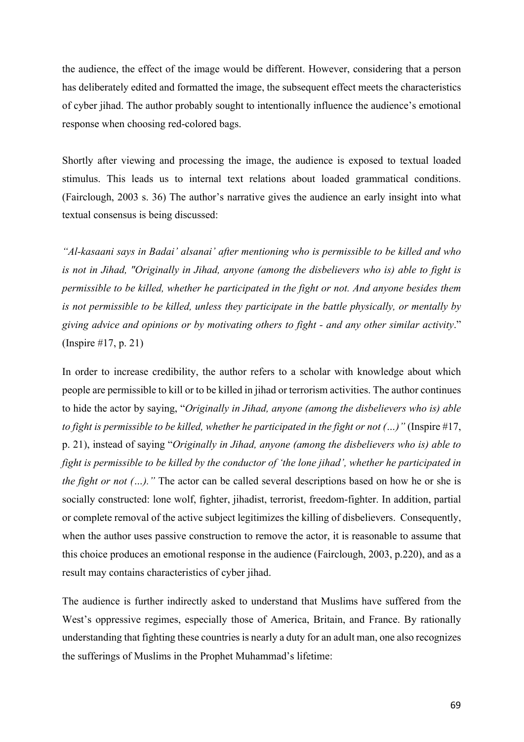the audience, the effect of the image would be different. However, considering that a person has deliberately edited and formatted the image, the subsequent effect meets the characteristics of cyber jihad. The author probably sought to intentionally influence the audience's emotional response when choosing red-colored bags.

Shortly after viewing and processing the image, the audience is exposed to textual loaded stimulus. This leads us to internal text relations about loaded grammatical conditions. (Fairclough, 2003 s. 36) The author's narrative gives the audience an early insight into what textual consensus is being discussed:

*"Al-kasaani says in Badai' alsanai' after mentioning who is permissible to be killed and who is not in Jihad, "Originally in Jihad, anyone (among the disbelievers who is) able to fight is permissible to be killed, whether he participated in the fight or not. And anyone besides them is not permissible to be killed, unless they participate in the battle physically, or mentally by giving advice and opinions or by motivating others to fight - and any other similar activity*." (Inspire #17, p. 21)

In order to increase credibility, the author refers to a scholar with knowledge about which people are permissible to kill or to be killed in jihad or terrorism activities. The author continues to hide the actor by saying, "*Originally in Jihad, anyone (among the disbelievers who is) able to fight is permissible to be killed, whether he participated in the fight or not (…)"* (Inspire #17, p. 21), instead of saying "*Originally in Jihad, anyone (among the disbelievers who is) able to fight is permissible to be killed by the conductor of 'the lone jihad', whether he participated in the fight or not (…)."* The actor can be called several descriptions based on how he or she is socially constructed: lone wolf, fighter, jihadist, terrorist, freedom-fighter. In addition, partial or complete removal of the active subject legitimizes the killing of disbelievers. Consequently, when the author uses passive construction to remove the actor, it is reasonable to assume that this choice produces an emotional response in the audience (Fairclough, 2003, p.220), and as a result may contains characteristics of cyber jihad.

The audience is further indirectly asked to understand that Muslims have suffered from the West's oppressive regimes, especially those of America, Britain, and France. By rationally understanding that fighting these countries is nearly a duty for an adult man, one also recognizes the sufferings of Muslims in the Prophet Muhammad's lifetime: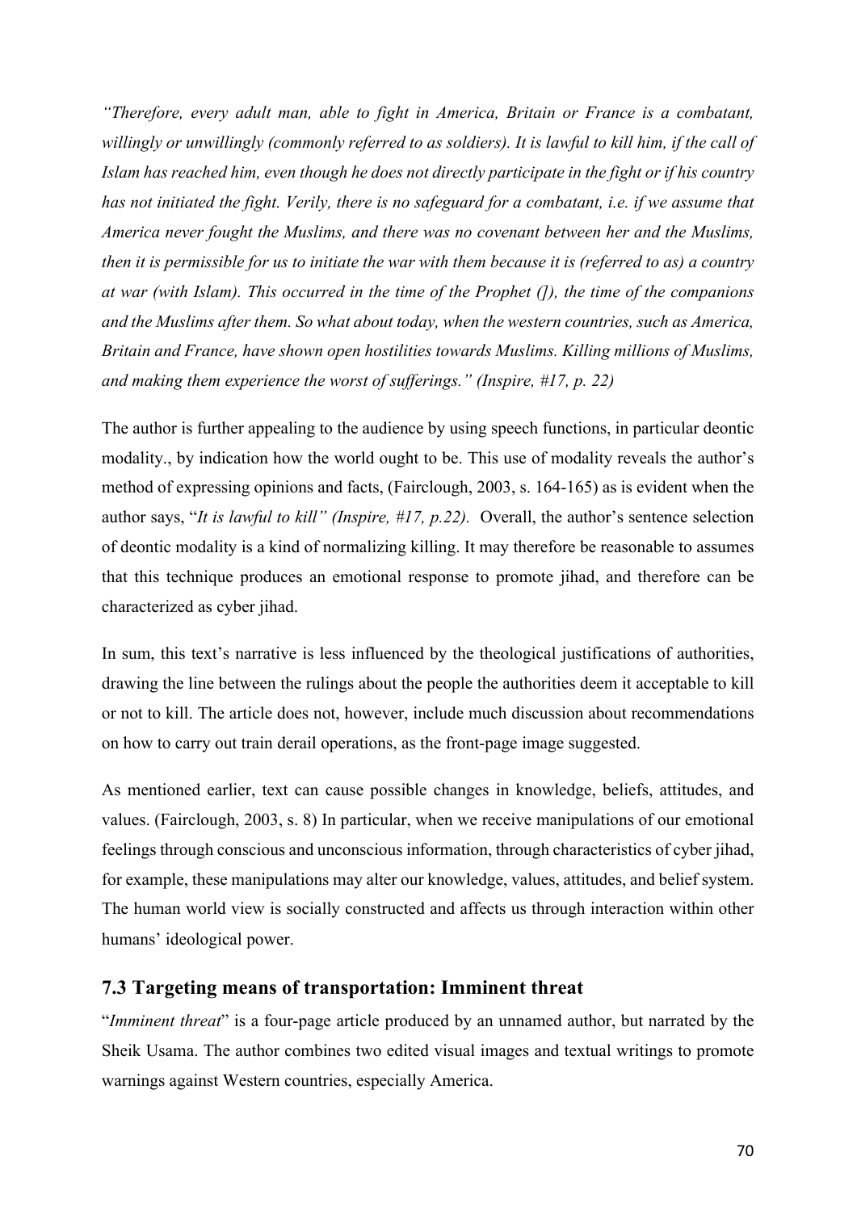*"Therefore, every adult man, able to fight in America, Britain or France is a combatant, willingly or unwillingly (commonly referred to as soldiers). It is lawful to kill him, if the call of Islam has reached him, even though he does not directly participate in the fight or if his country has not initiated the fight. Verily, there is no safeguard for a combatant, i.e. if we assume that America never fought the Muslims, and there was no covenant between her and the Muslims, then it is permissible for us to initiate the war with them because it is (referred to as) a country at war (with Islam). This occurred in the time of the Prophet ([]), the time of the companions and the Muslims after them. So what about today, when the western countries, such as America, Britain and France, have shown open hostilities towards Muslims. Killing millions of Muslims, and making them experience the worst of sufferings." (Inspire, #17, p. 22)*

The author is further appealing to the audience by using speech functions, in particular deontic modality., by indication how the world ought to be. This use of modality reveals the author's method of expressing opinions and facts, (Fairclough, 2003, s. 164-165) as is evident when the author says, "*It is lawful to kill" (Inspire, #17, p.22).* Overall, the author's sentence selection of deontic modality is a kind of normalizing killing. It may therefore be reasonable to assumes that this technique produces an emotional response to promote jihad, and therefore can be characterized as cyber jihad.

In sum, this text's narrative is less influenced by the theological justifications of authorities, drawing the line between the rulings about the people the authorities deem it acceptable to kill or not to kill. The article does not, however, include much discussion about recommendations on how to carry out train derail operations, as the front-page image suggested.

As mentioned earlier, text can cause possible changes in knowledge, beliefs, attitudes, and values. (Fairclough, 2003, s. 8) In particular, when we receive manipulations of our emotional feelings through conscious and unconscious information, through characteristics of cyber jihad, for example, these manipulations may alter our knowledge, values, attitudes, and belief system. The human world view is socially constructed and affects us through interaction within other humans' ideological power.

### 7.3 Targeting means of transportation: Imminent threat

"*Imminent threat*" is a four-page article produced by an unnamed author, but narrated by the Sheik Usama. The author combines two edited visual images and textual writings to promote warnings against Western countries, especially America.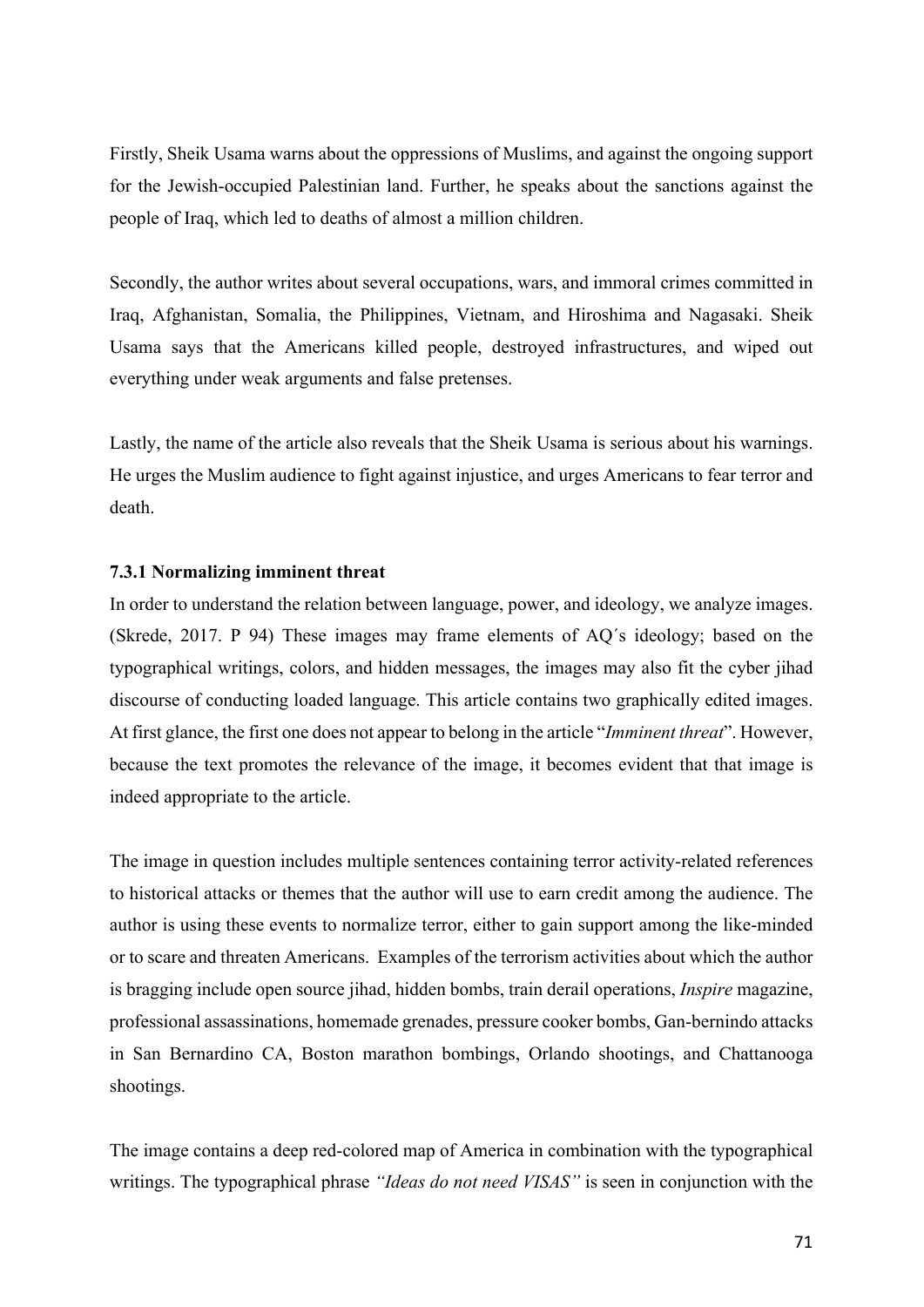Firstly, Sheik Usama warns about the oppressions of Muslims, and against the ongoing support for the Jewish-occupied Palestinian land. Further, he speaks about the sanctions against the people of Iraq, which led to deaths of almost a million children.

Secondly, the author writes about several occupations, wars, and immoral crimes committed in Iraq, Afghanistan, Somalia, the Philippines, Vietnam, and Hiroshima and Nagasaki. Sheik Usama says that the Americans killed people, destroyed infrastructures, and wiped out everything under weak arguments and false pretenses.

Lastly, the name of the article also reveals that the Sheik Usama is serious about his warnings. He urges the Muslim audience to fight against injustice, and urges Americans to fear terror and death.

#### 7.3.1 Normalizing imminent threat

In order to understand the relation between language, power, and ideology, we analyze images. (Skrede, 2017. P 94) These images may frame elements of AQ´s ideology; based on the typographical writings, colors, and hidden messages, the images may also fit the cyber jihad discourse of conducting loaded language. This article contains two graphically edited images. At first glance, the first one does not appear to belong in the article "*Imminent threat*". However, because the text promotes the relevance of the image, it becomes evident that that image is indeed appropriate to the article.

The image in question includes multiple sentences containing terror activity-related references to historical attacks or themes that the author will use to earn credit among the audience. The author is using these events to normalize terror, either to gain support among the like-minded or to scare and threaten Americans. Examples of the terrorism activities about which the author is bragging include open source jihad, hidden bombs, train derail operations, *Inspire* magazine, professional assassinations, homemade grenades, pressure cooker bombs, Gan-bernindo attacks in San Bernardino CA, Boston marathon bombings, Orlando shootings, and Chattanooga shootings.

The image contains a deep red-colored map of America in combination with the typographical writings. The typographical phrase *"Ideas do not need VISAS"* is seen in conjunction with the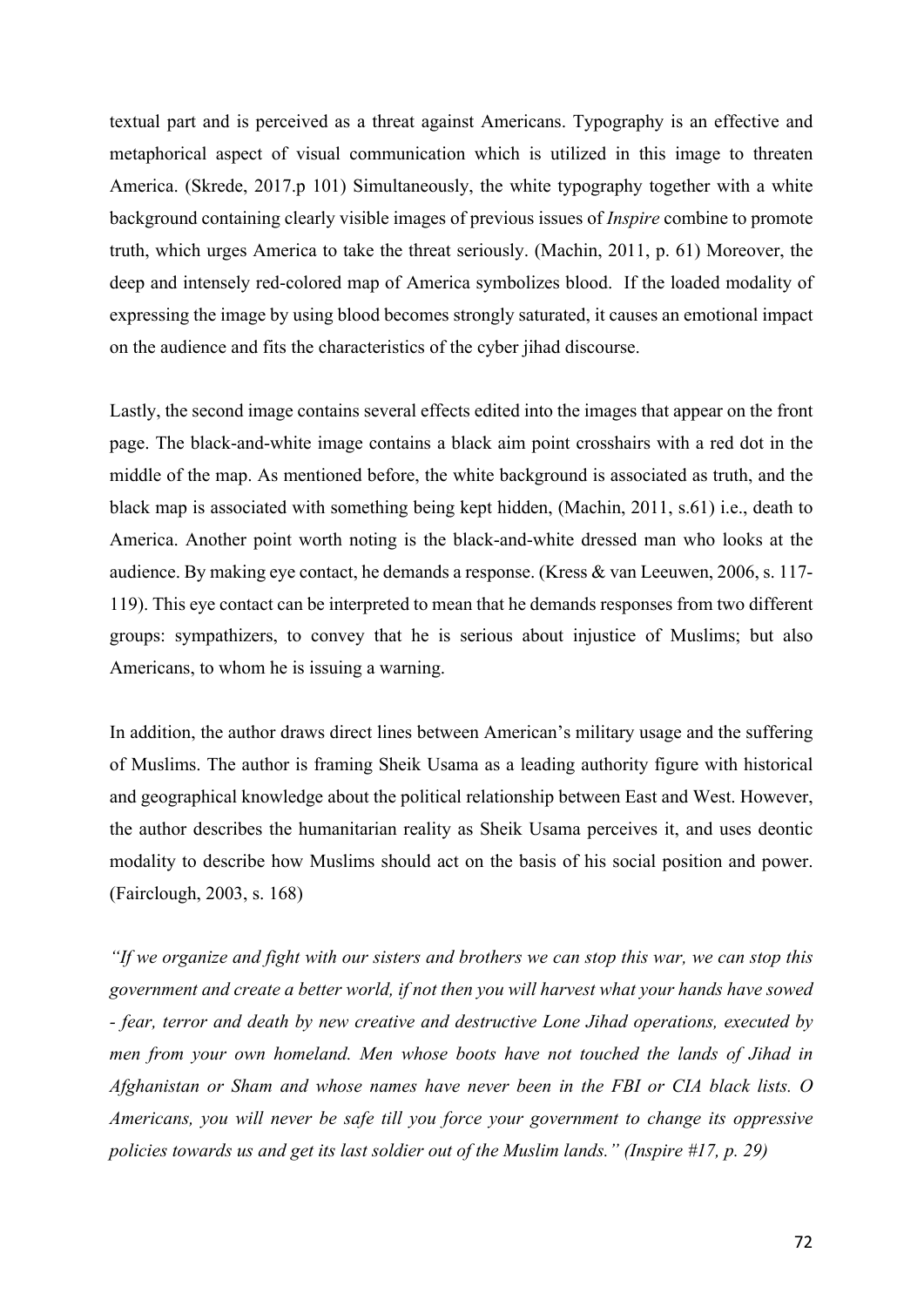textual part and is perceived as a threat against Americans. Typography is an effective and metaphorical aspect of visual communication which is utilized in this image to threaten America. (Skrede, 2017.p 101) Simultaneously, the white typography together with a white background containing clearly visible images of previous issues of *Inspire* combine to promote truth, which urges America to take the threat seriously. (Machin, 2011, p. 61) Moreover, the deep and intensely red-colored map of America symbolizes blood. If the loaded modality of expressing the image by using blood becomes strongly saturated, it causes an emotional impact on the audience and fits the characteristics of the cyber jihad discourse.

Lastly, the second image contains several effects edited into the images that appear on the front page. The black-and-white image contains a black aim point crosshairs with a red dot in the middle of the map. As mentioned before, the white background is associated as truth, and the black map is associated with something being kept hidden, (Machin, 2011, s.61) i.e., death to America. Another point worth noting is the black-and-white dressed man who looks at the audience. By making eye contact, he demands a response. (Kress & van Leeuwen, 2006, s. 117-119). This eye contact can be interpreted to mean that he demands responses from two different groups: sympathizers, to convey that he is serious about injustice of Muslims; but also Americans, to whom he is issuing a warning.

In addition, the author draws direct lines between American's military usage and the suffering of Muslims. The author is framing Sheik Usama as a leading authority figure with historical and geographical knowledge about the political relationship between East and West. However, the author describes the humanitarian reality as Sheik Usama perceives it, and uses deontic modality to describe how Muslims should act on the basis of his social position and power. (Fairclough, 2003, s. 168)

*"If we organize and fight with our sisters and brothers we can stop this war, we can stop this government and create a better world, if not then you will harvest what your hands have sowed - fear, terror and death by new creative and destructive Lone Jihad operations, executed by men from your own homeland. Men whose boots have not touched the lands of Jihad in Afghanistan or Sham and whose names have never been in the FBI or CIA black lists. O Americans, you will never be safe till you force your government to change its oppressive policies towards us and get its last soldier out of the Muslim lands." (Inspire #17, p. 29)*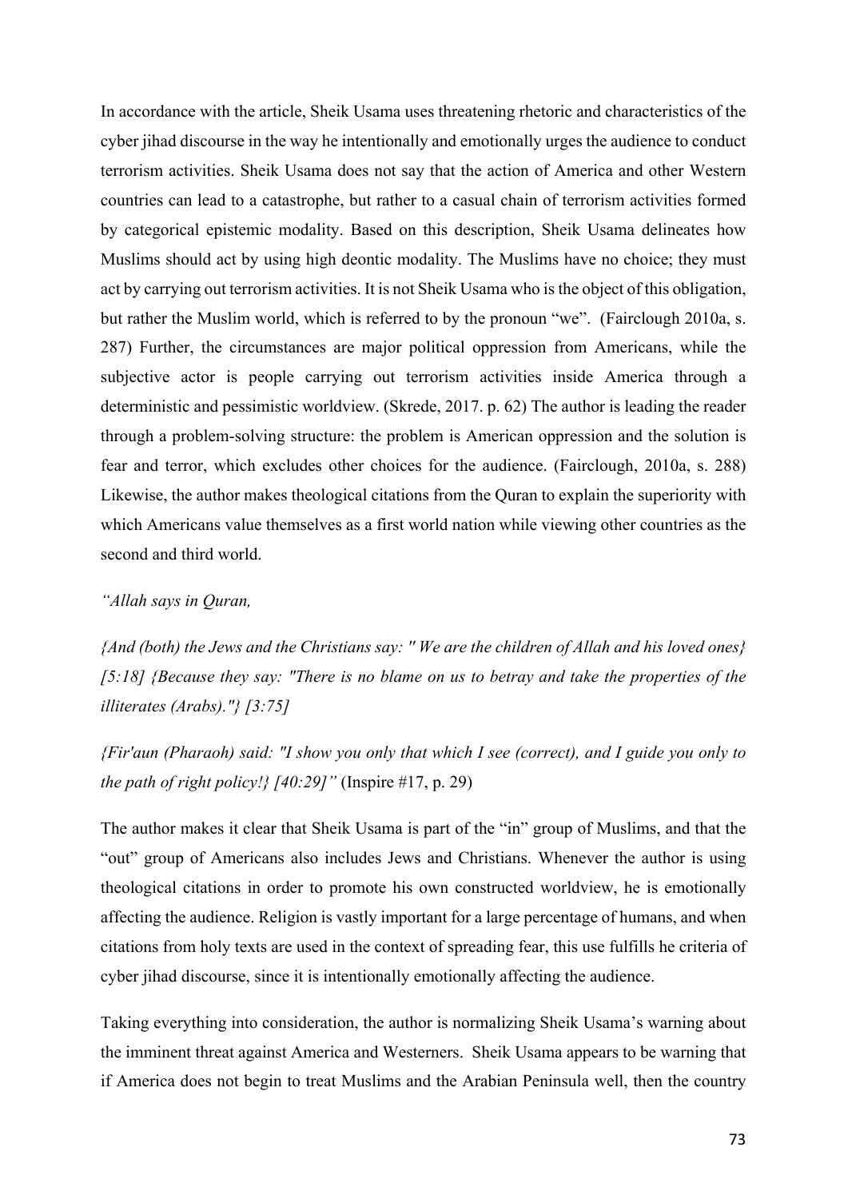In accordance with the article, Sheik Usama uses threatening rhetoric and characteristics of the cyber jihad discourse in the way he intentionally and emotionally urges the audience to conduct terrorism activities. Sheik Usama does not say that the action of America and other Western countries can lead to a catastrophe, but rather to a casual chain of terrorism activities formed by categorical epistemic modality. Based on this description, Sheik Usama delineates how Muslims should act by using high deontic modality. The Muslims have no choice; they must act by carrying out terrorism activities. It is not Sheik Usama who is the object of this obligation, but rather the Muslim world, which is referred to by the pronoun "we". (Fairclough 2010a, s. 287) Further, the circumstances are major political oppression from Americans, while the subjective actor is people carrying out terrorism activities inside America through a deterministic and pessimistic worldview. (Skrede, 2017. p. 62) The author is leading the reader through a problem-solving structure: the problem is American oppression and the solution is fear and terror, which excludes other choices for the audience. (Fairclough, 2010a, s. 288) Likewise, the author makes theological citations from the Quran to explain the superiority with which Americans value themselves as a first world nation while viewing other countries as the second and third world.

*"Allah says in Quran,*

*{And (both) the Jews and the Christians say: " We are the children of Allah and his loved ones} [5:18] {Because they say: "There is no blame on us to betray and take the properties of the illiterates (Arabs)."} [3:75]*

*{Fir'aun (Pharaoh) said: "I show you only that which I see (correct), and I guide you only to the path of right policy!} [40:29]"* (Inspire #17, p. 29)

The author makes it clear that Sheik Usama is part of the "in" group of Muslims, and that the "out" group of Americans also includes Jews and Christians. Whenever the author is using theological citations in order to promote his own constructed worldview, he is emotionally affecting the audience. Religion is vastly important for a large percentage of humans, and when citations from holy texts are used in the context of spreading fear, this use fulfills he criteria of cyber jihad discourse, since it is intentionally emotionally affecting the audience.

Taking everything into consideration, the author is normalizing Sheik Usama's warning about the imminent threat against America and Westerners. Sheik Usama appears to be warning that if America does not begin to treat Muslims and the Arabian Peninsula well, then the country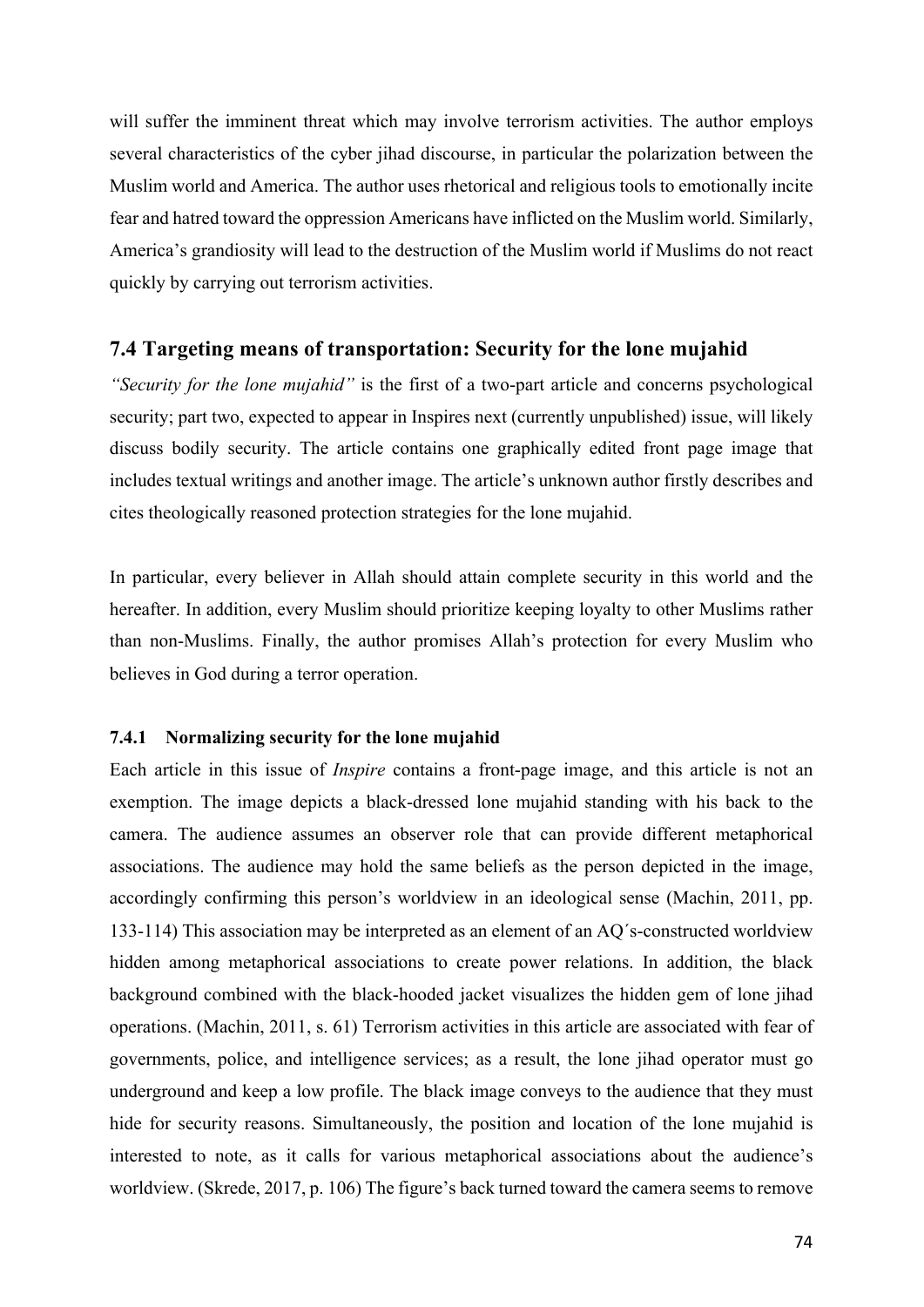will suffer the imminent threat which may involve terrorism activities. The author employs several characteristics of the cyber jihad discourse, in particular the polarization between the Muslim world and America. The author uses rhetorical and religious tools to emotionally incite fear and hatred toward the oppression Americans have inflicted on the Muslim world. Similarly, America's grandiosity will lead to the destruction of the Muslim world if Muslims do not react quickly by carrying out terrorism activities.

## 7.4 Targeting means of transportation: Security for the lone mujahid

*"Security for the lone mujahid"* is the first of a two-part article and concerns psychological security; part two, expected to appear in Inspires next (currently unpublished) issue, will likely discuss bodily security. The article contains one graphically edited front page image that includes textual writings and another image. The article's unknown author firstly describes and cites theologically reasoned protection strategies for the lone mujahid.

In particular, every believer in Allah should attain complete security in this world and the hereafter. In addition, every Muslim should prioritize keeping loyalty to other Muslims rather than non-Muslims. Finally, the author promises Allah's protection for every Muslim who believes in God during a terror operation.

### 7.4.1 Normalizing security for the lone mujahid

Each article in this issue of *Inspire* contains a front-page image, and this article is not an exemption. The image depicts a black-dressed lone mujahid standing with his back to the camera. The audience assumes an observer role that can provide different metaphorical associations. The audience may hold the same beliefs as the person depicted in the image, accordingly confirming this person's worldview in an ideological sense (Machin, 2011, pp. 133-114) This association may be interpreted as an element of an AQ´s-constructed worldview hidden among metaphorical associations to create power relations. In addition, the black background combined with the black-hooded jacket visualizes the hidden gem of lone jihad operations. (Machin, 2011, s. 61) Terrorism activities in this article are associated with fear of governments, police, and intelligence services; as a result, the lone jihad operator must go underground and keep a low profile. The black image conveys to the audience that they must hide for security reasons. Simultaneously, the position and location of the lone mujahid is interested to note, as it calls for various metaphorical associations about the audience's worldview. (Skrede, 2017, p. 106) The figure's back turned toward the camera seems to remove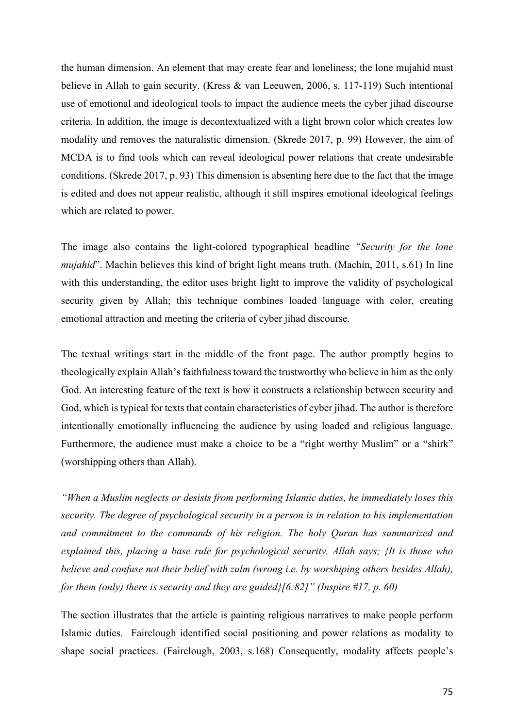the human dimension. An element that may create fear and loneliness; the lone mujahid must believe in Allah to gain security. (Kress & van Leeuwen, 2006, s. 117-119) Such intentional use of emotional and ideological tools to impact the audience meets the cyber jihad discourse criteria. In addition, the image is decontextualized with a light brown color which creates low modality and removes the naturalistic dimension. (Skrede 2017, p. 99) However, the aim of MCDA is to find tools which can reveal ideological power relations that create undesirable conditions. (Skrede 2017, p. 93) This dimension is absenting here due to the fact that the image is edited and does not appear realistic, although it still inspires emotional ideological feelings which are related to power.

The image also contains the light-colored typographical headline *"Security for the lone mujahid*". Machin believes this kind of bright light means truth. (Machin, 2011, s.61) In line with this understanding, the editor uses bright light to improve the validity of psychological security given by Allah; this technique combines loaded language with color, creating emotional attraction and meeting the criteria of cyber jihad discourse.

The textual writings start in the middle of the front page. The author promptly begins to theologically explain Allah's faithfulness toward the trustworthy who believe in him as the only God. An interesting feature of the text is how it constructs a relationship between security and God, which is typical for texts that contain characteristics of cyber jihad. The author is therefore intentionally emotionally influencing the audience by using loaded and religious language. Furthermore, the audience must make a choice to be a "right worthy Muslim" or a "shirk" (worshipping others than Allah).

*"When a Muslim neglects or desists from performing Islamic duties, he immediately loses this security. The degree of psychological security in a person is in relation to his implementation and commitment to the commands of his religion. The holy Quran has summarized and explained this, placing a base rule for psychological security, Allah says; {It is those who believe and confuse not their belief with zulm (wrong i.e. by worshiping others besides Allah), for them (only) there is security and they are guided}[6:82]" (Inspire #17, p. 60)*

The section illustrates that the article is painting religious narratives to make people perform Islamic duties. Fairclough identified social positioning and power relations as modality to shape social practices. (Fairclough, 2003, s.168) Consequently, modality affects people's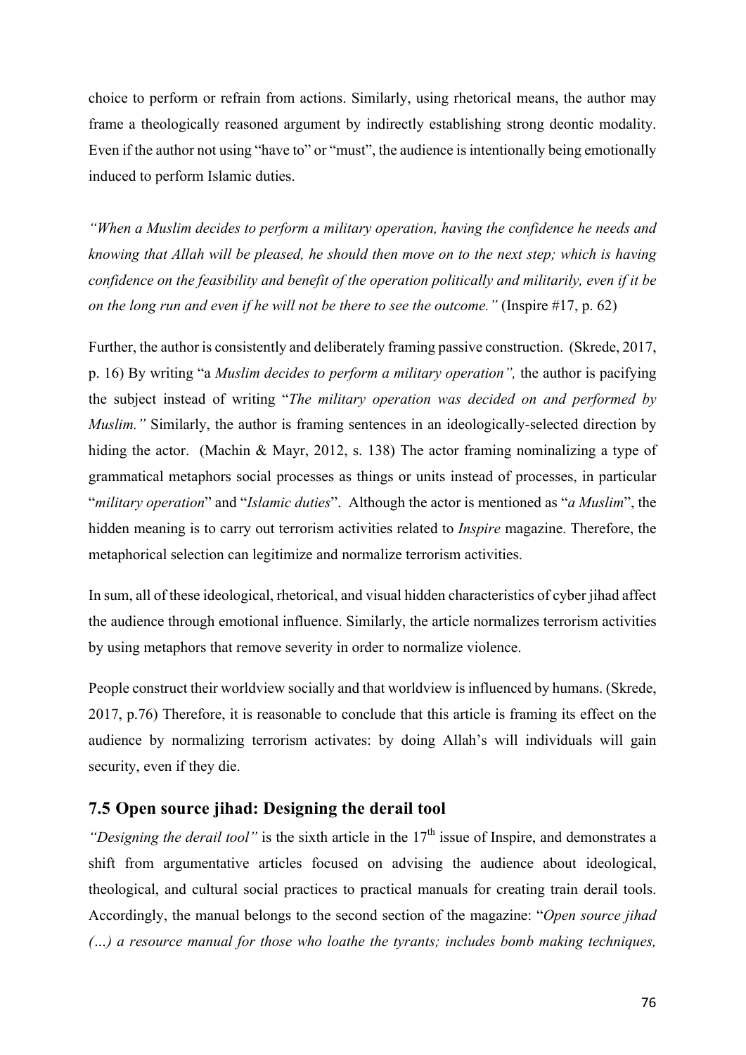choice to perform or refrain from actions. Similarly, using rhetorical means, the author may frame a theologically reasoned argument by indirectly establishing strong deontic modality. Even if the author not using "have to" or "must", the audience is intentionally being emotionally induced to perform Islamic duties.

*"When a Muslim decides to perform a military operation, having the confidence he needs and knowing that Allah will be pleased, he should then move on to the next step; which is having confidence on the feasibility and benefit of the operation politically and militarily, even if it be on the long run and even if he will not be there to see the outcome."* (Inspire #17, p. 62)

Further, the author is consistently and deliberately framing passive construction. (Skrede, 2017, p. 16) By writing "a *Muslim decides to perform a military operation",* the author is pacifying the subject instead of writing "*The military operation was decided on and performed by Muslim."* Similarly, the author is framing sentences in an ideologically-selected direction by hiding the actor. (Machin & Mayr, 2012, s. 138) The actor framing nominalizing a type of grammatical metaphors social processes as things or units instead of processes, in particular "*military operation*" and "*Islamic duties*". Although the actor is mentioned as "*a Muslim*", the hidden meaning is to carry out terrorism activities related to *Inspire* magazine. Therefore, the metaphorical selection can legitimize and normalize terrorism activities.

In sum, all of these ideological, rhetorical, and visual hidden characteristics of cyber jihad affect the audience through emotional influence. Similarly, the article normalizes terrorism activities by using metaphors that remove severity in order to normalize violence.

People construct their worldview socially and that worldview is influenced by humans. (Skrede, 2017, p.76) Therefore, it is reasonable to conclude that this article is framing its effect on the audience by normalizing terrorism activates: by doing Allah's will individuals will gain security, even if they die.

## 7.5 Open source jihad: Designing the derail tool

*"Designing the derail tool"* is the sixth article in the 17th issue of Inspire, and demonstrates a shift from argumentative articles focused on advising the audience about ideological, theological, and cultural social practices to practical manuals for creating train derail tools. Accordingly, the manual belongs to the second section of the magazine: "*Open source jihad (…) a resource manual for those who loathe the tyrants; includes bomb making techniques,*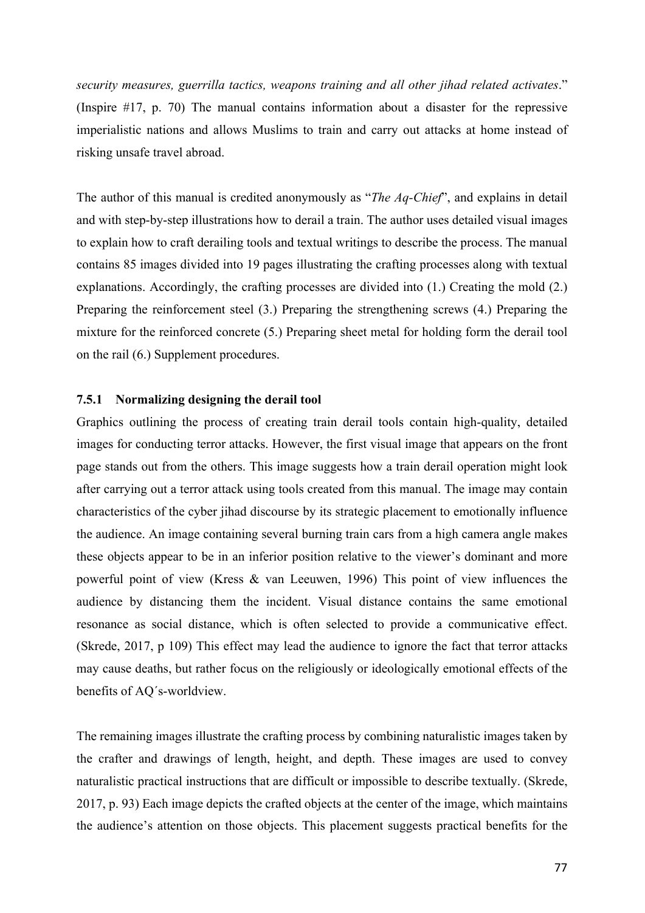*security measures, guerrilla tactics, weapons training and all other jihad related activates*." (Inspire #17, p. 70) The manual contains information about a disaster for the repressive imperialistic nations and allows Muslims to train and carry out attacks at home instead of risking unsafe travel abroad.

The author of this manual is credited anonymously as "*The Aq-Chief*", and explains in detail and with step-by-step illustrations how to derail a train. The author uses detailed visual images to explain how to craft derailing tools and textual writings to describe the process. The manual contains 85 images divided into 19 pages illustrating the crafting processes along with textual explanations. Accordingly, the crafting processes are divided into (1.) Creating the mold (2.) Preparing the reinforcement steel (3.) Preparing the strengthening screws (4.) Preparing the mixture for the reinforced concrete (5.) Preparing sheet metal for holding form the derail tool on the rail (6.) Supplement procedures.

### 7.5.1 Normalizing designing the derail tool

Graphics outlining the process of creating train derail tools contain high-quality, detailed images for conducting terror attacks. However, the first visual image that appears on the front page stands out from the others. This image suggests how a train derail operation might look after carrying out a terror attack using tools created from this manual. The image may contain characteristics of the cyber jihad discourse by its strategic placement to emotionally influence the audience. An image containing several burning train cars from a high camera angle makes these objects appear to be in an inferior position relative to the viewer's dominant and more powerful point of view (Kress & van Leeuwen, 1996) This point of view influences the audience by distancing them the incident. Visual distance contains the same emotional resonance as social distance, which is often selected to provide a communicative effect. (Skrede, 2017, p 109) This effect may lead the audience to ignore the fact that terror attacks may cause deaths, but rather focus on the religiously or ideologically emotional effects of the benefits of AQ´s-worldview.

The remaining images illustrate the crafting process by combining naturalistic images taken by the crafter and drawings of length, height, and depth. These images are used to convey naturalistic practical instructions that are difficult or impossible to describe textually. (Skrede, 2017, p. 93) Each image depicts the crafted objects at the center of the image, which maintains the audience's attention on those objects. This placement suggests practical benefits for the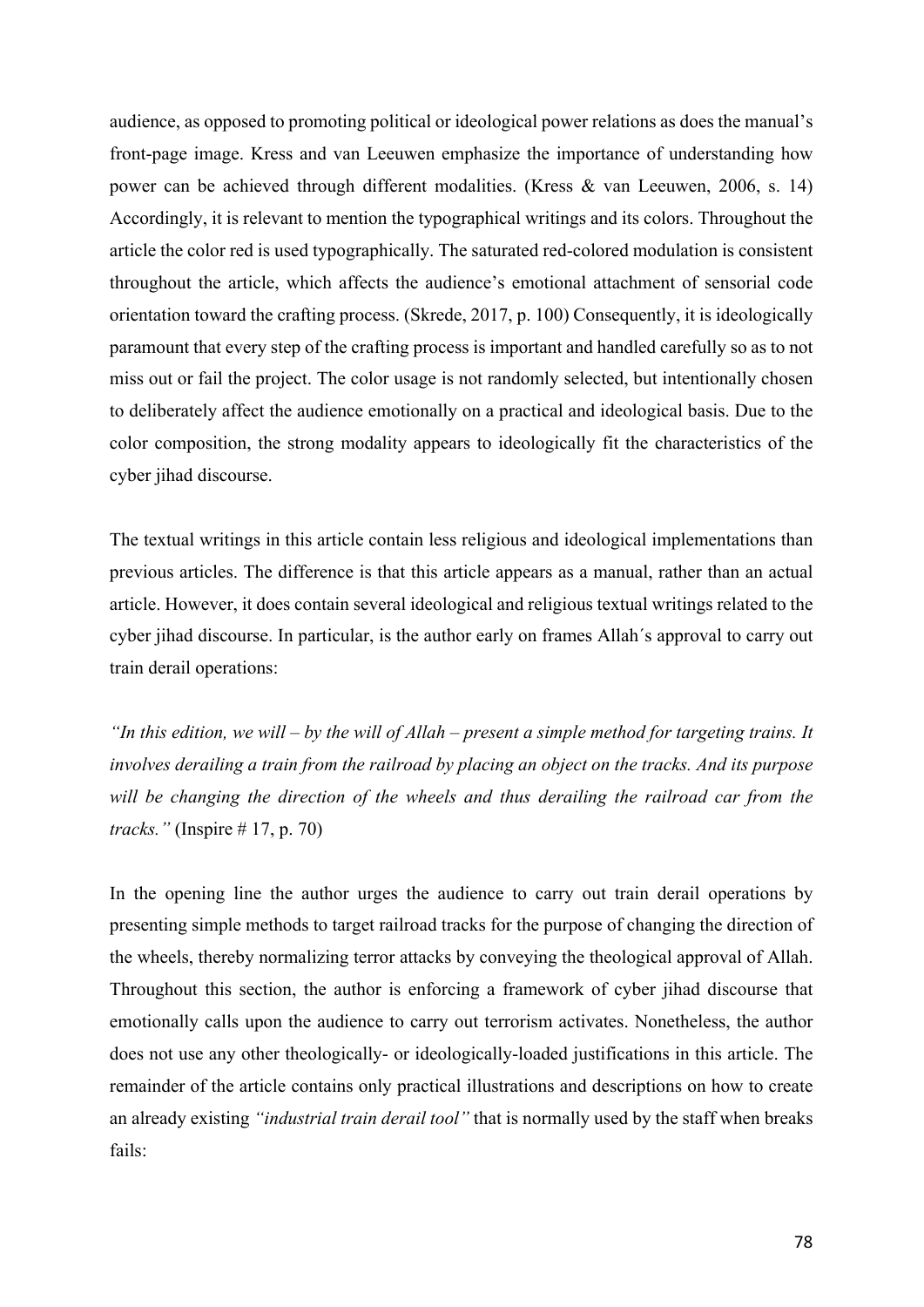audience, as opposed to promoting political or ideological power relations as does the manual's front-page image. Kress and van Leeuwen emphasize the importance of understanding how power can be achieved through different modalities. (Kress & van Leeuwen, 2006, s. 14) Accordingly, it is relevant to mention the typographical writings and its colors. Throughout the article the color red is used typographically. The saturated red-colored modulation is consistent throughout the article, which affects the audience's emotional attachment of sensorial code orientation toward the crafting process. (Skrede, 2017, p. 100) Consequently, it is ideologically paramount that every step of the crafting process is important and handled carefully so as to not miss out or fail the project. The color usage is not randomly selected, but intentionally chosen to deliberately affect the audience emotionally on a practical and ideological basis. Due to the color composition, the strong modality appears to ideologically fit the characteristics of the cyber jihad discourse.

The textual writings in this article contain less religious and ideological implementations than previous articles. The difference is that this article appears as a manual, rather than an actual article. However, it does contain several ideological and religious textual writings related to the cyber jihad discourse. In particular, is the author early on frames Allah´s approval to carry out train derail operations:

*"In this edition, we will – by the will of Allah – present a simple method for targeting trains. It involves derailing a train from the railroad by placing an object on the tracks. And its purpose will be changing the direction of the wheels and thus derailing the railroad car from the tracks."* (Inspire # 17, p. 70)

In the opening line the author urges the audience to carry out train derail operations by presenting simple methods to target railroad tracks for the purpose of changing the direction of the wheels, thereby normalizing terror attacks by conveying the theological approval of Allah. Throughout this section, the author is enforcing a framework of cyber jihad discourse that emotionally calls upon the audience to carry out terrorism activates. Nonetheless, the author does not use any other theologically- or ideologically-loaded justifications in this article. The remainder of the article contains only practical illustrations and descriptions on how to create an already existing *"industrial train derail tool"* that is normally used by the staff when breaks fails: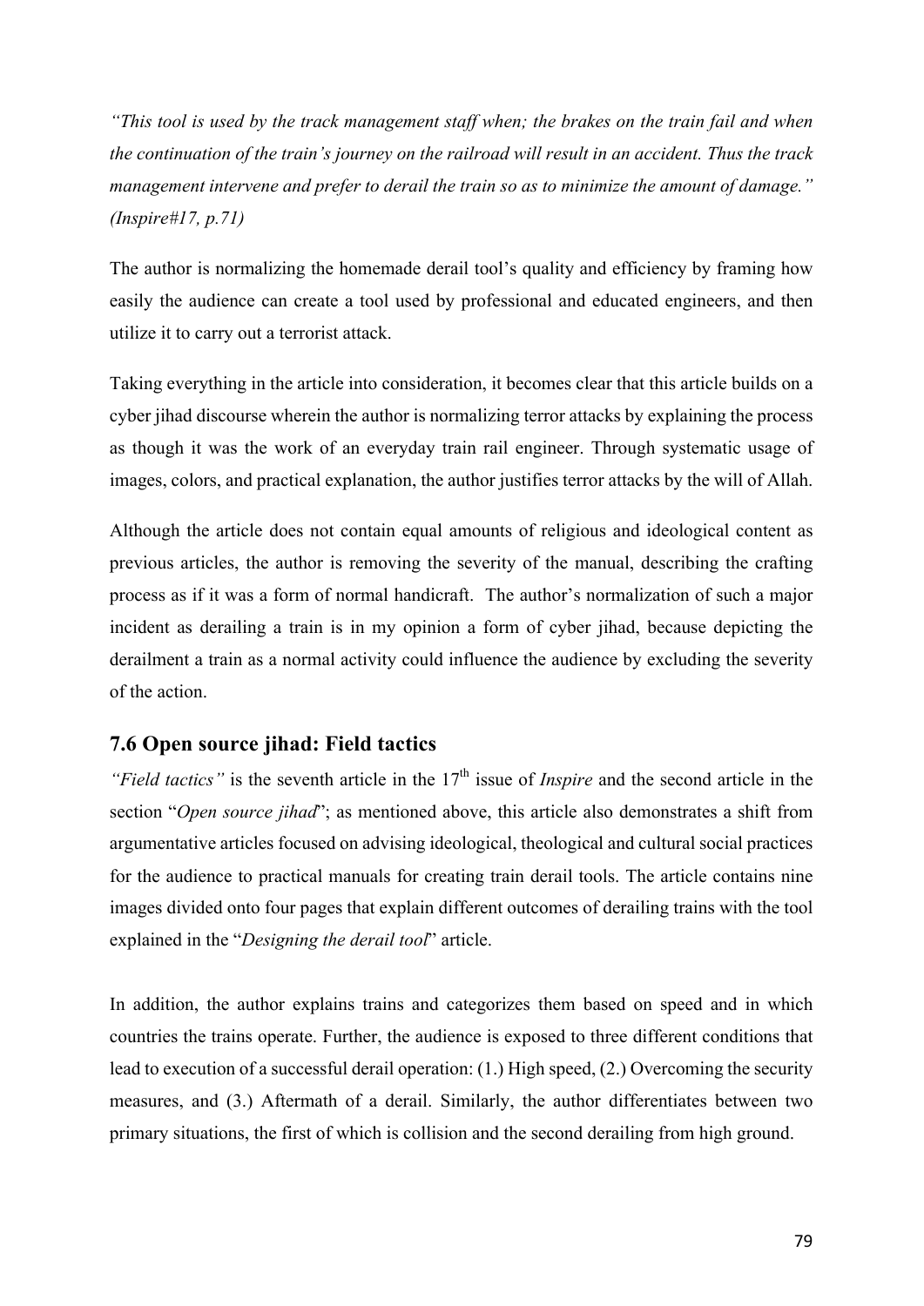*"This tool is used by the track management staff when; the brakes on the train fail and when the continuation of the train's journey on the railroad will result in an accident. Thus the track management intervene and prefer to derail the train so as to minimize the amount of damage." (Inspire#17, p.71)*

The author is normalizing the homemade derail tool's quality and efficiency by framing how easily the audience can create a tool used by professional and educated engineers, and then utilize it to carry out a terrorist attack.

Taking everything in the article into consideration, it becomes clear that this article builds on a cyber jihad discourse wherein the author is normalizing terror attacks by explaining the process as though it was the work of an everyday train rail engineer. Through systematic usage of images, colors, and practical explanation, the author justifies terror attacks by the will of Allah.

Although the article does not contain equal amounts of religious and ideological content as previous articles, the author is removing the severity of the manual, describing the crafting process as if it was a form of normal handicraft. The author's normalization of such a major incident as derailing a train is in my opinion a form of cyber jihad, because depicting the derailment a train as a normal activity could influence the audience by excluding the severity of the action.

## 7.6 Open source jihad: Field tactics

*"Field tactics"* is the seventh article in the 17th issue of *Inspire* and the second article in the section "*Open source jihad*"; as mentioned above, this article also demonstrates a shift from argumentative articles focused on advising ideological, theological and cultural social practices for the audience to practical manuals for creating train derail tools. The article contains nine images divided onto four pages that explain different outcomes of derailing trains with the tool explained in the "*Designing the derail tool*" article.

In addition, the author explains trains and categorizes them based on speed and in which countries the trains operate. Further, the audience is exposed to three different conditions that lead to execution of a successful derail operation: (1.) High speed, (2.) Overcoming the security measures, and (3.) Aftermath of a derail. Similarly, the author differentiates between two primary situations, the first of which is collision and the second derailing from high ground.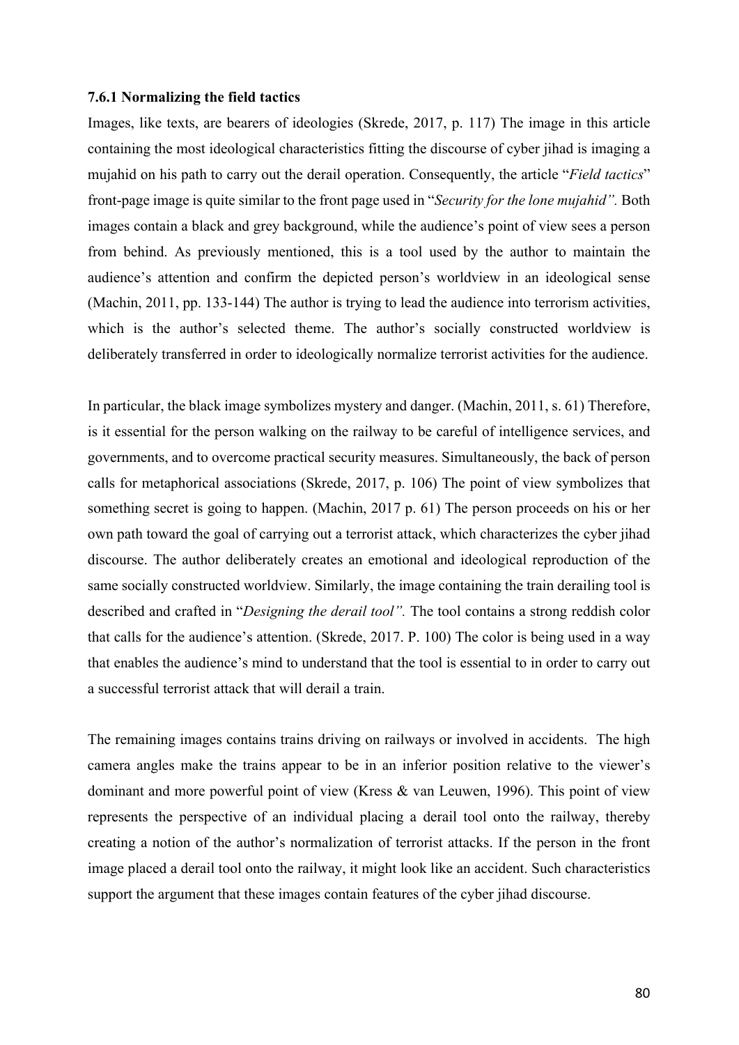### 7.6.1 Normalizing the field tactics

Images, like texts, are bearers of ideologies (Skrede, 2017, p. 117) The image in this article containing the most ideological characteristics fitting the discourse of cyber jihad is imaging a mujahid on his path to carry out the derail operation. Consequently, the article "*Field tactics*" front-page image is quite similar to the front page used in "*Security for the lone mujahid".* Both images contain a black and grey background, while the audience's point of view sees a person from behind. As previously mentioned, this is a tool used by the author to maintain the audience's attention and confirm the depicted person's worldview in an ideological sense (Machin, 2011, pp. 133-144) The author is trying to lead the audience into terrorism activities, which is the author's selected theme. The author's socially constructed worldview is deliberately transferred in order to ideologically normalize terrorist activities for the audience.

In particular, the black image symbolizes mystery and danger. (Machin, 2011, s. 61) Therefore, is it essential for the person walking on the railway to be careful of intelligence services, and governments, and to overcome practical security measures. Simultaneously, the back of person calls for metaphorical associations (Skrede, 2017, p. 106) The point of view symbolizes that something secret is going to happen. (Machin, 2017 p. 61) The person proceeds on his or her own path toward the goal of carrying out a terrorist attack, which characterizes the cyber jihad discourse. The author deliberately creates an emotional and ideological reproduction of the same socially constructed worldview. Similarly, the image containing the train derailing tool is described and crafted in "*Designing the derail tool".* The tool contains a strong reddish color that calls for the audience's attention. (Skrede, 2017. P. 100) The color is being used in a way that enables the audience's mind to understand that the tool is essential to in order to carry out a successful terrorist attack that will derail a train.

The remaining images contains trains driving on railways or involved in accidents. The high camera angles make the trains appear to be in an inferior position relative to the viewer's dominant and more powerful point of view (Kress & van Leuwen, 1996). This point of view represents the perspective of an individual placing a derail tool onto the railway, thereby creating a notion of the author's normalization of terrorist attacks. If the person in the front image placed a derail tool onto the railway, it might look like an accident. Such characteristics support the argument that these images contain features of the cyber jihad discourse.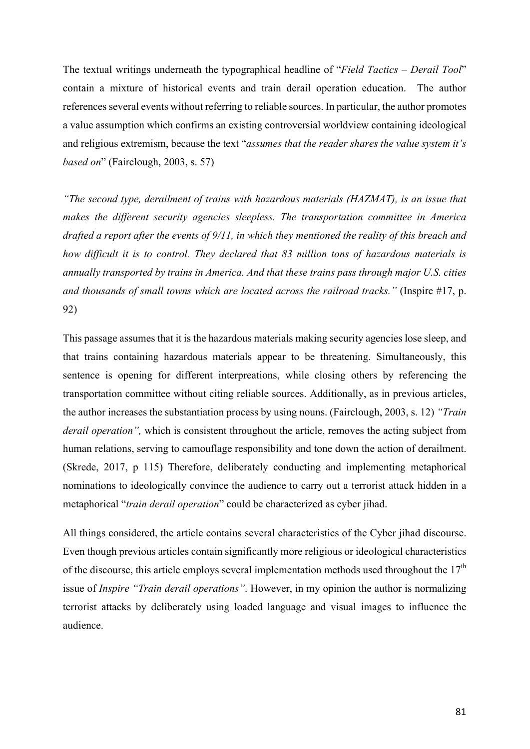The textual writings underneath the typographical headline of "*Field Tactics – Derail Tool*" contain a mixture of historical events and train derail operation education. The author references several events without referring to reliable sources. In particular, the author promotes a value assumption which confirms an existing controversial worldview containing ideological and religious extremism, because the text "*assumes that the reader shares the value system it's based on*" (Fairclough, 2003, s. 57)

*"The second type, derailment of trains with hazardous materials (HAZMAT), is an issue that makes the different security agencies sleepless. The transportation committee in America drafted a report after the events of 9/11, in which they mentioned the reality of this breach and how difficult it is to control. They declared that 83 million tons of hazardous materials is annually transported by trains in America. And that these trains pass through major U.S. cities and thousands of small towns which are located across the railroad tracks."* (Inspire #17, p. 92)

This passage assumes that it is the hazardous materials making security agencies lose sleep, and that trains containing hazardous materials appear to be threatening. Simultaneously, this sentence is opening for different interpreations, while closing others by referencing the transportation committee without citing reliable sources. Additionally, as in previous articles, the author increases the substantiation process by using nouns. (Fairclough, 2003, s. 12) *"Train derail operation",* which is consistent throughout the article, removes the acting subject from human relations, serving to camouflage responsibility and tone down the action of derailment. (Skrede, 2017, p 115) Therefore, deliberately conducting and implementing metaphorical nominations to ideologically convince the audience to carry out a terrorist attack hidden in a metaphorical "*train derail operation*" could be characterized as cyber jihad.

All things considered, the article contains several characteristics of the Cyber jihad discourse. Even though previous articles contain significantly more religious or ideological characteristics of the discourse, this article employs several implementation methods used throughout the 17th issue of *Inspire "Train derail operations"*. However, in my opinion the author is normalizing terrorist attacks by deliberately using loaded language and visual images to influence the audience.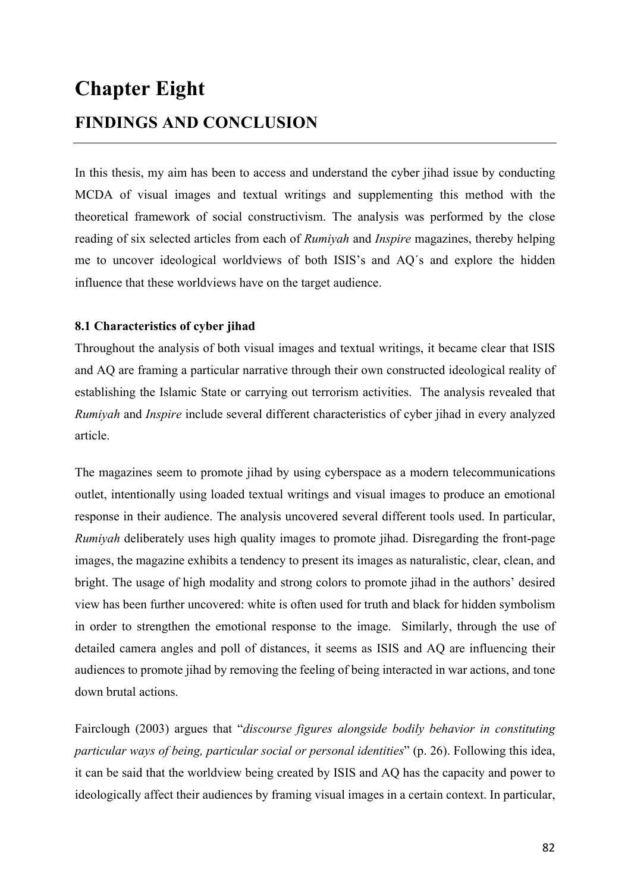# Chapter Eight

## FINDINGS AND CONCLUSION

In this thesis, my aim has been to access and understand the cyber jihad issue by conducting MCDA of visual images and textual writings and supplementing this method with the theoretical framework of social constructivism. The analysis was performed by the close reading of six selected articles from each of *Rumiyah* and *Inspire* magazines, thereby helping me to uncover ideological worldviews of both ISIS's and AQ´s and explore the hidden influence that these worldviews have on the target audience.

### 8.1 Characteristics of cyber jihad

Throughout the analysis of both visual images and textual writings, it became clear that ISIS and AQ are framing a particular narrative through their own constructed ideological reality of establishing the Islamic State or carrying out terrorism activities. The analysis revealed that *Rumiyah* and *Inspire* include several different characteristics of cyber jihad in every analyzed article.

The magazines seem to promote jihad by using cyberspace as a modern telecommunications outlet, intentionally using loaded textual writings and visual images to produce an emotional response in their audience. The analysis uncovered several different tools used. In particular, *Rumiyah* deliberately uses high quality images to promote jihad. Disregarding the front-page images, the magazine exhibits a tendency to present its images as naturalistic, clear, clean, and bright. The usage of high modality and strong colors to promote jihad in the authors' desired view has been further uncovered: white is often used for truth and black for hidden symbolism in order to strengthen the emotional response to the image. Similarly, through the use of detailed camera angles and poll of distances, it seems as ISIS and AQ are influencing their audiences to promote jihad by removing the feeling of being interacted in war actions, and tone down brutal actions.

Fairclough (2003) argues that "*discourse figures alongside bodily behavior in constituting particular ways of being, particular social or personal identities*" (p. 26). Following this idea, it can be said that the worldview being created by ISIS and AQ has the capacity and power to ideologically affect their audiences by framing visual images in a certain context. In particular,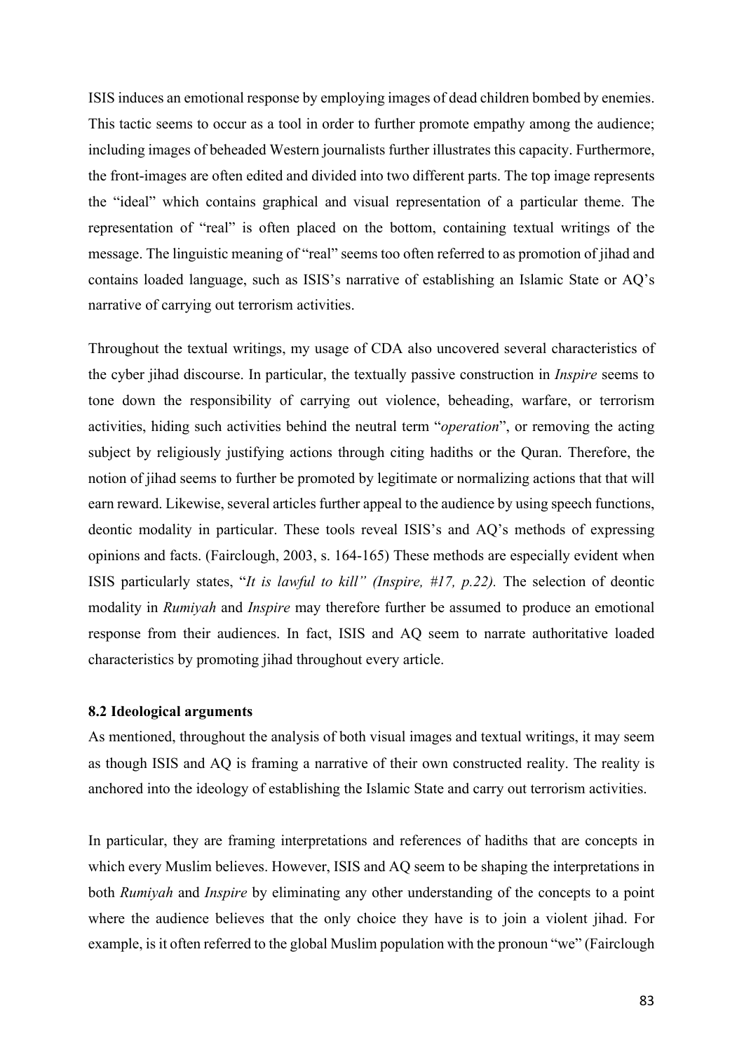ISIS induces an emotional response by employing images of dead children bombed by enemies. This tactic seems to occur as a tool in order to further promote empathy among the audience; including images of beheaded Western journalists further illustrates this capacity. Furthermore, the front-images are often edited and divided into two different parts. The top image represents the "ideal" which contains graphical and visual representation of a particular theme. The representation of "real" is often placed on the bottom, containing textual writings of the message. The linguistic meaning of "real" seems too often referred to as promotion of jihad and contains loaded language, such as ISIS's narrative of establishing an Islamic State or AQ's narrative of carrying out terrorism activities.

Throughout the textual writings, my usage of CDA also uncovered several characteristics of the cyber jihad discourse. In particular, the textually passive construction in *Inspire* seems to tone down the responsibility of carrying out violence, beheading, warfare, or terrorism activities, hiding such activities behind the neutral term "*operation*", or removing the acting subject by religiously justifying actions through citing hadiths or the Quran. Therefore, the notion of jihad seems to further be promoted by legitimate or normalizing actions that that will earn reward. Likewise, several articles further appeal to the audience by using speech functions, deontic modality in particular. These tools reveal ISIS's and AQ's methods of expressing opinions and facts. (Fairclough, 2003, s. 164-165) These methods are especially evident when ISIS particularly states, "*It is lawful to kill" (Inspire, #17, p.22).* The selection of deontic modality in *Rumiyah* and *Inspire* may therefore further be assumed to produce an emotional response from their audiences. In fact, ISIS and AQ seem to narrate authoritative loaded characteristics by promoting jihad throughout every article.

### 8.2 Ideological arguments

As mentioned, throughout the analysis of both visual images and textual writings, it may seem as though ISIS and AQ is framing a narrative of their own constructed reality. The reality is anchored into the ideology of establishing the Islamic State and carry out terrorism activities.

In particular, they are framing interpretations and references of hadiths that are concepts in which every Muslim believes. However, ISIS and AQ seem to be shaping the interpretations in both *Rumiyah* and *Inspire* by eliminating any other understanding of the concepts to a point where the audience believes that the only choice they have is to join a violent jihad. For example, is it often referred to the global Muslim population with the pronoun "we" (Fairclough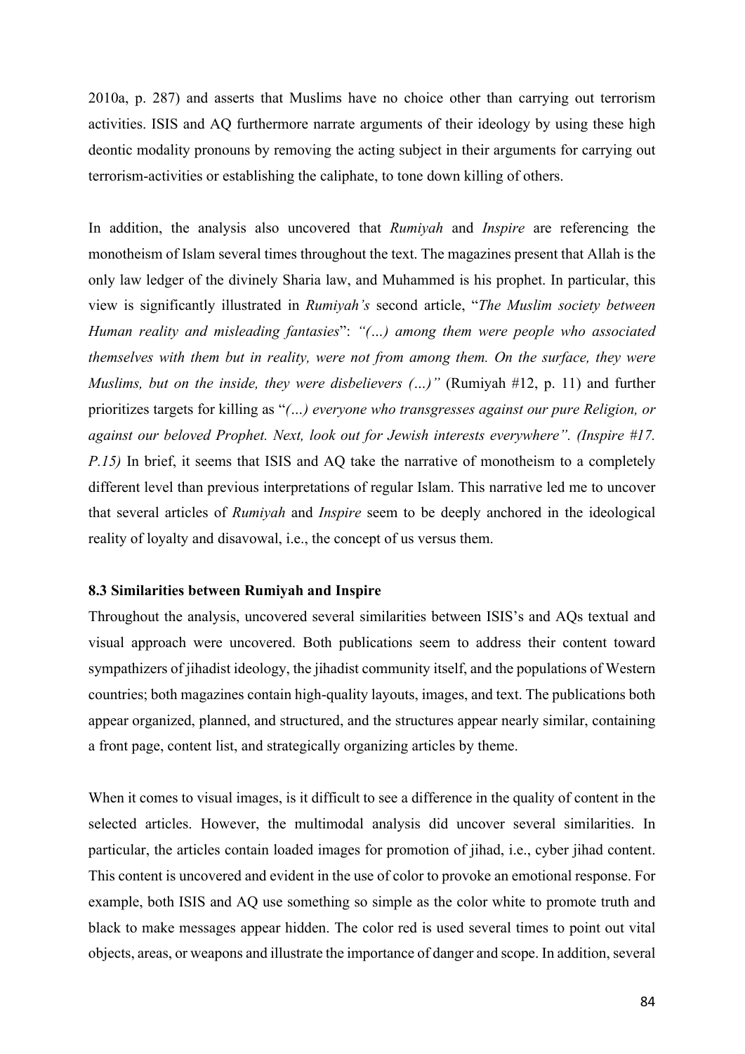2010a, p. 287) and asserts that Muslims have no choice other than carrying out terrorism activities. ISIS and AQ furthermore narrate arguments of their ideology by using these high deontic modality pronouns by removing the acting subject in their arguments for carrying out terrorism-activities or establishing the caliphate, to tone down killing of others.

In addition, the analysis also uncovered that *Rumiyah* and *Inspire* are referencing the monotheism of Islam several times throughout the text. The magazines present that Allah is the only law ledger of the divinely Sharia law, and Muhammed is his prophet. In particular, this view is significantly illustrated in *Rumiyah's* second article, "*The Muslim society between Human reality and misleading fantasies*": *"(…) among them were people who associated themselves with them but in reality, were not from among them. On the surface, they were Muslims, but on the inside, they were disbelievers (…)"* (Rumiyah #12, p. 11) and further prioritizes targets for killing as "*(…) everyone who transgresses against our pure Religion, or against our beloved Prophet. Next, look out for Jewish interests everywhere". (Inspire #17. P.15)* In brief, it seems that ISIS and AQ take the narrative of monotheism to a completely different level than previous interpretations of regular Islam. This narrative led me to uncover that several articles of *Rumiyah* and *Inspire* seem to be deeply anchored in the ideological reality of loyalty and disavowal, i.e., the concept of us versus them.

### 8.3 Similarities between Rumiyah and Inspire

Throughout the analysis, uncovered several similarities between ISIS's and AQs textual and visual approach were uncovered. Both publications seem to address their content toward sympathizers of jihadist ideology, the jihadist community itself, and the populations of Western countries; both magazines contain high-quality layouts, images, and text. The publications both appear organized, planned, and structured, and the structures appear nearly similar, containing a front page, content list, and strategically organizing articles by theme.

When it comes to visual images, is it difficult to see a difference in the quality of content in the selected articles. However, the multimodal analysis did uncover several similarities. In particular, the articles contain loaded images for promotion of jihad, i.e., cyber jihad content. This content is uncovered and evident in the use of color to provoke an emotional response. For example, both ISIS and AQ use something so simple as the color white to promote truth and black to make messages appear hidden. The color red is used several times to point out vital objects, areas, or weapons and illustrate the importance of danger and scope. In addition, several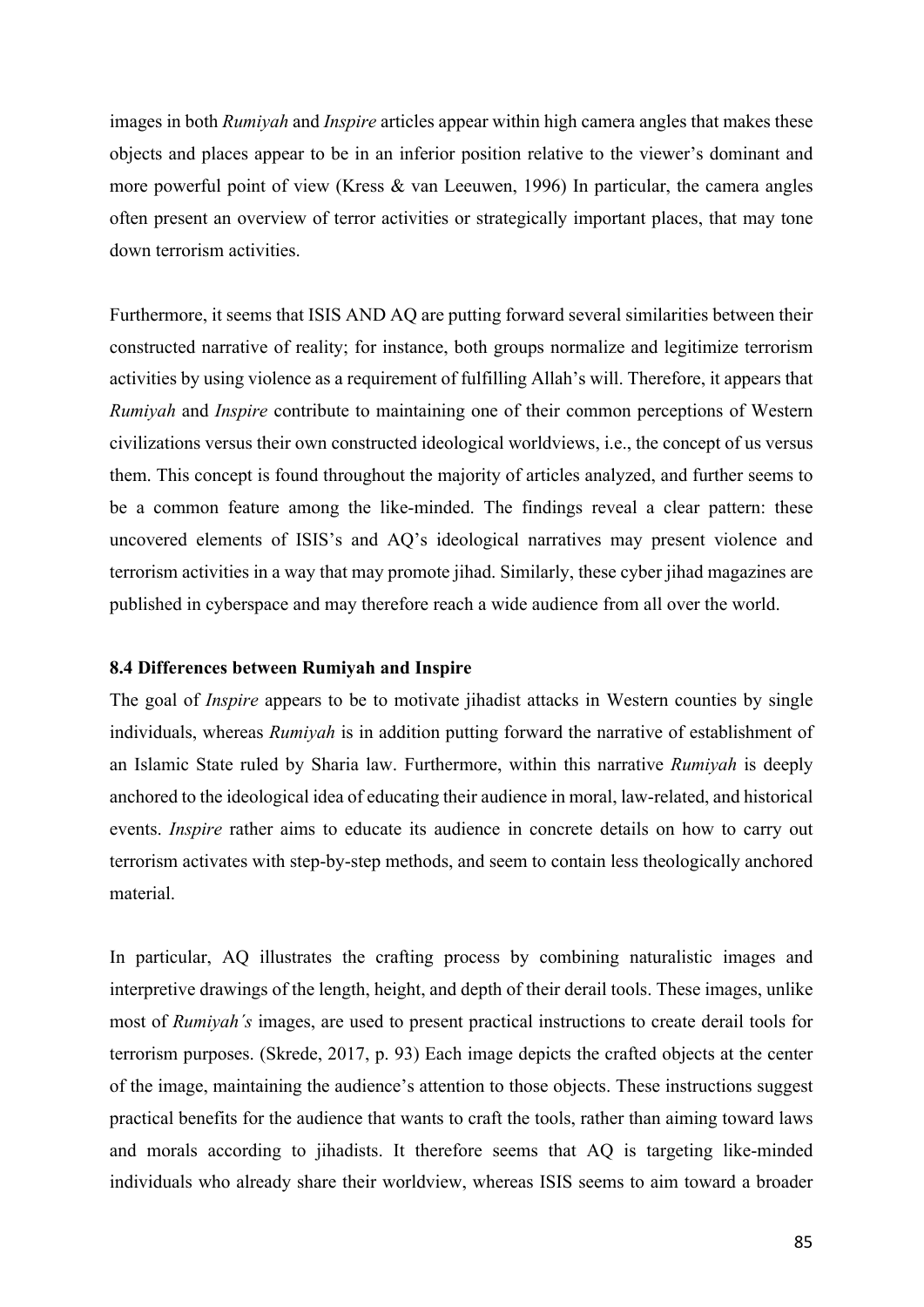images in both *Rumiyah* and *Inspire* articles appear within high camera angles that makes these objects and places appear to be in an inferior position relative to the viewer's dominant and more powerful point of view (Kress & van Leeuwen, 1996) In particular, the camera angles often present an overview of terror activities or strategically important places, that may tone down terrorism activities.

Furthermore, it seems that ISIS AND AQ are putting forward several similarities between their constructed narrative of reality; for instance, both groups normalize and legitimize terrorism activities by using violence as a requirement of fulfilling Allah's will. Therefore, it appears that *Rumiyah* and *Inspire* contribute to maintaining one of their common perceptions of Western civilizations versus their own constructed ideological worldviews, i.e., the concept of us versus them. This concept is found throughout the majority of articles analyzed, and further seems to be a common feature among the like-minded. The findings reveal a clear pattern: these uncovered elements of ISIS's and AQ's ideological narratives may present violence and terrorism activities in a way that may promote jihad. Similarly, these cyber jihad magazines are published in cyberspace and may therefore reach a wide audience from all over the world.

### 8.4 Differences between Rumiyah and Inspire

The goal of *Inspire* appears to be to motivate jihadist attacks in Western counties by single individuals, whereas *Rumiyah* is in addition putting forward the narrative of establishment of an Islamic State ruled by Sharia law. Furthermore, within this narrative *Rumiyah* is deeply anchored to the ideological idea of educating their audience in moral, law-related, and historical events. *Inspire* rather aims to educate its audience in concrete details on how to carry out terrorism activates with step-by-step methods, and seem to contain less theologically anchored material.

In particular, AQ illustrates the crafting process by combining naturalistic images and interpretive drawings of the length, height, and depth of their derail tools. These images, unlike most of *Rumiyah´s* images, are used to present practical instructions to create derail tools for terrorism purposes. (Skrede, 2017, p. 93) Each image depicts the crafted objects at the center of the image, maintaining the audience's attention to those objects. These instructions suggest practical benefits for the audience that wants to craft the tools, rather than aiming toward laws and morals according to jihadists. It therefore seems that AQ is targeting like-minded individuals who already share their worldview, whereas ISIS seems to aim toward a broader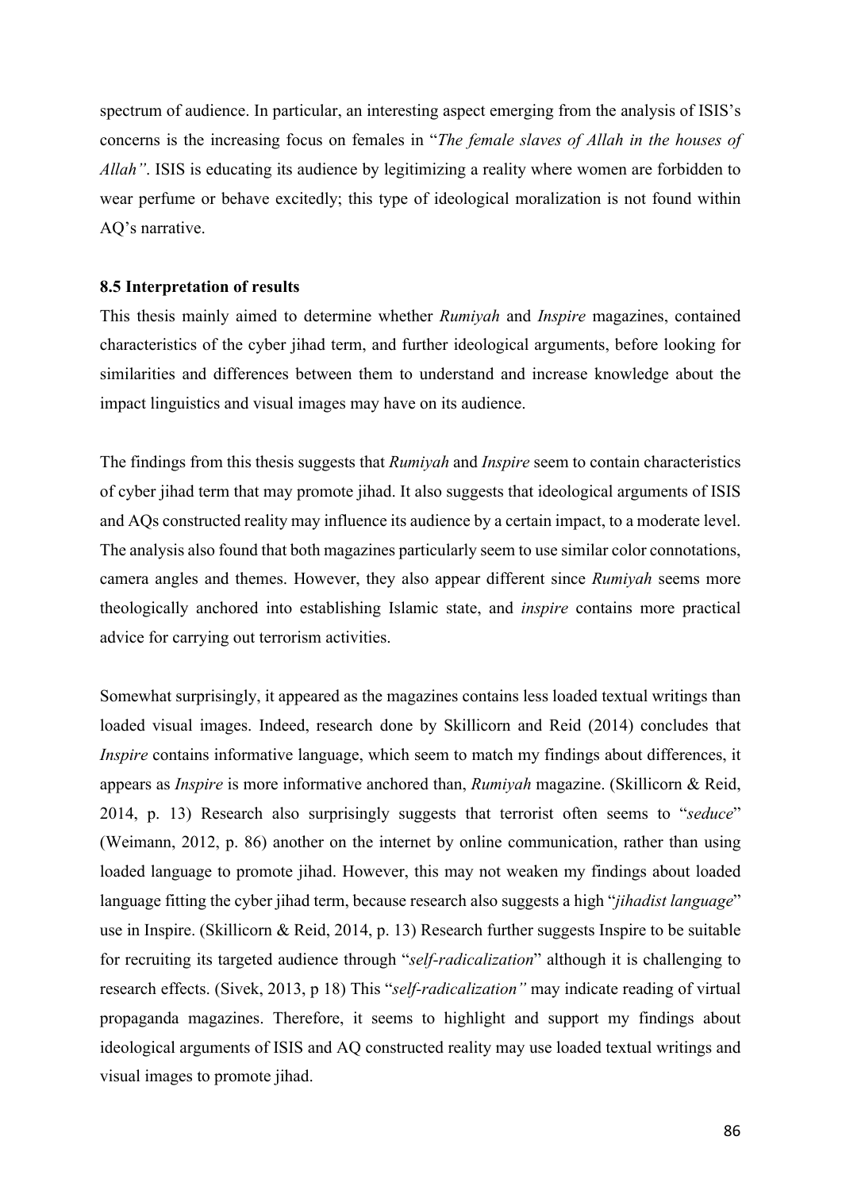spectrum of audience. In particular, an interesting aspect emerging from the analysis of ISIS's concerns is the increasing focus on females in "*The female slaves of Allah in the houses of Allah"*. ISIS is educating its audience by legitimizing a reality where women are forbidden to wear perfume or behave excitedly; this type of ideological moralization is not found within AQ's narrative.

**8.5 Interpretation of results**

This thesis mainly aimed to determine whether *Rumiyah* and *Inspire* magazines, contained characteristics of the cyber jihad term, and further ideological arguments, before looking for similarities and differences between them to understand and increase knowledge about the impact linguistics and visual images may have on its audience.

The findings from this thesis suggests that *Rumiyah* and *Inspire* seem to contain characteristics of cyber jihad term that may promote jihad. It also suggests that ideological arguments of ISIS and AQs constructed reality may influence its audience by a certain impact, to a moderate level. The analysis also found that both magazines particularly seem to use similar color connotations, camera angles and themes. However, they also appear different since *Rumiyah* seems more theologically anchored into establishing Islamic state, and *inspire* contains more practical advice for carrying out terrorism activities.

Somewhat surprisingly, it appeared as the magazines contains less loaded textual writings than loaded visual images. Indeed, research done by Skillicorn and Reid (2014) concludes that *Inspire* contains informative language, which seem to match my findings about differences, it appears as *Inspire* is more informative anchored than, *Rumiyah* magazine. (Skillicorn & Reid, 2014, p. 13) Research also surprisingly suggests that terrorist often seems to "*seduce*" (Weimann, 2012, p. 86) another on the internet by online communication, rather than using loaded language to promote jihad. However, this may not weaken my findings about loaded language fitting the cyber jihad term, because research also suggests a high "*jihadist language*" use in Inspire. (Skillicorn & Reid, 2014, p. 13) Research further suggests Inspire to be suitable for recruiting its targeted audience through "*self-radicalization*" although it is challenging to research effects. (Sivek, 2013, p 18) This "*self-radicalization"* may indicate reading of virtual propaganda magazines. Therefore, it seems to highlight and support my findings about ideological arguments of ISIS and AQ constructed reality may use loaded textual writings and visual images to promote jihad.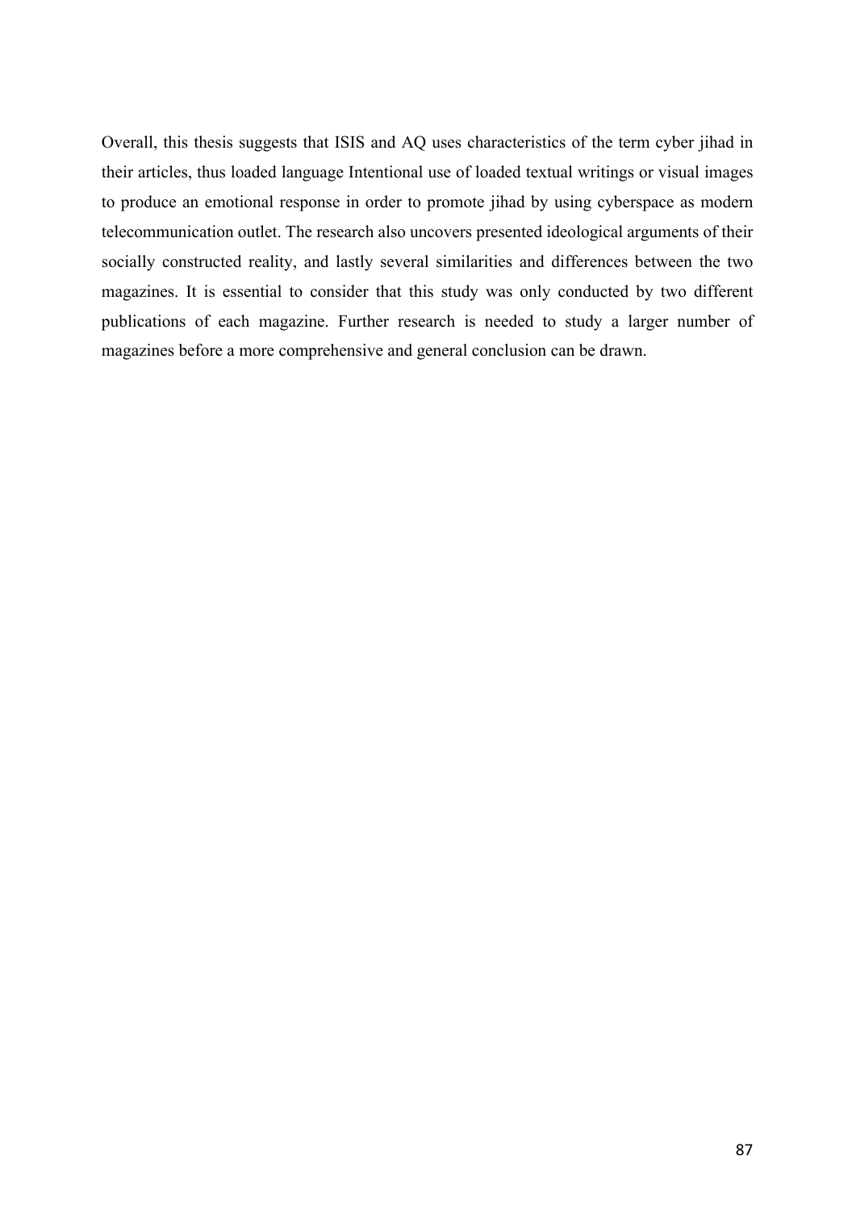Overall, this thesis suggests that ISIS and AQ uses characteristics of the term cyber jihad in their articles, thus loaded language Intentional use of loaded textual writings or visual images to produce an emotional response in order to promote jihad by using cyberspace as modern telecommunication outlet. The research also uncovers presented ideological arguments of their socially constructed reality, and lastly several similarities and differences between the two magazines. It is essential to consider that this study was only conducted by two different publications of each magazine. Further research is needed to study a larger number of magazines before a more comprehensive and general conclusion can be drawn.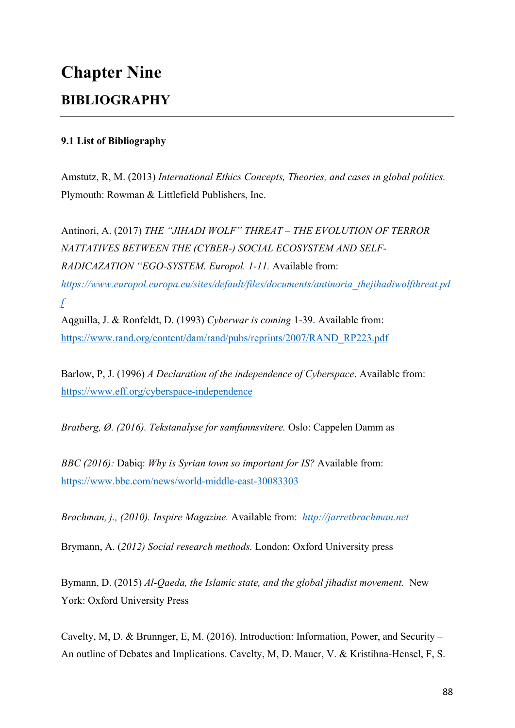# Chapter Nine

## BIBLIOGRAPHY

**9.1 List of Bibliography**

Amstutz, R, M. (2013) *International Ethics Concepts, Theories, and cases in global politics.* Plymouth: Rowman & Littlefield Publishers, Inc.

Antinori, A. (2017) *THE "JIHADI WOLF" THREAT – THE EVOLUTION OF TERROR NATTATIVES BETWEEN THE (CYBER-) SOCIAL ECOSYSTEM AND SELF-RADICAZATION "EGO-SYSTEM. Europol. 1-11.* Available from: *https://www.europol.europa.eu/sites/default/files/documents/antinoria_thejihadiwolfthreat.pdf*

Aqguilla, J. & Ronfeldt, D. (1993) *Cyberwar is coming* 1-39. Available from: https://www.rand.org/content/dam/rand/pubs/reprints/2007/RAND_RP223.pdf

Barlow, P, J. (1996) *A Declaration of the independence of Cyberspace*. Available from: https://www.eff.org/cyberspace-independence

*Bratberg, Ø. (2016). Tekstanalyse for samfunnsvitere.* Oslo: Cappelen Damm as

*BBC (2016):* Dabiq: *Why is Syrian town so important for IS?* Available from: https://www.bbc.com/news/world-middle-east-30083303

*Brachman, j., (2010). Inspire Magazine.* Available from: *http://jarretbrachman.net*

Brymann, A. *(2012) Social research methods.* London: Oxford University press

Bymann, D. (2015) *Al-Qaeda, the Islamic state, and the global jihadist movement.* New York: Oxford University Press

Cavelty, M, D. & Brunnger, E, M. (2016). Introduction: Information, Power, and Security – An outline of Debates and Implications. Cavelty, M, D. Mauer, V. & Kristihna-Hensel, F, S.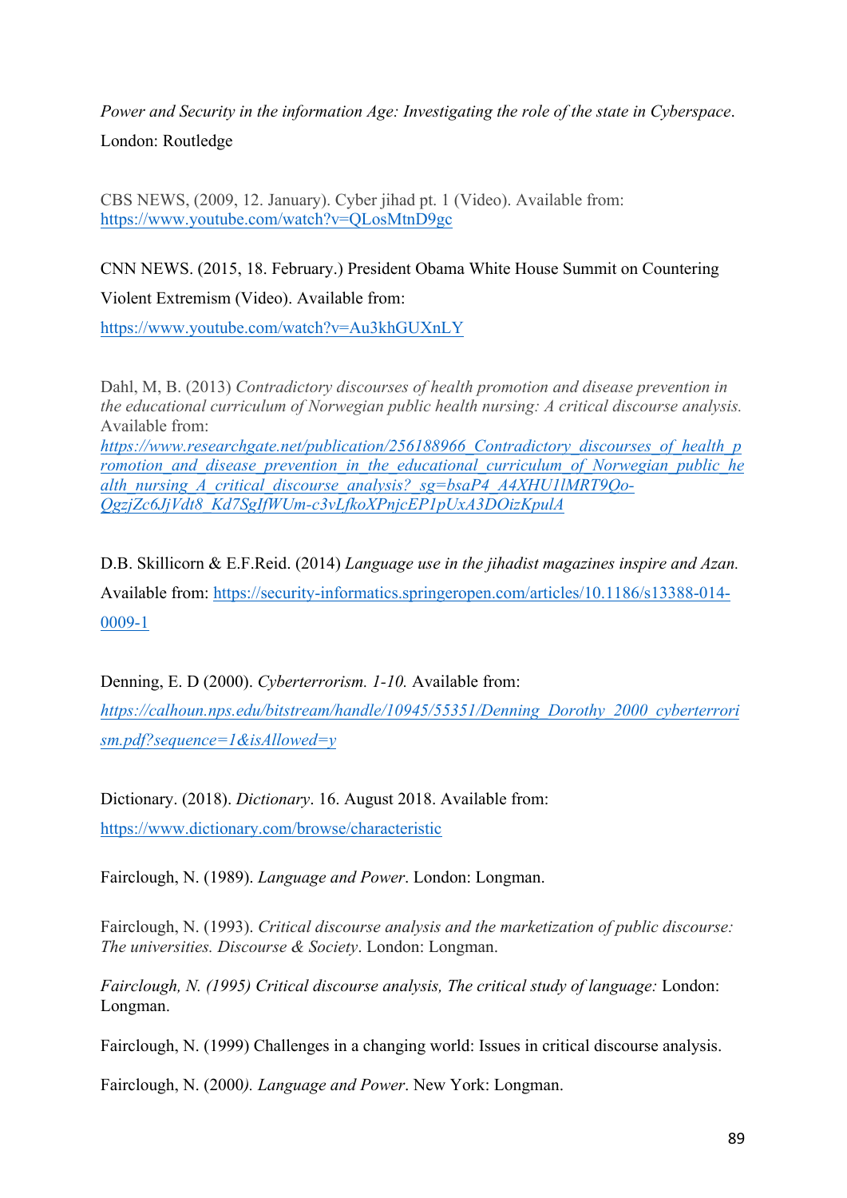*Power and Security in the information Age: Investigating the role of the state in Cyberspace*. London: Routledge

CBS NEWS, (2009, 12. January). Cyber jihad pt. 1 (Video). Available from: https://www.youtube.com/watch?v=QLosMtnD9gc

CNN NEWS. (2015, 18. February.) President Obama White House Summit on Countering Violent Extremism (Video). Available from: https://www.youtube.com/watch?v=Au3khGUXnLY

Dahl, M, B. (2013) *Contradictory discourses of health promotion and disease prevention in the educational curriculum of Norwegian public health nursing: A critical discourse analysis.* Available from: *https://www.researchgate.net/publication/256188966_Contradictory_discourses_of_health_promotion_and_disease_prevention_in_the_educational_curriculum_of_Norwegian_public_health_nursing_A_critical_discourse_analysis?_sg=bsaP4_A4XHU1lMRT9Qo-QgzjZc6JjVdt8_Kd7SgIfWUm-c3vLfkoXPnjcEP1pUxA3DOizKpulA*

D.B. Skillicorn & E.F.Reid. (2014) *Language use in the jihadist magazines inspire and Azan.* Available from: https://security-informatics.springeropen.com/articles/10.1186/s13388-014-0009-1

Denning, E. D (2000). *Cyberterrorism. 1-10.* Available from: *https://calhoun.nps.edu/bitstream/handle/10945/55351/Denning_Dorothy_2000_cyberterrorism.pdf?sequence=1&isAllowed=y*

Dictionary. (2018). *Dictionary*. 16. August 2018. Available from: https://www.dictionary.com/browse/characteristic

Fairclough, N. (1989). *Language and Power*. London: Longman.

Fairclough, N. (1993). *Critical discourse analysis and the marketization of public discourse: The universities. Discourse & Society*. London: Longman.

*Fairclough, N. (1995) Critical discourse analysis, The critical study of language:* London: Longman.

Fairclough, N. (1999) Challenges in a changing world: Issues in critical discourse analysis.

Fairclough, N. (2000*). Language and Power*. New York: Longman.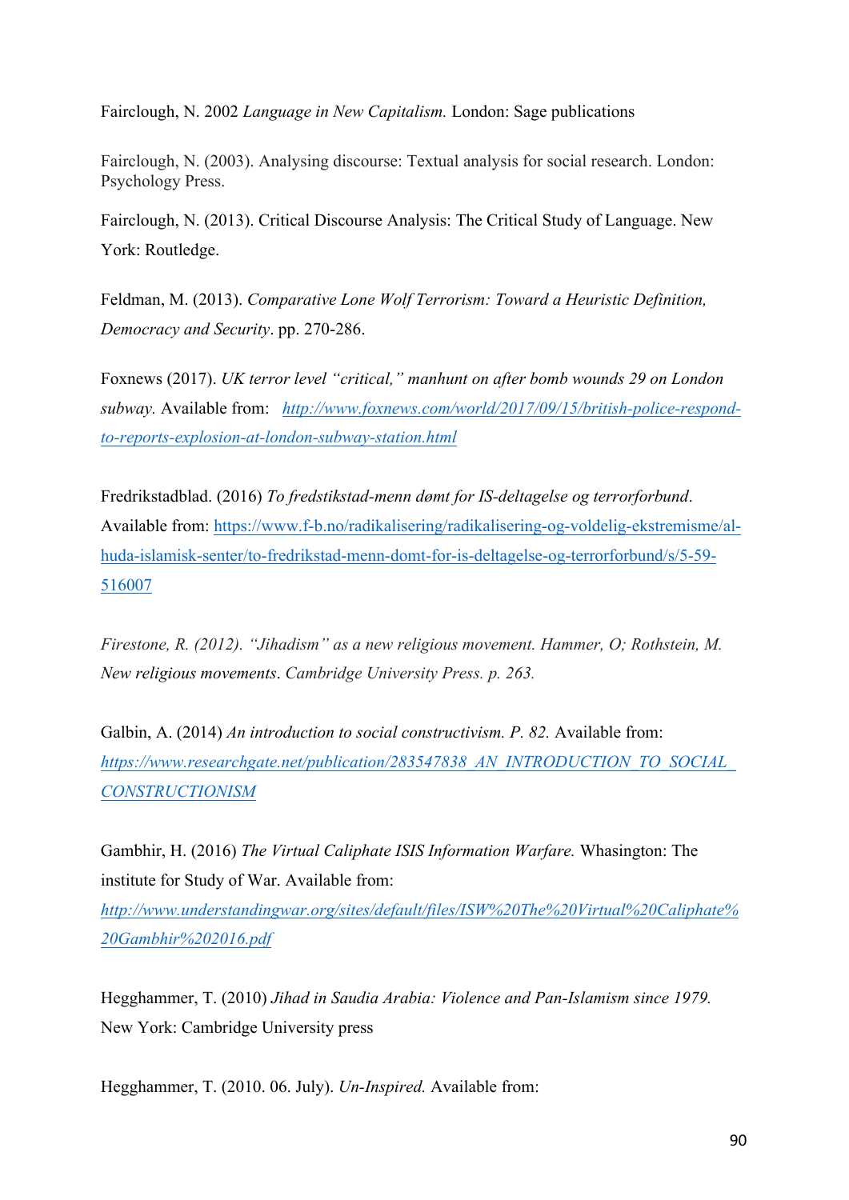Fairclough, N. 2002 *Language in New Capitalism.* London: Sage publications

Fairclough, N. (2003). Analysing discourse: Textual analysis for social research. London: Psychology Press.

Fairclough, N. (2013). Critical Discourse Analysis: The Critical Study of Language. New York: Routledge.

Feldman, M. (2013). *Comparative Lone Wolf Terrorism: Toward a Heuristic Definition, Democracy and Security*. pp. 270-286.

Foxnews (2017). *UK terror level "critical," manhunt on after bomb wounds 29 on London subway.* Available from: *http://www.foxnews.com/world/2017/09/15/british-police-respond-to-reports-explosion-at-london-subway-station.html*

Fredrikstadblad. (2016) *To fredstikstad-menn dømt for IS-deltagelse og terrorforbund*. Available from: https://www.f-b.no/radikalisering/radikalisering-og-voldelig-ekstremisme/al-huda-islamisk-senter/to-fredrikstad-menn-domt-for-is-deltagelse-og-terrorforbund/s/5-59-516007

*Firestone, R. (2012). "Jihadism" as a new religious movement. Hammer, O; Rothstein, M. New religious movements. Cambridge University Press. p. 263.*

Galbin, A. (2014) *An introduction to social constructivism. P. 82.* Available from: *https://www.researchgate.net/publication/283547838_AN_INTRODUCTION_TO_SOCIAL_CONSTRUCTIONISM*

Gambhir, H. (2016) *The Virtual Caliphate ISIS Information Warfare.* Whasington: The institute for Study of War. Available from: *http://www.understandingwar.org/sites/default/files/ISW%20The%20Virtual%20Caliphate%20Gambhir%202016.pdf*

Hegghammer, T. (2010) *Jihad in Saudia Arabia: Violence and Pan-Islamism since 1979.* New York: Cambridge University press

Hegghammer, T. (2010. 06. July). *Un-Inspired.* Available from: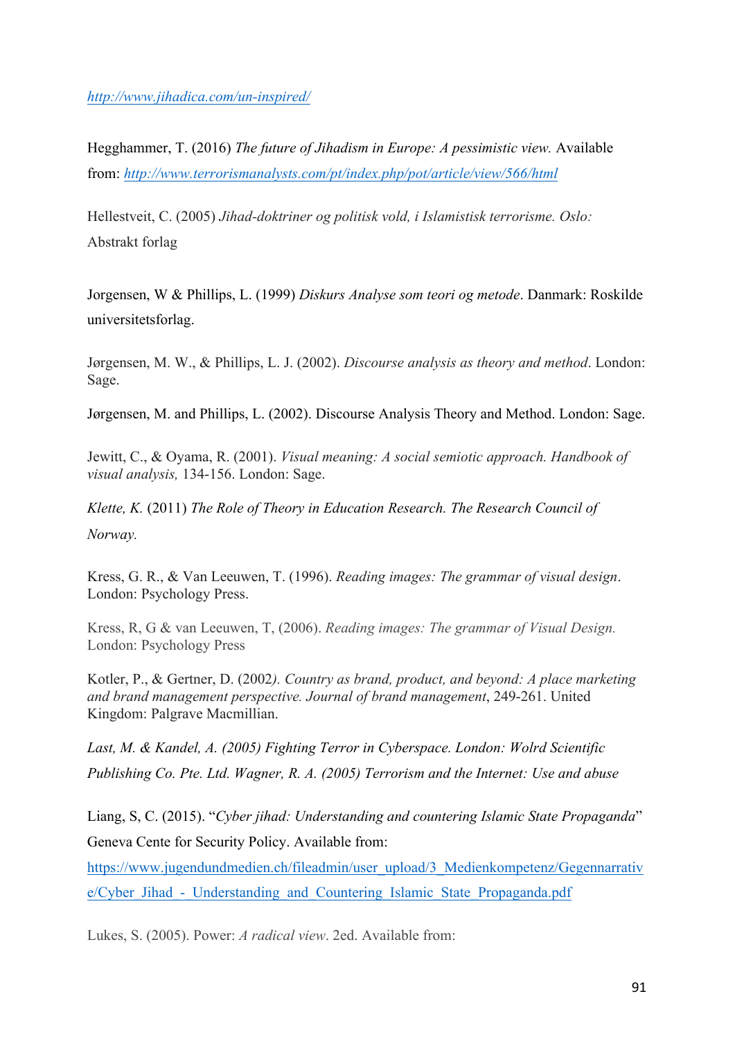http://www.jihadica.com/un-inspired/

Hegghammer, T. (2016) *The future of Jihadism in Europe: A pessimistic view.* Available from: *http://www.terrorismanalysts.com/pt/index.php/pot/article/view/566/html*

Hellestveit, C. (2005) *Jihad-doktriner og politisk vold, i Islamistisk terrorisme. Oslo:* Abstrakt forlag

Jorgensen, W & Phillips, L. (1999) *Diskurs Analyse som teori og metode*. Danmark: Roskilde universitetsforlag.

Jørgensen, M. W., & Phillips, L. J. (2002). *Discourse analysis as theory and method*. London: Sage.

Jørgensen, M. and Phillips, L. (2002). Discourse Analysis Theory and Method. London: Sage.

Jewitt, C., & Oyama, R. (2001). *Visual meaning: A social semiotic approach. Handbook of visual analysis,* 134-156. London: Sage.

*Klette, K.* (2011) *The Role of Theory in Education Research. The Research Council of Norway.*

Kress, G. R., & Van Leeuwen, T. (1996). *Reading images: The grammar of visual design*. London: Psychology Press.

Kress, R, G & van Leeuwen, T, (2006). *Reading images: The grammar of Visual Design.* London: Psychology Press

Kotler, P., & Gertner, D. (2002*). Country as brand, product, and beyond: A place marketing and brand management perspective. Journal of brand management*, 249-261. United Kingdom: Palgrave Macmillian.

*Last, M. & Kandel, A. (2005) Fighting Terror in Cyberspace. London: Wolrd Scientific Publishing Co. Pte. Ltd. Wagner, R. A. (2005) Terrorism and the Internet: Use and abuse*

Liang, S, C. (2015). "*Cyber jihad: Understanding and countering Islamic State Propaganda*" Geneva Cente for Security Policy. Available from: https://www.jugendundmedien.ch/fileadmin/user_upload/3_Medienkompetenz/Gegennarrative/Cyber_Jihad_-_Understanding_and_Countering_Islamic_State_Propaganda.pdf

Lukes, S. (2005). Power: *A radical view*. 2ed. Available from: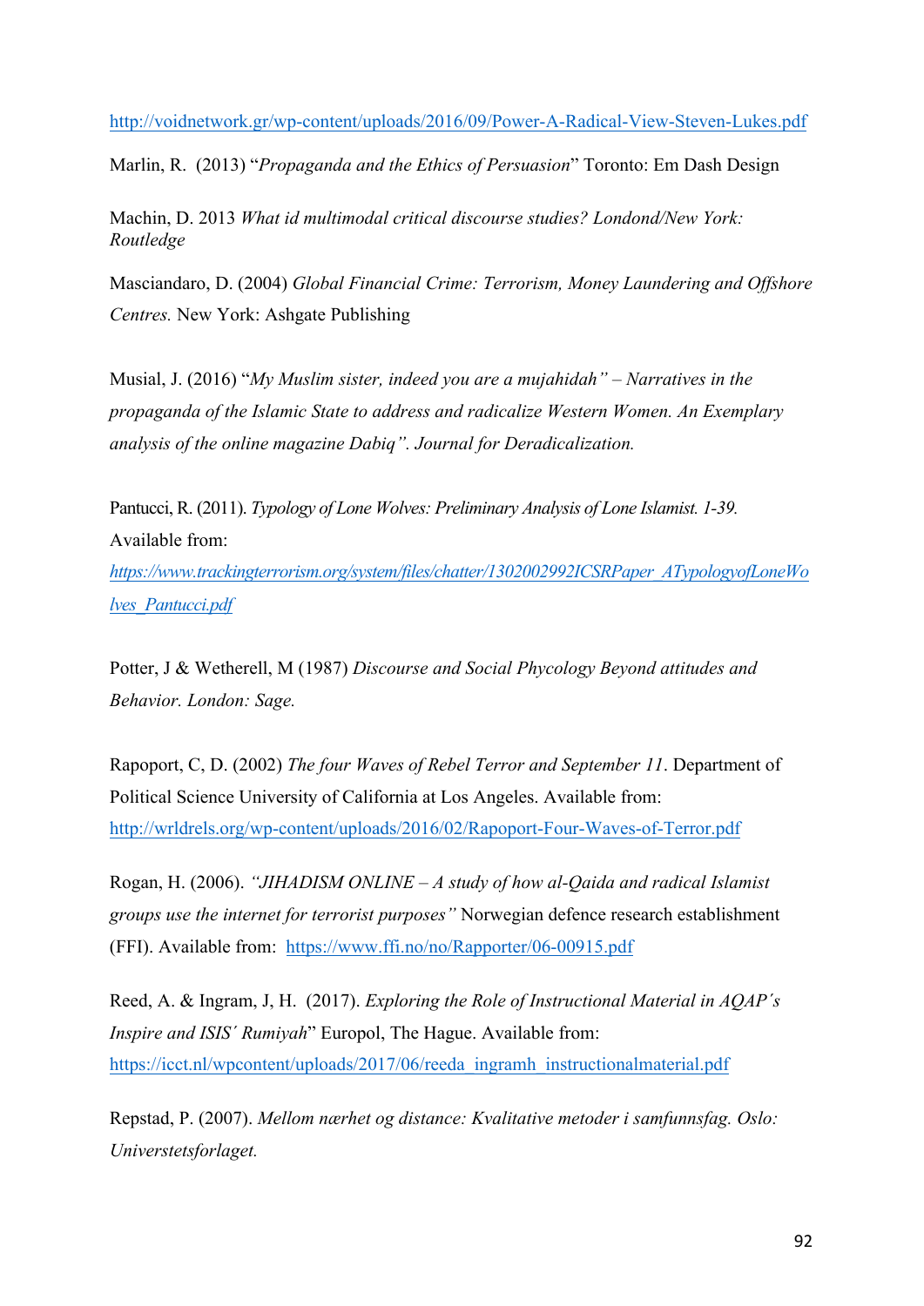http://voidnetwork.gr/wp-content/uploads/2016/09/Power-A-Radical-View-Steven-Lukes.pdf

Marlin, R. (2013) “*Propaganda and the Ethics of Persuasion*” Toronto: Em Dash Design

Machin, D. 2013 *What id multimodal critical discourse studies? Londond/New York: Routledge*

Masciandaro, D. (2004) *Global Financial Crime: Terrorism, Money Laundering and Offshore Centres.* New York: Ashgate Publishing

Musial, J. (2016) “*My Muslim sister, indeed you are a mujahidah” – Narratives in the propaganda of the Islamic State to address and radicalize Western Women. An Exemplary analysis of the online magazine Dabiq”. Journal for Deradicalization.*

Pantucci, R. (2011). *Typology of Lone Wolves: Preliminary Analysis of Lone Islamist. 1-39.* Available from: *https://www.trackingterrorism.org/system/files/chatter/1302002992ICSRPaper_ATypologyofLoneWolves_Pantucci.pdf*

Potter, J & Wetherell, M (1987) *Discourse and Social Phycology Beyond attitudes and Behavior. London: Sage.*

Rapoport, C, D. (2002) *The four Waves of Rebel Terror and September 11*. Department of Political Science University of California at Los Angeles. Available from: http://wrldrels.org/wp-content/uploads/2016/02/Rapoport-Four-Waves-of-Terror.pdf

Rogan, H. (2006). *“JIHADISM ONLINE – A study of how al-Qaida and radical Islamist groups use the internet for terrorist purposes”* Norwegian defence research establishment (FFI). Available from: https://www.ffi.no/no/Rapporter/06-00915.pdf

Reed, A. & Ingram, J, H. (2017). *Exploring the Role of Instructional Material in AQAP´s Inspire and ISIS´ Rumiyah*” Europol, The Hague. Available from: https://icct.nl/wpcontent/uploads/2017/06/reeda_ingramh_instructionalmaterial.pdf

Repstad, P. (2007). *Mellom nærhet og distance: Kvalitative metoder i samfunnsfag. Oslo: Universtetsforlaget.*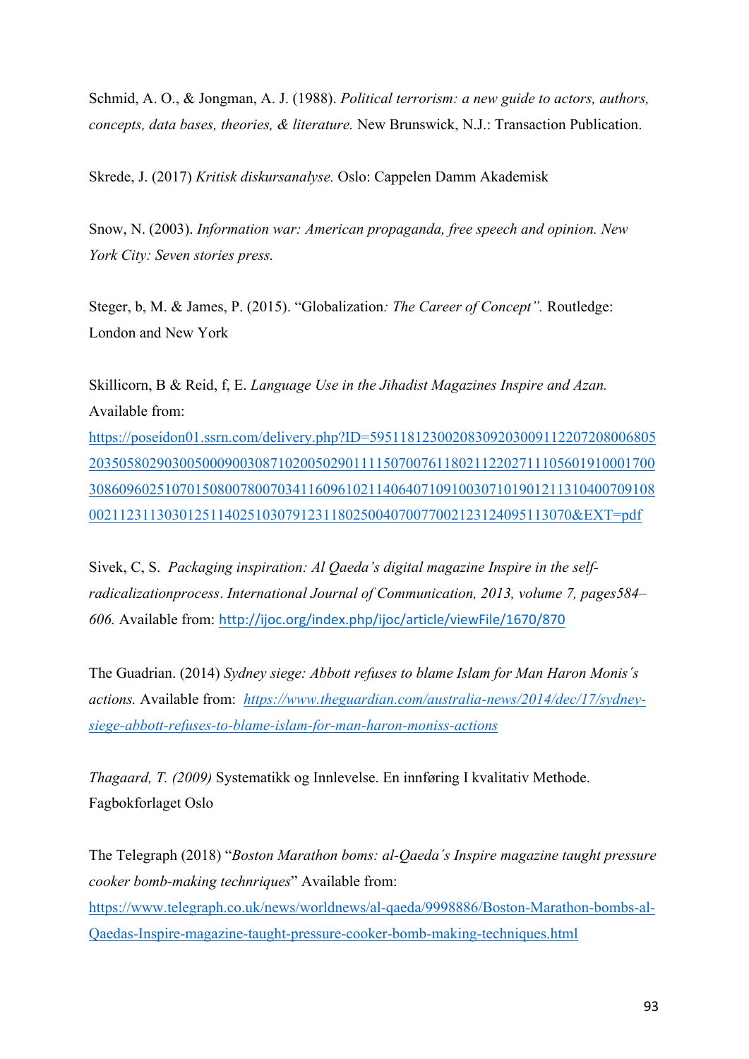Schmid, A. O., & Jongman, A. J. (1988). *Political terrorism: a new guide to actors, authors, concepts, data bases, theories, & literature.* New Brunswick, N.J.: Transaction Publication.

Skrede, J. (2017) *Kritisk diskursanalyse.* Oslo: Cappelen Damm Akademisk

Snow, N. (2003). *Information war: American propaganda, free speech and opinion. New York City: Seven stories press.*

Steger, b, M. & James, P. (2015). "Globalization*: The Career of Concept".* Routledge: London and New York

Skillicorn, B & Reid, f, E. *Language Use in the Jihadist Magazines Inspire and Azan.* Available from: https://poseidon01.ssrn.com/delivery.php?ID=595118123002083092030091122072080068052035058029030050009003087102005029011115070076118021122027111056019100017003086096025107015080078007034116096102114064071091003071019012113104007091080021123113030125114025103079123118025004070077002123124095113070&EXT=pdf

Sivek, C, S. *Packaging inspiration: Al Qaeda's digital magazine Inspire in the self-radicalizationprocess*. *International Journal of Communication, 2013, volume 7, pages584–606.* Available from: http://ijoc.org/index.php/ijoc/article/viewFile/1670/870

The Guadrian. (2014) *Sydney siege: Abbott refuses to blame Islam for Man Haron Monis´s actions.* Available from: *https://www.theguardian.com/australia-news/2014/dec/17/sydney-siege-abbott-refuses-to-blame-islam-for-man-haron-moniss-actions*

*Thagaard, T. (2009)* Systematikk og Innlevelse. En innføring I kvalitativ Methode. Fagbokforlaget Oslo

The Telegraph (2018) "*Boston Marathon boms: al-Qaeda´s Inspire magazine taught pressure cooker bomb-making technriques*" Available from: https://www.telegraph.co.uk/news/worldnews/al-qaeda/9998886/Boston-Marathon-bombs-al-Qaedas-Inspire-magazine-taught-pressure-cooker-bomb-making-techniques.html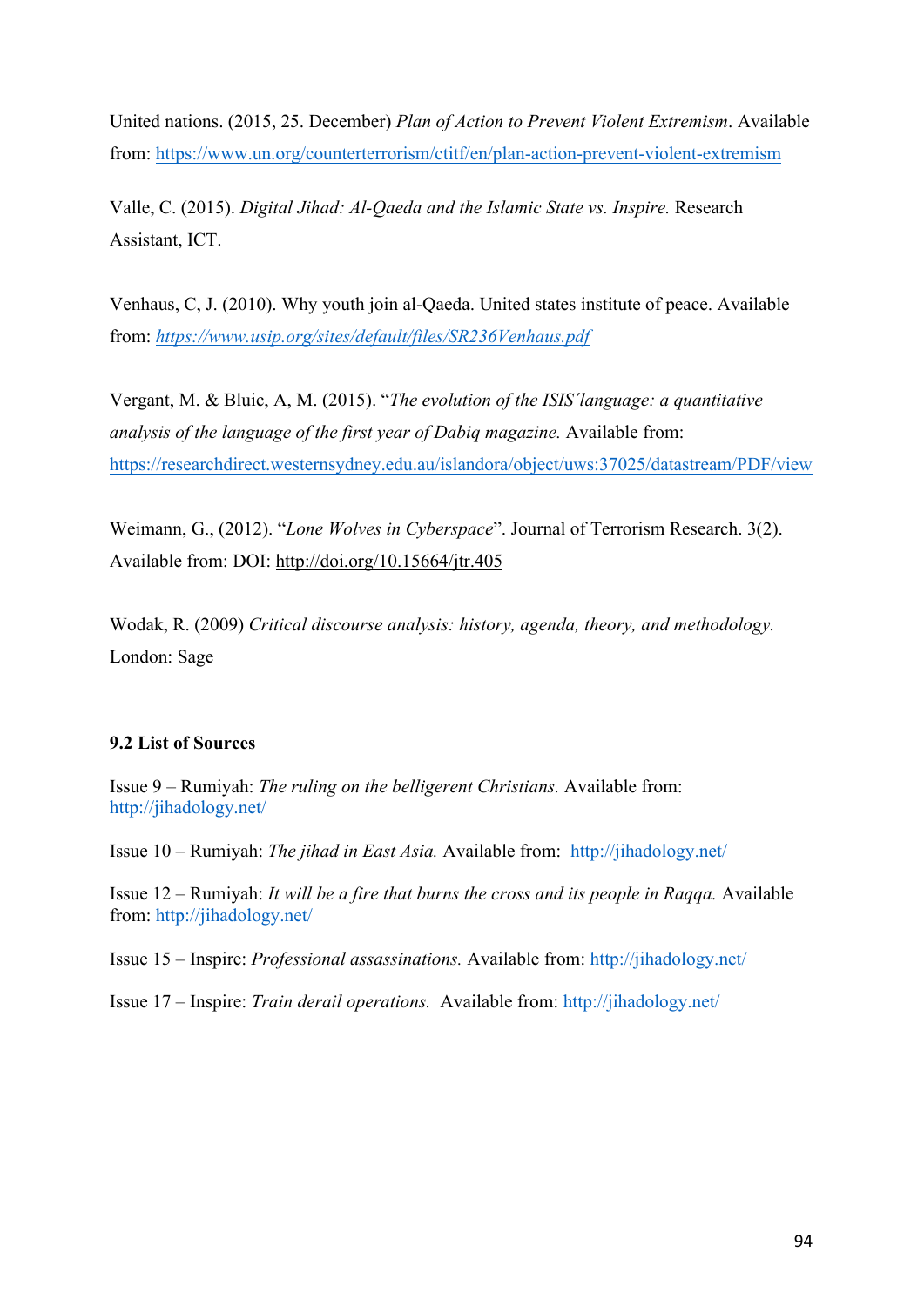United nations. (2015, 25. December) *Plan of Action to Prevent Violent Extremism*. Available from: https://www.un.org/counterterrorism/ctitf/en/plan-action-prevent-violent-extremism

Valle, C. (2015). *Digital Jihad: Al-Qaeda and the Islamic State vs. Inspire.* Research Assistant, ICT.

Venhaus, C, J. (2010). Why youth join al-Qaeda. United states institute of peace. Available from: *https://www.usip.org/sites/default/files/SR236Venhaus.pdf*

Vergant, M. & Bluic, A, M. (2015). "*The evolution of the ISIS´language: a quantitative analysis of the language of the first year of Dabiq magazine.* Available from: https://researchdirect.westernsydney.edu.au/islandora/object/uws:37025/datastream/PDF/view

Weimann, G., (2012). "*Lone Wolves in Cyberspace*". Journal of Terrorism Research. 3(2). Available from: DOI: http://doi.org/10.15664/jtr.405

Wodak, R. (2009) *Critical discourse analysis: history, agenda, theory, and methodology.* London: Sage

### 9.2 List of Sources

Issue 9 – Rumiyah: *The ruling on the belligerent Christians.* Available from: http://jihadology.net/

Issue 10 – Rumiyah: *The jihad in East Asia.* Available from: http://jihadology.net/

Issue 12 – Rumiyah: *It will be a fire that burns the cross and its people in Raqqa.* Available from: http://jihadology.net/

Issue 15 – Inspire: *Professional assassinations.* Available from: http://jihadology.net/

Issue 17 – Inspire: *Train derail operations.* Available from: http://jihadology.net/